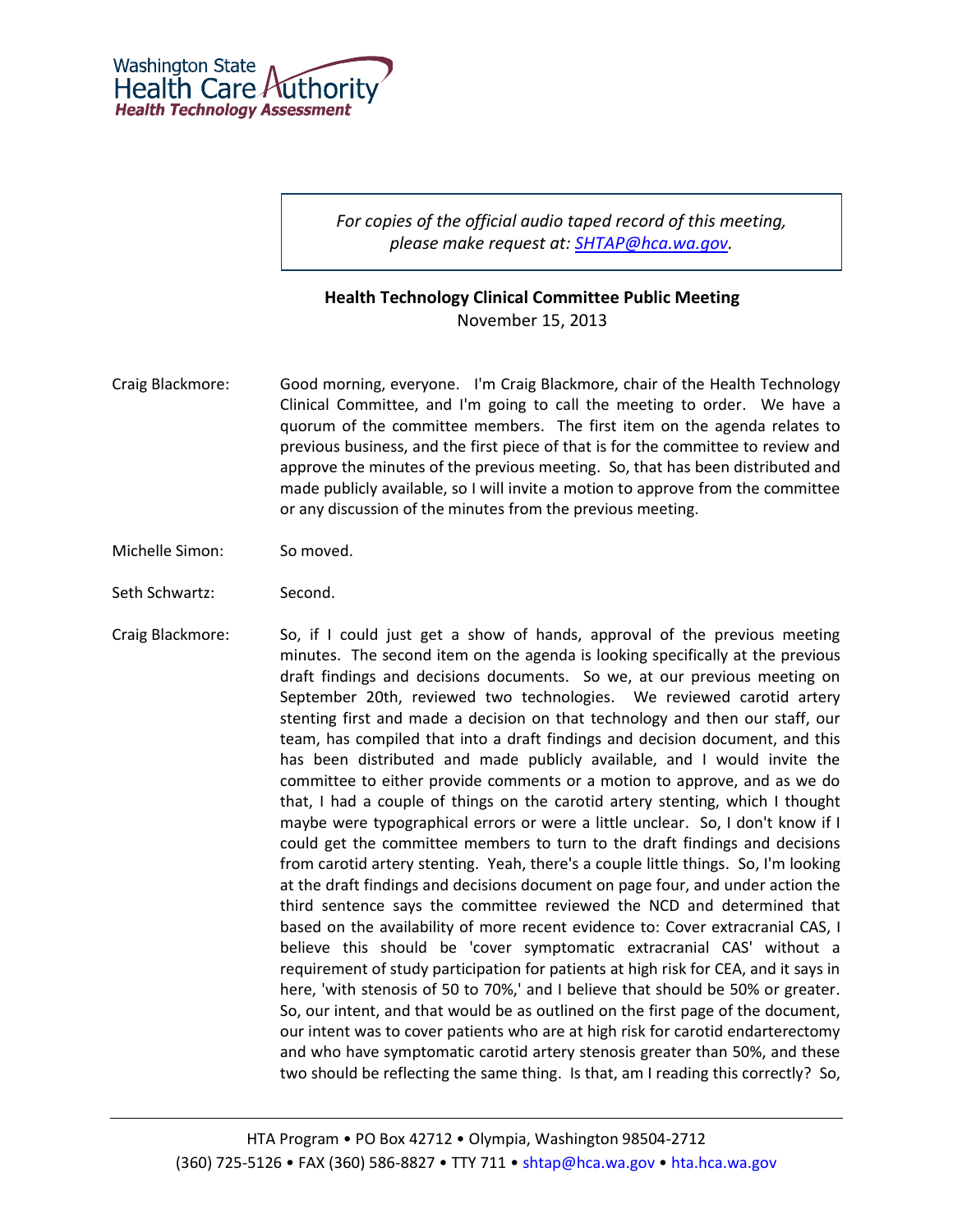Washington State Health Care Authority
*Health Technology Assessment*

> *For copies of the official audio taped record of this meeting, please make request at: SHTAP@hca.wa.gov.*

**Health Technology Clinical Committee Public Meeting**
November 15, 2013

Craig Blackmore: Good morning, everyone. I'm Craig Blackmore, chair of the Health Technology Clinical Committee, and I'm going to call the meeting to order. We have a quorum of the committee members. The first item on the agenda relates to previous business, and the first piece of that is for the committee to review and approve the minutes of the previous meeting. So, that has been distributed and made publicly available, so I will invite a motion to approve from the committee or any discussion of the minutes from the previous meeting.

Michelle Simon: So moved.

Seth Schwartz: Second.

Craig Blackmore: So, if I could just get a show of hands, approval of the previous meeting minutes. The second item on the agenda is looking specifically at the previous draft findings and decisions documents. So we, at our previous meeting on September 20th, reviewed two technologies. We reviewed carotid artery stenting first and made a decision on that technology and then our staff, our team, has compiled that into a draft findings and decision document, and this has been distributed and made publicly available, and I would invite the committee to either provide comments or a motion to approve, and as we do that, I had a couple of things on the carotid artery stenting, which I thought maybe were typographical errors or were a little unclear. So, I don't know if I could get the committee members to turn to the draft findings and decisions from carotid artery stenting. Yeah, there's a couple little things. So, I'm looking at the draft findings and decisions document on page four, and under action the third sentence says the committee reviewed the NCD and determined that based on the availability of more recent evidence to: Cover extracranial CAS, I believe this should be 'cover symptomatic extracranial CAS' without a requirement of study participation for patients at high risk for CEA, and it says in here, 'with stenosis of 50 to 70%,' and I believe that should be 50% or greater. So, our intent, and that would be as outlined on the first page of the document, our intent was to cover patients who are at high risk for carotid endarterectomy and who have symptomatic carotid artery stenosis greater than 50%, and these two should be reflecting the same thing. Is that, am I reading this correctly? So,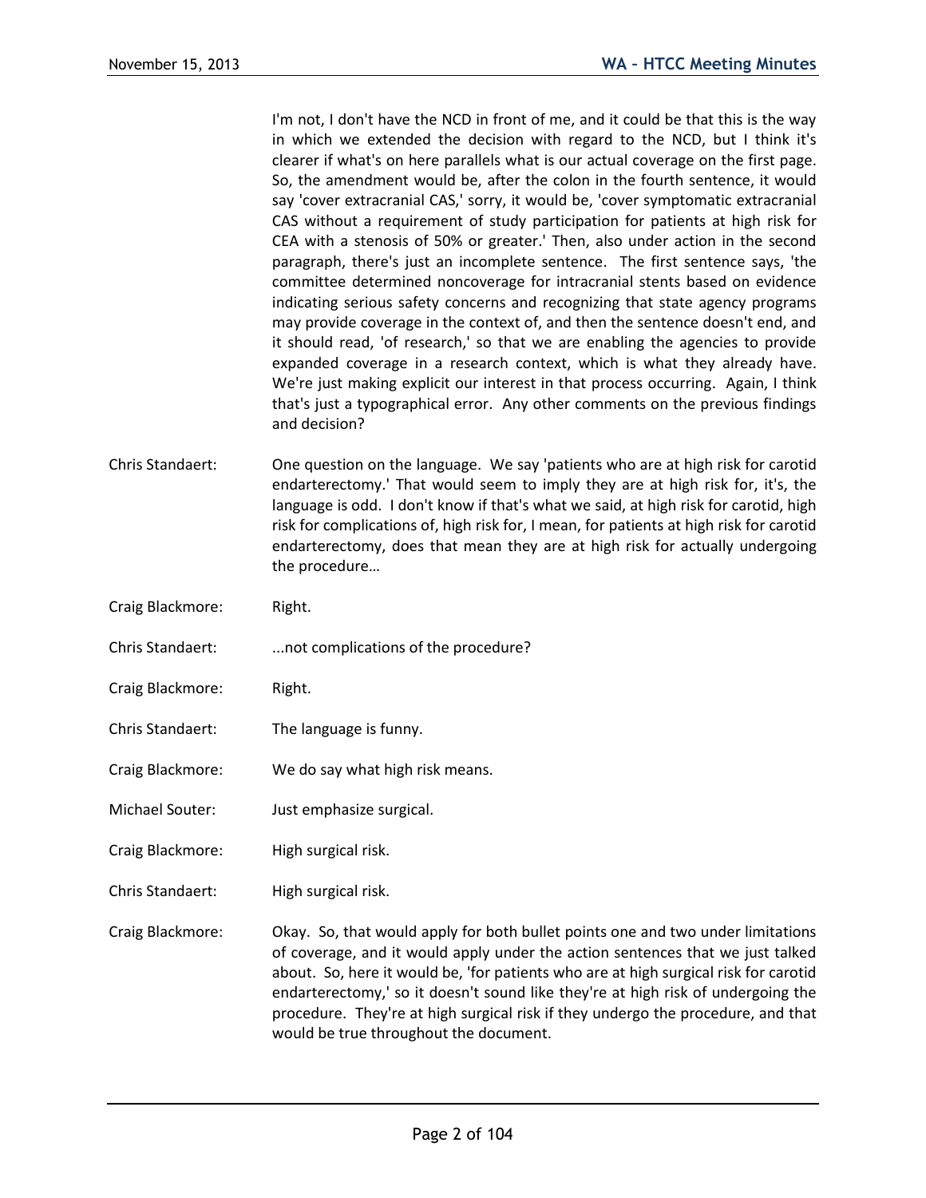I'm not, I don't have the NCD in front of me, and it could be that this is the way in which we extended the decision with regard to the NCD, but I think it's clearer if what's on here parallels what is our actual coverage on the first page. So, the amendment would be, after the colon in the fourth sentence, it would say 'cover extracranial CAS,' sorry, it would be, 'cover symptomatic extracranial CAS without a requirement of study participation for patients at high risk for CEA with a stenosis of 50% or greater.' Then, also under action in the second paragraph, there's just an incomplete sentence. The first sentence says, 'the committee determined noncoverage for intracranial stents based on evidence indicating serious safety concerns and recognizing that state agency programs may provide coverage in the context of, and then the sentence doesn't end, and it should read, 'of research,' so that we are enabling the agencies to provide expanded coverage in a research context, which is what they already have. We're just making explicit our interest in that process occurring. Again, I think that's just a typographical error. Any other comments on the previous findings and decision?

Chris Standaert: One question on the language. We say 'patients who are at high risk for carotid endarterectomy.' That would seem to imply they are at high risk for, it's, the language is odd. I don't know if that's what we said, at high risk for carotid, high risk for complications of, high risk for, I mean, for patients at high risk for carotid endarterectomy, does that mean they are at high risk for actually undergoing the procedure…

Craig Blackmore: Right.

Chris Standaert: ...not complications of the procedure?

Craig Blackmore: Right.

Chris Standaert: The language is funny.

Craig Blackmore: We do say what high risk means.

Michael Souter: Just emphasize surgical.

Craig Blackmore: High surgical risk.

Chris Standaert: High surgical risk.

Craig Blackmore: Okay. So, that would apply for both bullet points one and two under limitations of coverage, and it would apply under the action sentences that we just talked about. So, here it would be, 'for patients who are at high surgical risk for carotid endarterectomy,' so it doesn't sound like they're at high risk of undergoing the procedure. They're at high surgical risk if they undergo the procedure, and that would be true throughout the document.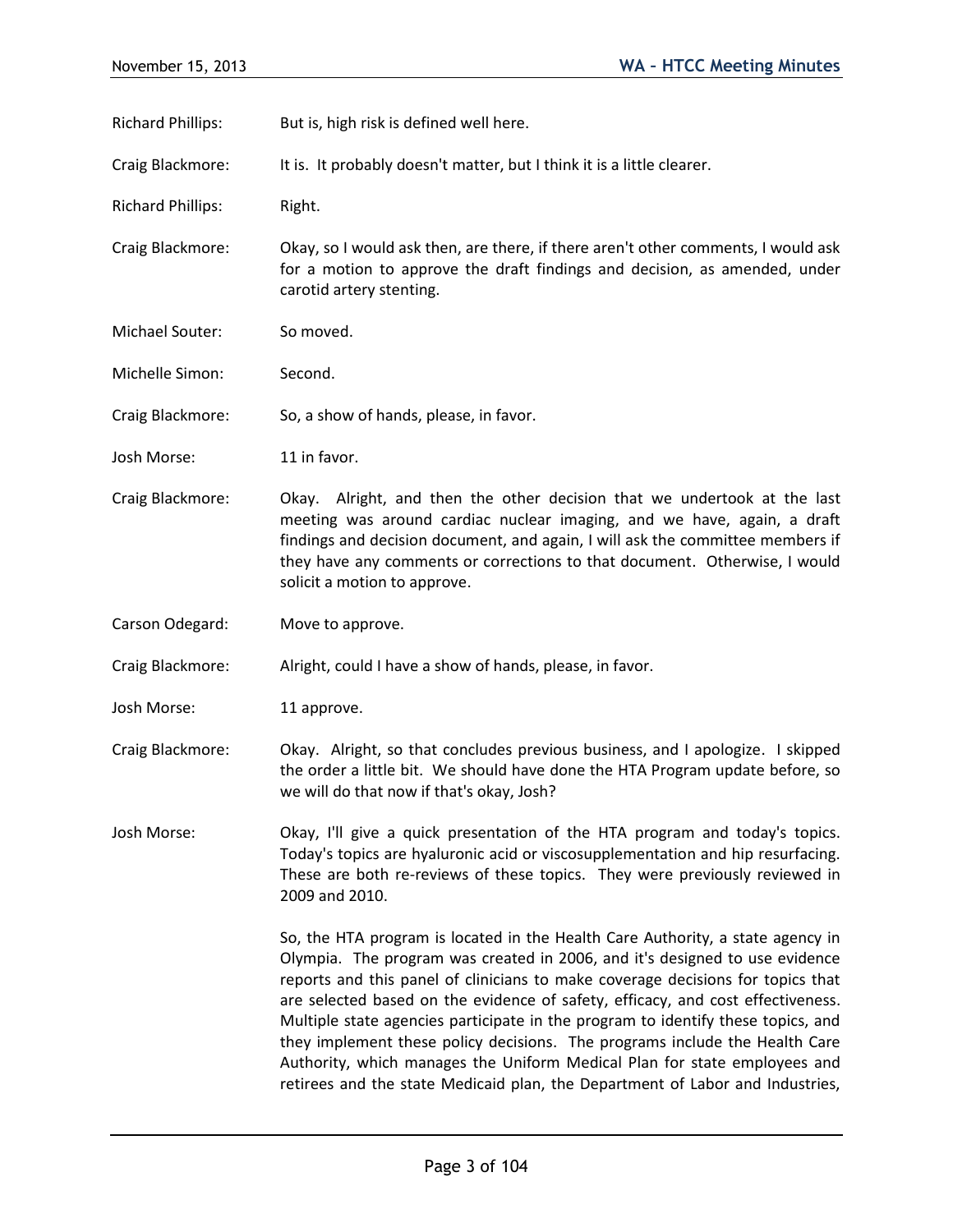Richard Phillips: But is, high risk is defined well here.

Craig Blackmore: It is. It probably doesn't matter, but I think it is a little clearer.

Richard Phillips: Right.

Craig Blackmore: Okay, so I would ask then, are there, if there aren't other comments, I would ask for a motion to approve the draft findings and decision, as amended, under carotid artery stenting.

Michael Souter: So moved.

Michelle Simon: Second.

Craig Blackmore: So, a show of hands, please, in favor.

Josh Morse: 11 in favor.

Craig Blackmore: Okay. Alright, and then the other decision that we undertook at the last meeting was around cardiac nuclear imaging, and we have, again, a draft findings and decision document, and again, I will ask the committee members if they have any comments or corrections to that document. Otherwise, I would solicit a motion to approve.

Carson Odegard: Move to approve.

Craig Blackmore: Alright, could I have a show of hands, please, in favor.

Josh Morse: 11 approve.

Craig Blackmore: Okay. Alright, so that concludes previous business, and I apologize. I skipped the order a little bit. We should have done the HTA Program update before, so we will do that now if that's okay, Josh?

Josh Morse: Okay, I'll give a quick presentation of the HTA program and today's topics. Today's topics are hyaluronic acid or viscosupplementation and hip resurfacing. These are both re-reviews of these topics. They were previously reviewed in 2009 and 2010.

So, the HTA program is located in the Health Care Authority, a state agency in Olympia. The program was created in 2006, and it's designed to use evidence reports and this panel of clinicians to make coverage decisions for topics that are selected based on the evidence of safety, efficacy, and cost effectiveness. Multiple state agencies participate in the program to identify these topics, and they implement these policy decisions. The programs include the Health Care Authority, which manages the Uniform Medical Plan for state employees and retirees and the state Medicaid plan, the Department of Labor and Industries,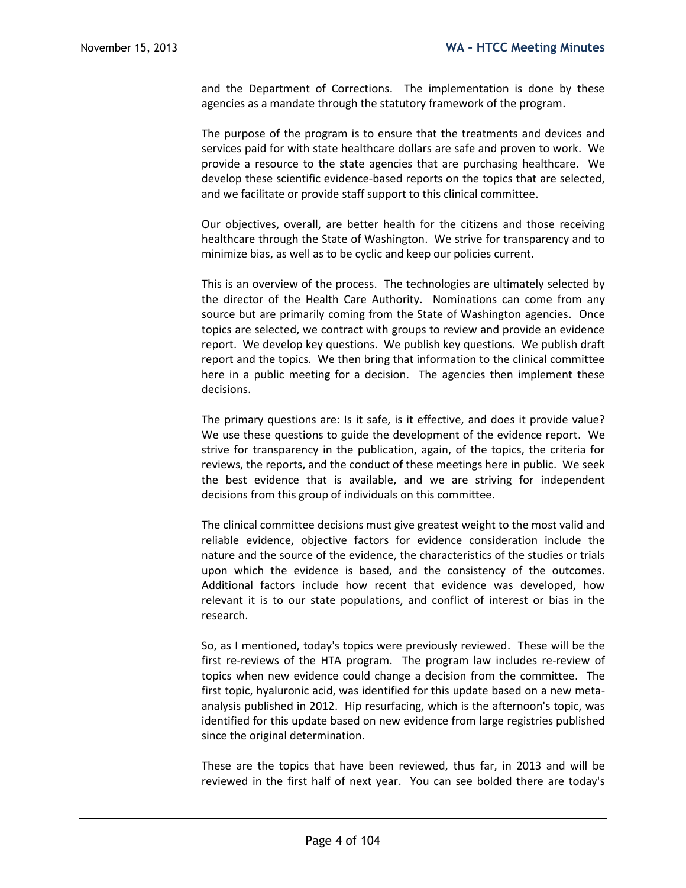and the Department of Corrections. The implementation is done by these agencies as a mandate through the statutory framework of the program.

The purpose of the program is to ensure that the treatments and devices and services paid for with state healthcare dollars are safe and proven to work. We provide a resource to the state agencies that are purchasing healthcare. We develop these scientific evidence-based reports on the topics that are selected, and we facilitate or provide staff support to this clinical committee.

Our objectives, overall, are better health for the citizens and those receiving healthcare through the State of Washington. We strive for transparency and to minimize bias, as well as to be cyclic and keep our policies current.

This is an overview of the process. The technologies are ultimately selected by the director of the Health Care Authority. Nominations can come from any source but are primarily coming from the State of Washington agencies. Once topics are selected, we contract with groups to review and provide an evidence report. We develop key questions. We publish key questions. We publish draft report and the topics. We then bring that information to the clinical committee here in a public meeting for a decision. The agencies then implement these decisions.

The primary questions are: Is it safe, is it effective, and does it provide value? We use these questions to guide the development of the evidence report. We strive for transparency in the publication, again, of the topics, the criteria for reviews, the reports, and the conduct of these meetings here in public. We seek the best evidence that is available, and we are striving for independent decisions from this group of individuals on this committee.

The clinical committee decisions must give greatest weight to the most valid and reliable evidence, objective factors for evidence consideration include the nature and the source of the evidence, the characteristics of the studies or trials upon which the evidence is based, and the consistency of the outcomes. Additional factors include how recent that evidence was developed, how relevant it is to our state populations, and conflict of interest or bias in the research.

So, as I mentioned, today's topics were previously reviewed. These will be the first re-reviews of the HTA program. The program law includes re-review of topics when new evidence could change a decision from the committee. The first topic, hyaluronic acid, was identified for this update based on a new meta-analysis published in 2012. Hip resurfacing, which is the afternoon's topic, was identified for this update based on new evidence from large registries published since the original determination.

These are the topics that have been reviewed, thus far, in 2013 and will be reviewed in the first half of next year. You can see bolded there are today's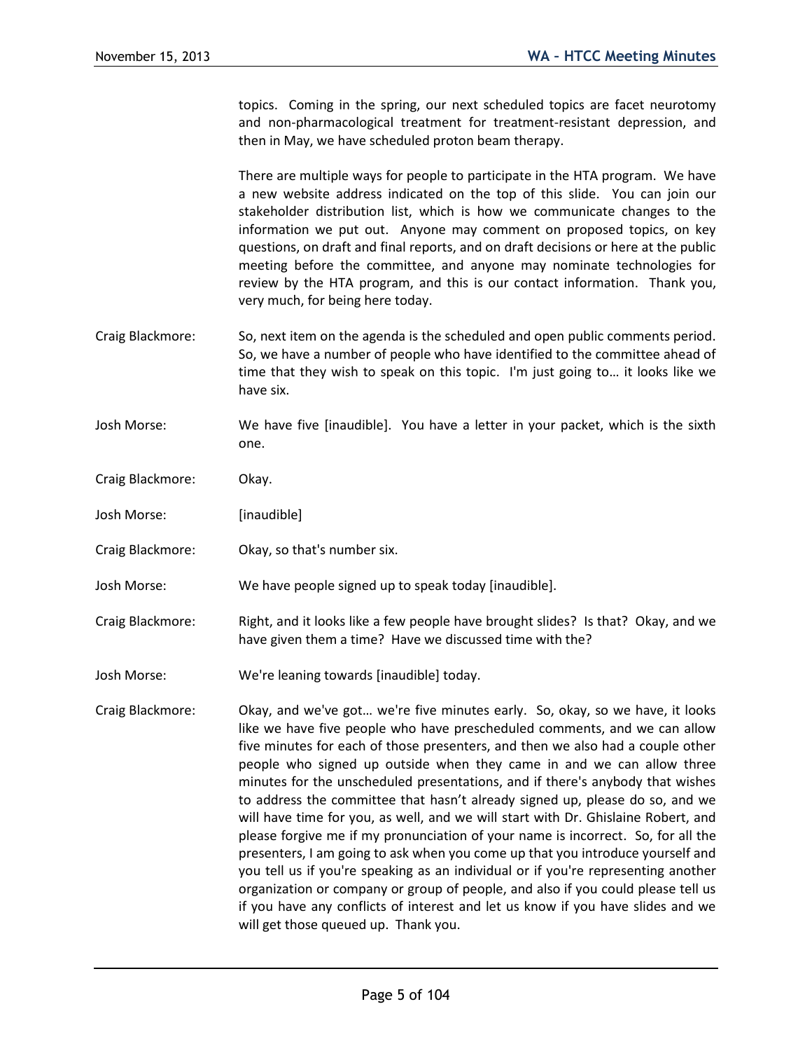topics. Coming in the spring, our next scheduled topics are facet neurotomy and non-pharmacological treatment for treatment-resistant depression, and then in May, we have scheduled proton beam therapy.

There are multiple ways for people to participate in the HTA program. We have a new website address indicated on the top of this slide. You can join our stakeholder distribution list, which is how we communicate changes to the information we put out. Anyone may comment on proposed topics, on key questions, on draft and final reports, and on draft decisions or here at the public meeting before the committee, and anyone may nominate technologies for review by the HTA program, and this is our contact information. Thank you, very much, for being here today.

Craig Blackmore: So, next item on the agenda is the scheduled and open public comments period. So, we have a number of people who have identified to the committee ahead of time that they wish to speak on this topic. I'm just going to… it looks like we have six.

Josh Morse: We have five [inaudible]. You have a letter in your packet, which is the sixth one.

Craig Blackmore: Okay.

Josh Morse: [inaudible]

Craig Blackmore: Okay, so that's number six.

Josh Morse: We have people signed up to speak today [inaudible].

Craig Blackmore: Right, and it looks like a few people have brought slides? Is that? Okay, and we have given them a time? Have we discussed time with the?

Josh Morse: We're leaning towards [inaudible] today.

Craig Blackmore: Okay, and we've got… we're five minutes early. So, okay, so we have, it looks like we have five people who have prescheduled comments, and we can allow five minutes for each of those presenters, and then we also had a couple other people who signed up outside when they came in and we can allow three minutes for the unscheduled presentations, and if there's anybody that wishes to address the committee that hasn't already signed up, please do so, and we will have time for you, as well, and we will start with Dr. Ghislaine Robert, and please forgive me if my pronunciation of your name is incorrect. So, for all the presenters, I am going to ask when you come up that you introduce yourself and you tell us if you're speaking as an individual or if you're representing another organization or company or group of people, and also if you could please tell us if you have any conflicts of interest and let us know if you have slides and we will get those queued up. Thank you.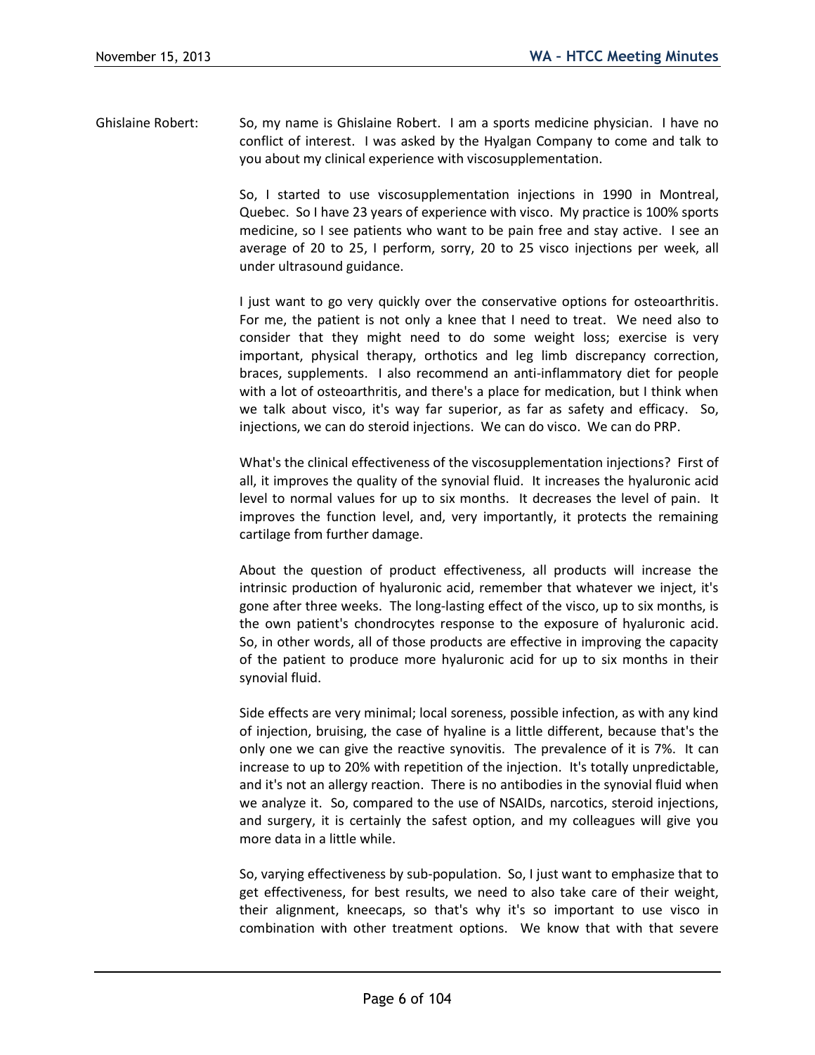Ghislaine Robert: So, my name is Ghislaine Robert. I am a sports medicine physician. I have no conflict of interest. I was asked by the Hyalgan Company to come and talk to you about my clinical experience with viscosupplementation.

So, I started to use viscosupplementation injections in 1990 in Montreal, Quebec. So I have 23 years of experience with visco. My practice is 100% sports medicine, so I see patients who want to be pain free and stay active. I see an average of 20 to 25, I perform, sorry, 20 to 25 visco injections per week, all under ultrasound guidance.

I just want to go very quickly over the conservative options for osteoarthritis. For me, the patient is not only a knee that I need to treat. We need also to consider that they might need to do some weight loss; exercise is very important, physical therapy, orthotics and leg limb discrepancy correction, braces, supplements. I also recommend an anti-inflammatory diet for people with a lot of osteoarthritis, and there's a place for medication, but I think when we talk about visco, it's way far superior, as far as safety and efficacy. So, injections, we can do steroid injections. We can do visco. We can do PRP.

What's the clinical effectiveness of the viscosupplementation injections? First of all, it improves the quality of the synovial fluid. It increases the hyaluronic acid level to normal values for up to six months. It decreases the level of pain. It improves the function level, and, very importantly, it protects the remaining cartilage from further damage.

About the question of product effectiveness, all products will increase the intrinsic production of hyaluronic acid, remember that whatever we inject, it's gone after three weeks. The long-lasting effect of the visco, up to six months, is the own patient's chondrocytes response to the exposure of hyaluronic acid. So, in other words, all of those products are effective in improving the capacity of the patient to produce more hyaluronic acid for up to six months in their synovial fluid.

Side effects are very minimal; local soreness, possible infection, as with any kind of injection, bruising, the case of hyaline is a little different, because that's the only one we can give the reactive synovitis. The prevalence of it is 7%. It can increase to up to 20% with repetition of the injection. It's totally unpredictable, and it's not an allergy reaction. There is no antibodies in the synovial fluid when we analyze it. So, compared to the use of NSAIDs, narcotics, steroid injections, and surgery, it is certainly the safest option, and my colleagues will give you more data in a little while.

So, varying effectiveness by sub-population. So, I just want to emphasize that to get effectiveness, for best results, we need to also take care of their weight, their alignment, kneecaps, so that's why it's so important to use visco in combination with other treatment options. We know that with that severe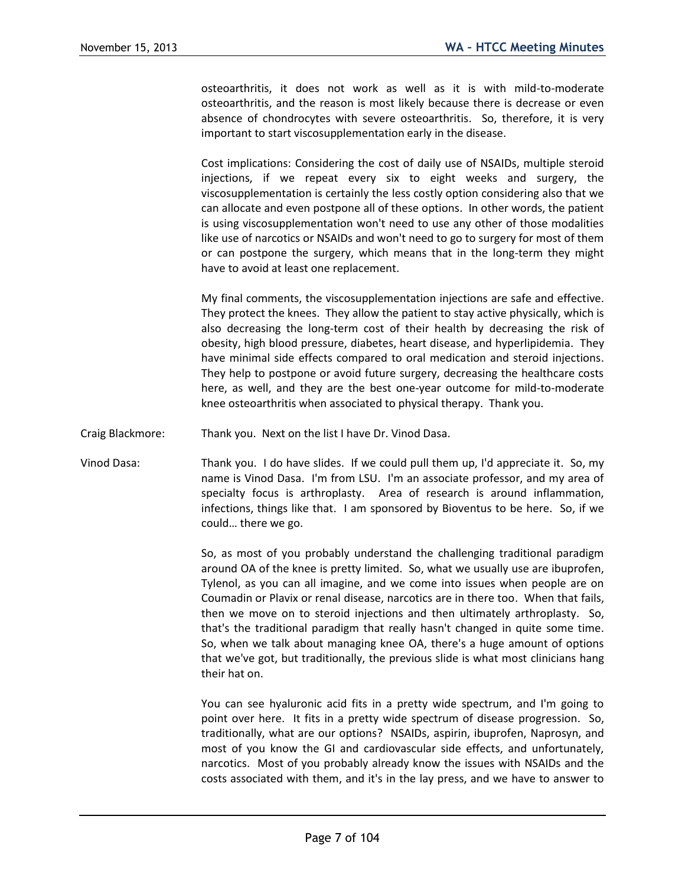osteoarthritis, it does not work as well as it is with mild-to-moderate osteoarthritis, and the reason is most likely because there is decrease or even absence of chondrocytes with severe osteoarthritis. So, therefore, it is very important to start viscosupplementation early in the disease.

Cost implications: Considering the cost of daily use of NSAIDs, multiple steroid injections, if we repeat every six to eight weeks and surgery, the viscosupplementation is certainly the less costly option considering also that we can allocate and even postpone all of these options. In other words, the patient is using viscosupplementation won't need to use any other of those modalities like use of narcotics or NSAIDs and won't need to go to surgery for most of them or can postpone the surgery, which means that in the long-term they might have to avoid at least one replacement.

My final comments, the viscosupplementation injections are safe and effective. They protect the knees. They allow the patient to stay active physically, which is also decreasing the long-term cost of their health by decreasing the risk of obesity, high blood pressure, diabetes, heart disease, and hyperlipidemia. They have minimal side effects compared to oral medication and steroid injections. They help to postpone or avoid future surgery, decreasing the healthcare costs here, as well, and they are the best one-year outcome for mild-to-moderate knee osteoarthritis when associated to physical therapy. Thank you.

Craig Blackmore: Thank you. Next on the list I have Dr. Vinod Dasa.

Vinod Dasa: Thank you. I do have slides. If we could pull them up, I'd appreciate it. So, my name is Vinod Dasa. I'm from LSU. I'm an associate professor, and my area of specialty focus is arthroplasty. Area of research is around inflammation, infections, things like that. I am sponsored by Bioventus to be here. So, if we could… there we go.

So, as most of you probably understand the challenging traditional paradigm around OA of the knee is pretty limited. So, what we usually use are ibuprofen, Tylenol, as you can all imagine, and we come into issues when people are on Coumadin or Plavix or renal disease, narcotics are in there too. When that fails, then we move on to steroid injections and then ultimately arthroplasty. So, that's the traditional paradigm that really hasn't changed in quite some time. So, when we talk about managing knee OA, there's a huge amount of options that we've got, but traditionally, the previous slide is what most clinicians hang their hat on.

You can see hyaluronic acid fits in a pretty wide spectrum, and I'm going to point over here. It fits in a pretty wide spectrum of disease progression. So, traditionally, what are our options? NSAIDs, aspirin, ibuprofen, Naprosyn, and most of you know the GI and cardiovascular side effects, and unfortunately, narcotics. Most of you probably already know the issues with NSAIDs and the costs associated with them, and it's in the lay press, and we have to answer to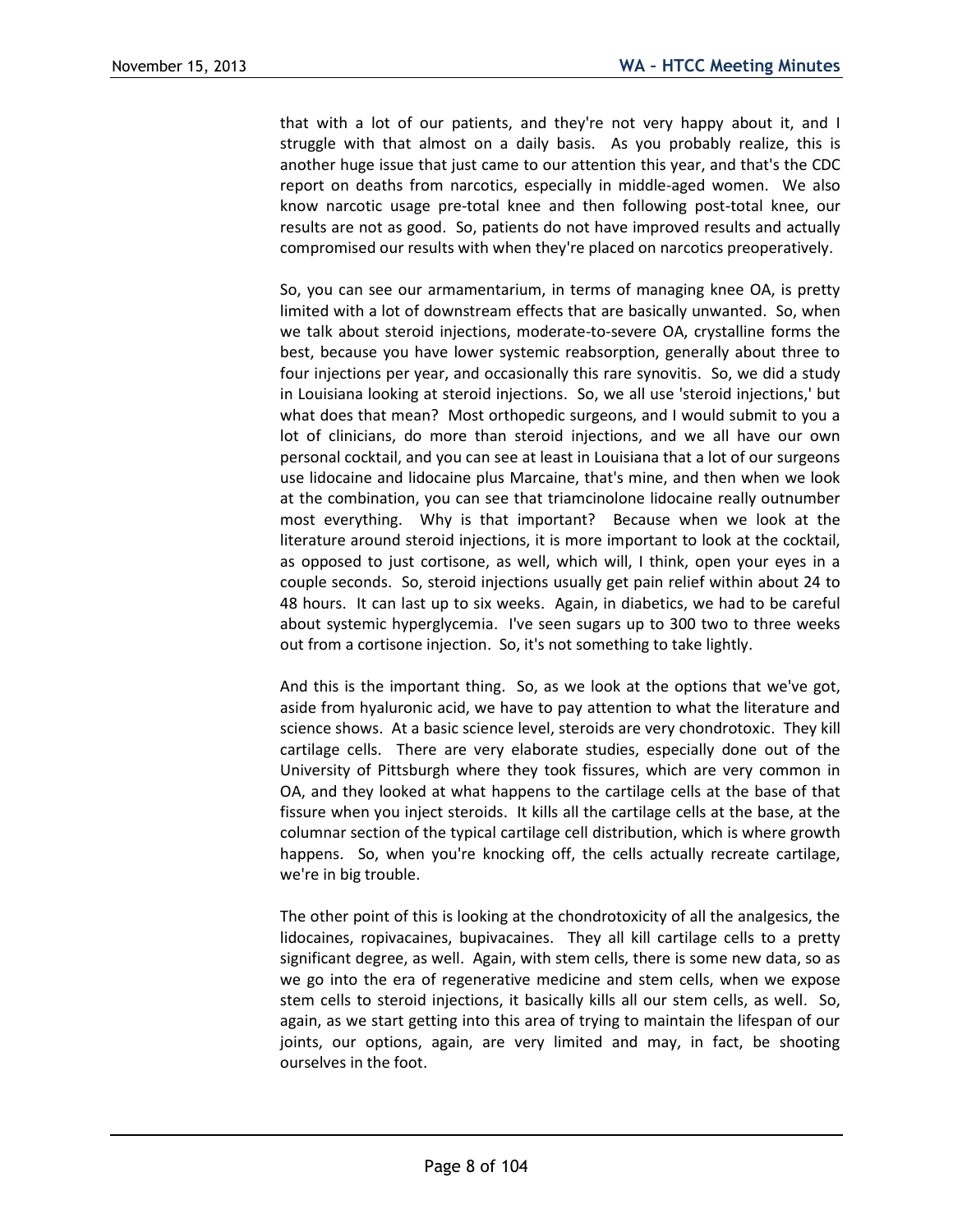that with a lot of our patients, and they're not very happy about it, and I struggle with that almost on a daily basis. As you probably realize, this is another huge issue that just came to our attention this year, and that's the CDC report on deaths from narcotics, especially in middle-aged women. We also know narcotic usage pre-total knee and then following post-total knee, our results are not as good. So, patients do not have improved results and actually compromised our results with when they're placed on narcotics preoperatively.

So, you can see our armamentarium, in terms of managing knee OA, is pretty limited with a lot of downstream effects that are basically unwanted. So, when we talk about steroid injections, moderate-to-severe OA, crystalline forms the best, because you have lower systemic reabsorption, generally about three to four injections per year, and occasionally this rare synovitis. So, we did a study in Louisiana looking at steroid injections. So, we all use 'steroid injections,' but what does that mean? Most orthopedic surgeons, and I would submit to you a lot of clinicians, do more than steroid injections, and we all have our own personal cocktail, and you can see at least in Louisiana that a lot of our surgeons use lidocaine and lidocaine plus Marcaine, that's mine, and then when we look at the combination, you can see that triamcinolone lidocaine really outnumber most everything. Why is that important? Because when we look at the literature around steroid injections, it is more important to look at the cocktail, as opposed to just cortisone, as well, which will, I think, open your eyes in a couple seconds. So, steroid injections usually get pain relief within about 24 to 48 hours. It can last up to six weeks. Again, in diabetics, we had to be careful about systemic hyperglycemia. I've seen sugars up to 300 two to three weeks out from a cortisone injection. So, it's not something to take lightly.

And this is the important thing. So, as we look at the options that we've got, aside from hyaluronic acid, we have to pay attention to what the literature and science shows. At a basic science level, steroids are very chondrotoxic. They kill cartilage cells. There are very elaborate studies, especially done out of the University of Pittsburgh where they took fissures, which are very common in OA, and they looked at what happens to the cartilage cells at the base of that fissure when you inject steroids. It kills all the cartilage cells at the base, at the columnar section of the typical cartilage cell distribution, which is where growth happens. So, when you're knocking off, the cells actually recreate cartilage, we're in big trouble.

The other point of this is looking at the chondrotoxicity of all the analgesics, the lidocaines, ropivacaines, bupivacaines. They all kill cartilage cells to a pretty significant degree, as well. Again, with stem cells, there is some new data, so as we go into the era of regenerative medicine and stem cells, when we expose stem cells to steroid injections, it basically kills all our stem cells, as well. So, again, as we start getting into this area of trying to maintain the lifespan of our joints, our options, again, are very limited and may, in fact, be shooting ourselves in the foot.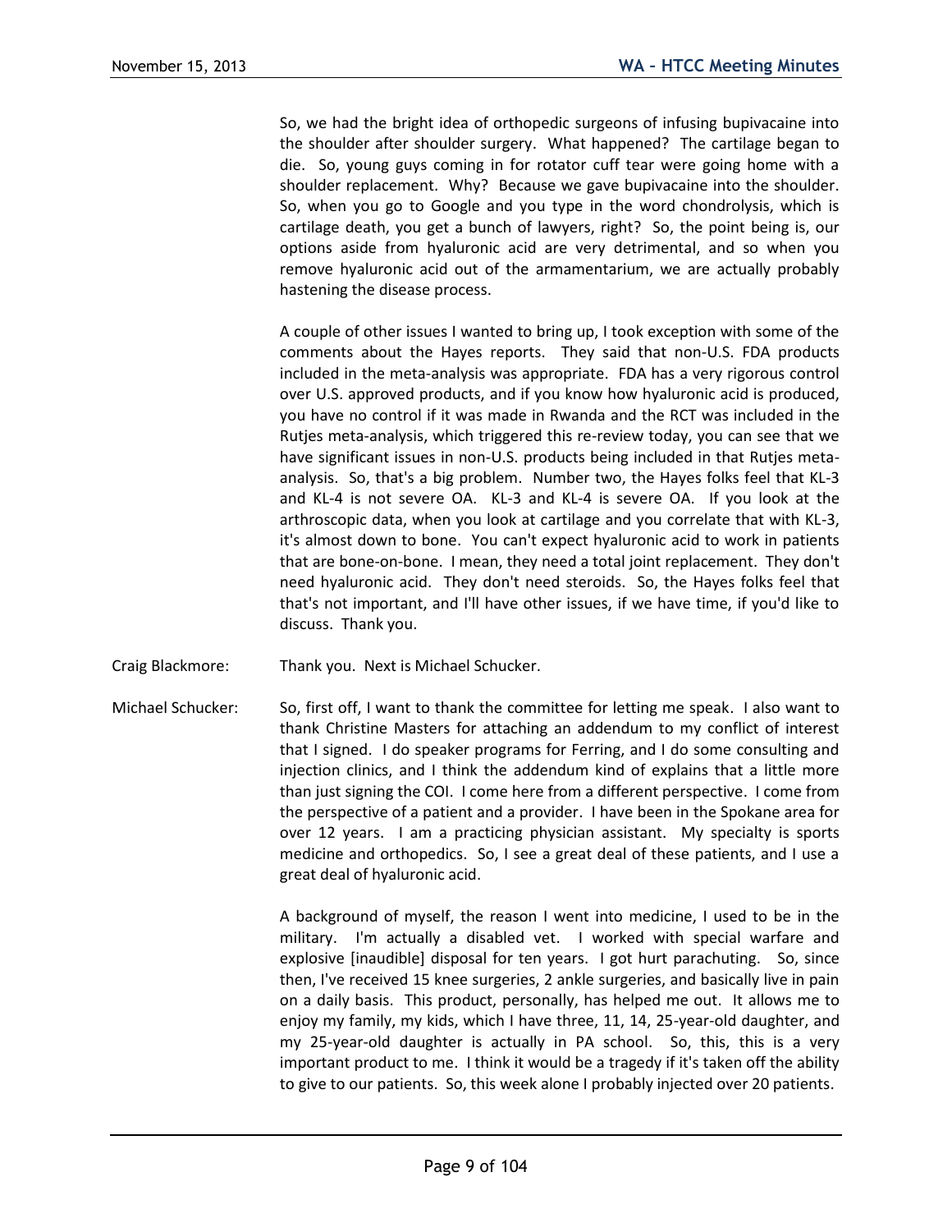So, we had the bright idea of orthopedic surgeons of infusing bupivacaine into the shoulder after shoulder surgery. What happened? The cartilage began to die. So, young guys coming in for rotator cuff tear were going home with a shoulder replacement. Why? Because we gave bupivacaine into the shoulder. So, when you go to Google and you type in the word chondrolysis, which is cartilage death, you get a bunch of lawyers, right? So, the point being is, our options aside from hyaluronic acid are very detrimental, and so when you remove hyaluronic acid out of the armamentarium, we are actually probably hastening the disease process.

A couple of other issues I wanted to bring up, I took exception with some of the comments about the Hayes reports. They said that non-U.S. FDA products included in the meta-analysis was appropriate. FDA has a very rigorous control over U.S. approved products, and if you know how hyaluronic acid is produced, you have no control if it was made in Rwanda and the RCT was included in the Rutjes meta-analysis, which triggered this re-review today, you can see that we have significant issues in non-U.S. products being included in that Rutjes meta-analysis. So, that's a big problem. Number two, the Hayes folks feel that KL-3 and KL-4 is not severe OA. KL-3 and KL-4 is severe OA. If you look at the arthroscopic data, when you look at cartilage and you correlate that with KL-3, it's almost down to bone. You can't expect hyaluronic acid to work in patients that are bone-on-bone. I mean, they need a total joint replacement. They don't need hyaluronic acid. They don't need steroids. So, the Hayes folks feel that that's not important, and I'll have other issues, if we have time, if you'd like to discuss. Thank you.

Craig Blackmore: Thank you. Next is Michael Schucker.

Michael Schucker: So, first off, I want to thank the committee for letting me speak. I also want to thank Christine Masters for attaching an addendum to my conflict of interest that I signed. I do speaker programs for Ferring, and I do some consulting and injection clinics, and I think the addendum kind of explains that a little more than just signing the COI. I come here from a different perspective. I come from the perspective of a patient and a provider. I have been in the Spokane area for over 12 years. I am a practicing physician assistant. My specialty is sports medicine and orthopedics. So, I see a great deal of these patients, and I use a great deal of hyaluronic acid.

A background of myself, the reason I went into medicine, I used to be in the military. I'm actually a disabled vet. I worked with special warfare and explosive [inaudible] disposal for ten years. I got hurt parachuting. So, since then, I've received 15 knee surgeries, 2 ankle surgeries, and basically live in pain on a daily basis. This product, personally, has helped me out. It allows me to enjoy my family, my kids, which I have three, 11, 14, 25-year-old daughter, and my 25-year-old daughter is actually in PA school. So, this, this is a very important product to me. I think it would be a tragedy if it's taken off the ability to give to our patients. So, this week alone I probably injected over 20 patients.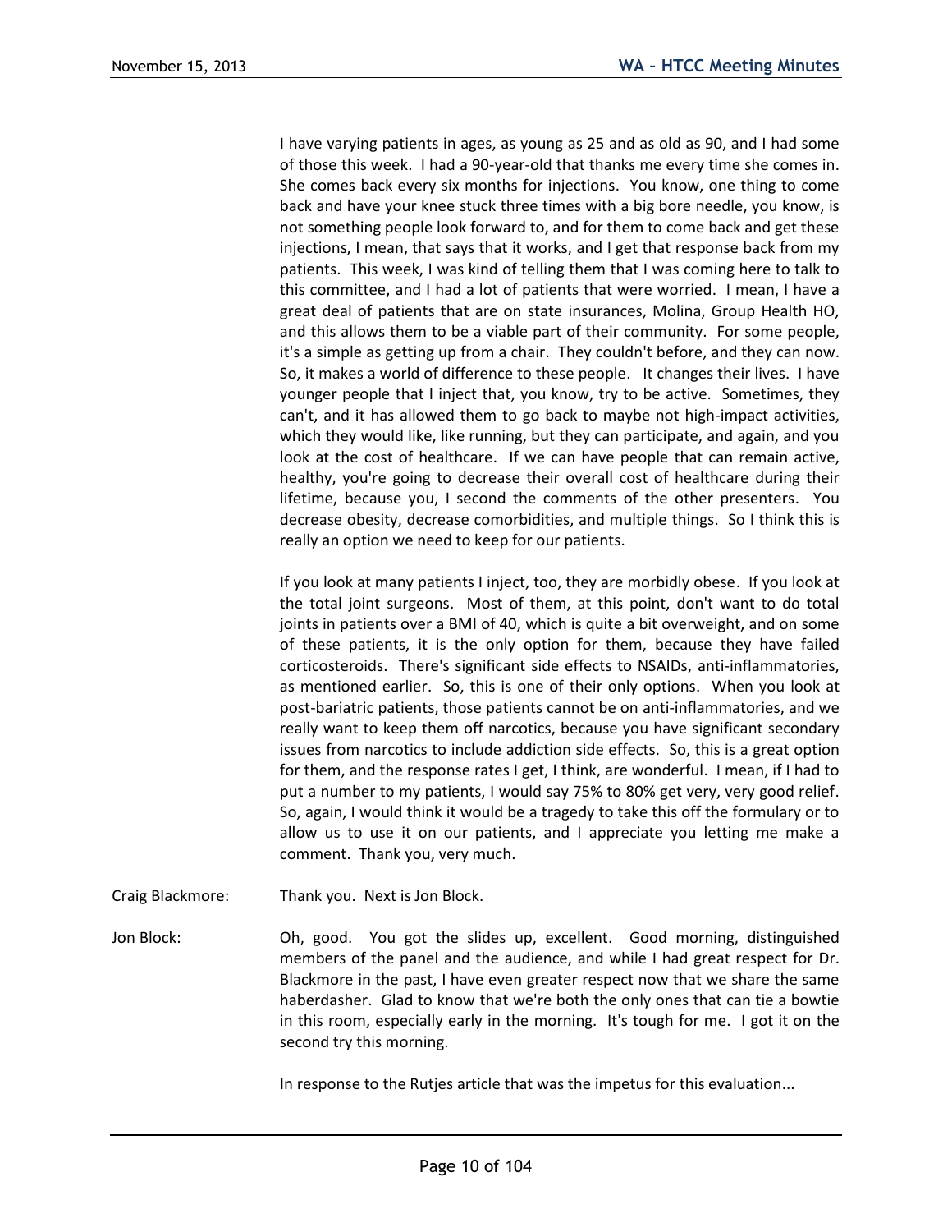I have varying patients in ages, as young as 25 and as old as 90, and I had some of those this week. I had a 90-year-old that thanks me every time she comes in. She comes back every six months for injections. You know, one thing to come back and have your knee stuck three times with a big bore needle, you know, is not something people look forward to, and for them to come back and get these injections, I mean, that says that it works, and I get that response back from my patients. This week, I was kind of telling them that I was coming here to talk to this committee, and I had a lot of patients that were worried. I mean, I have a great deal of patients that are on state insurances, Molina, Group Health HO, and this allows them to be a viable part of their community. For some people, it's a simple as getting up from a chair. They couldn't before, and they can now. So, it makes a world of difference to these people. It changes their lives. I have younger people that I inject that, you know, try to be active. Sometimes, they can't, and it has allowed them to go back to maybe not high-impact activities, which they would like, like running, but they can participate, and again, and you look at the cost of healthcare. If we can have people that can remain active, healthy, you're going to decrease their overall cost of healthcare during their lifetime, because you, I second the comments of the other presenters. You decrease obesity, decrease comorbidities, and multiple things. So I think this is really an option we need to keep for our patients.

If you look at many patients I inject, too, they are morbidly obese. If you look at the total joint surgeons. Most of them, at this point, don't want to do total joints in patients over a BMI of 40, which is quite a bit overweight, and on some of these patients, it is the only option for them, because they have failed corticosteroids. There's significant side effects to NSAIDs, anti-inflammatories, as mentioned earlier. So, this is one of their only options. When you look at post-bariatric patients, those patients cannot be on anti-inflammatories, and we really want to keep them off narcotics, because you have significant secondary issues from narcotics to include addiction side effects. So, this is a great option for them, and the response rates I get, I think, are wonderful. I mean, if I had to put a number to my patients, I would say 75% to 80% get very, very good relief. So, again, I would think it would be a tragedy to take this off the formulary or to allow us to use it on our patients, and I appreciate you letting me make a comment. Thank you, very much.

Craig Blackmore: Thank you. Next is Jon Block.

Jon Block: Oh, good. You got the slides up, excellent. Good morning, distinguished members of the panel and the audience, and while I had great respect for Dr. Blackmore in the past, I have even greater respect now that we share the same haberdasher. Glad to know that we're both the only ones that can tie a bowtie in this room, especially early in the morning. It's tough for me. I got it on the second try this morning.

In response to the Rutjes article that was the impetus for this evaluation...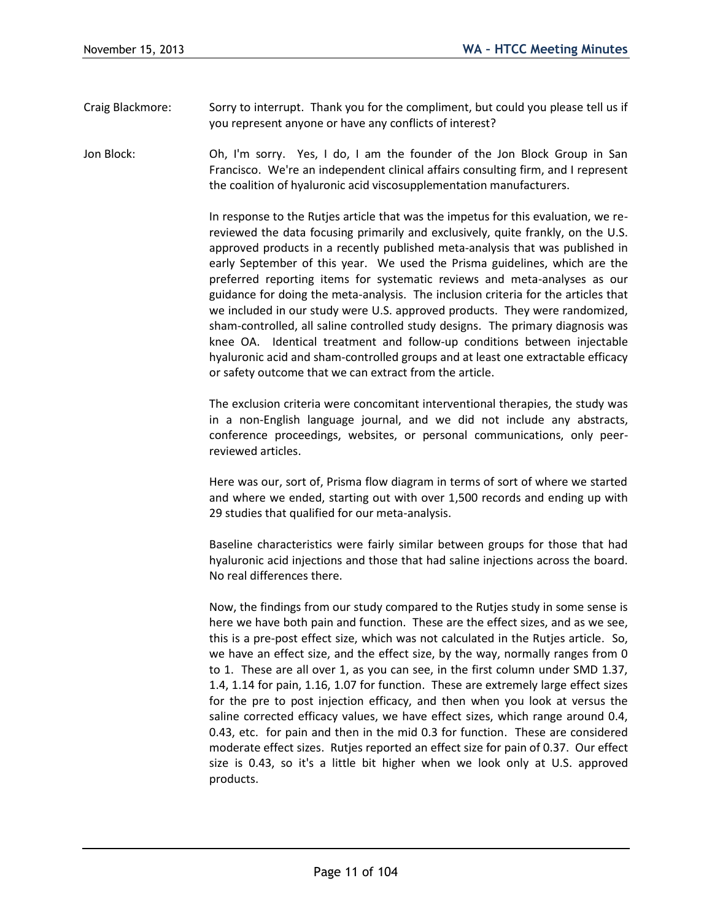Craig Blackmore: Sorry to interrupt. Thank you for the compliment, but could you please tell us if you represent anyone or have any conflicts of interest?

Jon Block: Oh, I'm sorry. Yes, I do, I am the founder of the Jon Block Group in San Francisco. We're an independent clinical affairs consulting firm, and I represent the coalition of hyaluronic acid viscosupplementation manufacturers.

In response to the Rutjes article that was the impetus for this evaluation, we re-reviewed the data focusing primarily and exclusively, quite frankly, on the U.S. approved products in a recently published meta-analysis that was published in early September of this year. We used the Prisma guidelines, which are the preferred reporting items for systematic reviews and meta-analyses as our guidance for doing the meta-analysis. The inclusion criteria for the articles that we included in our study were U.S. approved products. They were randomized, sham-controlled, all saline controlled study designs. The primary diagnosis was knee OA. Identical treatment and follow-up conditions between injectable hyaluronic acid and sham-controlled groups and at least one extractable efficacy or safety outcome that we can extract from the article.

The exclusion criteria were concomitant interventional therapies, the study was in a non-English language journal, and we did not include any abstracts, conference proceedings, websites, or personal communications, only peer-reviewed articles.

Here was our, sort of, Prisma flow diagram in terms of sort of where we started and where we ended, starting out with over 1,500 records and ending up with 29 studies that qualified for our meta-analysis.

Baseline characteristics were fairly similar between groups for those that had hyaluronic acid injections and those that had saline injections across the board. No real differences there.

Now, the findings from our study compared to the Rutjes study in some sense is here we have both pain and function. These are the effect sizes, and as we see, this is a pre-post effect size, which was not calculated in the Rutjes article. So, we have an effect size, and the effect size, by the way, normally ranges from 0 to 1. These are all over 1, as you can see, in the first column under SMD 1.37, 1.4, 1.14 for pain, 1.16, 1.07 for function. These are extremely large effect sizes for the pre to post injection efficacy, and then when you look at versus the saline corrected efficacy values, we have effect sizes, which range around 0.4, 0.43, etc. for pain and then in the mid 0.3 for function. These are considered moderate effect sizes. Rutjes reported an effect size for pain of 0.37. Our effect size is 0.43, so it's a little bit higher when we look only at U.S. approved products.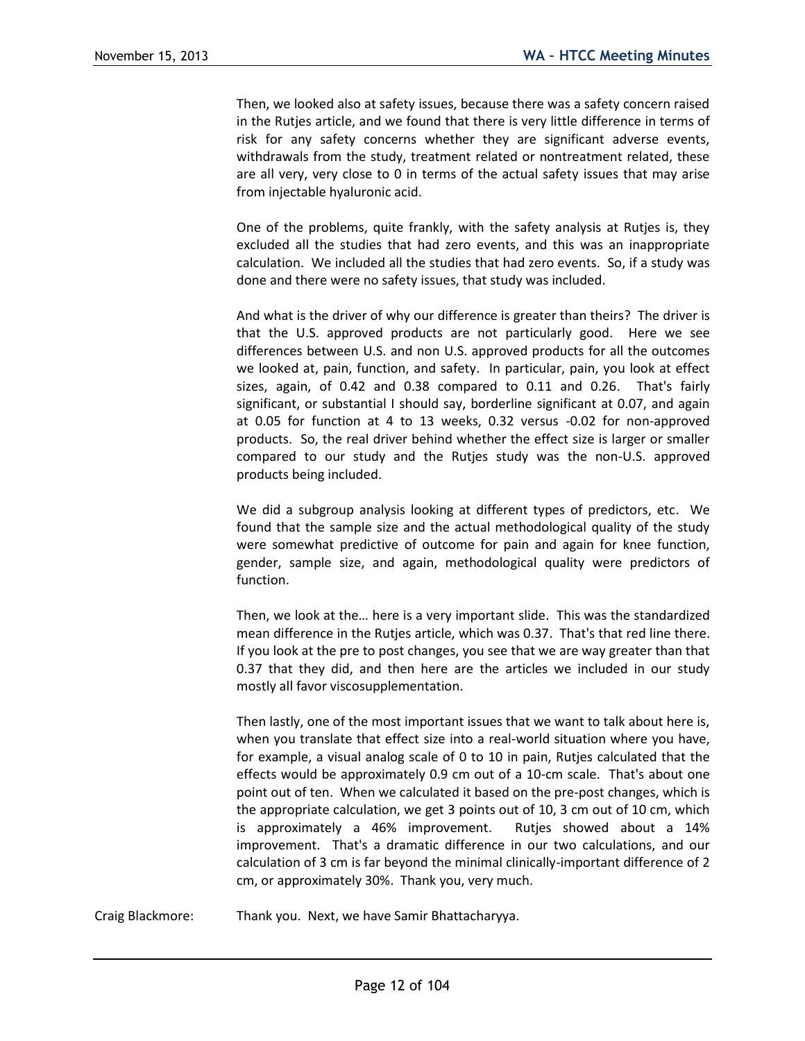Then, we looked also at safety issues, because there was a safety concern raised in the Rutjes article, and we found that there is very little difference in terms of risk for any safety concerns whether they are significant adverse events, withdrawals from the study, treatment related or nontreatment related, these are all very, very close to 0 in terms of the actual safety issues that may arise from injectable hyaluronic acid.

One of the problems, quite frankly, with the safety analysis at Rutjes is, they excluded all the studies that had zero events, and this was an inappropriate calculation. We included all the studies that had zero events. So, if a study was done and there were no safety issues, that study was included.

And what is the driver of why our difference is greater than theirs? The driver is that the U.S. approved products are not particularly good. Here we see differences between U.S. and non U.S. approved products for all the outcomes we looked at, pain, function, and safety. In particular, pain, you look at effect sizes, again, of 0.42 and 0.38 compared to 0.11 and 0.26. That's fairly significant, or substantial I should say, borderline significant at 0.07, and again at 0.05 for function at 4 to 13 weeks, 0.32 versus -0.02 for non-approved products. So, the real driver behind whether the effect size is larger or smaller compared to our study and the Rutjes study was the non-U.S. approved products being included.

We did a subgroup analysis looking at different types of predictors, etc. We found that the sample size and the actual methodological quality of the study were somewhat predictive of outcome for pain and again for knee function, gender, sample size, and again, methodological quality were predictors of function.

Then, we look at the… here is a very important slide. This was the standardized mean difference in the Rutjes article, which was 0.37. That's that red line there. If you look at the pre to post changes, you see that we are way greater than that 0.37 that they did, and then here are the articles we included in our study mostly all favor viscosupplementation.

Then lastly, one of the most important issues that we want to talk about here is, when you translate that effect size into a real-world situation where you have, for example, a visual analog scale of 0 to 10 in pain, Rutjes calculated that the effects would be approximately 0.9 cm out of a 10-cm scale. That's about one point out of ten. When we calculated it based on the pre-post changes, which is the appropriate calculation, we get 3 points out of 10, 3 cm out of 10 cm, which is approximately a 46% improvement. Rutjes showed about a 14% improvement. That's a dramatic difference in our two calculations, and our calculation of 3 cm is far beyond the minimal clinically-important difference of 2 cm, or approximately 30%. Thank you, very much.

Craig Blackmore: Thank you. Next, we have Samir Bhattacharyya.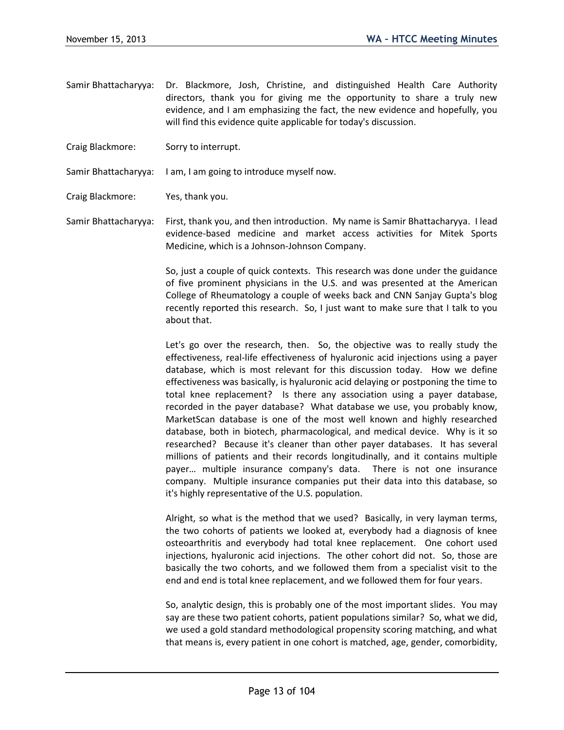Samir Bhattacharyya: Dr. Blackmore, Josh, Christine, and distinguished Health Care Authority directors, thank you for giving me the opportunity to share a truly new evidence, and I am emphasizing the fact, the new evidence and hopefully, you will find this evidence quite applicable for today's discussion.

Craig Blackmore: Sorry to interrupt.

Samir Bhattacharyya: I am, I am going to introduce myself now.

Craig Blackmore: Yes, thank you.

Samir Bhattacharyya: First, thank you, and then introduction. My name is Samir Bhattacharyya. I lead evidence-based medicine and market access activities for Mitek Sports Medicine, which is a Johnson-Johnson Company.

So, just a couple of quick contexts. This research was done under the guidance of five prominent physicians in the U.S. and was presented at the American College of Rheumatology a couple of weeks back and CNN Sanjay Gupta's blog recently reported this research. So, I just want to make sure that I talk to you about that.

Let's go over the research, then. So, the objective was to really study the effectiveness, real-life effectiveness of hyaluronic acid injections using a payer database, which is most relevant for this discussion today. How we define effectiveness was basically, is hyaluronic acid delaying or postponing the time to total knee replacement? Is there any association using a payer database, recorded in the payer database? What database we use, you probably know, MarketScan database is one of the most well known and highly researched database, both in biotech, pharmacological, and medical device. Why is it so researched? Because it's cleaner than other payer databases. It has several millions of patients and their records longitudinally, and it contains multiple payer… multiple insurance company's data. There is not one insurance company. Multiple insurance companies put their data into this database, so it's highly representative of the U.S. population.

Alright, so what is the method that we used? Basically, in very layman terms, the two cohorts of patients we looked at, everybody had a diagnosis of knee osteoarthritis and everybody had total knee replacement. One cohort used injections, hyaluronic acid injections. The other cohort did not. So, those are basically the two cohorts, and we followed them from a specialist visit to the end and end is total knee replacement, and we followed them for four years.

So, analytic design, this is probably one of the most important slides. You may say are these two patient cohorts, patient populations similar? So, what we did, we used a gold standard methodological propensity scoring matching, and what that means is, every patient in one cohort is matched, age, gender, comorbidity,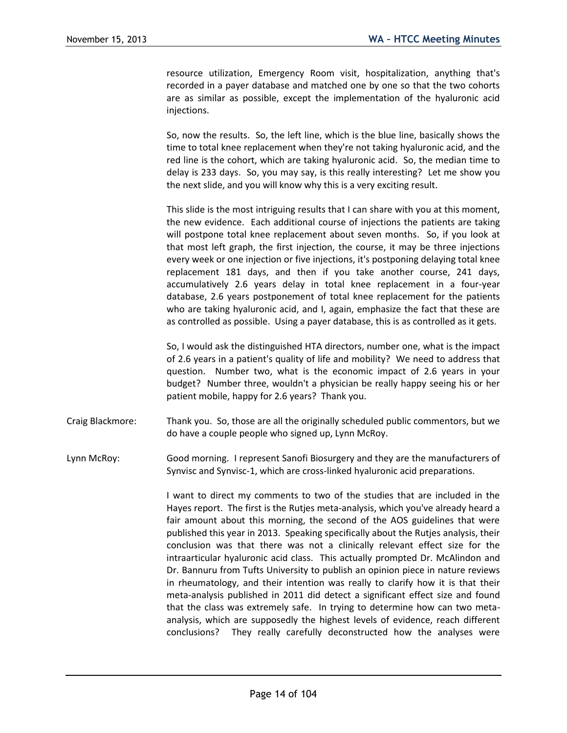resource utilization, Emergency Room visit, hospitalization, anything that's recorded in a payer database and matched one by one so that the two cohorts are as similar as possible, except the implementation of the hyaluronic acid injections.

So, now the results. So, the left line, which is the blue line, basically shows the time to total knee replacement when they're not taking hyaluronic acid, and the red line is the cohort, which are taking hyaluronic acid. So, the median time to delay is 233 days. So, you may say, is this really interesting? Let me show you the next slide, and you will know why this is a very exciting result.

This slide is the most intriguing results that I can share with you at this moment, the new evidence. Each additional course of injections the patients are taking will postpone total knee replacement about seven months. So, if you look at that most left graph, the first injection, the course, it may be three injections every week or one injection or five injections, it's postponing delaying total knee replacement 181 days, and then if you take another course, 241 days, accumulatively 2.6 years delay in total knee replacement in a four-year database, 2.6 years postponement of total knee replacement for the patients who are taking hyaluronic acid, and I, again, emphasize the fact that these are as controlled as possible. Using a payer database, this is as controlled as it gets.

So, I would ask the distinguished HTA directors, number one, what is the impact of 2.6 years in a patient's quality of life and mobility? We need to address that question. Number two, what is the economic impact of 2.6 years in your budget? Number three, wouldn't a physician be really happy seeing his or her patient mobile, happy for 2.6 years? Thank you.

Craig Blackmore: Thank you. So, those are all the originally scheduled public commentors, but we do have a couple people who signed up, Lynn McRoy.

Lynn McRoy: Good morning. I represent Sanofi Biosurgery and they are the manufacturers of Synvisc and Synvisc-1, which are cross-linked hyaluronic acid preparations.

I want to direct my comments to two of the studies that are included in the Hayes report. The first is the Rutjes meta-analysis, which you've already heard a fair amount about this morning, the second of the AOS guidelines that were published this year in 2013. Speaking specifically about the Rutjes analysis, their conclusion was that there was not a clinically relevant effect size for the intraarticular hyaluronic acid class. This actually prompted Dr. McAlindon and Dr. Bannuru from Tufts University to publish an opinion piece in nature reviews in rheumatology, and their intention was really to clarify how it is that their meta-analysis published in 2011 did detect a significant effect size and found that the class was extremely safe. In trying to determine how can two meta-analysis, which are supposedly the highest levels of evidence, reach different conclusions? They really carefully deconstructed how the analyses were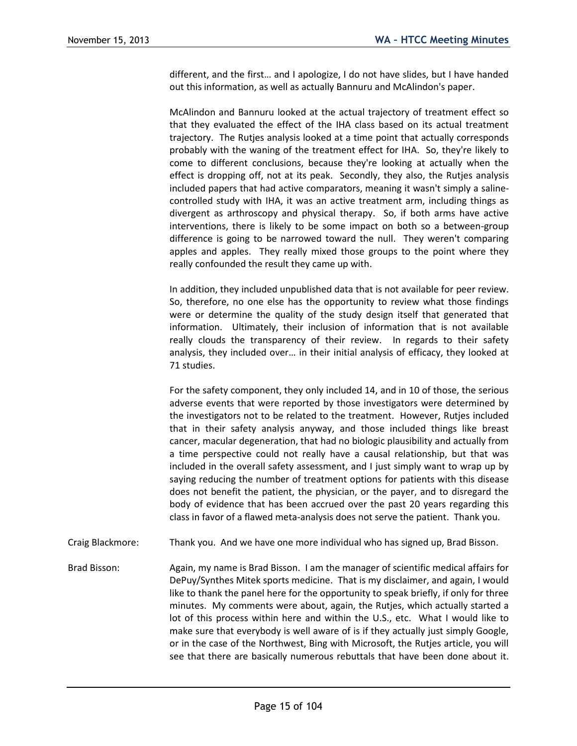different, and the first… and I apologize, I do not have slides, but I have handed out this information, as well as actually Bannuru and McAlindon's paper.

McAlindon and Bannuru looked at the actual trajectory of treatment effect so that they evaluated the effect of the IHA class based on its actual treatment trajectory. The Rutjes analysis looked at a time point that actually corresponds probably with the waning of the treatment effect for IHA. So, they're likely to come to different conclusions, because they're looking at actually when the effect is dropping off, not at its peak. Secondly, they also, the Rutjes analysis included papers that had active comparators, meaning it wasn't simply a saline-controlled study with IHA, it was an active treatment arm, including things as divergent as arthroscopy and physical therapy. So, if both arms have active interventions, there is likely to be some impact on both so a between-group difference is going to be narrowed toward the null. They weren't comparing apples and apples. They really mixed those groups to the point where they really confounded the result they came up with.

In addition, they included unpublished data that is not available for peer review. So, therefore, no one else has the opportunity to review what those findings were or determine the quality of the study design itself that generated that information. Ultimately, their inclusion of information that is not available really clouds the transparency of their review. In regards to their safety analysis, they included over… in their initial analysis of efficacy, they looked at 71 studies.

For the safety component, they only included 14, and in 10 of those, the serious adverse events that were reported by those investigators were determined by the investigators not to be related to the treatment. However, Rutjes included that in their safety analysis anyway, and those included things like breast cancer, macular degeneration, that had no biologic plausibility and actually from a time perspective could not really have a causal relationship, but that was included in the overall safety assessment, and I just simply want to wrap up by saying reducing the number of treatment options for patients with this disease does not benefit the patient, the physician, or the payer, and to disregard the body of evidence that has been accrued over the past 20 years regarding this class in favor of a flawed meta-analysis does not serve the patient. Thank you.

Craig Blackmore: Thank you. And we have one more individual who has signed up, Brad Bisson.

Brad Bisson: Again, my name is Brad Bisson. I am the manager of scientific medical affairs for DePuy/Synthes Mitek sports medicine. That is my disclaimer, and again, I would like to thank the panel here for the opportunity to speak briefly, if only for three minutes. My comments were about, again, the Rutjes, which actually started a lot of this process within here and within the U.S., etc. What I would like to make sure that everybody is well aware of is if they actually just simply Google, or in the case of the Northwest, Bing with Microsoft, the Rutjes article, you will see that there are basically numerous rebuttals that have been done about it.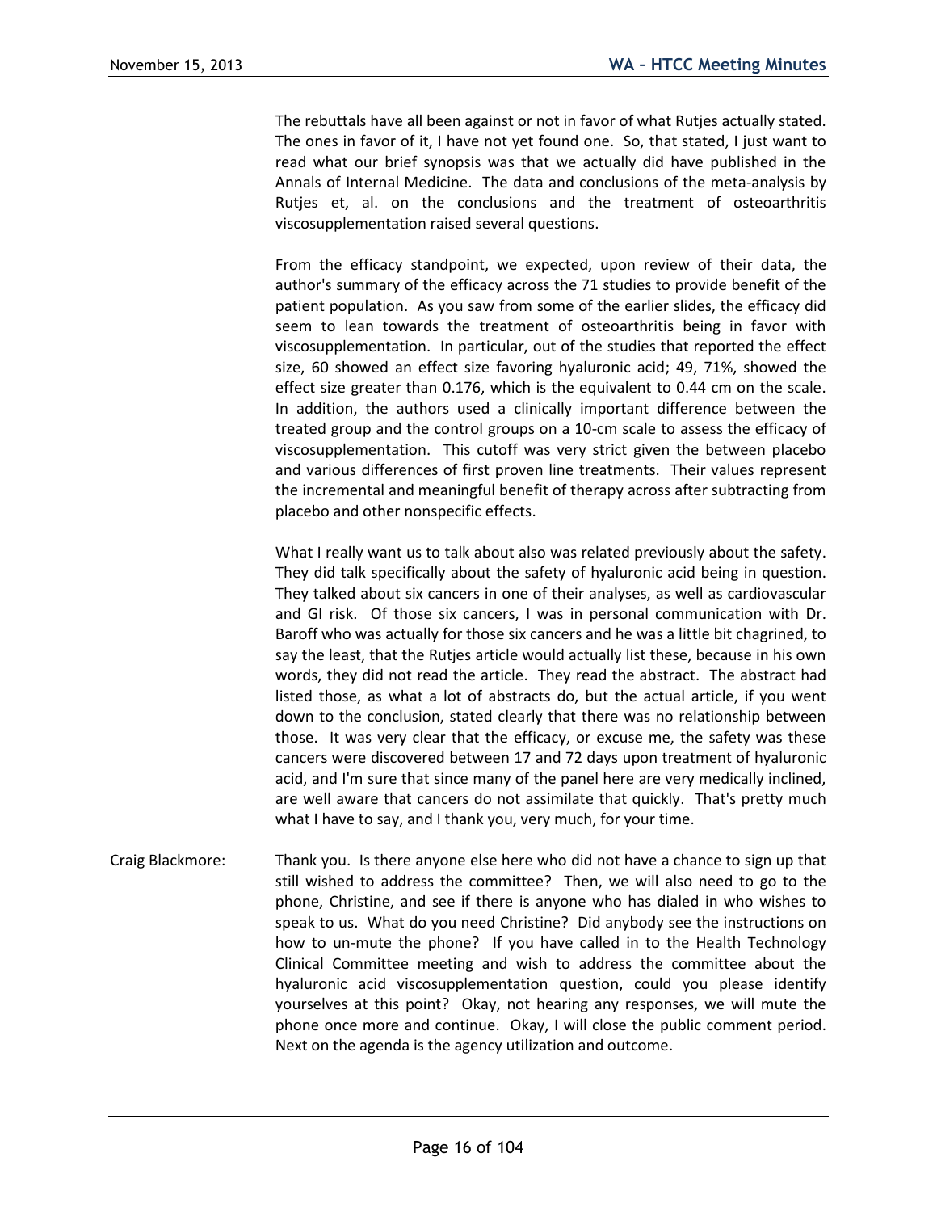The rebuttals have all been against or not in favor of what Rutjes actually stated. The ones in favor of it, I have not yet found one. So, that stated, I just want to read what our brief synopsis was that we actually did have published in the Annals of Internal Medicine. The data and conclusions of the meta-analysis by Rutjes et, al. on the conclusions and the treatment of osteoarthritis viscosupplementation raised several questions.

From the efficacy standpoint, we expected, upon review of their data, the author's summary of the efficacy across the 71 studies to provide benefit of the patient population. As you saw from some of the earlier slides, the efficacy did seem to lean towards the treatment of osteoarthritis being in favor with viscosupplementation. In particular, out of the studies that reported the effect size, 60 showed an effect size favoring hyaluronic acid; 49, 71%, showed the effect size greater than 0.176, which is the equivalent to 0.44 cm on the scale. In addition, the authors used a clinically important difference between the treated group and the control groups on a 10-cm scale to assess the efficacy of viscosupplementation. This cutoff was very strict given the between placebo and various differences of first proven line treatments. Their values represent the incremental and meaningful benefit of therapy across after subtracting from placebo and other nonspecific effects.

What I really want us to talk about also was related previously about the safety. They did talk specifically about the safety of hyaluronic acid being in question. They talked about six cancers in one of their analyses, as well as cardiovascular and GI risk. Of those six cancers, I was in personal communication with Dr. Baroff who was actually for those six cancers and he was a little bit chagrined, to say the least, that the Rutjes article would actually list these, because in his own words, they did not read the article. They read the abstract. The abstract had listed those, as what a lot of abstracts do, but the actual article, if you went down to the conclusion, stated clearly that there was no relationship between those. It was very clear that the efficacy, or excuse me, the safety was these cancers were discovered between 17 and 72 days upon treatment of hyaluronic acid, and I'm sure that since many of the panel here are very medically inclined, are well aware that cancers do not assimilate that quickly. That's pretty much what I have to say, and I thank you, very much, for your time.

Craig Blackmore: Thank you. Is there anyone else here who did not have a chance to sign up that still wished to address the committee? Then, we will also need to go to the phone, Christine, and see if there is anyone who has dialed in who wishes to speak to us. What do you need Christine? Did anybody see the instructions on how to un-mute the phone? If you have called in to the Health Technology Clinical Committee meeting and wish to address the committee about the hyaluronic acid viscosupplementation question, could you please identify yourselves at this point? Okay, not hearing any responses, we will mute the phone once more and continue. Okay, I will close the public comment period. Next on the agenda is the agency utilization and outcome.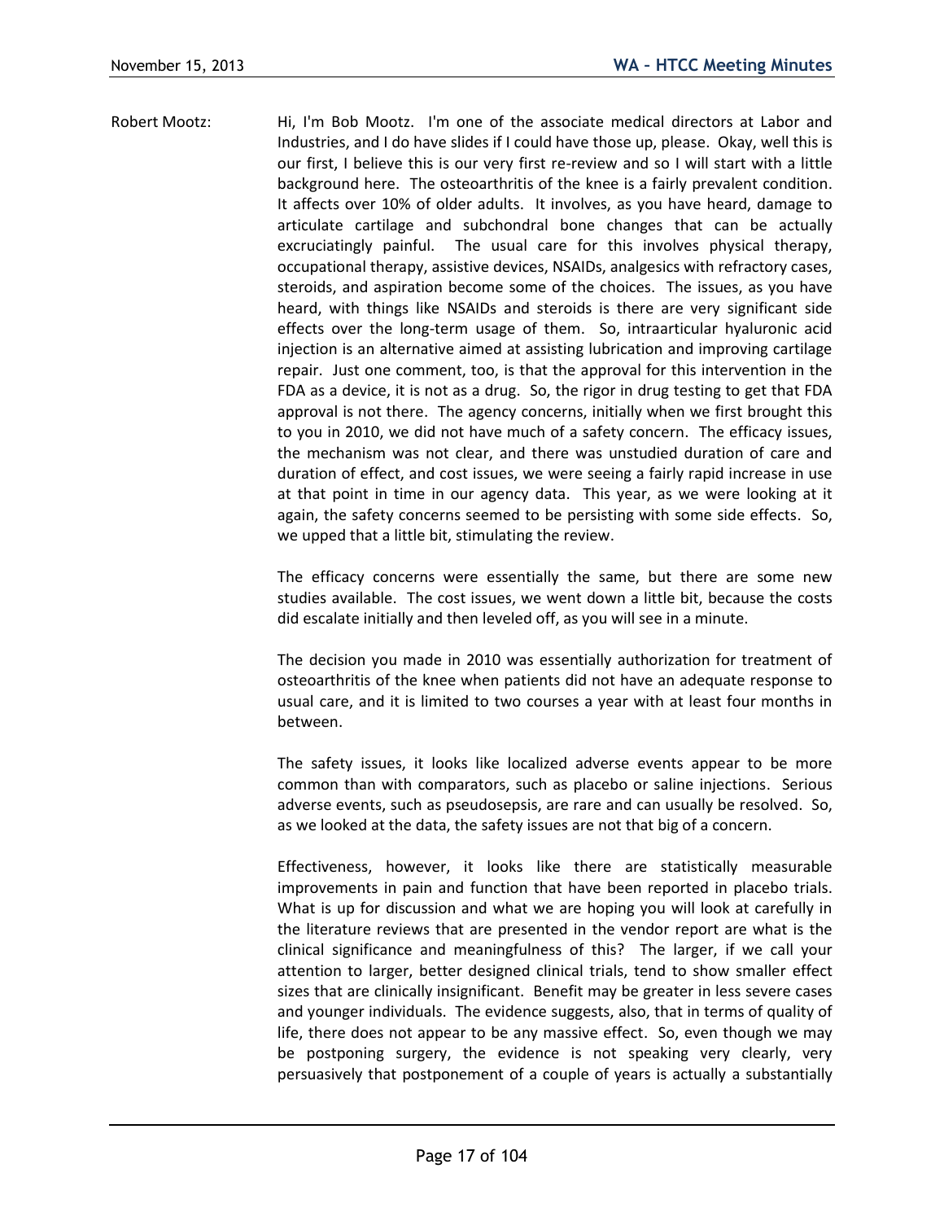Robert Mootz: Hi, I'm Bob Mootz. I'm one of the associate medical directors at Labor and Industries, and I do have slides if I could have those up, please. Okay, well this is our first, I believe this is our very first re-review and so I will start with a little background here. The osteoarthritis of the knee is a fairly prevalent condition. It affects over 10% of older adults. It involves, as you have heard, damage to articulate cartilage and subchondral bone changes that can be actually excruciatingly painful. The usual care for this involves physical therapy, occupational therapy, assistive devices, NSAIDs, analgesics with refractory cases, steroids, and aspiration become some of the choices. The issues, as you have heard, with things like NSAIDs and steroids is there are very significant side effects over the long-term usage of them. So, intraarticular hyaluronic acid injection is an alternative aimed at assisting lubrication and improving cartilage repair. Just one comment, too, is that the approval for this intervention in the FDA as a device, it is not as a drug. So, the rigor in drug testing to get that FDA approval is not there. The agency concerns, initially when we first brought this to you in 2010, we did not have much of a safety concern. The efficacy issues, the mechanism was not clear, and there was unstudied duration of care and duration of effect, and cost issues, we were seeing a fairly rapid increase in use at that point in time in our agency data. This year, as we were looking at it again, the safety concerns seemed to be persisting with some side effects. So, we upped that a little bit, stimulating the review.

The efficacy concerns were essentially the same, but there are some new studies available. The cost issues, we went down a little bit, because the costs did escalate initially and then leveled off, as you will see in a minute.

The decision you made in 2010 was essentially authorization for treatment of osteoarthritis of the knee when patients did not have an adequate response to usual care, and it is limited to two courses a year with at least four months in between.

The safety issues, it looks like localized adverse events appear to be more common than with comparators, such as placebo or saline injections. Serious adverse events, such as pseudosepsis, are rare and can usually be resolved. So, as we looked at the data, the safety issues are not that big of a concern.

Effectiveness, however, it looks like there are statistically measurable improvements in pain and function that have been reported in placebo trials. What is up for discussion and what we are hoping you will look at carefully in the literature reviews that are presented in the vendor report are what is the clinical significance and meaningfulness of this? The larger, if we call your attention to larger, better designed clinical trials, tend to show smaller effect sizes that are clinically insignificant. Benefit may be greater in less severe cases and younger individuals. The evidence suggests, also, that in terms of quality of life, there does not appear to be any massive effect. So, even though we may be postponing surgery, the evidence is not speaking very clearly, very persuasively that postponement of a couple of years is actually a substantially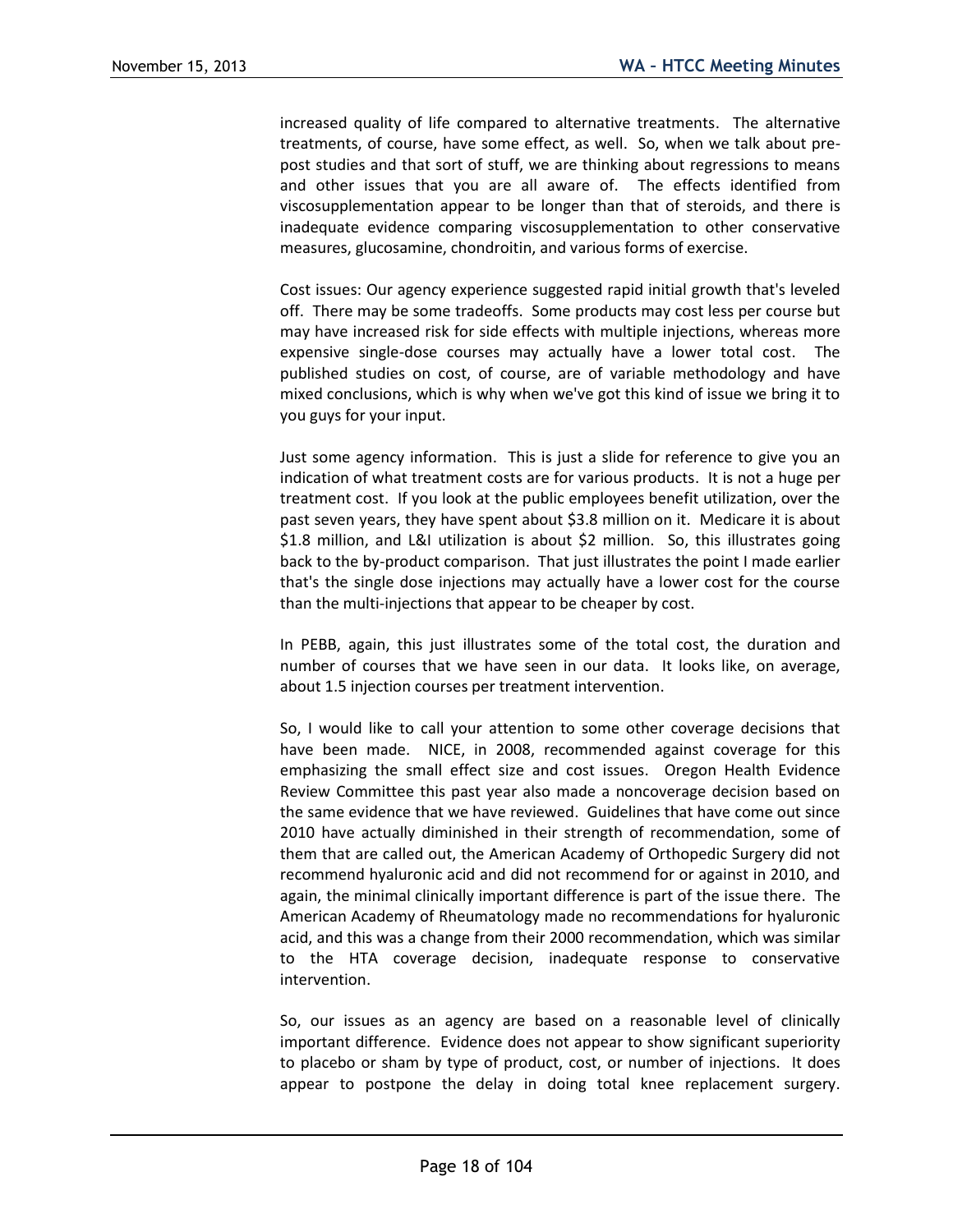increased quality of life compared to alternative treatments. The alternative treatments, of course, have some effect, as well. So, when we talk about pre-post studies and that sort of stuff, we are thinking about regressions to means and other issues that you are all aware of. The effects identified from viscosupplementation appear to be longer than that of steroids, and there is inadequate evidence comparing viscosupplementation to other conservative measures, glucosamine, chondroitin, and various forms of exercise.

Cost issues: Our agency experience suggested rapid initial growth that's leveled off. There may be some tradeoffs. Some products may cost less per course but may have increased risk for side effects with multiple injections, whereas more expensive single-dose courses may actually have a lower total cost. The published studies on cost, of course, are of variable methodology and have mixed conclusions, which is why when we've got this kind of issue we bring it to you guys for your input.

Just some agency information. This is just a slide for reference to give you an indication of what treatment costs are for various products. It is not a huge per treatment cost. If you look at the public employees benefit utilization, over the past seven years, they have spent about $3.8 million on it. Medicare it is about $1.8 million, and L&I utilization is about $2 million. So, this illustrates going back to the by-product comparison. That just illustrates the point I made earlier that's the single dose injections may actually have a lower cost for the course than the multi-injections that appear to be cheaper by cost.

In PEBB, again, this just illustrates some of the total cost, the duration and number of courses that we have seen in our data. It looks like, on average, about 1.5 injection courses per treatment intervention.

So, I would like to call your attention to some other coverage decisions that have been made. NICE, in 2008, recommended against coverage for this emphasizing the small effect size and cost issues. Oregon Health Evidence Review Committee this past year also made a noncoverage decision based on the same evidence that we have reviewed. Guidelines that have come out since 2010 have actually diminished in their strength of recommendation, some of them that are called out, the American Academy of Orthopedic Surgery did not recommend hyaluronic acid and did not recommend for or against in 2010, and again, the minimal clinically important difference is part of the issue there. The American Academy of Rheumatology made no recommendations for hyaluronic acid, and this was a change from their 2000 recommendation, which was similar to the HTA coverage decision, inadequate response to conservative intervention.

So, our issues as an agency are based on a reasonable level of clinically important difference. Evidence does not appear to show significant superiority to placebo or sham by type of product, cost, or number of injections. It does appear to postpone the delay in doing total knee replacement surgery.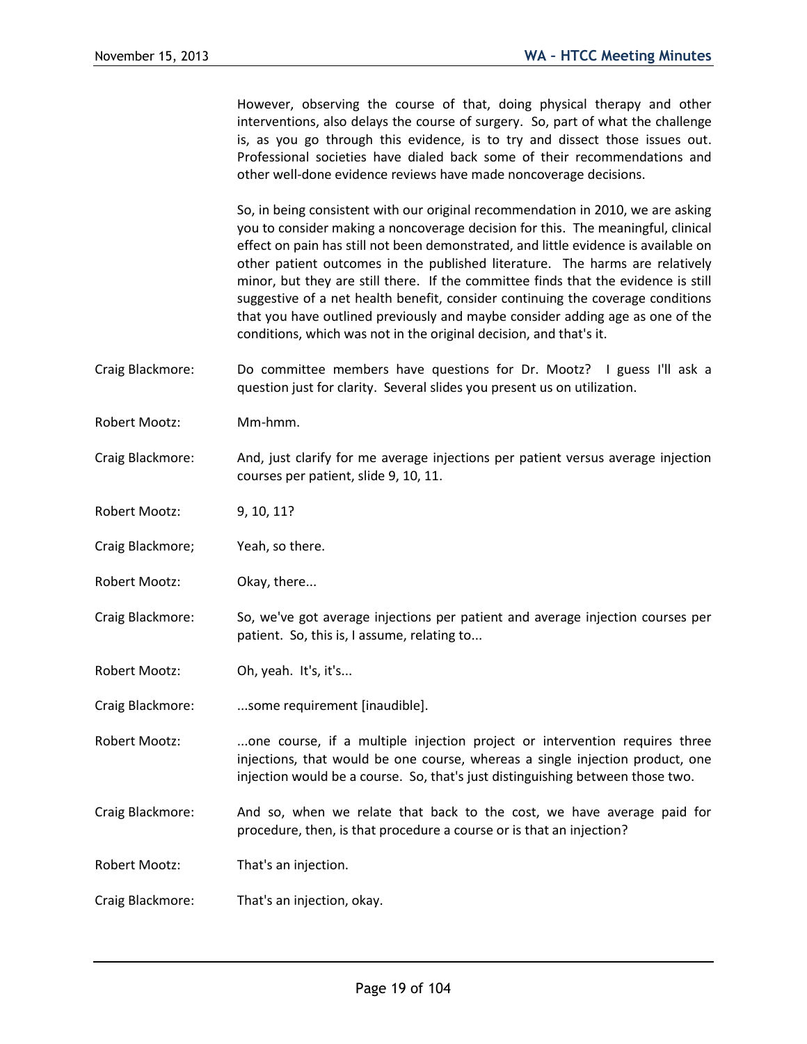However, observing the course of that, doing physical therapy and other interventions, also delays the course of surgery. So, part of what the challenge is, as you go through this evidence, is to try and dissect those issues out. Professional societies have dialed back some of their recommendations and other well-done evidence reviews have made noncoverage decisions.

So, in being consistent with our original recommendation in 2010, we are asking you to consider making a noncoverage decision for this. The meaningful, clinical effect on pain has still not been demonstrated, and little evidence is available on other patient outcomes in the published literature. The harms are relatively minor, but they are still there. If the committee finds that the evidence is still suggestive of a net health benefit, consider continuing the coverage conditions that you have outlined previously and maybe consider adding age as one of the conditions, which was not in the original decision, and that's it.

Craig Blackmore: Do committee members have questions for Dr. Mootz? I guess I'll ask a question just for clarity. Several slides you present us on utilization.

Robert Mootz: Mm-hmm.

Craig Blackmore: And, just clarify for me average injections per patient versus average injection courses per patient, slide 9, 10, 11.

Robert Mootz: 9, 10, 11?

Craig Blackmore; Yeah, so there.

Robert Mootz: Okay, there...

Craig Blackmore: So, we've got average injections per patient and average injection courses per patient. So, this is, I assume, relating to...

Robert Mootz: Oh, yeah. It's, it's...

Craig Blackmore: ...some requirement [inaudible].

Robert Mootz: ...one course, if a multiple injection project or intervention requires three injections, that would be one course, whereas a single injection product, one injection would be a course. So, that's just distinguishing between those two.

Craig Blackmore: And so, when we relate that back to the cost, we have average paid for procedure, then, is that procedure a course or is that an injection?

Robert Mootz: That's an injection.

Craig Blackmore: That's an injection, okay.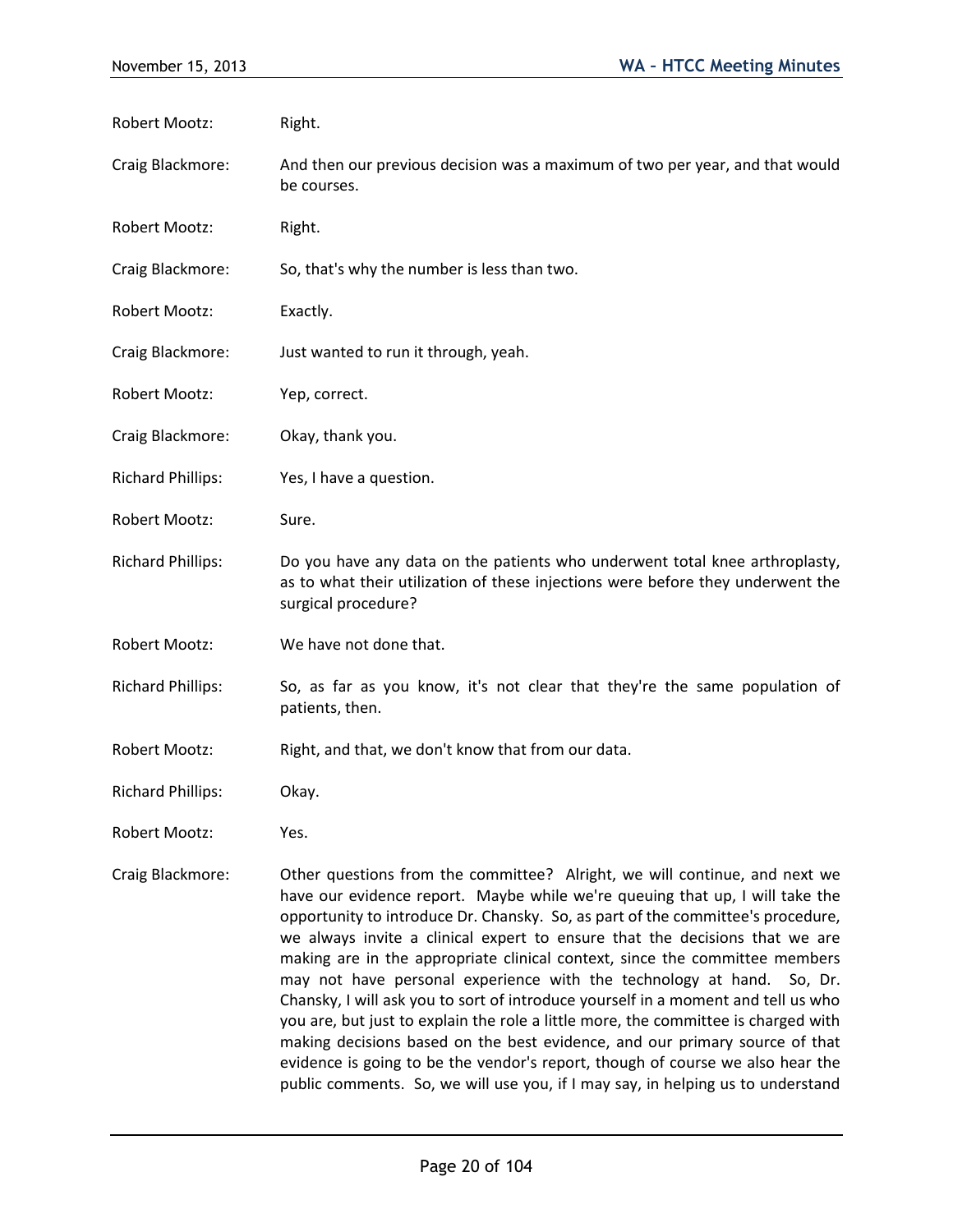Robert Mootz: Right.

Craig Blackmore: And then our previous decision was a maximum of two per year, and that would be courses.

Robert Mootz: Right.

Craig Blackmore: So, that's why the number is less than two.

Robert Mootz: Exactly.

Craig Blackmore: Just wanted to run it through, yeah.

Robert Mootz: Yep, correct.

Craig Blackmore: Okay, thank you.

Richard Phillips: Yes, I have a question.

Robert Mootz: Sure.

Richard Phillips: Do you have any data on the patients who underwent total knee arthroplasty, as to what their utilization of these injections were before they underwent the surgical procedure?

Robert Mootz: We have not done that.

Richard Phillips: So, as far as you know, it's not clear that they're the same population of patients, then.

Robert Mootz: Right, and that, we don't know that from our data.

Richard Phillips: Okay.

Robert Mootz: Yes.

Craig Blackmore: Other questions from the committee? Alright, we will continue, and next we have our evidence report. Maybe while we're queuing that up, I will take the opportunity to introduce Dr. Chansky. So, as part of the committee's procedure, we always invite a clinical expert to ensure that the decisions that we are making are in the appropriate clinical context, since the committee members may not have personal experience with the technology at hand. So, Dr. Chansky, I will ask you to sort of introduce yourself in a moment and tell us who you are, but just to explain the role a little more, the committee is charged with making decisions based on the best evidence, and our primary source of that evidence is going to be the vendor's report, though of course we also hear the public comments. So, we will use you, if I may say, in helping us to understand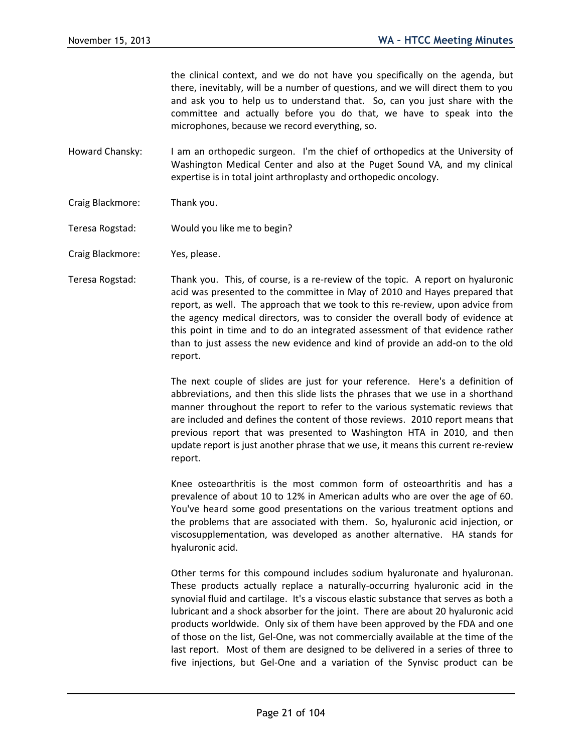the clinical context, and we do not have you specifically on the agenda, but there, inevitably, will be a number of questions, and we will direct them to you and ask you to help us to understand that. So, can you just share with the committee and actually before you do that, we have to speak into the microphones, because we record everything, so.

Howard Chansky: I am an orthopedic surgeon. I'm the chief of orthopedics at the University of Washington Medical Center and also at the Puget Sound VA, and my clinical expertise is in total joint arthroplasty and orthopedic oncology.

Craig Blackmore: Thank you.

Teresa Rogstad: Would you like me to begin?

Craig Blackmore: Yes, please.

Teresa Rogstad: Thank you. This, of course, is a re-review of the topic. A report on hyaluronic acid was presented to the committee in May of 2010 and Hayes prepared that report, as well. The approach that we took to this re-review, upon advice from the agency medical directors, was to consider the overall body of evidence at this point in time and to do an integrated assessment of that evidence rather than to just assess the new evidence and kind of provide an add-on to the old report.

The next couple of slides are just for your reference. Here's a definition of abbreviations, and then this slide lists the phrases that we use in a shorthand manner throughout the report to refer to the various systematic reviews that are included and defines the content of those reviews. 2010 report means that previous report that was presented to Washington HTA in 2010, and then update report is just another phrase that we use, it means this current re-review report.

Knee osteoarthritis is the most common form of osteoarthritis and has a prevalence of about 10 to 12% in American adults who are over the age of 60. You've heard some good presentations on the various treatment options and the problems that are associated with them. So, hyaluronic acid injection, or viscosupplementation, was developed as another alternative. HA stands for hyaluronic acid.

Other terms for this compound includes sodium hyaluronate and hyaluronan. These products actually replace a naturally-occurring hyaluronic acid in the synovial fluid and cartilage. It's a viscous elastic substance that serves as both a lubricant and a shock absorber for the joint. There are about 20 hyaluronic acid products worldwide. Only six of them have been approved by the FDA and one of those on the list, Gel-One, was not commercially available at the time of the last report. Most of them are designed to be delivered in a series of three to five injections, but Gel-One and a variation of the Synvisc product can be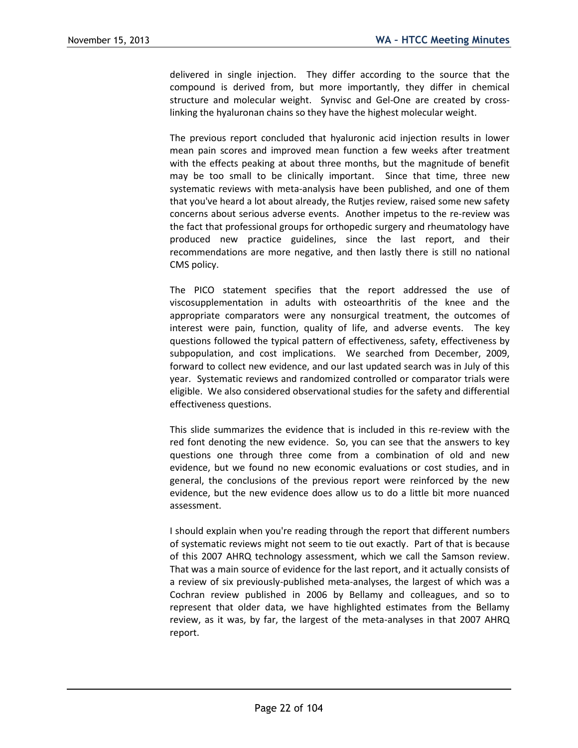delivered in single injection. They differ according to the source that the compound is derived from, but more importantly, they differ in chemical structure and molecular weight. Synvisc and Gel-One are created by cross-linking the hyaluronan chains so they have the highest molecular weight.

The previous report concluded that hyaluronic acid injection results in lower mean pain scores and improved mean function a few weeks after treatment with the effects peaking at about three months, but the magnitude of benefit may be too small to be clinically important. Since that time, three new systematic reviews with meta-analysis have been published, and one of them that you've heard a lot about already, the Rutjes review, raised some new safety concerns about serious adverse events. Another impetus to the re-review was the fact that professional groups for orthopedic surgery and rheumatology have produced new practice guidelines, since the last report, and their recommendations are more negative, and then lastly there is still no national CMS policy.

The PICO statement specifies that the report addressed the use of viscosupplementation in adults with osteoarthritis of the knee and the appropriate comparators were any nonsurgical treatment, the outcomes of interest were pain, function, quality of life, and adverse events. The key questions followed the typical pattern of effectiveness, safety, effectiveness by subpopulation, and cost implications. We searched from December, 2009, forward to collect new evidence, and our last updated search was in July of this year. Systematic reviews and randomized controlled or comparator trials were eligible. We also considered observational studies for the safety and differential effectiveness questions.

This slide summarizes the evidence that is included in this re-review with the red font denoting the new evidence. So, you can see that the answers to key questions one through three come from a combination of old and new evidence, but we found no new economic evaluations or cost studies, and in general, the conclusions of the previous report were reinforced by the new evidence, but the new evidence does allow us to do a little bit more nuanced assessment.

I should explain when you're reading through the report that different numbers of systematic reviews might not seem to tie out exactly. Part of that is because of this 2007 AHRQ technology assessment, which we call the Samson review. That was a main source of evidence for the last report, and it actually consists of a review of six previously-published meta-analyses, the largest of which was a Cochran review published in 2006 by Bellamy and colleagues, and so to represent that older data, we have highlighted estimates from the Bellamy review, as it was, by far, the largest of the meta-analyses in that 2007 AHRQ report.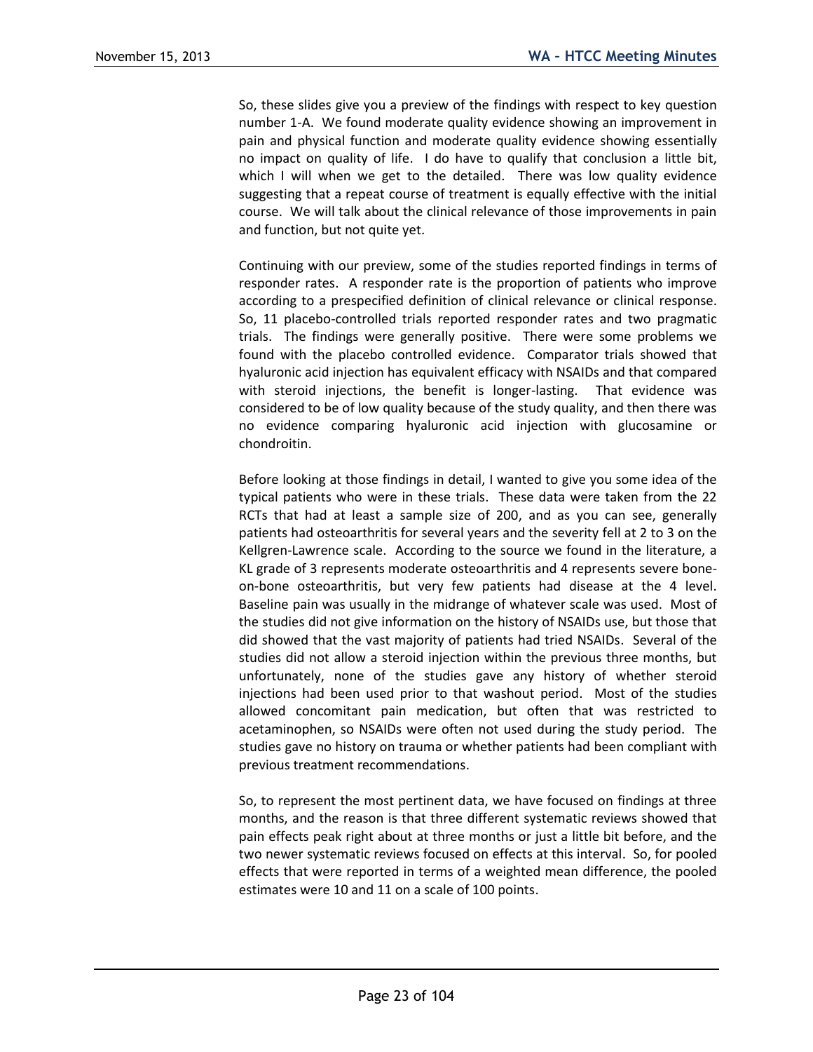So, these slides give you a preview of the findings with respect to key question number 1-A. We found moderate quality evidence showing an improvement in pain and physical function and moderate quality evidence showing essentially no impact on quality of life. I do have to qualify that conclusion a little bit, which I will when we get to the detailed. There was low quality evidence suggesting that a repeat course of treatment is equally effective with the initial course. We will talk about the clinical relevance of those improvements in pain and function, but not quite yet.

Continuing with our preview, some of the studies reported findings in terms of responder rates. A responder rate is the proportion of patients who improve according to a prespecified definition of clinical relevance or clinical response. So, 11 placebo-controlled trials reported responder rates and two pragmatic trials. The findings were generally positive. There were some problems we found with the placebo controlled evidence. Comparator trials showed that hyaluronic acid injection has equivalent efficacy with NSAIDs and that compared with steroid injections, the benefit is longer-lasting. That evidence was considered to be of low quality because of the study quality, and then there was no evidence comparing hyaluronic acid injection with glucosamine or chondroitin.

Before looking at those findings in detail, I wanted to give you some idea of the typical patients who were in these trials. These data were taken from the 22 RCTs that had at least a sample size of 200, and as you can see, generally patients had osteoarthritis for several years and the severity fell at 2 to 3 on the Kellgren-Lawrence scale. According to the source we found in the literature, a KL grade of 3 represents moderate osteoarthritis and 4 represents severe bone-on-bone osteoarthritis, but very few patients had disease at the 4 level. Baseline pain was usually in the midrange of whatever scale was used. Most of the studies did not give information on the history of NSAIDs use, but those that did showed that the vast majority of patients had tried NSAIDs. Several of the studies did not allow a steroid injection within the previous three months, but unfortunately, none of the studies gave any history of whether steroid injections had been used prior to that washout period. Most of the studies allowed concomitant pain medication, but often that was restricted to acetaminophen, so NSAIDs were often not used during the study period. The studies gave no history on trauma or whether patients had been compliant with previous treatment recommendations.

So, to represent the most pertinent data, we have focused on findings at three months, and the reason is that three different systematic reviews showed that pain effects peak right about at three months or just a little bit before, and the two newer systematic reviews focused on effects at this interval. So, for pooled effects that were reported in terms of a weighted mean difference, the pooled estimates were 10 and 11 on a scale of 100 points.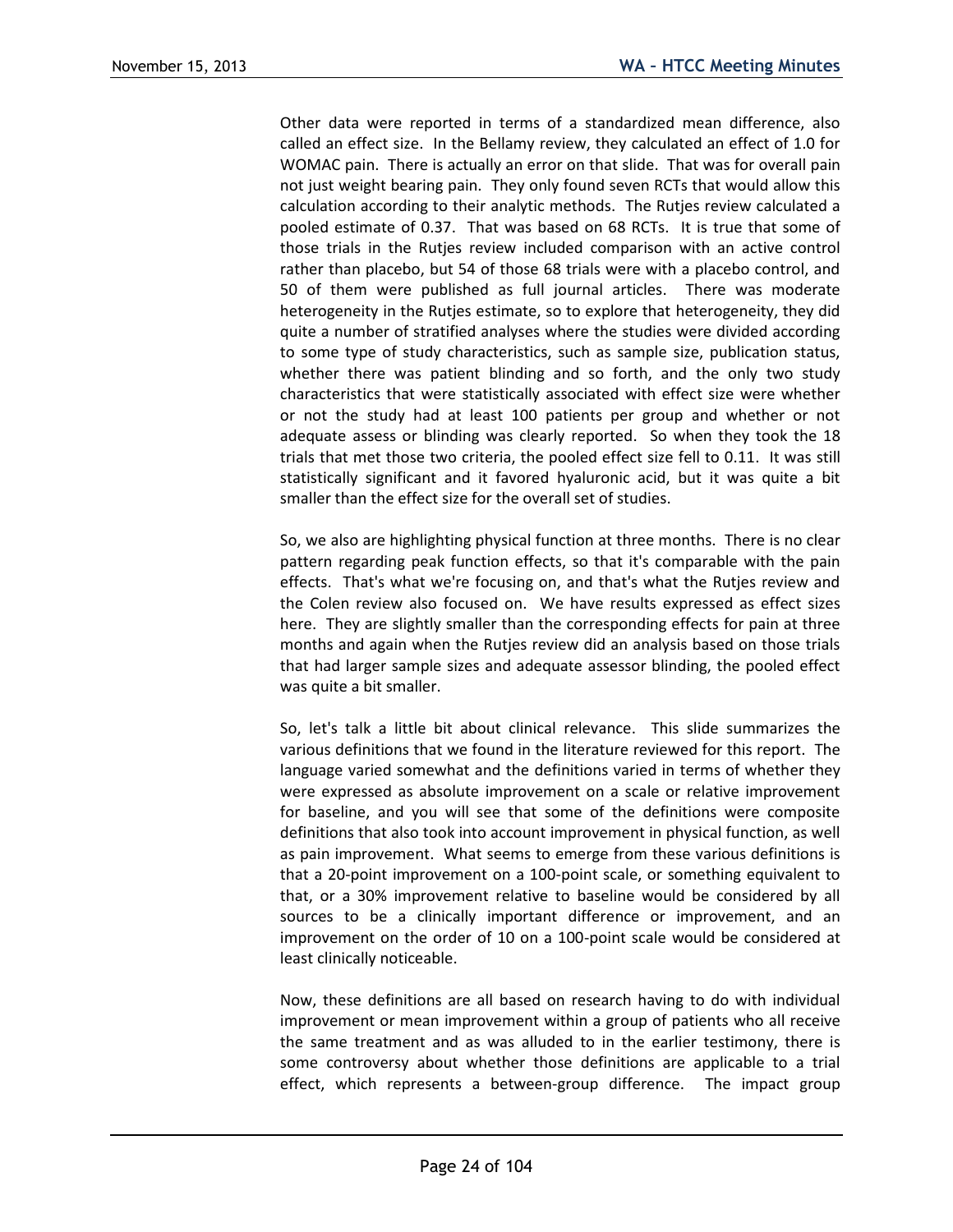Other data were reported in terms of a standardized mean difference, also called an effect size. In the Bellamy review, they calculated an effect of 1.0 for WOMAC pain. There is actually an error on that slide. That was for overall pain not just weight bearing pain. They only found seven RCTs that would allow this calculation according to their analytic methods. The Rutjes review calculated a pooled estimate of 0.37. That was based on 68 RCTs. It is true that some of those trials in the Rutjes review included comparison with an active control rather than placebo, but 54 of those 68 trials were with a placebo control, and 50 of them were published as full journal articles. There was moderate heterogeneity in the Rutjes estimate, so to explore that heterogeneity, they did quite a number of stratified analyses where the studies were divided according to some type of study characteristics, such as sample size, publication status, whether there was patient blinding and so forth, and the only two study characteristics that were statistically associated with effect size were whether or not the study had at least 100 patients per group and whether or not adequate assess or blinding was clearly reported. So when they took the 18 trials that met those two criteria, the pooled effect size fell to 0.11. It was still statistically significant and it favored hyaluronic acid, but it was quite a bit smaller than the effect size for the overall set of studies.

So, we also are highlighting physical function at three months. There is no clear pattern regarding peak function effects, so that it's comparable with the pain effects. That's what we're focusing on, and that's what the Rutjes review and the Colen review also focused on. We have results expressed as effect sizes here. They are slightly smaller than the corresponding effects for pain at three months and again when the Rutjes review did an analysis based on those trials that had larger sample sizes and adequate assessor blinding, the pooled effect was quite a bit smaller.

So, let's talk a little bit about clinical relevance. This slide summarizes the various definitions that we found in the literature reviewed for this report. The language varied somewhat and the definitions varied in terms of whether they were expressed as absolute improvement on a scale or relative improvement for baseline, and you will see that some of the definitions were composite definitions that also took into account improvement in physical function, as well as pain improvement. What seems to emerge from these various definitions is that a 20-point improvement on a 100-point scale, or something equivalent to that, or a 30% improvement relative to baseline would be considered by all sources to be a clinically important difference or improvement, and an improvement on the order of 10 on a 100-point scale would be considered at least clinically noticeable.

Now, these definitions are all based on research having to do with individual improvement or mean improvement within a group of patients who all receive the same treatment and as was alluded to in the earlier testimony, there is some controversy about whether those definitions are applicable to a trial effect, which represents a between-group difference. The impact group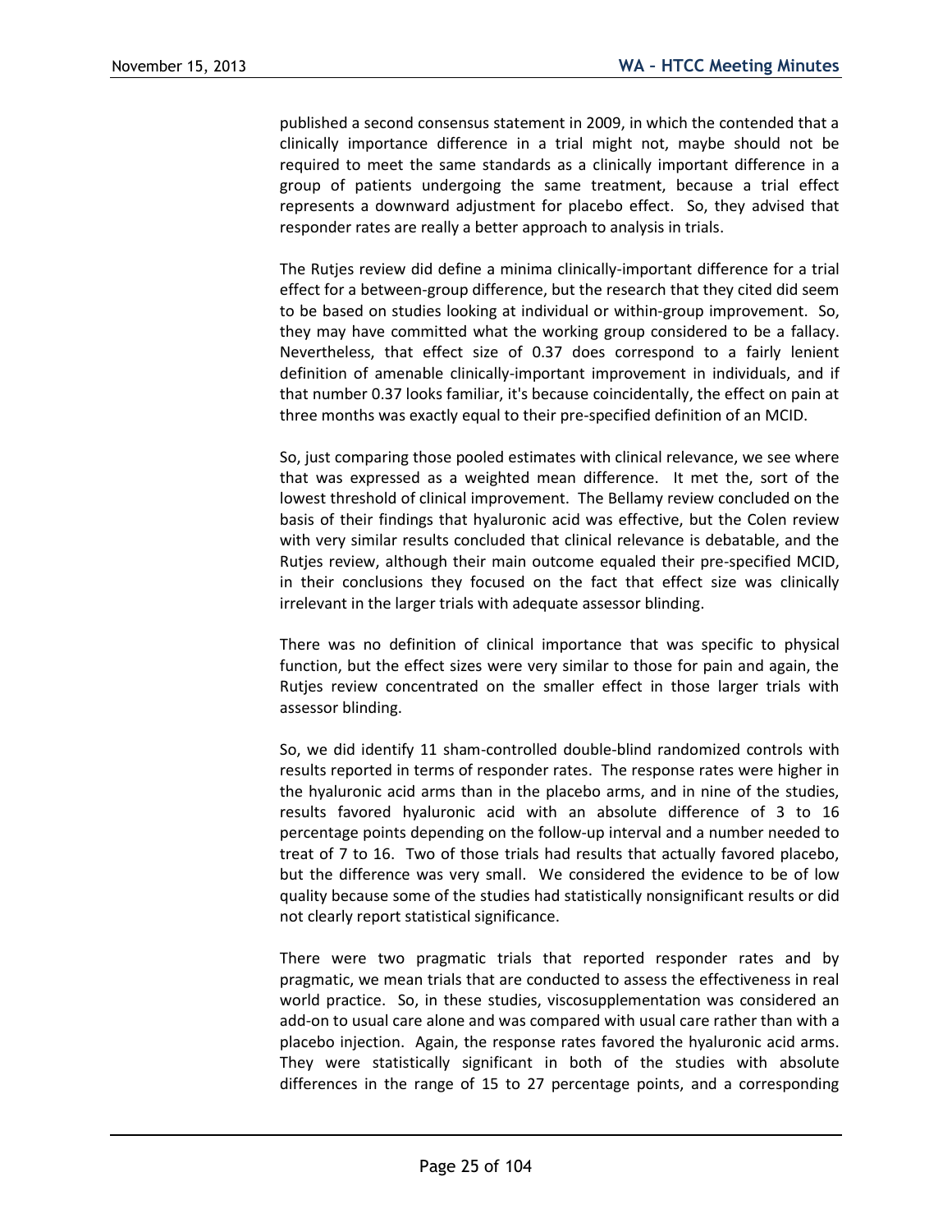published a second consensus statement in 2009, in which the contended that a clinically importance difference in a trial might not, maybe should not be required to meet the same standards as a clinically important difference in a group of patients undergoing the same treatment, because a trial effect represents a downward adjustment for placebo effect. So, they advised that responder rates are really a better approach to analysis in trials.

The Rutjes review did define a minima clinically-important difference for a trial effect for a between-group difference, but the research that they cited did seem to be based on studies looking at individual or within-group improvement. So, they may have committed what the working group considered to be a fallacy. Nevertheless, that effect size of 0.37 does correspond to a fairly lenient definition of amenable clinically-important improvement in individuals, and if that number 0.37 looks familiar, it's because coincidentally, the effect on pain at three months was exactly equal to their pre-specified definition of an MCID.

So, just comparing those pooled estimates with clinical relevance, we see where that was expressed as a weighted mean difference. It met the, sort of the lowest threshold of clinical improvement. The Bellamy review concluded on the basis of their findings that hyaluronic acid was effective, but the Colen review with very similar results concluded that clinical relevance is debatable, and the Rutjes review, although their main outcome equaled their pre-specified MCID, in their conclusions they focused on the fact that effect size was clinically irrelevant in the larger trials with adequate assessor blinding.

There was no definition of clinical importance that was specific to physical function, but the effect sizes were very similar to those for pain and again, the Rutjes review concentrated on the smaller effect in those larger trials with assessor blinding.

So, we did identify 11 sham-controlled double-blind randomized controls with results reported in terms of responder rates. The response rates were higher in the hyaluronic acid arms than in the placebo arms, and in nine of the studies, results favored hyaluronic acid with an absolute difference of 3 to 16 percentage points depending on the follow-up interval and a number needed to treat of 7 to 16. Two of those trials had results that actually favored placebo, but the difference was very small. We considered the evidence to be of low quality because some of the studies had statistically nonsignificant results or did not clearly report statistical significance.

There were two pragmatic trials that reported responder rates and by pragmatic, we mean trials that are conducted to assess the effectiveness in real world practice. So, in these studies, viscosupplementation was considered an add-on to usual care alone and was compared with usual care rather than with a placebo injection. Again, the response rates favored the hyaluronic acid arms. They were statistically significant in both of the studies with absolute differences in the range of 15 to 27 percentage points, and a corresponding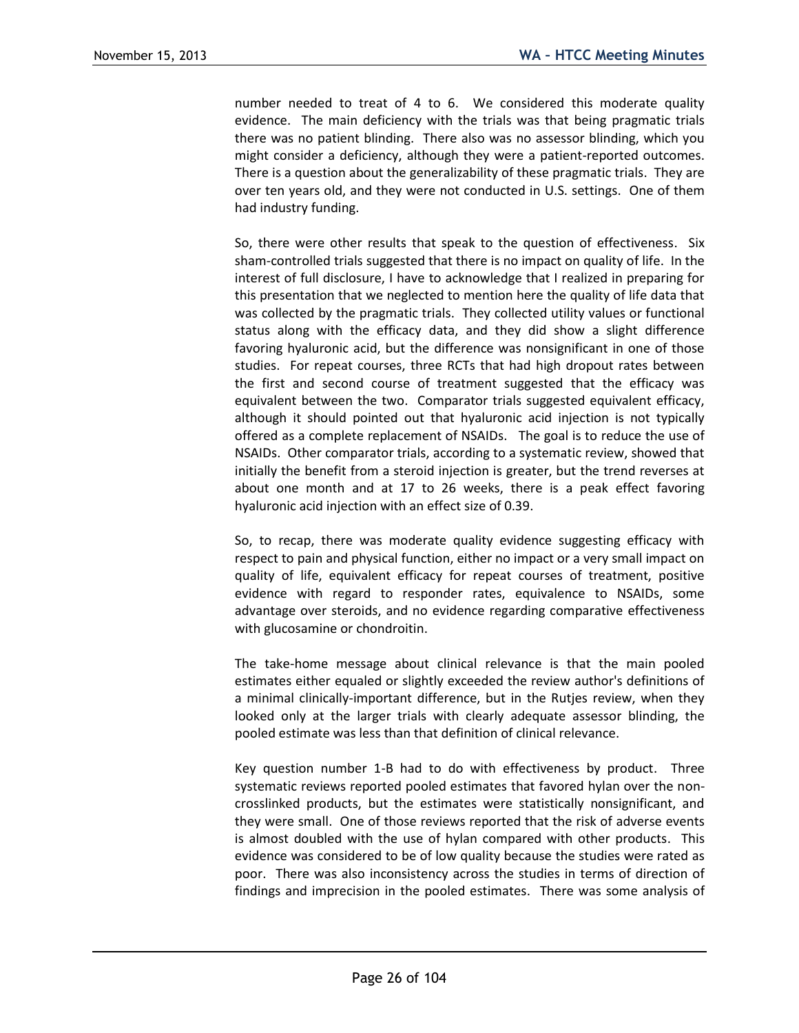number needed to treat of 4 to 6. We considered this moderate quality evidence. The main deficiency with the trials was that being pragmatic trials there was no patient blinding. There also was no assessor blinding, which you might consider a deficiency, although they were a patient-reported outcomes. There is a question about the generalizability of these pragmatic trials. They are over ten years old, and they were not conducted in U.S. settings. One of them had industry funding.

So, there were other results that speak to the question of effectiveness. Six sham-controlled trials suggested that there is no impact on quality of life. In the interest of full disclosure, I have to acknowledge that I realized in preparing for this presentation that we neglected to mention here the quality of life data that was collected by the pragmatic trials. They collected utility values or functional status along with the efficacy data, and they did show a slight difference favoring hyaluronic acid, but the difference was nonsignificant in one of those studies. For repeat courses, three RCTs that had high dropout rates between the first and second course of treatment suggested that the efficacy was equivalent between the two. Comparator trials suggested equivalent efficacy, although it should pointed out that hyaluronic acid injection is not typically offered as a complete replacement of NSAIDs. The goal is to reduce the use of NSAIDs. Other comparator trials, according to a systematic review, showed that initially the benefit from a steroid injection is greater, but the trend reverses at about one month and at 17 to 26 weeks, there is a peak effect favoring hyaluronic acid injection with an effect size of 0.39.

So, to recap, there was moderate quality evidence suggesting efficacy with respect to pain and physical function, either no impact or a very small impact on quality of life, equivalent efficacy for repeat courses of treatment, positive evidence with regard to responder rates, equivalence to NSAIDs, some advantage over steroids, and no evidence regarding comparative effectiveness with glucosamine or chondroitin.

The take-home message about clinical relevance is that the main pooled estimates either equaled or slightly exceeded the review author's definitions of a minimal clinically-important difference, but in the Rutjes review, when they looked only at the larger trials with clearly adequate assessor blinding, the pooled estimate was less than that definition of clinical relevance.

Key question number 1-B had to do with effectiveness by product. Three systematic reviews reported pooled estimates that favored hylan over the non-crosslinked products, but the estimates were statistically nonsignificant, and they were small. One of those reviews reported that the risk of adverse events is almost doubled with the use of hylan compared with other products. This evidence was considered to be of low quality because the studies were rated as poor. There was also inconsistency across the studies in terms of direction of findings and imprecision in the pooled estimates. There was some analysis of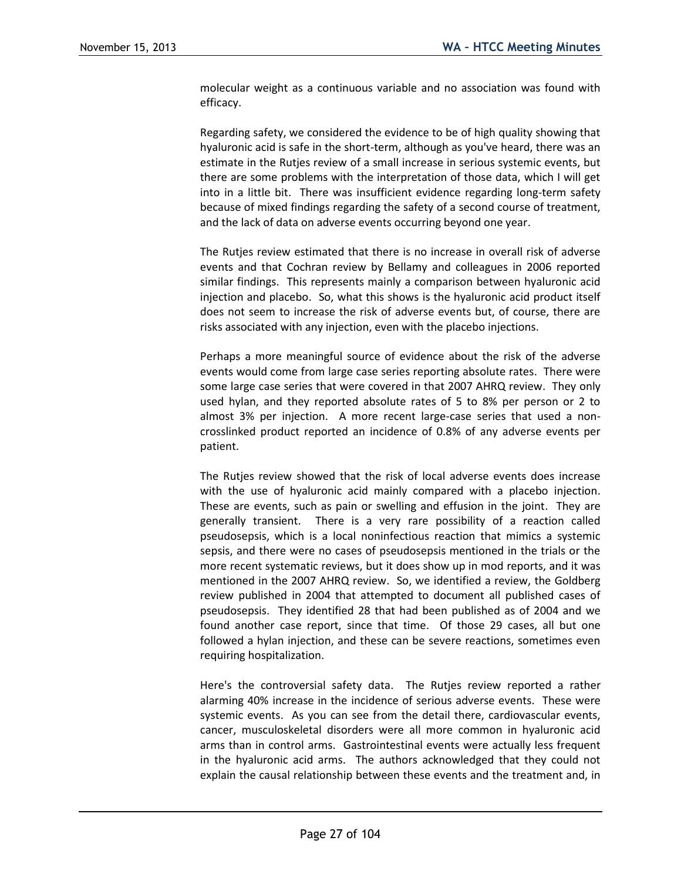molecular weight as a continuous variable and no association was found with efficacy.

Regarding safety, we considered the evidence to be of high quality showing that hyaluronic acid is safe in the short-term, although as you've heard, there was an estimate in the Rutjes review of a small increase in serious systemic events, but there are some problems with the interpretation of those data, which I will get into in a little bit. There was insufficient evidence regarding long-term safety because of mixed findings regarding the safety of a second course of treatment, and the lack of data on adverse events occurring beyond one year.

The Rutjes review estimated that there is no increase in overall risk of adverse events and that Cochran review by Bellamy and colleagues in 2006 reported similar findings. This represents mainly a comparison between hyaluronic acid injection and placebo. So, what this shows is the hyaluronic acid product itself does not seem to increase the risk of adverse events but, of course, there are risks associated with any injection, even with the placebo injections.

Perhaps a more meaningful source of evidence about the risk of the adverse events would come from large case series reporting absolute rates. There were some large case series that were covered in that 2007 AHRQ review. They only used hylan, and they reported absolute rates of 5 to 8% per person or 2 to almost 3% per injection. A more recent large-case series that used a non-crosslinked product reported an incidence of 0.8% of any adverse events per patient.

The Rutjes review showed that the risk of local adverse events does increase with the use of hyaluronic acid mainly compared with a placebo injection. These are events, such as pain or swelling and effusion in the joint. They are generally transient. There is a very rare possibility of a reaction called pseudosepsis, which is a local noninfectious reaction that mimics a systemic sepsis, and there were no cases of pseudosepsis mentioned in the trials or the more recent systematic reviews, but it does show up in mod reports, and it was mentioned in the 2007 AHRQ review. So, we identified a review, the Goldberg review published in 2004 that attempted to document all published cases of pseudosepsis. They identified 28 that had been published as of 2004 and we found another case report, since that time. Of those 29 cases, all but one followed a hylan injection, and these can be severe reactions, sometimes even requiring hospitalization.

Here's the controversial safety data. The Rutjes review reported a rather alarming 40% increase in the incidence of serious adverse events. These were systemic events. As you can see from the detail there, cardiovascular events, cancer, musculoskeletal disorders were all more common in hyaluronic acid arms than in control arms. Gastrointestinal events were actually less frequent in the hyaluronic acid arms. The authors acknowledged that they could not explain the causal relationship between these events and the treatment and, in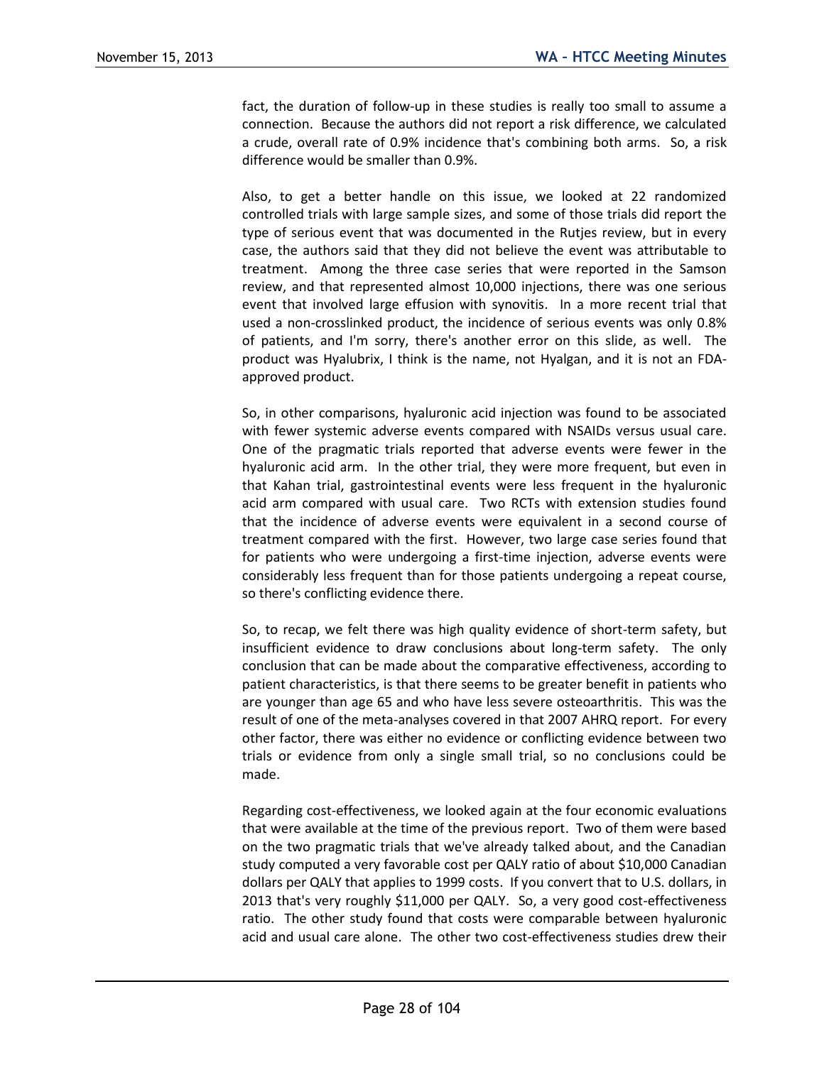fact, the duration of follow-up in these studies is really too small to assume a connection. Because the authors did not report a risk difference, we calculated a crude, overall rate of 0.9% incidence that's combining both arms. So, a risk difference would be smaller than 0.9%.

Also, to get a better handle on this issue, we looked at 22 randomized controlled trials with large sample sizes, and some of those trials did report the type of serious event that was documented in the Rutjes review, but in every case, the authors said that they did not believe the event was attributable to treatment. Among the three case series that were reported in the Samson review, and that represented almost 10,000 injections, there was one serious event that involved large effusion with synovitis. In a more recent trial that used a non-crosslinked product, the incidence of serious events was only 0.8% of patients, and I'm sorry, there's another error on this slide, as well. The product was Hyalubrix, I think is the name, not Hyalgan, and it is not an FDA-approved product.

So, in other comparisons, hyaluronic acid injection was found to be associated with fewer systemic adverse events compared with NSAIDs versus usual care. One of the pragmatic trials reported that adverse events were fewer in the hyaluronic acid arm. In the other trial, they were more frequent, but even in that Kahan trial, gastrointestinal events were less frequent in the hyaluronic acid arm compared with usual care. Two RCTs with extension studies found that the incidence of adverse events were equivalent in a second course of treatment compared with the first. However, two large case series found that for patients who were undergoing a first-time injection, adverse events were considerably less frequent than for those patients undergoing a repeat course, so there's conflicting evidence there.

So, to recap, we felt there was high quality evidence of short-term safety, but insufficient evidence to draw conclusions about long-term safety. The only conclusion that can be made about the comparative effectiveness, according to patient characteristics, is that there seems to be greater benefit in patients who are younger than age 65 and who have less severe osteoarthritis. This was the result of one of the meta-analyses covered in that 2007 AHRQ report. For every other factor, there was either no evidence or conflicting evidence between two trials or evidence from only a single small trial, so no conclusions could be made.

Regarding cost-effectiveness, we looked again at the four economic evaluations that were available at the time of the previous report. Two of them were based on the two pragmatic trials that we've already talked about, and the Canadian study computed a very favorable cost per QALY ratio of about $10,000 Canadian dollars per QALY that applies to 1999 costs. If you convert that to U.S. dollars, in 2013 that's very roughly $11,000 per QALY. So, a very good cost-effectiveness ratio. The other study found that costs were comparable between hyaluronic acid and usual care alone. The other two cost-effectiveness studies drew their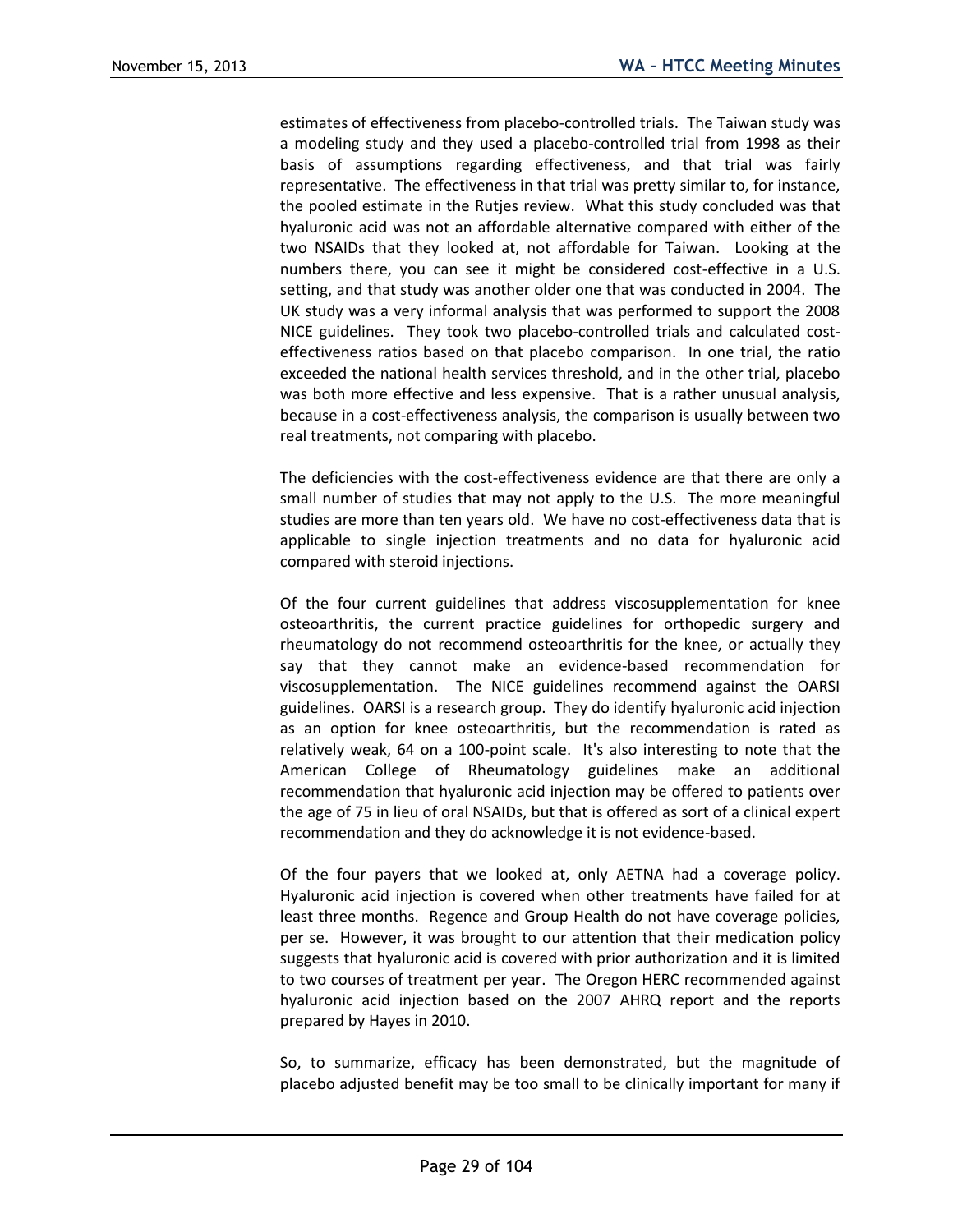estimates of effectiveness from placebo-controlled trials. The Taiwan study was a modeling study and they used a placebo-controlled trial from 1998 as their basis of assumptions regarding effectiveness, and that trial was fairly representative. The effectiveness in that trial was pretty similar to, for instance, the pooled estimate in the Rutjes review. What this study concluded was that hyaluronic acid was not an affordable alternative compared with either of the two NSAIDs that they looked at, not affordable for Taiwan. Looking at the numbers there, you can see it might be considered cost-effective in a U.S. setting, and that study was another older one that was conducted in 2004. The UK study was a very informal analysis that was performed to support the 2008 NICE guidelines. They took two placebo-controlled trials and calculated cost-effectiveness ratios based on that placebo comparison. In one trial, the ratio exceeded the national health services threshold, and in the other trial, placebo was both more effective and less expensive. That is a rather unusual analysis, because in a cost-effectiveness analysis, the comparison is usually between two real treatments, not comparing with placebo.

The deficiencies with the cost-effectiveness evidence are that there are only a small number of studies that may not apply to the U.S. The more meaningful studies are more than ten years old. We have no cost-effectiveness data that is applicable to single injection treatments and no data for hyaluronic acid compared with steroid injections.

Of the four current guidelines that address viscosupplementation for knee osteoarthritis, the current practice guidelines for orthopedic surgery and rheumatology do not recommend osteoarthritis for the knee, or actually they say that they cannot make an evidence-based recommendation for viscosupplementation. The NICE guidelines recommend against the OARSI guidelines. OARSI is a research group. They do identify hyaluronic acid injection as an option for knee osteoarthritis, but the recommendation is rated as relatively weak, 64 on a 100-point scale. It's also interesting to note that the American College of Rheumatology guidelines make an additional recommendation that hyaluronic acid injection may be offered to patients over the age of 75 in lieu of oral NSAIDs, but that is offered as sort of a clinical expert recommendation and they do acknowledge it is not evidence-based.

Of the four payers that we looked at, only AETNA had a coverage policy. Hyaluronic acid injection is covered when other treatments have failed for at least three months. Regence and Group Health do not have coverage policies, per se. However, it was brought to our attention that their medication policy suggests that hyaluronic acid is covered with prior authorization and it is limited to two courses of treatment per year. The Oregon HERC recommended against hyaluronic acid injection based on the 2007 AHRQ report and the reports prepared by Hayes in 2010.

So, to summarize, efficacy has been demonstrated, but the magnitude of placebo adjusted benefit may be too small to be clinically important for many if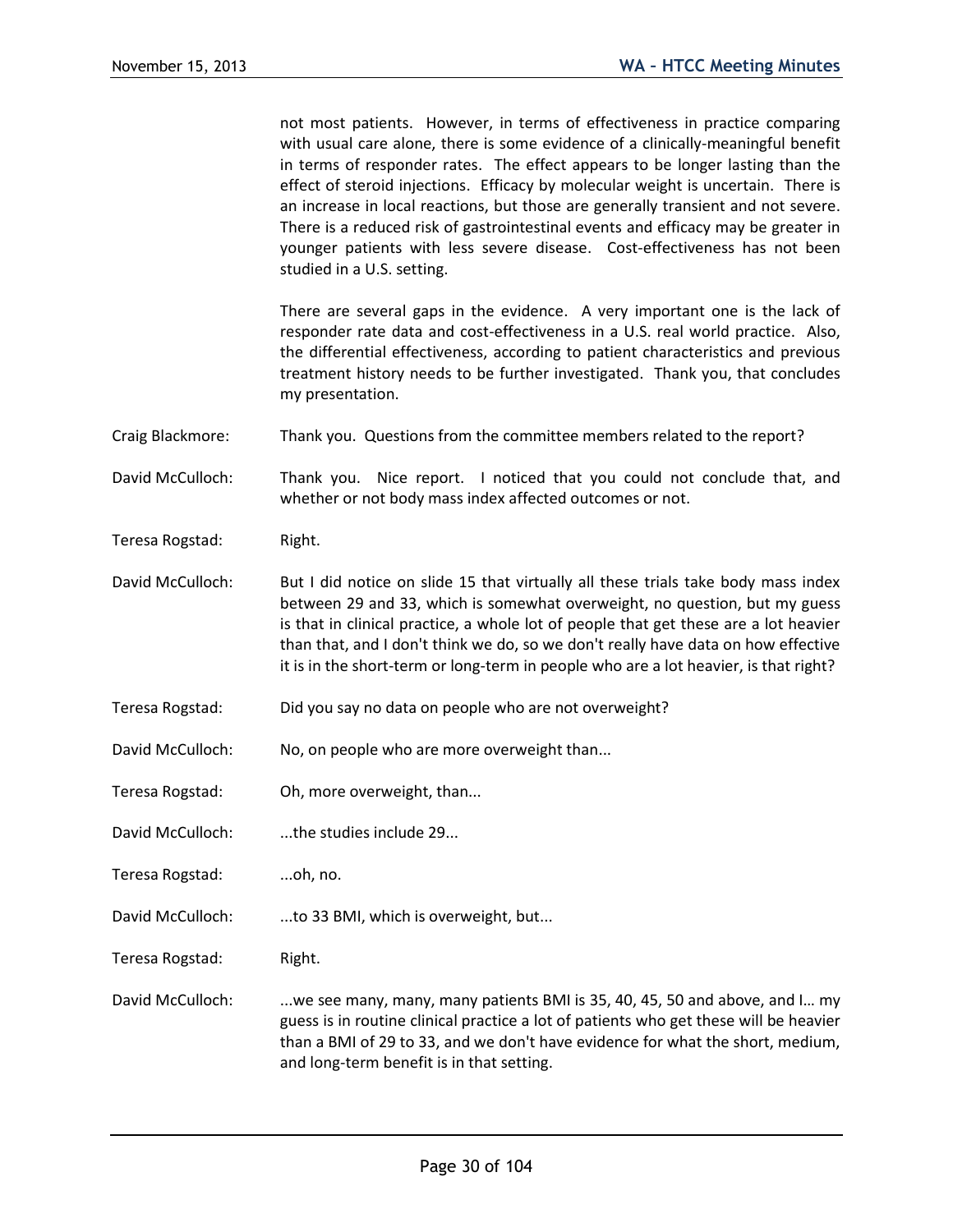not most patients. However, in terms of effectiveness in practice comparing with usual care alone, there is some evidence of a clinically-meaningful benefit in terms of responder rates. The effect appears to be longer lasting than the effect of steroid injections. Efficacy by molecular weight is uncertain. There is an increase in local reactions, but those are generally transient and not severe. There is a reduced risk of gastrointestinal events and efficacy may be greater in younger patients with less severe disease. Cost-effectiveness has not been studied in a U.S. setting.

There are several gaps in the evidence. A very important one is the lack of responder rate data and cost-effectiveness in a U.S. real world practice. Also, the differential effectiveness, according to patient characteristics and previous treatment history needs to be further investigated. Thank you, that concludes my presentation.

Craig Blackmore: Thank you. Questions from the committee members related to the report?

David McCulloch: Thank you. Nice report. I noticed that you could not conclude that, and whether or not body mass index affected outcomes or not.

Teresa Rogstad: Right.

David McCulloch: But I did notice on slide 15 that virtually all these trials take body mass index between 29 and 33, which is somewhat overweight, no question, but my guess is that in clinical practice, a whole lot of people that get these are a lot heavier than that, and I don't think we do, so we don't really have data on how effective it is in the short-term or long-term in people who are a lot heavier, is that right?

Teresa Rogstad: Did you say no data on people who are not overweight?

David McCulloch: No, on people who are more overweight than...

Teresa Rogstad: Oh, more overweight, than...

David McCulloch: ...the studies include 29...

Teresa Rogstad: ...oh, no.

David McCulloch: ...to 33 BMI, which is overweight, but...

Teresa Rogstad: Right.

David McCulloch: ...we see many, many, many patients BMI is 35, 40, 45, 50 and above, and I… my guess is in routine clinical practice a lot of patients who get these will be heavier than a BMI of 29 to 33, and we don't have evidence for what the short, medium, and long-term benefit is in that setting.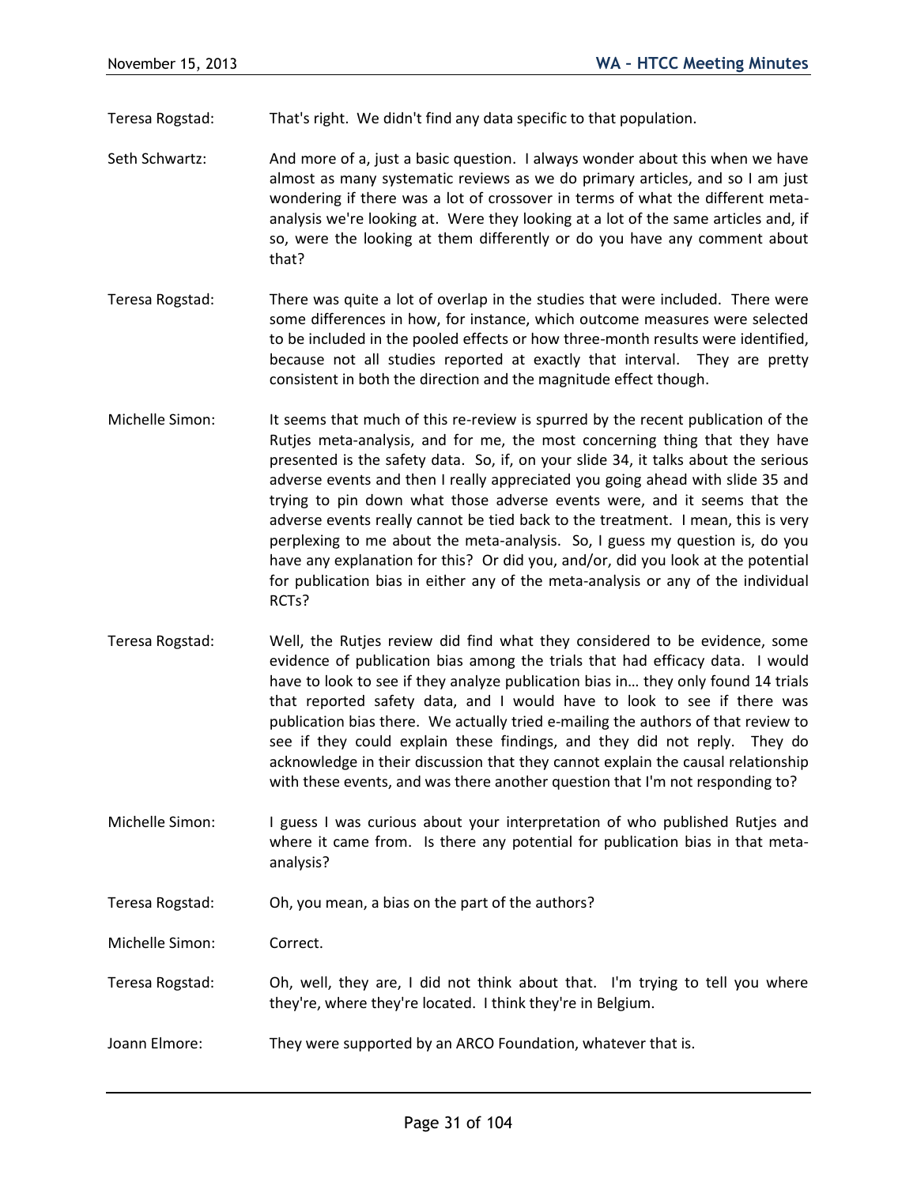Teresa Rogstad: That's right. We didn't find any data specific to that population.

Seth Schwartz: And more of a, just a basic question. I always wonder about this when we have almost as many systematic reviews as we do primary articles, and so I am just wondering if there was a lot of crossover in terms of what the different meta-analysis we're looking at. Were they looking at a lot of the same articles and, if so, were the looking at them differently or do you have any comment about that?

Teresa Rogstad: There was quite a lot of overlap in the studies that were included. There were some differences in how, for instance, which outcome measures were selected to be included in the pooled effects or how three-month results were identified, because not all studies reported at exactly that interval. They are pretty consistent in both the direction and the magnitude effect though.

Michelle Simon: It seems that much of this re-review is spurred by the recent publication of the Rutjes meta-analysis, and for me, the most concerning thing that they have presented is the safety data. So, if, on your slide 34, it talks about the serious adverse events and then I really appreciated you going ahead with slide 35 and trying to pin down what those adverse events were, and it seems that the adverse events really cannot be tied back to the treatment. I mean, this is very perplexing to me about the meta-analysis. So, I guess my question is, do you have any explanation for this? Or did you, and/or, did you look at the potential for publication bias in either any of the meta-analysis or any of the individual RCTs?

Teresa Rogstad: Well, the Rutjes review did find what they considered to be evidence, some evidence of publication bias among the trials that had efficacy data. I would have to look to see if they analyze publication bias in… they only found 14 trials that reported safety data, and I would have to look to see if there was publication bias there. We actually tried e-mailing the authors of that review to see if they could explain these findings, and they did not reply. They do acknowledge in their discussion that they cannot explain the causal relationship with these events, and was there another question that I'm not responding to?

Michelle Simon: I guess I was curious about your interpretation of who published Rutjes and where it came from. Is there any potential for publication bias in that meta-analysis?

Teresa Rogstad: Oh, you mean, a bias on the part of the authors?

Michelle Simon: Correct.

Teresa Rogstad: Oh, well, they are, I did not think about that. I'm trying to tell you where they're, where they're located. I think they're in Belgium.

Joann Elmore: They were supported by an ARCO Foundation, whatever that is.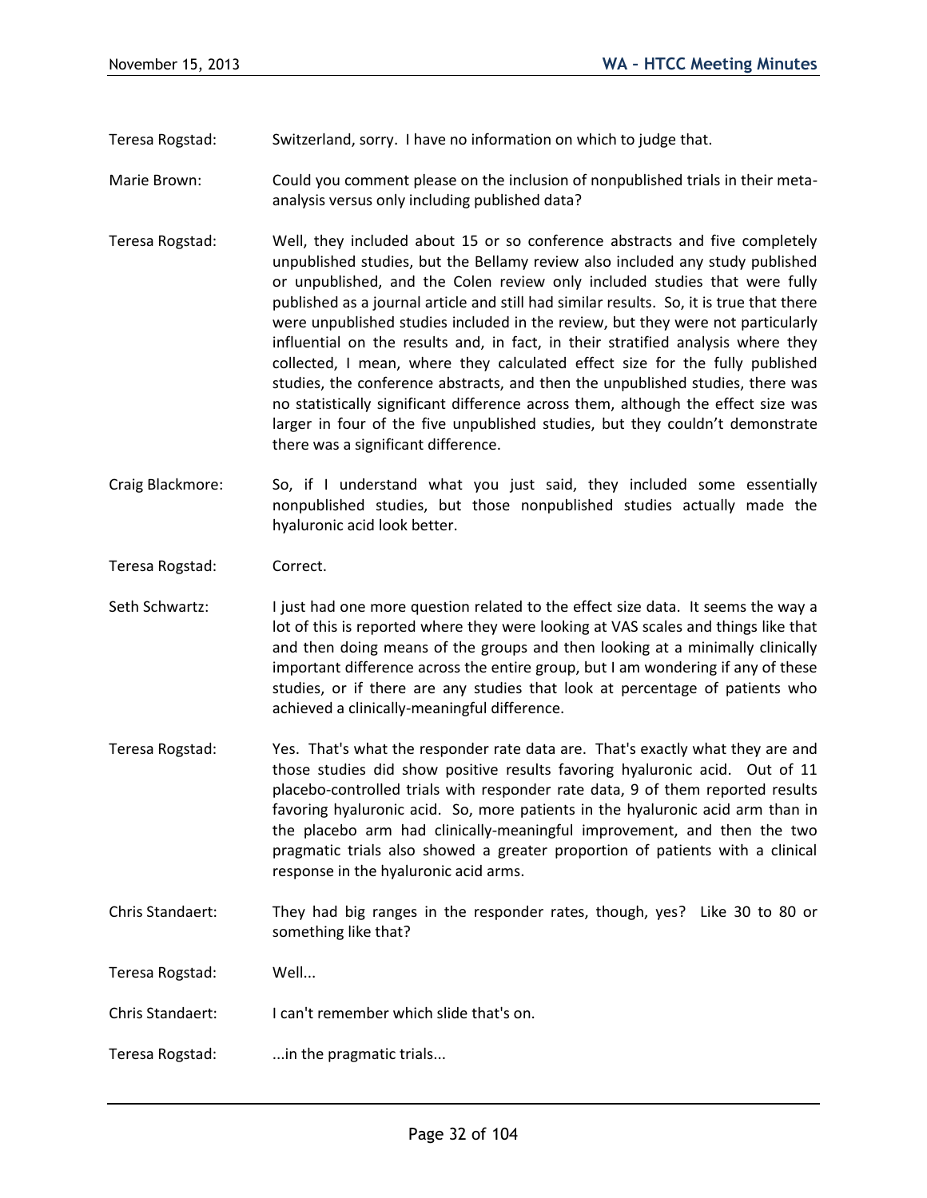Teresa Rogstad: Switzerland, sorry. I have no information on which to judge that.

Marie Brown: Could you comment please on the inclusion of nonpublished trials in their meta-analysis versus only including published data?

Teresa Rogstad: Well, they included about 15 or so conference abstracts and five completely unpublished studies, but the Bellamy review also included any study published or unpublished, and the Colen review only included studies that were fully published as a journal article and still had similar results. So, it is true that there were unpublished studies included in the review, but they were not particularly influential on the results and, in fact, in their stratified analysis where they collected, I mean, where they calculated effect size for the fully published studies, the conference abstracts, and then the unpublished studies, there was no statistically significant difference across them, although the effect size was larger in four of the five unpublished studies, but they couldn't demonstrate there was a significant difference.

Craig Blackmore: So, if I understand what you just said, they included some essentially nonpublished studies, but those nonpublished studies actually made the hyaluronic acid look better.

Teresa Rogstad: Correct.

Seth Schwartz: I just had one more question related to the effect size data. It seems the way a lot of this is reported where they were looking at VAS scales and things like that and then doing means of the groups and then looking at a minimally clinically important difference across the entire group, but I am wondering if any of these studies, or if there are any studies that look at percentage of patients who achieved a clinically-meaningful difference.

Teresa Rogstad: Yes. That's what the responder rate data are. That's exactly what they are and those studies did show positive results favoring hyaluronic acid. Out of 11 placebo-controlled trials with responder rate data, 9 of them reported results favoring hyaluronic acid. So, more patients in the hyaluronic acid arm than in the placebo arm had clinically-meaningful improvement, and then the two pragmatic trials also showed a greater proportion of patients with a clinical response in the hyaluronic acid arms.

Chris Standaert: They had big ranges in the responder rates, though, yes? Like 30 to 80 or something like that?

Teresa Rogstad: Well...

Chris Standaert: I can't remember which slide that's on.

Teresa Rogstad: ...in the pragmatic trials...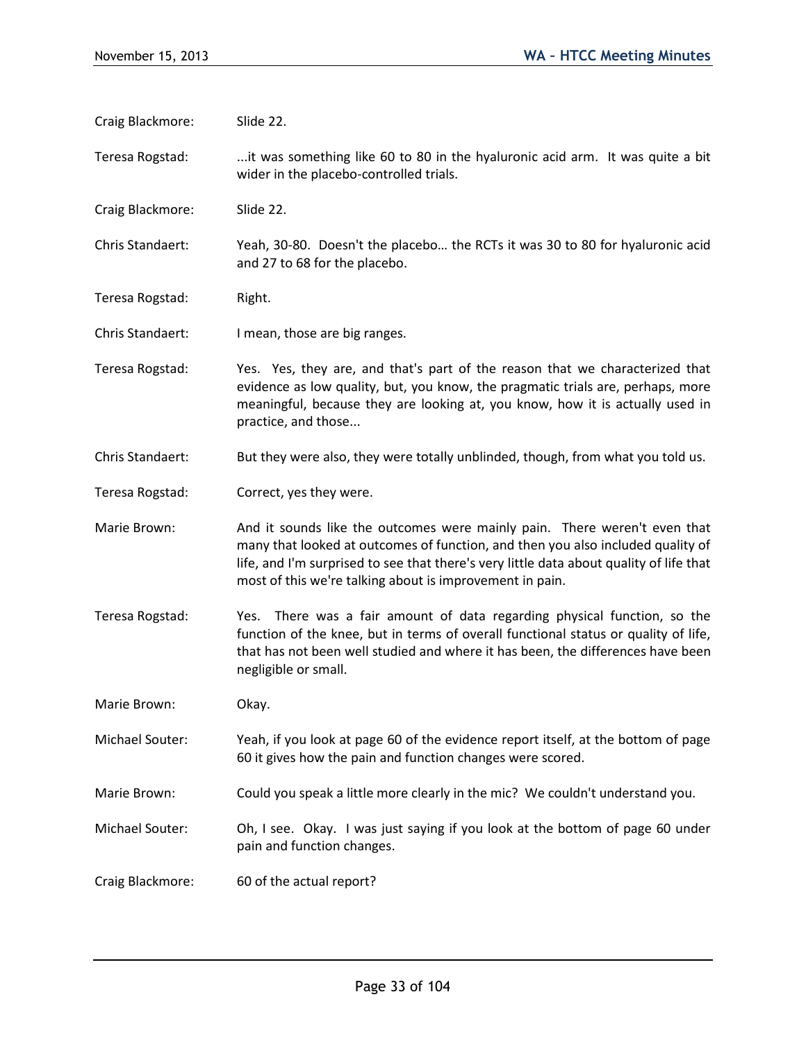Craig Blackmore: Slide 22.

Teresa Rogstad: ...it was something like 60 to 80 in the hyaluronic acid arm. It was quite a bit wider in the placebo-controlled trials.

Craig Blackmore: Slide 22.

Chris Standaert: Yeah, 30-80. Doesn't the placebo… the RCTs it was 30 to 80 for hyaluronic acid and 27 to 68 for the placebo.

Teresa Rogstad: Right.

Chris Standaert: I mean, those are big ranges.

Teresa Rogstad: Yes. Yes, they are, and that's part of the reason that we characterized that evidence as low quality, but, you know, the pragmatic trials are, perhaps, more meaningful, because they are looking at, you know, how it is actually used in practice, and those...

Chris Standaert: But they were also, they were totally unblinded, though, from what you told us.

Teresa Rogstad: Correct, yes they were.

Marie Brown: And it sounds like the outcomes were mainly pain. There weren't even that many that looked at outcomes of function, and then you also included quality of life, and I'm surprised to see that there's very little data about quality of life that most of this we're talking about is improvement in pain.

Teresa Rogstad: Yes. There was a fair amount of data regarding physical function, so the function of the knee, but in terms of overall functional status or quality of life, that has not been well studied and where it has been, the differences have been negligible or small.

Marie Brown: Okay.

Michael Souter: Yeah, if you look at page 60 of the evidence report itself, at the bottom of page 60 it gives how the pain and function changes were scored.

Marie Brown: Could you speak a little more clearly in the mic? We couldn't understand you.

Michael Souter: Oh, I see. Okay. I was just saying if you look at the bottom of page 60 under pain and function changes.

Craig Blackmore: 60 of the actual report?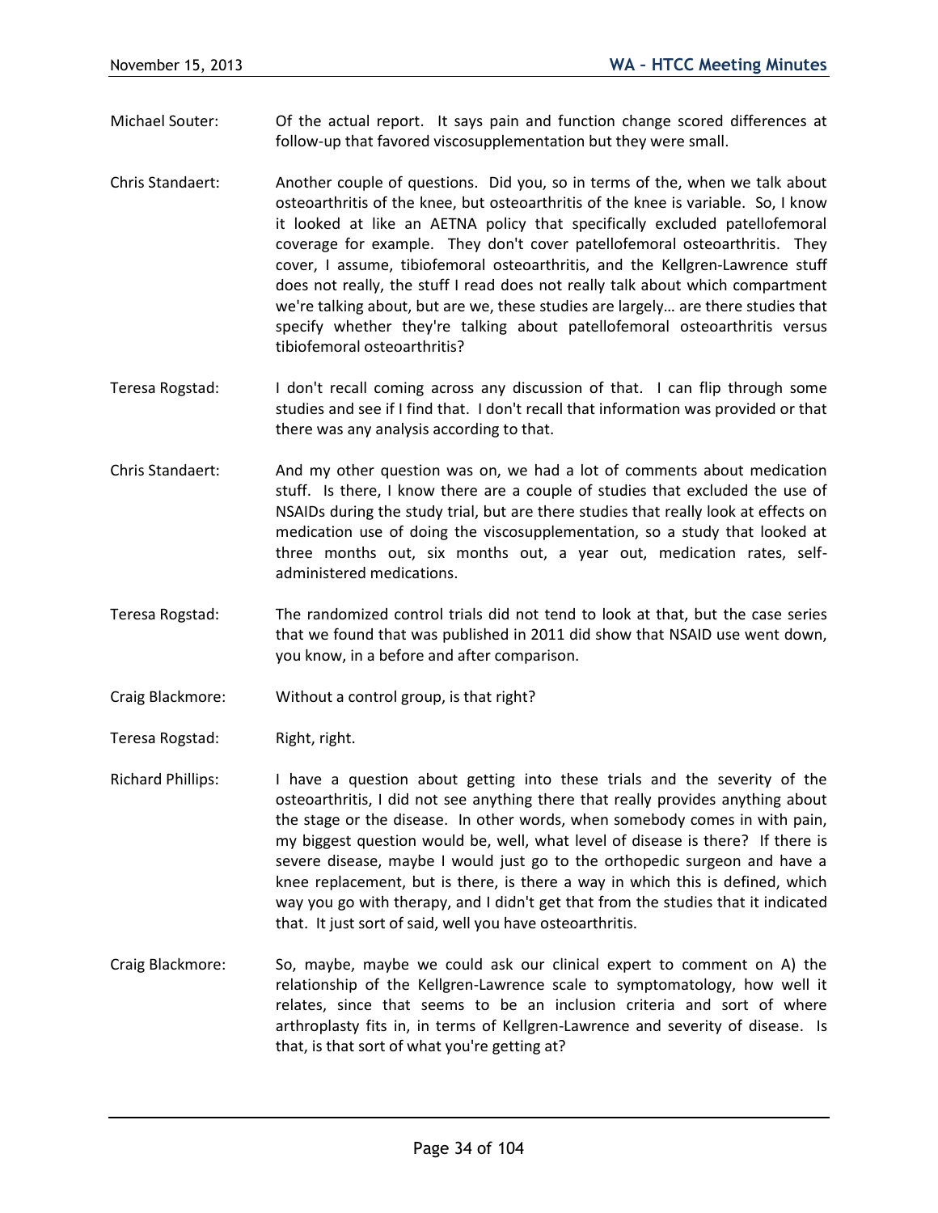Michael Souter: Of the actual report. It says pain and function change scored differences at follow-up that favored viscosupplementation but they were small.

Chris Standaert: Another couple of questions. Did you, so in terms of the, when we talk about osteoarthritis of the knee, but osteoarthritis of the knee is variable. So, I know it looked at like an AETNA policy that specifically excluded patellofemoral coverage for example. They don't cover patellofemoral osteoarthritis. They cover, I assume, tibiofemoral osteoarthritis, and the Kellgren-Lawrence stuff does not really, the stuff I read does not really talk about which compartment we're talking about, but are we, these studies are largely… are there studies that specify whether they're talking about patellofemoral osteoarthritis versus tibiofemoral osteoarthritis?

Teresa Rogstad: I don't recall coming across any discussion of that. I can flip through some studies and see if I find that. I don't recall that information was provided or that there was any analysis according to that.

Chris Standaert: And my other question was on, we had a lot of comments about medication stuff. Is there, I know there are a couple of studies that excluded the use of NSAIDs during the study trial, but are there studies that really look at effects on medication use of doing the viscosupplementation, so a study that looked at three months out, six months out, a year out, medication rates, self-administered medications.

Teresa Rogstad: The randomized control trials did not tend to look at that, but the case series that we found that was published in 2011 did show that NSAID use went down, you know, in a before and after comparison.

Craig Blackmore: Without a control group, is that right?

Teresa Rogstad: Right, right.

Richard Phillips: I have a question about getting into these trials and the severity of the osteoarthritis, I did not see anything there that really provides anything about the stage or the disease. In other words, when somebody comes in with pain, my biggest question would be, well, what level of disease is there? If there is severe disease, maybe I would just go to the orthopedic surgeon and have a knee replacement, but is there, is there a way in which this is defined, which way you go with therapy, and I didn't get that from the studies that it indicated that. It just sort of said, well you have osteoarthritis.

Craig Blackmore: So, maybe, maybe we could ask our clinical expert to comment on A) the relationship of the Kellgren-Lawrence scale to symptomatology, how well it relates, since that seems to be an inclusion criteria and sort of where arthroplasty fits in, in terms of Kellgren-Lawrence and severity of disease. Is that, is that sort of what you're getting at?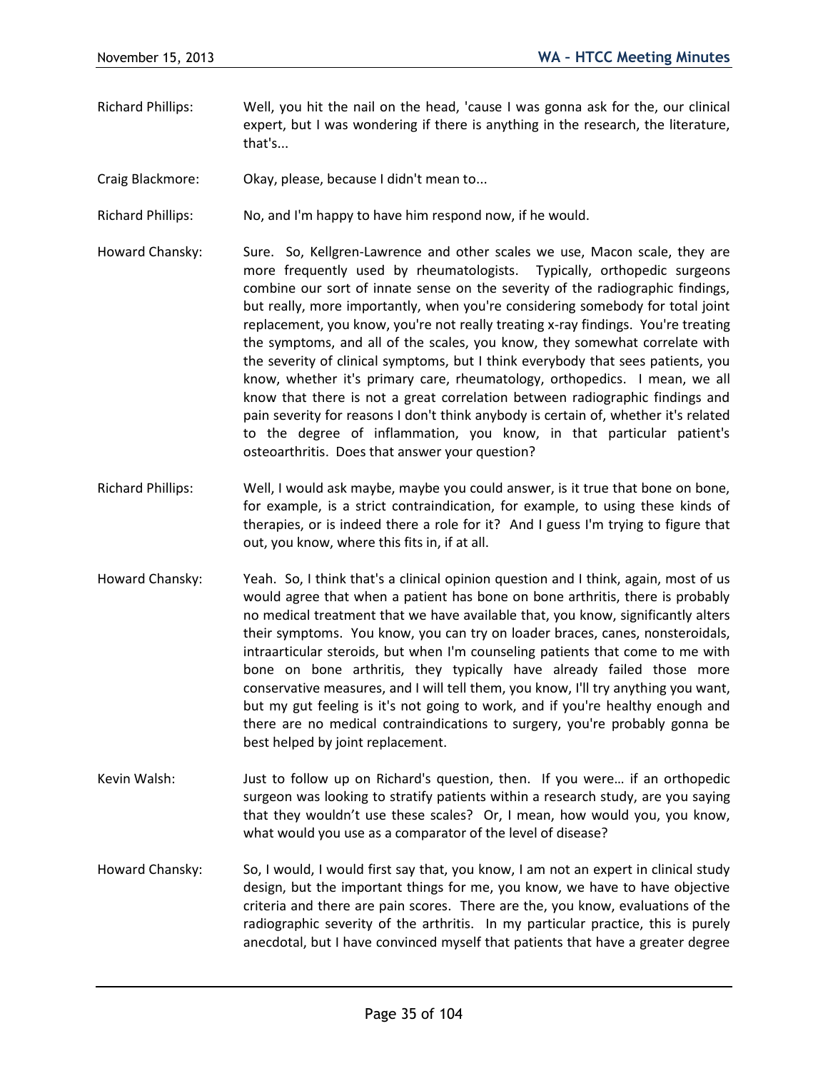Richard Phillips: Well, you hit the nail on the head, 'cause I was gonna ask for the, our clinical expert, but I was wondering if there is anything in the research, the literature, that's...

Craig Blackmore: Okay, please, because I didn't mean to...

Richard Phillips: No, and I'm happy to have him respond now, if he would.

Howard Chansky: Sure. So, Kellgren-Lawrence and other scales we use, Macon scale, they are more frequently used by rheumatologists. Typically, orthopedic surgeons combine our sort of innate sense on the severity of the radiographic findings, but really, more importantly, when you're considering somebody for total joint replacement, you know, you're not really treating x-ray findings. You're treating the symptoms, and all of the scales, you know, they somewhat correlate with the severity of clinical symptoms, but I think everybody that sees patients, you know, whether it's primary care, rheumatology, orthopedics. I mean, we all know that there is not a great correlation between radiographic findings and pain severity for reasons I don't think anybody is certain of, whether it's related to the degree of inflammation, you know, in that particular patient's osteoarthritis. Does that answer your question?

Richard Phillips: Well, I would ask maybe, maybe you could answer, is it true that bone on bone, for example, is a strict contraindication, for example, to using these kinds of therapies, or is indeed there a role for it? And I guess I'm trying to figure that out, you know, where this fits in, if at all.

Howard Chansky: Yeah. So, I think that's a clinical opinion question and I think, again, most of us would agree that when a patient has bone on bone arthritis, there is probably no medical treatment that we have available that, you know, significantly alters their symptoms. You know, you can try on loader braces, canes, nonsteroidals, intraarticular steroids, but when I'm counseling patients that come to me with bone on bone arthritis, they typically have already failed those more conservative measures, and I will tell them, you know, I'll try anything you want, but my gut feeling is it's not going to work, and if you're healthy enough and there are no medical contraindications to surgery, you're probably gonna be best helped by joint replacement.

Kevin Walsh: Just to follow up on Richard's question, then. If you were… if an orthopedic surgeon was looking to stratify patients within a research study, are you saying that they wouldn't use these scales? Or, I mean, how would you, you know, what would you use as a comparator of the level of disease?

Howard Chansky: So, I would, I would first say that, you know, I am not an expert in clinical study design, but the important things for me, you know, we have to have objective criteria and there are pain scores. There are the, you know, evaluations of the radiographic severity of the arthritis. In my particular practice, this is purely anecdotal, but I have convinced myself that patients that have a greater degree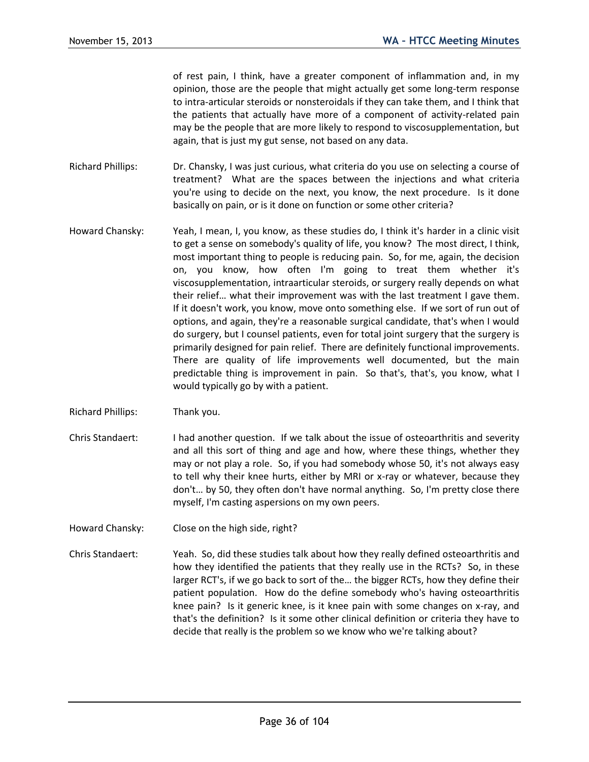of rest pain, I think, have a greater component of inflammation and, in my opinion, those are the people that might actually get some long-term response to intra-articular steroids or nonsteroidals if they can take them, and I think that the patients that actually have more of a component of activity-related pain may be the people that are more likely to respond to viscosupplementation, but again, that is just my gut sense, not based on any data.

Richard Phillips: Dr. Chansky, I was just curious, what criteria do you use on selecting a course of treatment? What are the spaces between the injections and what criteria you're using to decide on the next, you know, the next procedure. Is it done basically on pain, or is it done on function or some other criteria?

Howard Chansky: Yeah, I mean, I, you know, as these studies do, I think it's harder in a clinic visit to get a sense on somebody's quality of life, you know? The most direct, I think, most important thing to people is reducing pain. So, for me, again, the decision on, you know, how often I'm going to treat them whether it's viscosupplementation, intraarticular steroids, or surgery really depends on what their relief… what their improvement was with the last treatment I gave them. If it doesn't work, you know, move onto something else. If we sort of run out of options, and again, they're a reasonable surgical candidate, that's when I would do surgery, but I counsel patients, even for total joint surgery that the surgery is primarily designed for pain relief. There are definitely functional improvements. There are quality of life improvements well documented, but the main predictable thing is improvement in pain. So that's, that's, you know, what I would typically go by with a patient.

Richard Phillips: Thank you.

Chris Standaert: I had another question. If we talk about the issue of osteoarthritis and severity and all this sort of thing and age and how, where these things, whether they may or not play a role. So, if you had somebody whose 50, it's not always easy to tell why their knee hurts, either by MRI or x-ray or whatever, because they don't… by 50, they often don't have normal anything. So, I'm pretty close there myself, I'm casting aspersions on my own peers.

Howard Chansky: Close on the high side, right?

Chris Standaert: Yeah. So, did these studies talk about how they really defined osteoarthritis and how they identified the patients that they really use in the RCTs? So, in these larger RCT's, if we go back to sort of the… the bigger RCTs, how they define their patient population. How do the define somebody who's having osteoarthritis knee pain? Is it generic knee, is it knee pain with some changes on x-ray, and that's the definition? Is it some other clinical definition or criteria they have to decide that really is the problem so we know who we're talking about?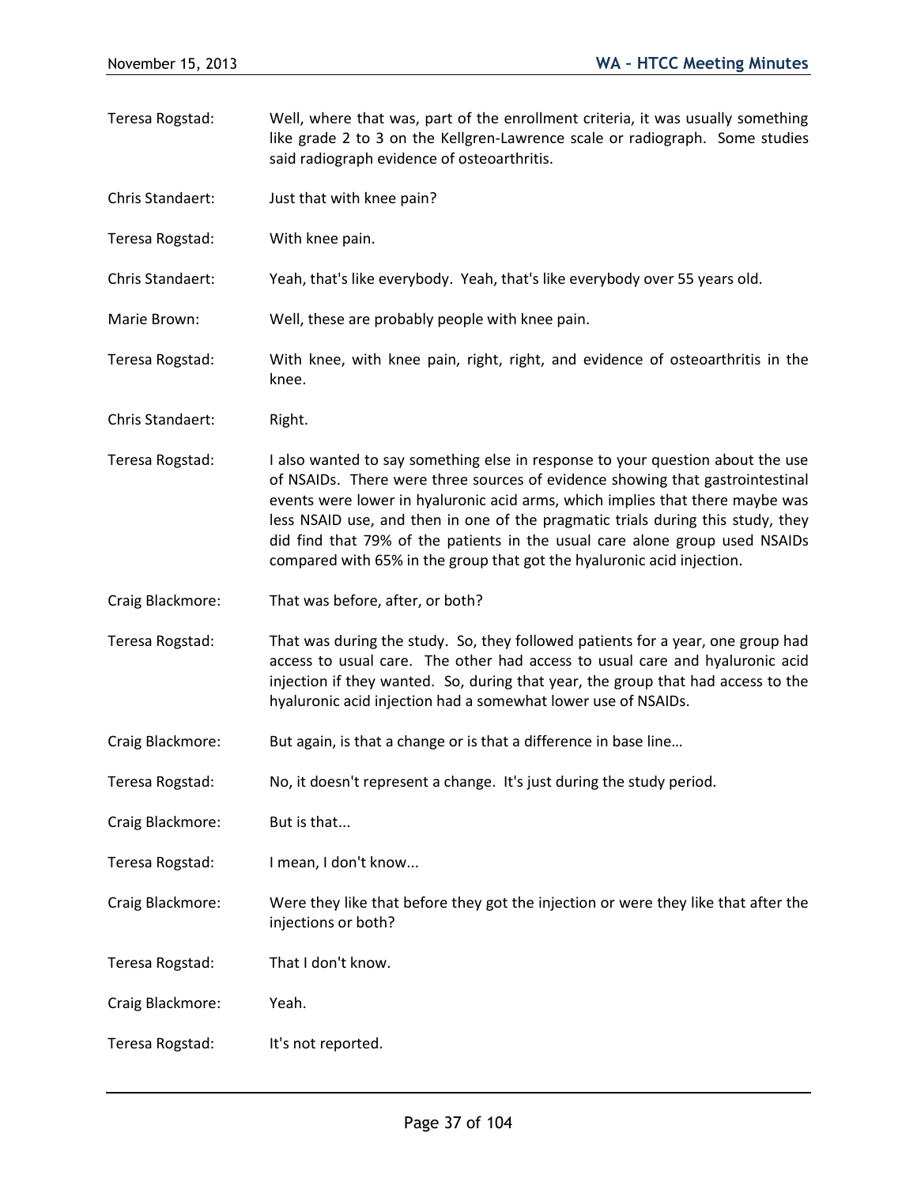Teresa Rogstad: Well, where that was, part of the enrollment criteria, it was usually something like grade 2 to 3 on the Kellgren-Lawrence scale or radiograph. Some studies said radiograph evidence of osteoarthritis.

Chris Standaert: Just that with knee pain?

Teresa Rogstad: With knee pain.

Chris Standaert: Yeah, that's like everybody. Yeah, that's like everybody over 55 years old.

Marie Brown: Well, these are probably people with knee pain.

Teresa Rogstad: With knee, with knee pain, right, right, and evidence of osteoarthritis in the knee.

Chris Standaert: Right.

Teresa Rogstad: I also wanted to say something else in response to your question about the use of NSAIDs. There were three sources of evidence showing that gastrointestinal events were lower in hyaluronic acid arms, which implies that there maybe was less NSAID use, and then in one of the pragmatic trials during this study, they did find that 79% of the patients in the usual care alone group used NSAIDs compared with 65% in the group that got the hyaluronic acid injection.

Craig Blackmore: That was before, after, or both?

Teresa Rogstad: That was during the study. So, they followed patients for a year, one group had access to usual care. The other had access to usual care and hyaluronic acid injection if they wanted. So, during that year, the group that had access to the hyaluronic acid injection had a somewhat lower use of NSAIDs.

Craig Blackmore: But again, is that a change or is that a difference in base line…

Teresa Rogstad: No, it doesn't represent a change. It's just during the study period.

Craig Blackmore: But is that...

Teresa Rogstad: I mean, I don't know...

Craig Blackmore: Were they like that before they got the injection or were they like that after the injections or both?

Teresa Rogstad: That I don't know.

Craig Blackmore: Yeah.

Teresa Rogstad: It's not reported.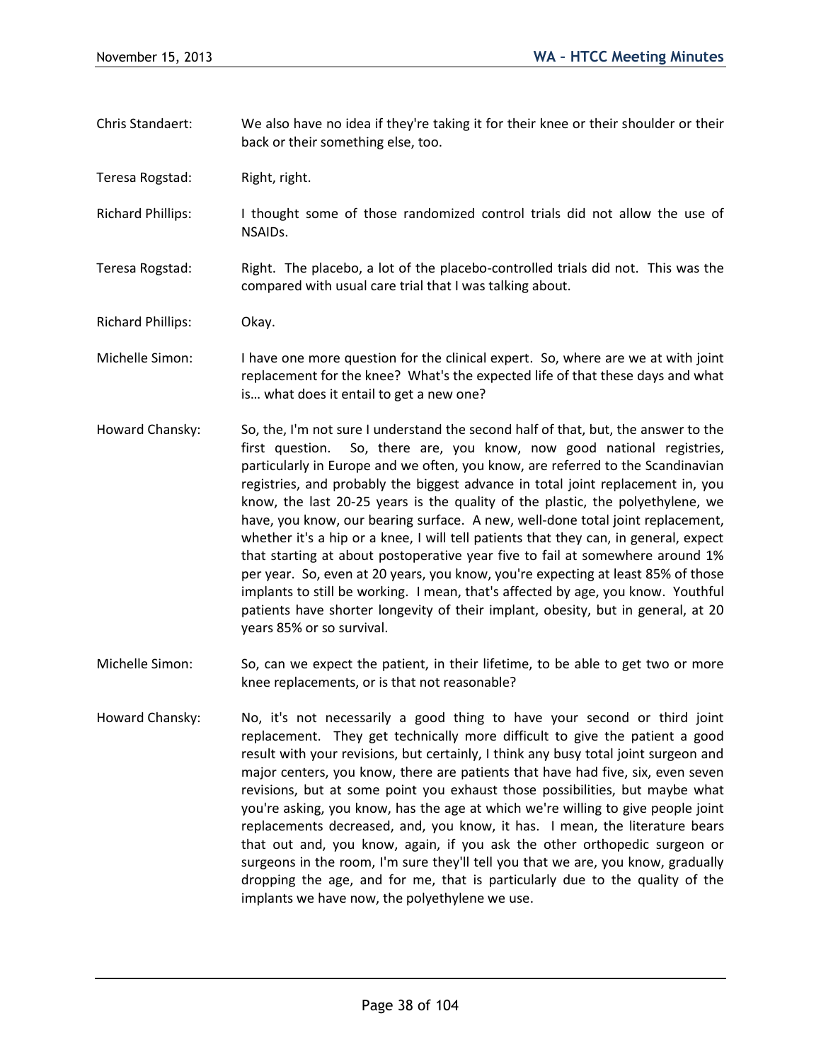Chris Standaert: We also have no idea if they're taking it for their knee or their shoulder or their back or their something else, too.

Teresa Rogstad: Right, right.

Richard Phillips: I thought some of those randomized control trials did not allow the use of NSAIDs.

Teresa Rogstad: Right. The placebo, a lot of the placebo-controlled trials did not. This was the compared with usual care trial that I was talking about.

Richard Phillips: Okay.

Michelle Simon: I have one more question for the clinical expert. So, where are we at with joint replacement for the knee? What's the expected life of that these days and what is… what does it entail to get a new one?

Howard Chansky: So, the, I'm not sure I understand the second half of that, but, the answer to the first question. So, there are, you know, now good national registries, particularly in Europe and we often, you know, are referred to the Scandinavian registries, and probably the biggest advance in total joint replacement in, you know, the last 20-25 years is the quality of the plastic, the polyethylene, we have, you know, our bearing surface. A new, well-done total joint replacement, whether it's a hip or a knee, I will tell patients that they can, in general, expect that starting at about postoperative year five to fail at somewhere around 1% per year. So, even at 20 years, you know, you're expecting at least 85% of those implants to still be working. I mean, that's affected by age, you know. Youthful patients have shorter longevity of their implant, obesity, but in general, at 20 years 85% or so survival.

Michelle Simon: So, can we expect the patient, in their lifetime, to be able to get two or more knee replacements, or is that not reasonable?

Howard Chansky: No, it's not necessarily a good thing to have your second or third joint replacement. They get technically more difficult to give the patient a good result with your revisions, but certainly, I think any busy total joint surgeon and major centers, you know, there are patients that have had five, six, even seven revisions, but at some point you exhaust those possibilities, but maybe what you're asking, you know, has the age at which we're willing to give people joint replacements decreased, and, you know, it has. I mean, the literature bears that out and, you know, again, if you ask the other orthopedic surgeon or surgeons in the room, I'm sure they'll tell you that we are, you know, gradually dropping the age, and for me, that is particularly due to the quality of the implants we have now, the polyethylene we use.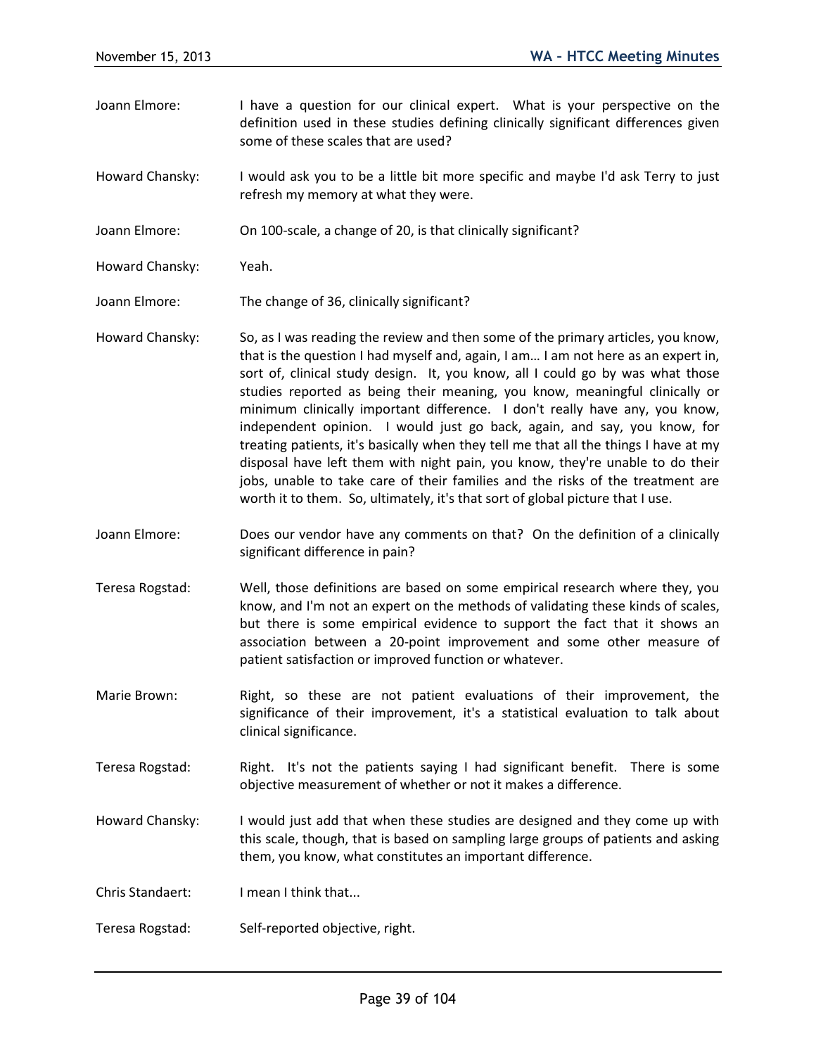Joann Elmore: I have a question for our clinical expert. What is your perspective on the definition used in these studies defining clinically significant differences given some of these scales that are used?

Howard Chansky: I would ask you to be a little bit more specific and maybe I'd ask Terry to just refresh my memory at what they were.

Joann Elmore: On 100-scale, a change of 20, is that clinically significant?

Howard Chansky: Yeah.

Joann Elmore: The change of 36, clinically significant?

Howard Chansky: So, as I was reading the review and then some of the primary articles, you know, that is the question I had myself and, again, I am… I am not here as an expert in, sort of, clinical study design. It, you know, all I could go by was what those studies reported as being their meaning, you know, meaningful clinically or minimum clinically important difference. I don't really have any, you know, independent opinion. I would just go back, again, and say, you know, for treating patients, it's basically when they tell me that all the things I have at my disposal have left them with night pain, you know, they're unable to do their jobs, unable to take care of their families and the risks of the treatment are worth it to them. So, ultimately, it's that sort of global picture that I use.

Joann Elmore: Does our vendor have any comments on that? On the definition of a clinically significant difference in pain?

Teresa Rogstad: Well, those definitions are based on some empirical research where they, you know, and I'm not an expert on the methods of validating these kinds of scales, but there is some empirical evidence to support the fact that it shows an association between a 20-point improvement and some other measure of patient satisfaction or improved function or whatever.

Marie Brown: Right, so these are not patient evaluations of their improvement, the significance of their improvement, it's a statistical evaluation to talk about clinical significance.

Teresa Rogstad: Right. It's not the patients saying I had significant benefit. There is some objective measurement of whether or not it makes a difference.

Howard Chansky: I would just add that when these studies are designed and they come up with this scale, though, that is based on sampling large groups of patients and asking them, you know, what constitutes an important difference.

Chris Standaert: I mean I think that...

Teresa Rogstad: Self-reported objective, right.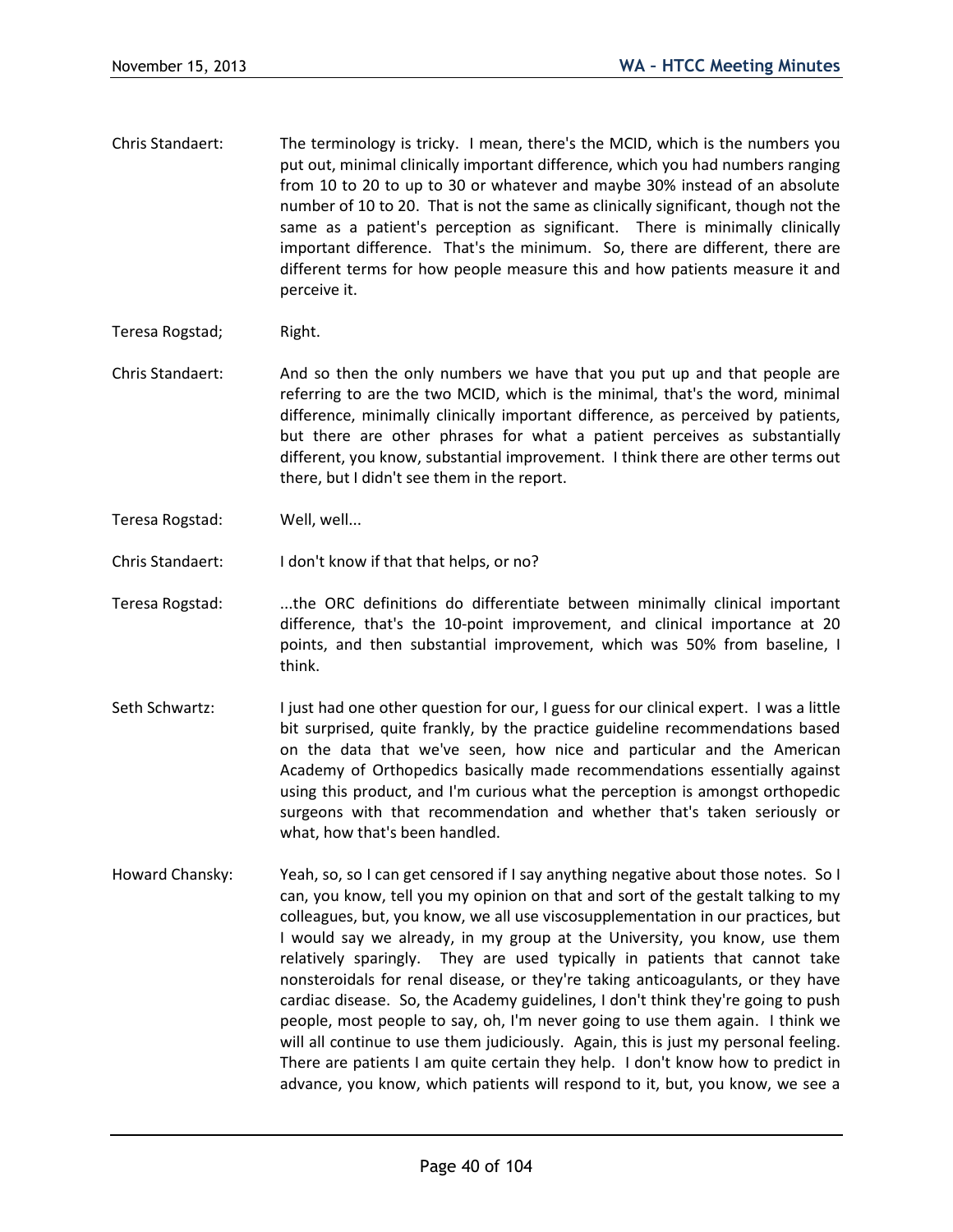Chris Standaert: The terminology is tricky. I mean, there's the MCID, which is the numbers you put out, minimal clinically important difference, which you had numbers ranging from 10 to 20 to up to 30 or whatever and maybe 30% instead of an absolute number of 10 to 20. That is not the same as clinically significant, though not the same as a patient's perception as significant. There is minimally clinically important difference. That's the minimum. So, there are different, there are different terms for how people measure this and how patients measure it and perceive it.

Teresa Rogstad; Right.

Chris Standaert: And so then the only numbers we have that you put up and that people are referring to are the two MCID, which is the minimal, that's the word, minimal difference, minimally clinically important difference, as perceived by patients, but there are other phrases for what a patient perceives as substantially different, you know, substantial improvement. I think there are other terms out there, but I didn't see them in the report.

Teresa Rogstad: Well, well...

Chris Standaert: I don't know if that that helps, or no?

Teresa Rogstad: ...the ORC definitions do differentiate between minimally clinical important difference, that's the 10-point improvement, and clinical importance at 20 points, and then substantial improvement, which was 50% from baseline, I think.

Seth Schwartz: I just had one other question for our, I guess for our clinical expert. I was a little bit surprised, quite frankly, by the practice guideline recommendations based on the data that we've seen, how nice and particular and the American Academy of Orthopedics basically made recommendations essentially against using this product, and I'm curious what the perception is amongst orthopedic surgeons with that recommendation and whether that's taken seriously or what, how that's been handled.

Howard Chansky: Yeah, so, so I can get censored if I say anything negative about those notes. So I can, you know, tell you my opinion on that and sort of the gestalt talking to my colleagues, but, you know, we all use viscosupplementation in our practices, but I would say we already, in my group at the University, you know, use them relatively sparingly. They are used typically in patients that cannot take nonsteroidals for renal disease, or they're taking anticoagulants, or they have cardiac disease. So, the Academy guidelines, I don't think they're going to push people, most people to say, oh, I'm never going to use them again. I think we will all continue to use them judiciously. Again, this is just my personal feeling. There are patients I am quite certain they help. I don't know how to predict in advance, you know, which patients will respond to it, but, you know, we see a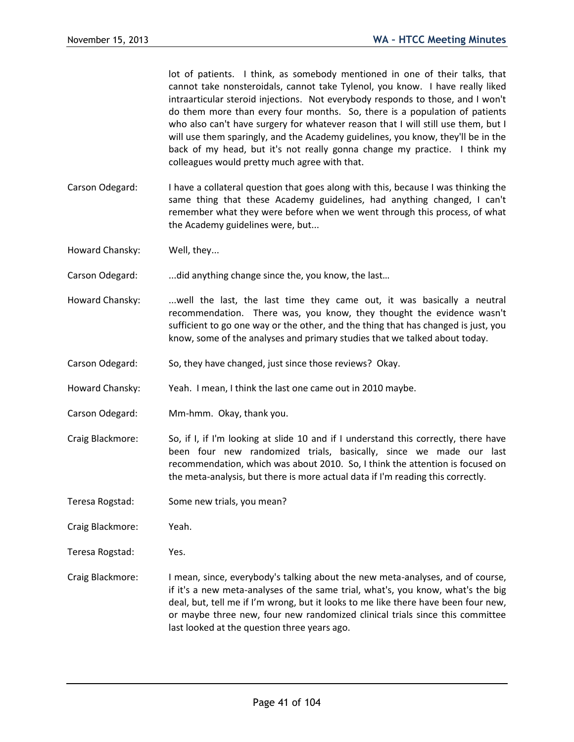lot of patients. I think, as somebody mentioned in one of their talks, that cannot take nonsteroidals, cannot take Tylenol, you know. I have really liked intraarticular steroid injections. Not everybody responds to those, and I won't do them more than every four months. So, there is a population of patients who also can't have surgery for whatever reason that I will still use them, but I will use them sparingly, and the Academy guidelines, you know, they'll be in the back of my head, but it's not really gonna change my practice. I think my colleagues would pretty much agree with that.

Carson Odegard: I have a collateral question that goes along with this, because I was thinking the same thing that these Academy guidelines, had anything changed, I can't remember what they were before when we went through this process, of what the Academy guidelines were, but...

Howard Chansky: Well, they...

Carson Odegard: ...did anything change since the, you know, the last…

Howard Chansky: ...well the last, the last time they came out, it was basically a neutral recommendation. There was, you know, they thought the evidence wasn't sufficient to go one way or the other, and the thing that has changed is just, you know, some of the analyses and primary studies that we talked about today.

Carson Odegard: So, they have changed, just since those reviews? Okay.

Howard Chansky: Yeah. I mean, I think the last one came out in 2010 maybe.

Carson Odegard: Mm-hmm. Okay, thank you.

Craig Blackmore: So, if I, if I'm looking at slide 10 and if I understand this correctly, there have been four new randomized trials, basically, since we made our last recommendation, which was about 2010. So, I think the attention is focused on the meta-analysis, but there is more actual data if I'm reading this correctly.

Teresa Rogstad: Some new trials, you mean?

Craig Blackmore: Yeah.

Teresa Rogstad: Yes.

Craig Blackmore: I mean, since, everybody's talking about the new meta-analyses, and of course, if it's a new meta-analyses of the same trial, what's, you know, what's the big deal, but, tell me if I'm wrong, but it looks to me like there have been four new, or maybe three new, four new randomized clinical trials since this committee last looked at the question three years ago.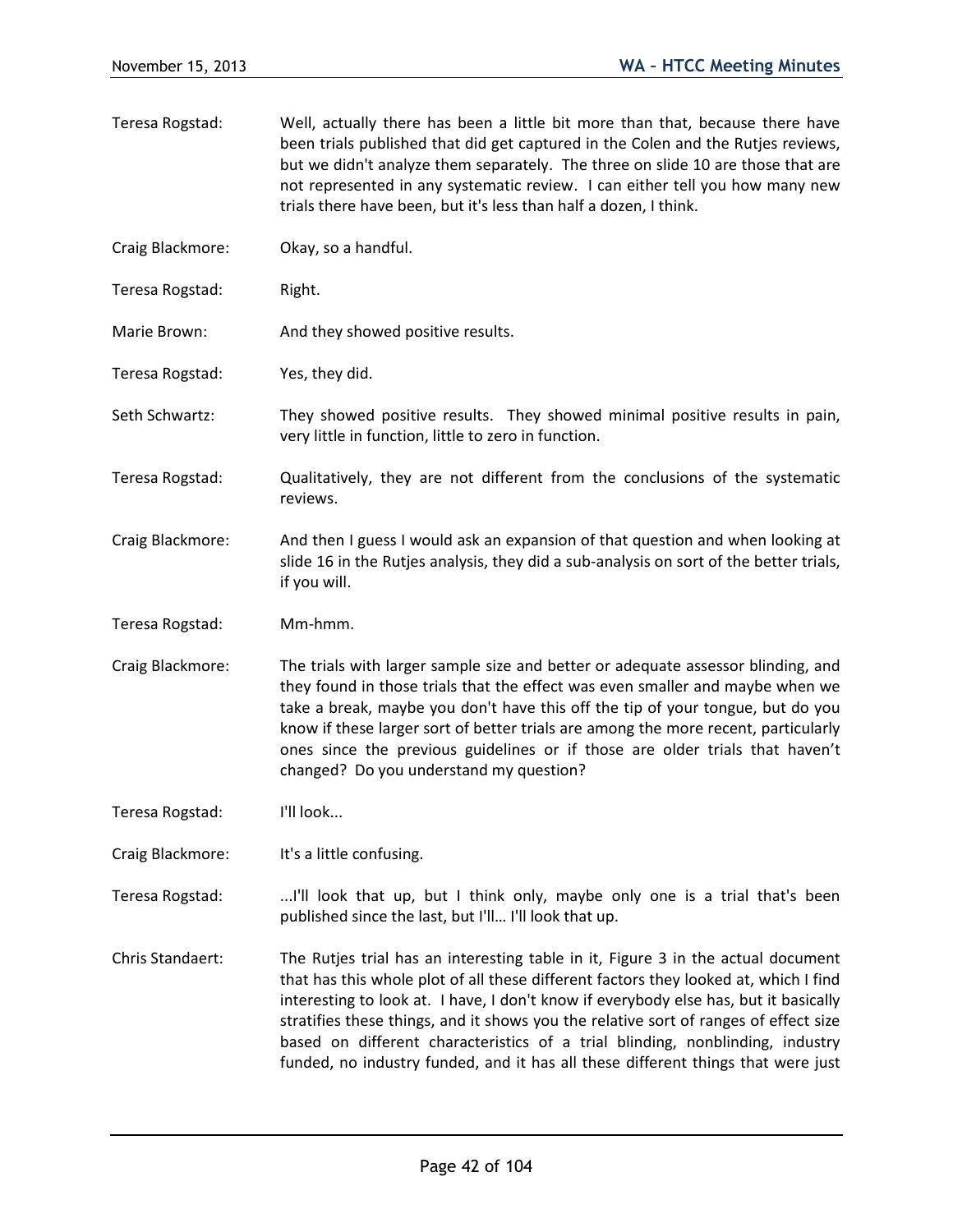Teresa Rogstad: Well, actually there has been a little bit more than that, because there have been trials published that did get captured in the Colen and the Rutjes reviews, but we didn't analyze them separately. The three on slide 10 are those that are not represented in any systematic review. I can either tell you how many new trials there have been, but it's less than half a dozen, I think.

Craig Blackmore: Okay, so a handful.

Teresa Rogstad: Right.

Marie Brown: And they showed positive results.

Teresa Rogstad: Yes, they did.

Seth Schwartz: They showed positive results. They showed minimal positive results in pain, very little in function, little to zero in function.

Teresa Rogstad: Qualitatively, they are not different from the conclusions of the systematic reviews.

Craig Blackmore: And then I guess I would ask an expansion of that question and when looking at slide 16 in the Rutjes analysis, they did a sub-analysis on sort of the better trials, if you will.

Teresa Rogstad: Mm-hmm.

Craig Blackmore: The trials with larger sample size and better or adequate assessor blinding, and they found in those trials that the effect was even smaller and maybe when we take a break, maybe you don't have this off the tip of your tongue, but do you know if these larger sort of better trials are among the more recent, particularly ones since the previous guidelines or if those are older trials that haven't changed? Do you understand my question?

Teresa Rogstad: I'll look...

Craig Blackmore: It's a little confusing.

Teresa Rogstad: ...I'll look that up, but I think only, maybe only one is a trial that's been published since the last, but I'll... I'll look that up.

Chris Standaert: The Rutjes trial has an interesting table in it, Figure 3 in the actual document that has this whole plot of all these different factors they looked at, which I find interesting to look at. I have, I don't know if everybody else has, but it basically stratifies these things, and it shows you the relative sort of ranges of effect size based on different characteristics of a trial blinding, nonblinding, industry funded, no industry funded, and it has all these different things that were just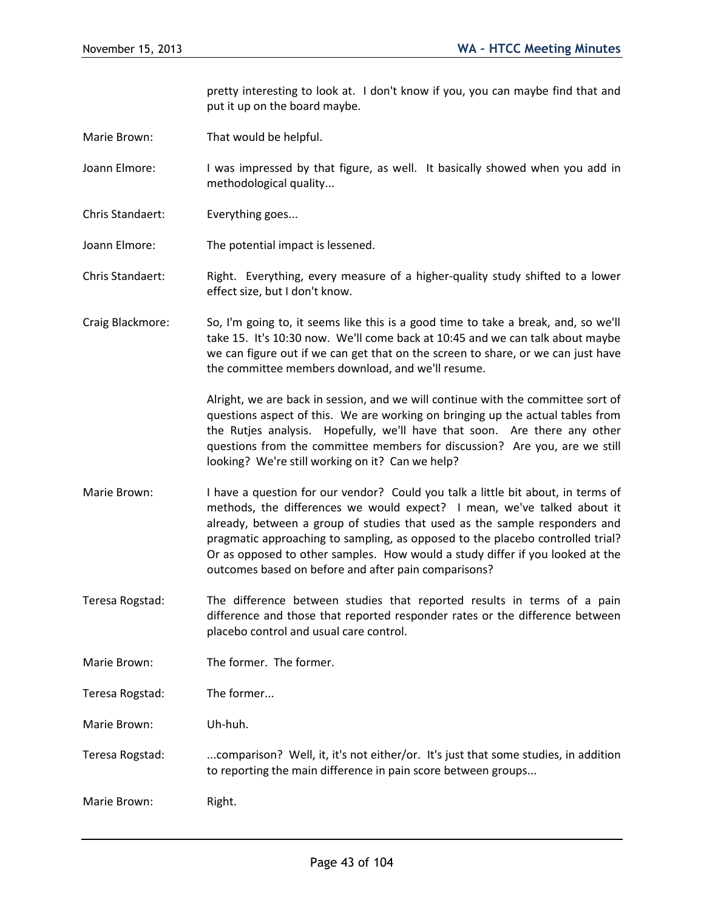pretty interesting to look at. I don't know if you, you can maybe find that and put it up on the board maybe.

Marie Brown: That would be helpful.

Joann Elmore: I was impressed by that figure, as well. It basically showed when you add in methodological quality...

Chris Standaert: Everything goes...

Joann Elmore: The potential impact is lessened.

Chris Standaert: Right. Everything, every measure of a higher-quality study shifted to a lower effect size, but I don't know.

Craig Blackmore: So, I'm going to, it seems like this is a good time to take a break, and, so we'll take 15. It's 10:30 now. We'll come back at 10:45 and we can talk about maybe we can figure out if we can get that on the screen to share, or we can just have the committee members download, and we'll resume.

Alright, we are back in session, and we will continue with the committee sort of questions aspect of this. We are working on bringing up the actual tables from the Rutjes analysis. Hopefully, we'll have that soon. Are there any other questions from the committee members for discussion? Are you, are we still looking? We're still working on it? Can we help?

Marie Brown: I have a question for our vendor? Could you talk a little bit about, in terms of methods, the differences we would expect? I mean, we've talked about it already, between a group of studies that used as the sample responders and pragmatic approaching to sampling, as opposed to the placebo controlled trial? Or as opposed to other samples. How would a study differ if you looked at the outcomes based on before and after pain comparisons?

Teresa Rogstad: The difference between studies that reported results in terms of a pain difference and those that reported responder rates or the difference between placebo control and usual care control.

Marie Brown: The former. The former.

Teresa Rogstad: The former...

Marie Brown: Uh-huh.

Teresa Rogstad: ...comparison? Well, it, it's not either/or. It's just that some studies, in addition to reporting the main difference in pain score between groups...

Marie Brown: Right.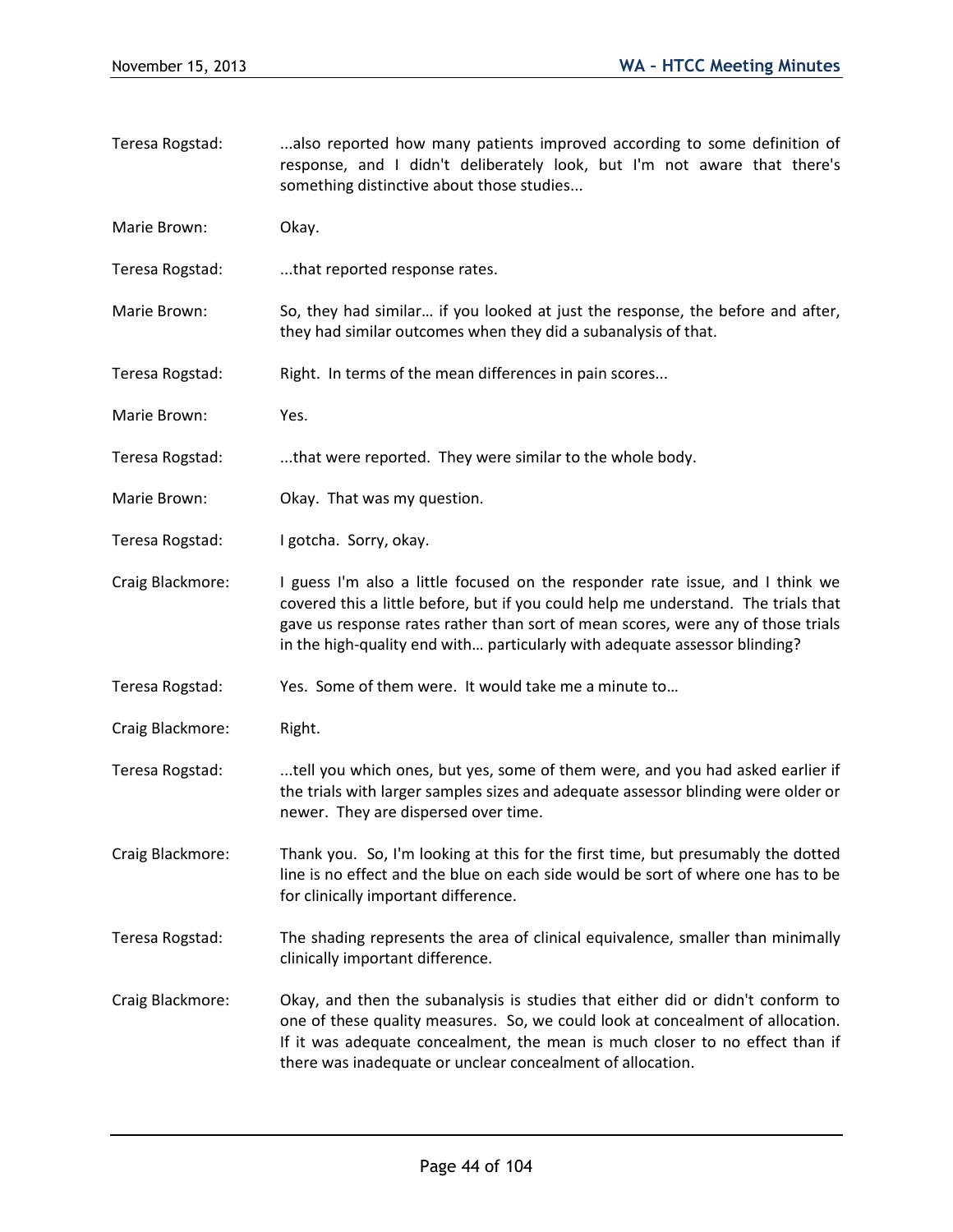Teresa Rogstad: ...also reported how many patients improved according to some definition of response, and I didn't deliberately look, but I'm not aware that there's something distinctive about those studies...

Marie Brown: Okay.

Teresa Rogstad: ...that reported response rates.

Marie Brown: So, they had similar… if you looked at just the response, the before and after, they had similar outcomes when they did a subanalysis of that.

Teresa Rogstad: Right. In terms of the mean differences in pain scores...

Marie Brown: Yes.

Teresa Rogstad: ...that were reported. They were similar to the whole body.

Marie Brown: Okay. That was my question.

Teresa Rogstad: I gotcha. Sorry, okay.

Craig Blackmore: I guess I'm also a little focused on the responder rate issue, and I think we covered this a little before, but if you could help me understand. The trials that gave us response rates rather than sort of mean scores, were any of those trials in the high-quality end with… particularly with adequate assessor blinding?

Teresa Rogstad: Yes. Some of them were. It would take me a minute to…

Craig Blackmore: Right.

Teresa Rogstad: ...tell you which ones, but yes, some of them were, and you had asked earlier if the trials with larger samples sizes and adequate assessor blinding were older or newer. They are dispersed over time.

Craig Blackmore: Thank you. So, I'm looking at this for the first time, but presumably the dotted line is no effect and the blue on each side would be sort of where one has to be for clinically important difference.

Teresa Rogstad: The shading represents the area of clinical equivalence, smaller than minimally clinically important difference.

Craig Blackmore: Okay, and then the subanalysis is studies that either did or didn't conform to one of these quality measures. So, we could look at concealment of allocation. If it was adequate concealment, the mean is much closer to no effect than if there was inadequate or unclear concealment of allocation.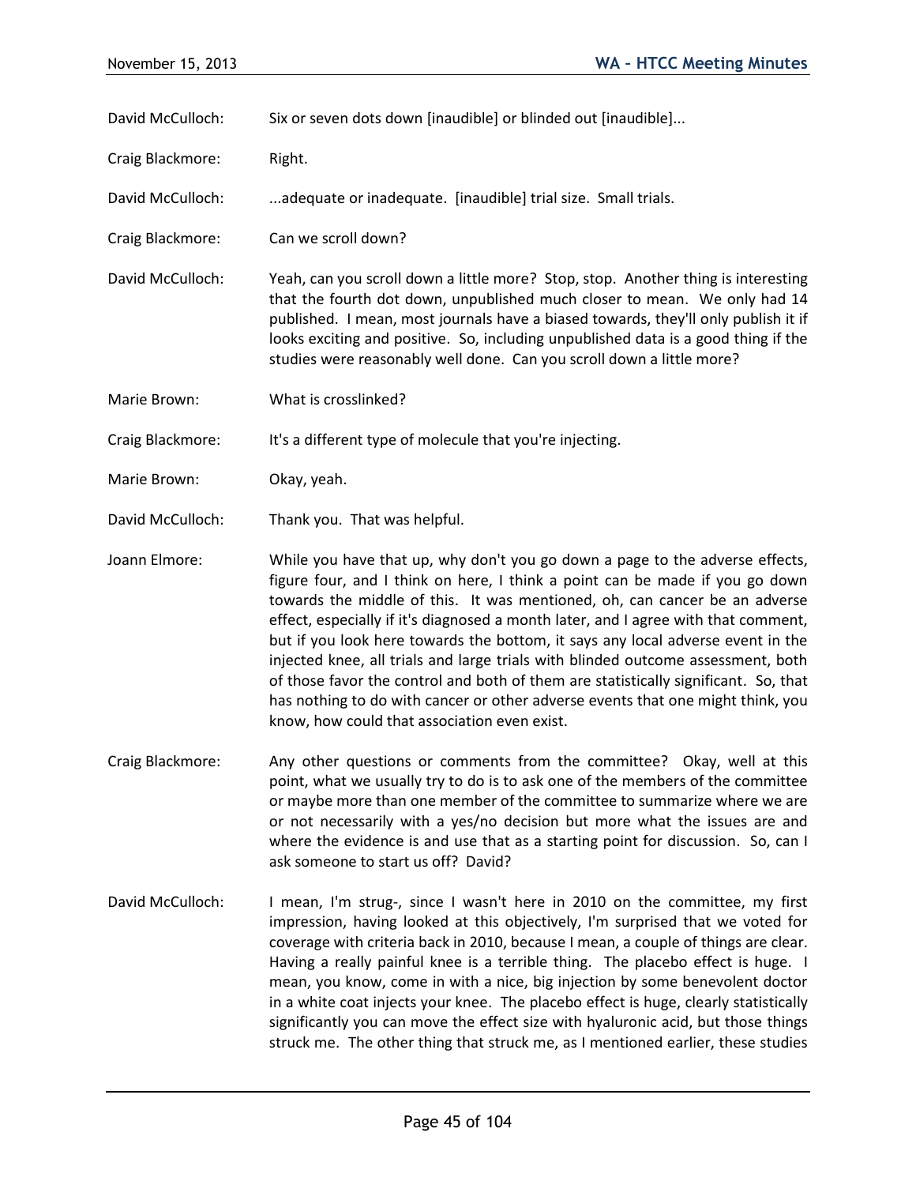David McCulloch: Six or seven dots down [inaudible] or blinded out [inaudible]...

Craig Blackmore: Right.

David McCulloch: ...adequate or inadequate. [inaudible] trial size. Small trials.

Craig Blackmore: Can we scroll down?

David McCulloch: Yeah, can you scroll down a little more? Stop, stop. Another thing is interesting that the fourth dot down, unpublished much closer to mean. We only had 14 published. I mean, most journals have a biased towards, they'll only publish it if looks exciting and positive. So, including unpublished data is a good thing if the studies were reasonably well done. Can you scroll down a little more?

Marie Brown: What is crosslinked?

Craig Blackmore: It's a different type of molecule that you're injecting.

Marie Brown: Okay, yeah.

David McCulloch: Thank you. That was helpful.

Joann Elmore: While you have that up, why don't you go down a page to the adverse effects, figure four, and I think on here, I think a point can be made if you go down towards the middle of this. It was mentioned, oh, can cancer be an adverse effect, especially if it's diagnosed a month later, and I agree with that comment, but if you look here towards the bottom, it says any local adverse event in the injected knee, all trials and large trials with blinded outcome assessment, both of those favor the control and both of them are statistically significant. So, that has nothing to do with cancer or other adverse events that one might think, you know, how could that association even exist.

Craig Blackmore: Any other questions or comments from the committee? Okay, well at this point, what we usually try to do is to ask one of the members of the committee or maybe more than one member of the committee to summarize where we are or not necessarily with a yes/no decision but more what the issues are and where the evidence is and use that as a starting point for discussion. So, can I ask someone to start us off? David?

David McCulloch: I mean, I'm strug-, since I wasn't here in 2010 on the committee, my first impression, having looked at this objectively, I'm surprised that we voted for coverage with criteria back in 2010, because I mean, a couple of things are clear. Having a really painful knee is a terrible thing. The placebo effect is huge. I mean, you know, come in with a nice, big injection by some benevolent doctor in a white coat injects your knee. The placebo effect is huge, clearly statistically significantly you can move the effect size with hyaluronic acid, but those things struck me. The other thing that struck me, as I mentioned earlier, these studies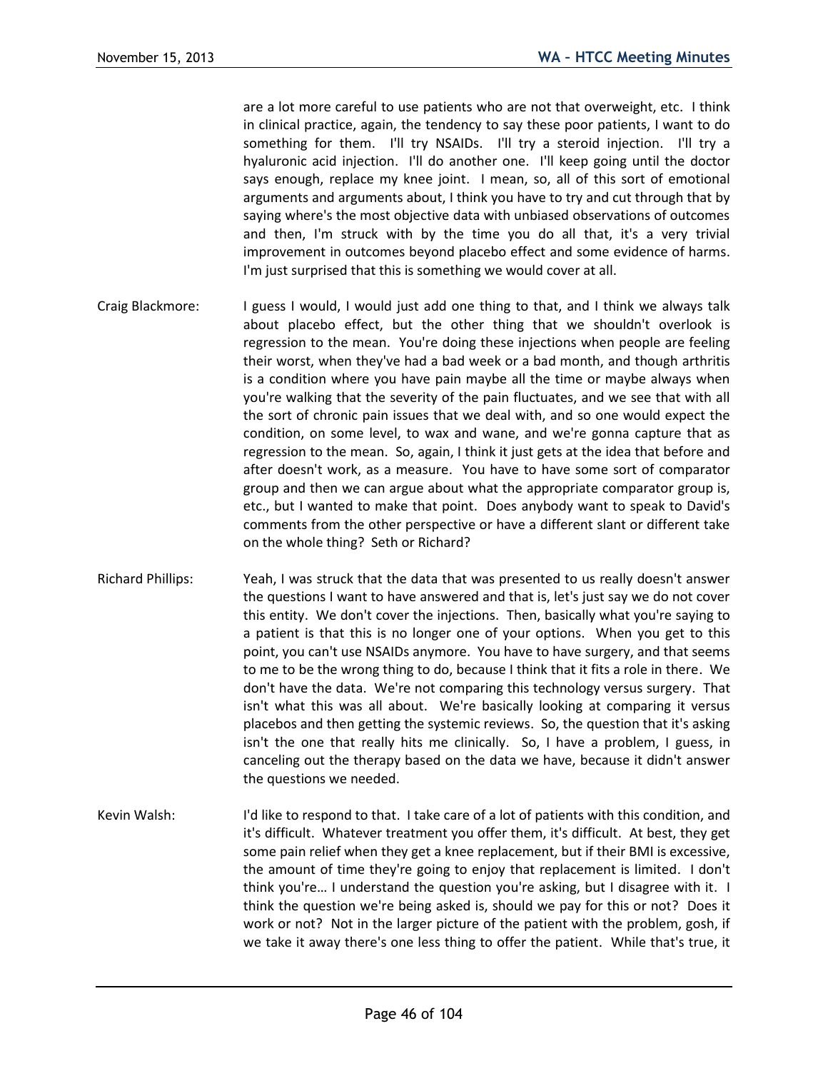are a lot more careful to use patients who are not that overweight, etc. I think in clinical practice, again, the tendency to say these poor patients, I want to do something for them. I'll try NSAIDs. I'll try a steroid injection. I'll try a hyaluronic acid injection. I'll do another one. I'll keep going until the doctor says enough, replace my knee joint. I mean, so, all of this sort of emotional arguments and arguments about, I think you have to try and cut through that by saying where's the most objective data with unbiased observations of outcomes and then, I'm struck with by the time you do all that, it's a very trivial improvement in outcomes beyond placebo effect and some evidence of harms. I'm just surprised that this is something we would cover at all.

Craig Blackmore: I guess I would, I would just add one thing to that, and I think we always talk about placebo effect, but the other thing that we shouldn't overlook is regression to the mean. You're doing these injections when people are feeling their worst, when they've had a bad week or a bad month, and though arthritis is a condition where you have pain maybe all the time or maybe always when you're walking that the severity of the pain fluctuates, and we see that with all the sort of chronic pain issues that we deal with, and so one would expect the condition, on some level, to wax and wane, and we're gonna capture that as regression to the mean. So, again, I think it just gets at the idea that before and after doesn't work, as a measure. You have to have some sort of comparator group and then we can argue about what the appropriate comparator group is, etc., but I wanted to make that point. Does anybody want to speak to David's comments from the other perspective or have a different slant or different take on the whole thing? Seth or Richard?

Richard Phillips: Yeah, I was struck that the data that was presented to us really doesn't answer the questions I want to have answered and that is, let's just say we do not cover this entity. We don't cover the injections. Then, basically what you're saying to a patient is that this is no longer one of your options. When you get to this point, you can't use NSAIDs anymore. You have to have surgery, and that seems to me to be the wrong thing to do, because I think that it fits a role in there. We don't have the data. We're not comparing this technology versus surgery. That isn't what this was all about. We're basically looking at comparing it versus placebos and then getting the systemic reviews. So, the question that it's asking isn't the one that really hits me clinically. So, I have a problem, I guess, in canceling out the therapy based on the data we have, because it didn't answer the questions we needed.

Kevin Walsh: I'd like to respond to that. I take care of a lot of patients with this condition, and it's difficult. Whatever treatment you offer them, it's difficult. At best, they get some pain relief when they get a knee replacement, but if their BMI is excessive, the amount of time they're going to enjoy that replacement is limited. I don't think you're… I understand the question you're asking, but I disagree with it. I think the question we're being asked is, should we pay for this or not? Does it work or not? Not in the larger picture of the patient with the problem, gosh, if we take it away there's one less thing to offer the patient. While that's true, it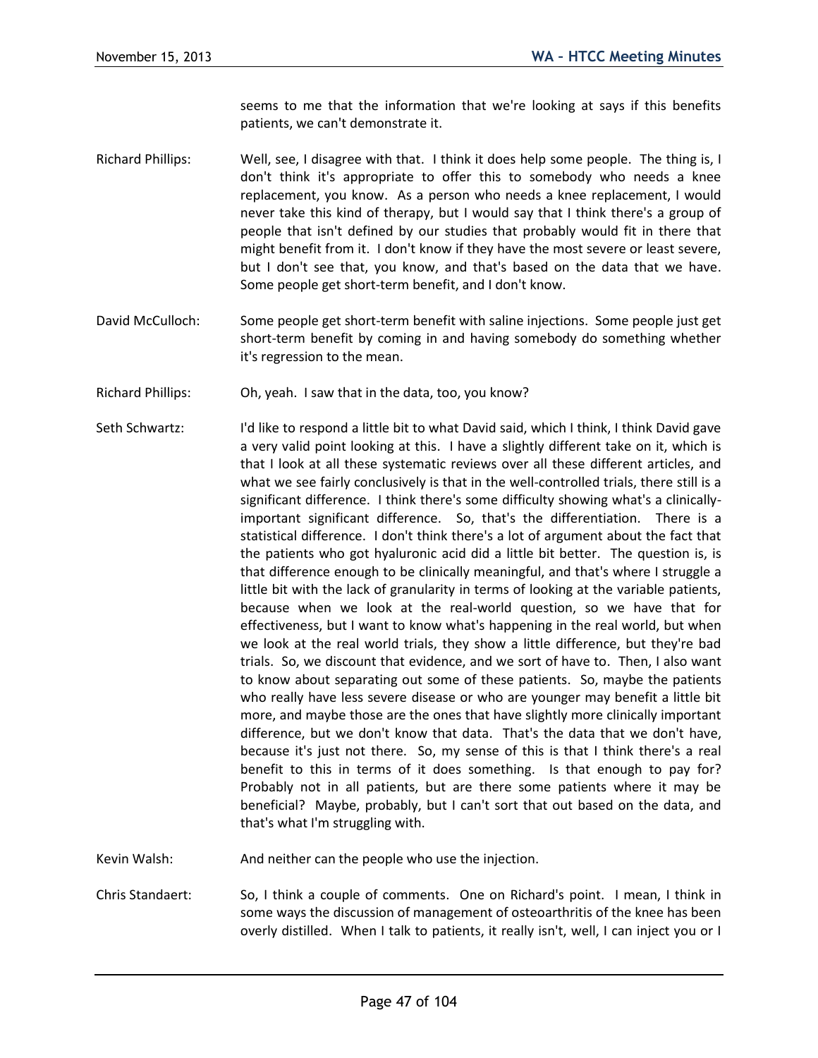seems to me that the information that we're looking at says if this benefits patients, we can't demonstrate it.

Richard Phillips: Well, see, I disagree with that. I think it does help some people. The thing is, I don't think it's appropriate to offer this to somebody who needs a knee replacement, you know. As a person who needs a knee replacement, I would never take this kind of therapy, but I would say that I think there's a group of people that isn't defined by our studies that probably would fit in there that might benefit from it. I don't know if they have the most severe or least severe, but I don't see that, you know, and that's based on the data that we have. Some people get short-term benefit, and I don't know.

David McCulloch: Some people get short-term benefit with saline injections. Some people just get short-term benefit by coming in and having somebody do something whether it's regression to the mean.

Richard Phillips: Oh, yeah. I saw that in the data, too, you know?

Seth Schwartz: I'd like to respond a little bit to what David said, which I think, I think David gave a very valid point looking at this. I have a slightly different take on it, which is that I look at all these systematic reviews over all these different articles, and what we see fairly conclusively is that in the well-controlled trials, there still is a significant difference. I think there's some difficulty showing what's a clinically-important significant difference. So, that's the differentiation. There is a statistical difference. I don't think there's a lot of argument about the fact that the patients who got hyaluronic acid did a little bit better. The question is, is that difference enough to be clinically meaningful, and that's where I struggle a little bit with the lack of granularity in terms of looking at the variable patients, because when we look at the real-world question, so we have that for effectiveness, but I want to know what's happening in the real world, but when we look at the real world trials, they show a little difference, but they're bad trials. So, we discount that evidence, and we sort of have to. Then, I also want to know about separating out some of these patients. So, maybe the patients who really have less severe disease or who are younger may benefit a little bit more, and maybe those are the ones that have slightly more clinically important difference, but we don't know that data. That's the data that we don't have, because it's just not there. So, my sense of this is that I think there's a real benefit to this in terms of it does something. Is that enough to pay for? Probably not in all patients, but are there some patients where it may be beneficial? Maybe, probably, but I can't sort that out based on the data, and that's what I'm struggling with.

Kevin Walsh: And neither can the people who use the injection.

Chris Standaert: So, I think a couple of comments. One on Richard's point. I mean, I think in some ways the discussion of management of osteoarthritis of the knee has been overly distilled. When I talk to patients, it really isn't, well, I can inject you or I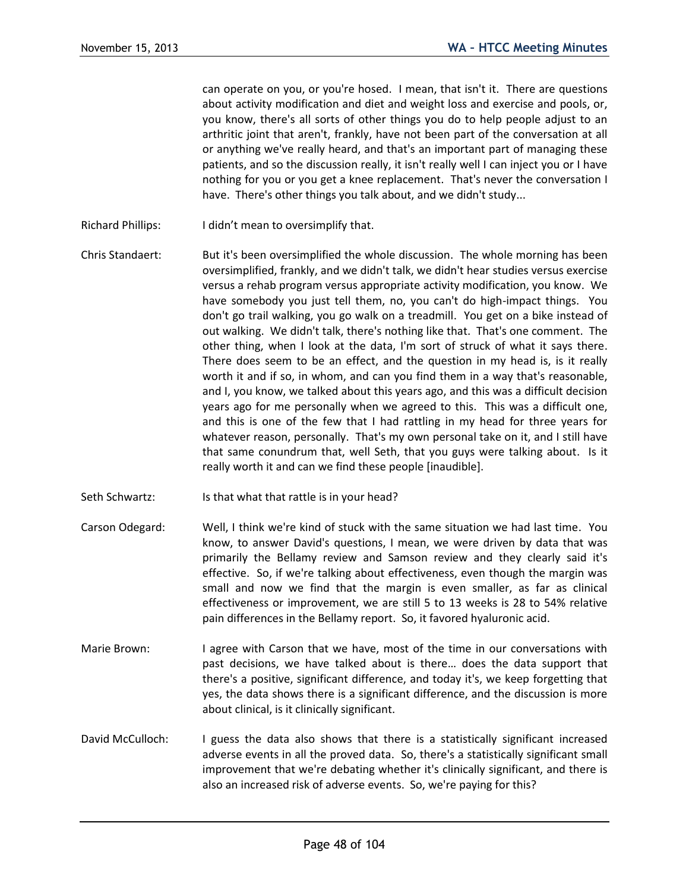can operate on you, or you're hosed. I mean, that isn't it. There are questions about activity modification and diet and weight loss and exercise and pools, or, you know, there's all sorts of other things you do to help people adjust to an arthritic joint that aren't, frankly, have not been part of the conversation at all or anything we've really heard, and that's an important part of managing these patients, and so the discussion really, it isn't really well I can inject you or I have nothing for you or you get a knee replacement. That's never the conversation I have. There's other things you talk about, and we didn't study...

Richard Phillips: I didn't mean to oversimplify that.

Chris Standaert: But it's been oversimplified the whole discussion. The whole morning has been oversimplified, frankly, and we didn't talk, we didn't hear studies versus exercise versus a rehab program versus appropriate activity modification, you know. We have somebody you just tell them, no, you can't do high-impact things. You don't go trail walking, you go walk on a treadmill. You get on a bike instead of out walking. We didn't talk, there's nothing like that. That's one comment. The other thing, when I look at the data, I'm sort of struck of what it says there. There does seem to be an effect, and the question in my head is, is it really worth it and if so, in whom, and can you find them in a way that's reasonable, and I, you know, we talked about this years ago, and this was a difficult decision years ago for me personally when we agreed to this. This was a difficult one, and this is one of the few that I had rattling in my head for three years for whatever reason, personally. That's my own personal take on it, and I still have that same conundrum that, well Seth, that you guys were talking about. Is it really worth it and can we find these people [inaudible].

Seth Schwartz: Is that what that rattle is in your head?

Carson Odegard: Well, I think we're kind of stuck with the same situation we had last time. You know, to answer David's questions, I mean, we were driven by data that was primarily the Bellamy review and Samson review and they clearly said it's effective. So, if we're talking about effectiveness, even though the margin was small and now we find that the margin is even smaller, as far as clinical effectiveness or improvement, we are still 5 to 13 weeks is 28 to 54% relative pain differences in the Bellamy report. So, it favored hyaluronic acid.

Marie Brown: I agree with Carson that we have, most of the time in our conversations with past decisions, we have talked about is there… does the data support that there's a positive, significant difference, and today it's, we keep forgetting that yes, the data shows there is a significant difference, and the discussion is more about clinical, is it clinically significant.

David McCulloch: I guess the data also shows that there is a statistically significant increased adverse events in all the proved data. So, there's a statistically significant small improvement that we're debating whether it's clinically significant, and there is also an increased risk of adverse events. So, we're paying for this?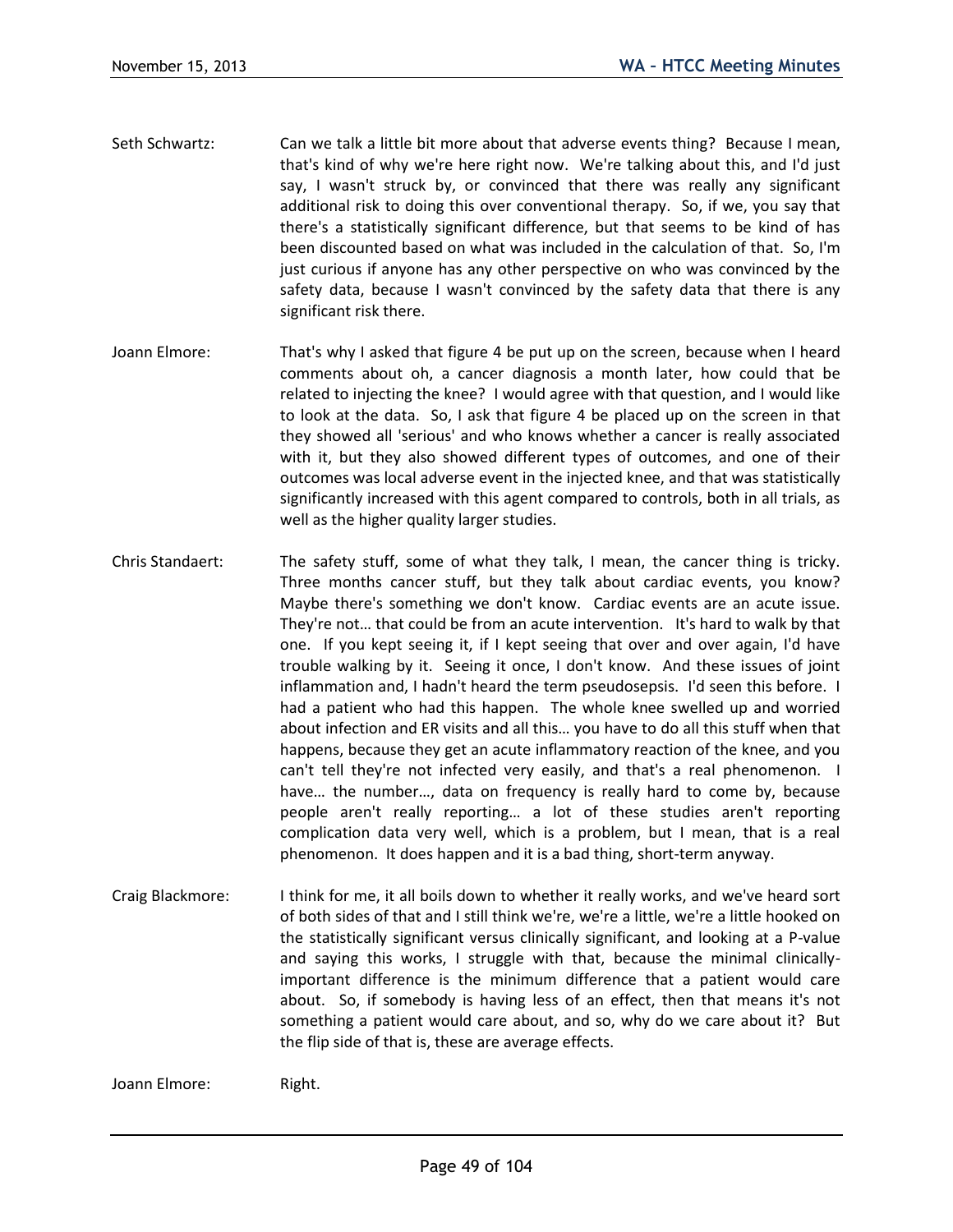Seth Schwartz: Can we talk a little bit more about that adverse events thing? Because I mean, that's kind of why we're here right now. We're talking about this, and I'd just say, I wasn't struck by, or convinced that there was really any significant additional risk to doing this over conventional therapy. So, if we, you say that there's a statistically significant difference, but that seems to be kind of has been discounted based on what was included in the calculation of that. So, I'm just curious if anyone has any other perspective on who was convinced by the safety data, because I wasn't convinced by the safety data that there is any significant risk there.

Joann Elmore: That's why I asked that figure 4 be put up on the screen, because when I heard comments about oh, a cancer diagnosis a month later, how could that be related to injecting the knee? I would agree with that question, and I would like to look at the data. So, I ask that figure 4 be placed up on the screen in that they showed all 'serious' and who knows whether a cancer is really associated with it, but they also showed different types of outcomes, and one of their outcomes was local adverse event in the injected knee, and that was statistically significantly increased with this agent compared to controls, both in all trials, as well as the higher quality larger studies.

Chris Standaert: The safety stuff, some of what they talk, I mean, the cancer thing is tricky. Three months cancer stuff, but they talk about cardiac events, you know? Maybe there's something we don't know. Cardiac events are an acute issue. They're not… that could be from an acute intervention. It's hard to walk by that one. If you kept seeing it, if I kept seeing that over and over again, I'd have trouble walking by it. Seeing it once, I don't know. And these issues of joint inflammation and, I hadn't heard the term pseudosepsis. I'd seen this before. I had a patient who had this happen. The whole knee swelled up and worried about infection and ER visits and all this… you have to do all this stuff when that happens, because they get an acute inflammatory reaction of the knee, and you can't tell they're not infected very easily, and that's a real phenomenon. I have… the number…, data on frequency is really hard to come by, because people aren't really reporting… a lot of these studies aren't reporting complication data very well, which is a problem, but I mean, that is a real phenomenon. It does happen and it is a bad thing, short-term anyway.

Craig Blackmore: I think for me, it all boils down to whether it really works, and we've heard sort of both sides of that and I still think we're, we're a little, we're a little hooked on the statistically significant versus clinically significant, and looking at a P-value and saying this works, I struggle with that, because the minimal clinically-important difference is the minimum difference that a patient would care about. So, if somebody is having less of an effect, then that means it's not something a patient would care about, and so, why do we care about it? But the flip side of that is, these are average effects.

Joann Elmore: Right.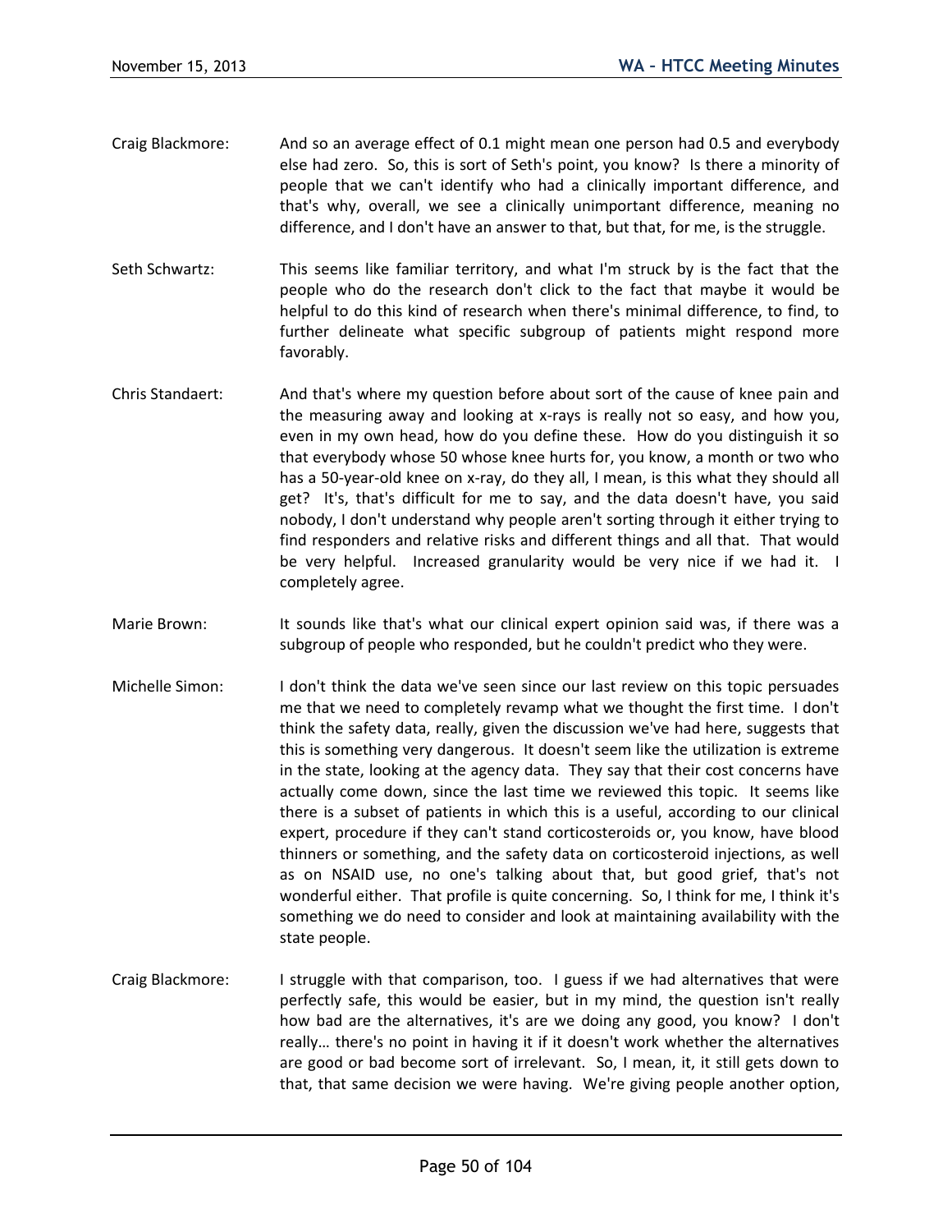Craig Blackmore: And so an average effect of 0.1 might mean one person had 0.5 and everybody else had zero. So, this is sort of Seth's point, you know? Is there a minority of people that we can't identify who had a clinically important difference, and that's why, overall, we see a clinically unimportant difference, meaning no difference, and I don't have an answer to that, but that, for me, is the struggle.

Seth Schwartz: This seems like familiar territory, and what I'm struck by is the fact that the people who do the research don't click to the fact that maybe it would be helpful to do this kind of research when there's minimal difference, to find, to further delineate what specific subgroup of patients might respond more favorably.

Chris Standaert: And that's where my question before about sort of the cause of knee pain and the measuring away and looking at x-rays is really not so easy, and how you, even in my own head, how do you define these. How do you distinguish it so that everybody whose 50 whose knee hurts for, you know, a month or two who has a 50-year-old knee on x-ray, do they all, I mean, is this what they should all get? It's, that's difficult for me to say, and the data doesn't have, you said nobody, I don't understand why people aren't sorting through it either trying to find responders and relative risks and different things and all that. That would be very helpful. Increased granularity would be very nice if we had it. I completely agree.

Marie Brown: It sounds like that's what our clinical expert opinion said was, if there was a subgroup of people who responded, but he couldn't predict who they were.

Michelle Simon: I don't think the data we've seen since our last review on this topic persuades me that we need to completely revamp what we thought the first time. I don't think the safety data, really, given the discussion we've had here, suggests that this is something very dangerous. It doesn't seem like the utilization is extreme in the state, looking at the agency data. They say that their cost concerns have actually come down, since the last time we reviewed this topic. It seems like there is a subset of patients in which this is a useful, according to our clinical expert, procedure if they can't stand corticosteroids or, you know, have blood thinners or something, and the safety data on corticosteroid injections, as well as on NSAID use, no one's talking about that, but good grief, that's not wonderful either. That profile is quite concerning. So, I think for me, I think it's something we do need to consider and look at maintaining availability with the state people.

Craig Blackmore: I struggle with that comparison, too. I guess if we had alternatives that were perfectly safe, this would be easier, but in my mind, the question isn't really how bad are the alternatives, it's are we doing any good, you know? I don't really… there's no point in having it if it doesn't work whether the alternatives are good or bad become sort of irrelevant. So, I mean, it, it still gets down to that, that same decision we were having. We're giving people another option,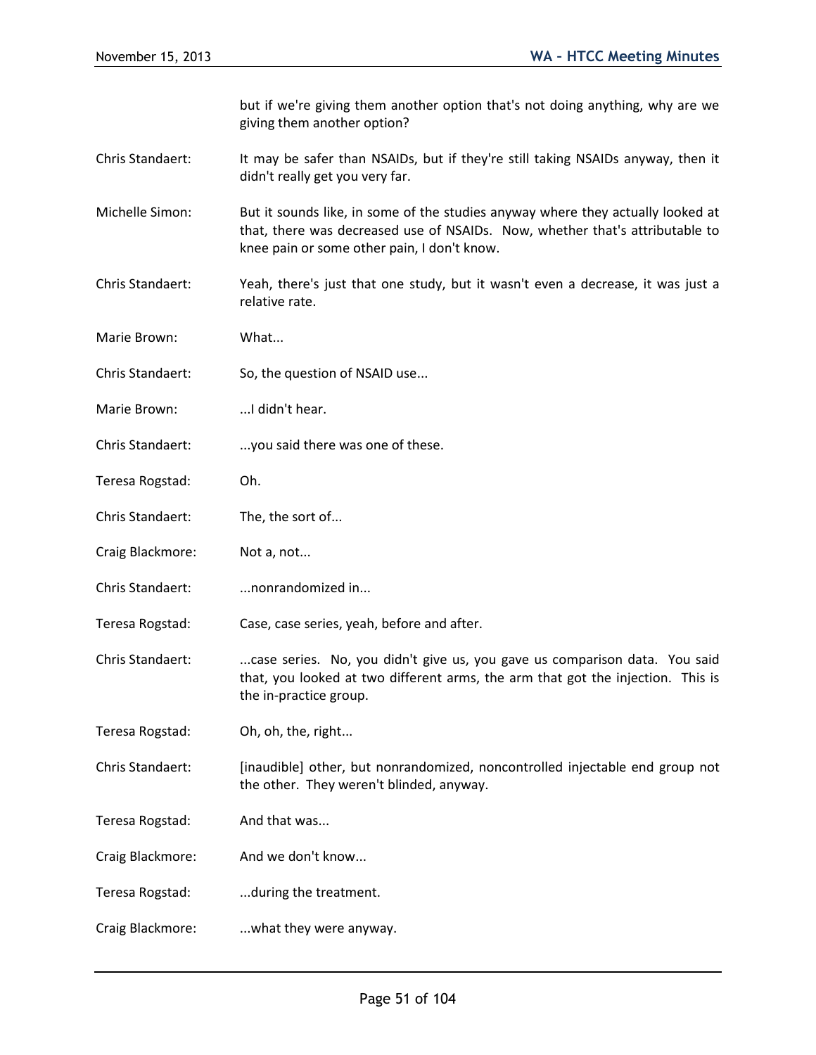but if we're giving them another option that's not doing anything, why are we giving them another option?

Chris Standaert: It may be safer than NSAIDs, but if they're still taking NSAIDs anyway, then it didn't really get you very far.

Michelle Simon: But it sounds like, in some of the studies anyway where they actually looked at that, there was decreased use of NSAIDs. Now, whether that's attributable to knee pain or some other pain, I don't know.

Chris Standaert: Yeah, there's just that one study, but it wasn't even a decrease, it was just a relative rate.

Marie Brown: What...

Chris Standaert: So, the question of NSAID use...

Marie Brown: ...I didn't hear.

Chris Standaert: ...you said there was one of these.

Teresa Rogstad: Oh.

Chris Standaert: The, the sort of...

Craig Blackmore: Not a, not...

Chris Standaert: ...nonrandomized in...

Teresa Rogstad: Case, case series, yeah, before and after.

Chris Standaert: ...case series. No, you didn't give us, you gave us comparison data. You said that, you looked at two different arms, the arm that got the injection. This is the in-practice group.

Teresa Rogstad: Oh, oh, the, right...

Chris Standaert: [inaudible] other, but nonrandomized, noncontrolled injectable end group not the other. They weren't blinded, anyway.

Teresa Rogstad: And that was...

Craig Blackmore: And we don't know...

Teresa Rogstad: ...during the treatment.

Craig Blackmore: ...what they were anyway.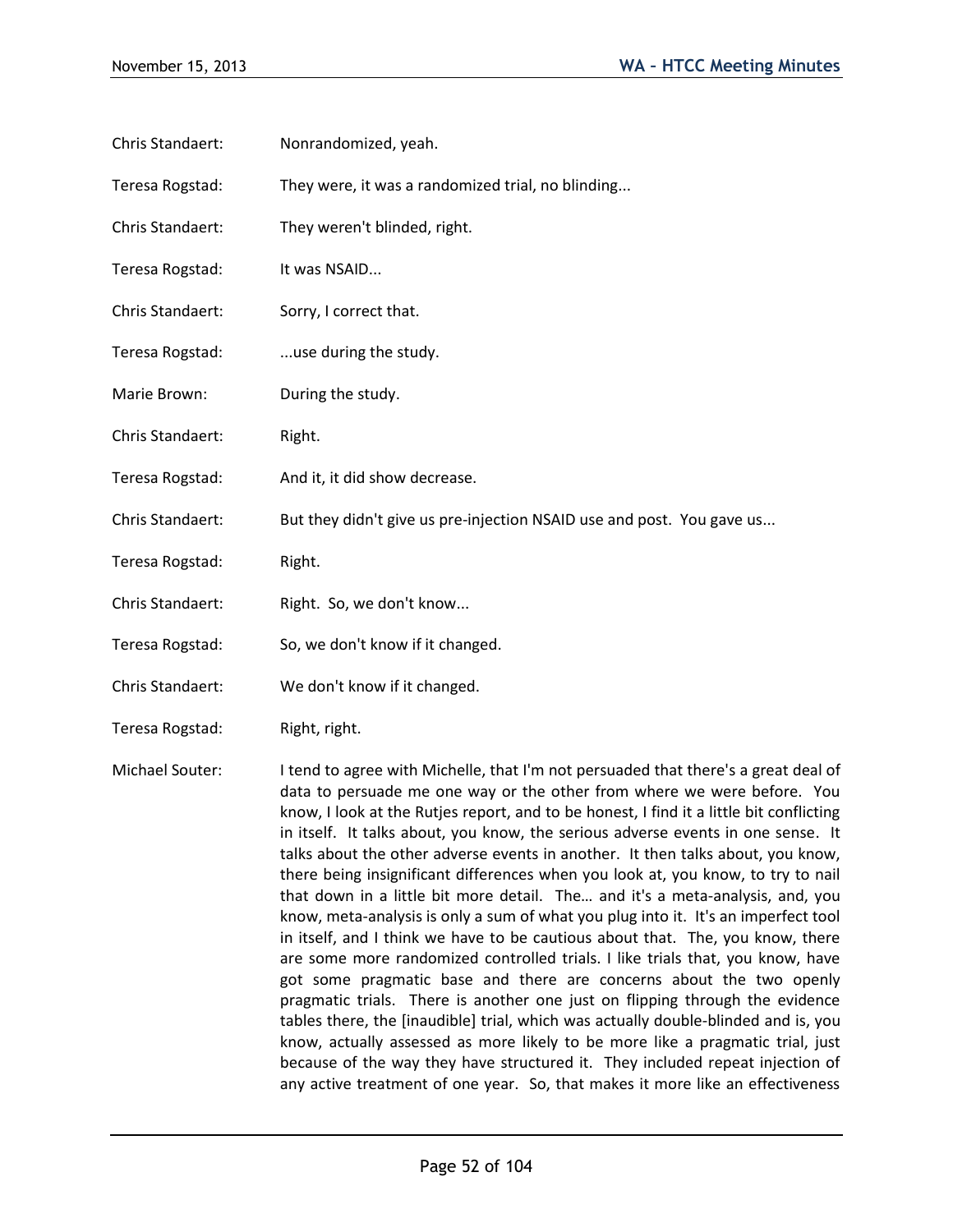Chris Standaert: Nonrandomized, yeah.

Teresa Rogstad: They were, it was a randomized trial, no blinding...

Chris Standaert: They weren't blinded, right.

Teresa Rogstad: It was NSAID...

Chris Standaert: Sorry, I correct that.

Teresa Rogstad: ...use during the study.

Marie Brown: During the study.

Chris Standaert: Right.

Teresa Rogstad: And it, it did show decrease.

Chris Standaert: But they didn't give us pre-injection NSAID use and post. You gave us...

Teresa Rogstad: Right.

Chris Standaert: Right. So, we don't know...

Teresa Rogstad: So, we don't know if it changed.

Chris Standaert: We don't know if it changed.

Teresa Rogstad: Right, right.

Michael Souter: I tend to agree with Michelle, that I'm not persuaded that there's a great deal of data to persuade me one way or the other from where we were before. You know, I look at the Rutjes report, and to be honest, I find it a little bit conflicting in itself. It talks about, you know, the serious adverse events in one sense. It talks about the other adverse events in another. It then talks about, you know, there being insignificant differences when you look at, you know, to try to nail that down in a little bit more detail. The… and it's a meta-analysis, and, you know, meta-analysis is only a sum of what you plug into it. It's an imperfect tool in itself, and I think we have to be cautious about that. The, you know, there are some more randomized controlled trials. I like trials that, you know, have got some pragmatic base and there are concerns about the two openly pragmatic trials. There is another one just on flipping through the evidence tables there, the [inaudible] trial, which was actually double-blinded and is, you know, actually assessed as more likely to be more like a pragmatic trial, just because of the way they have structured it. They included repeat injection of any active treatment of one year. So, that makes it more like an effectiveness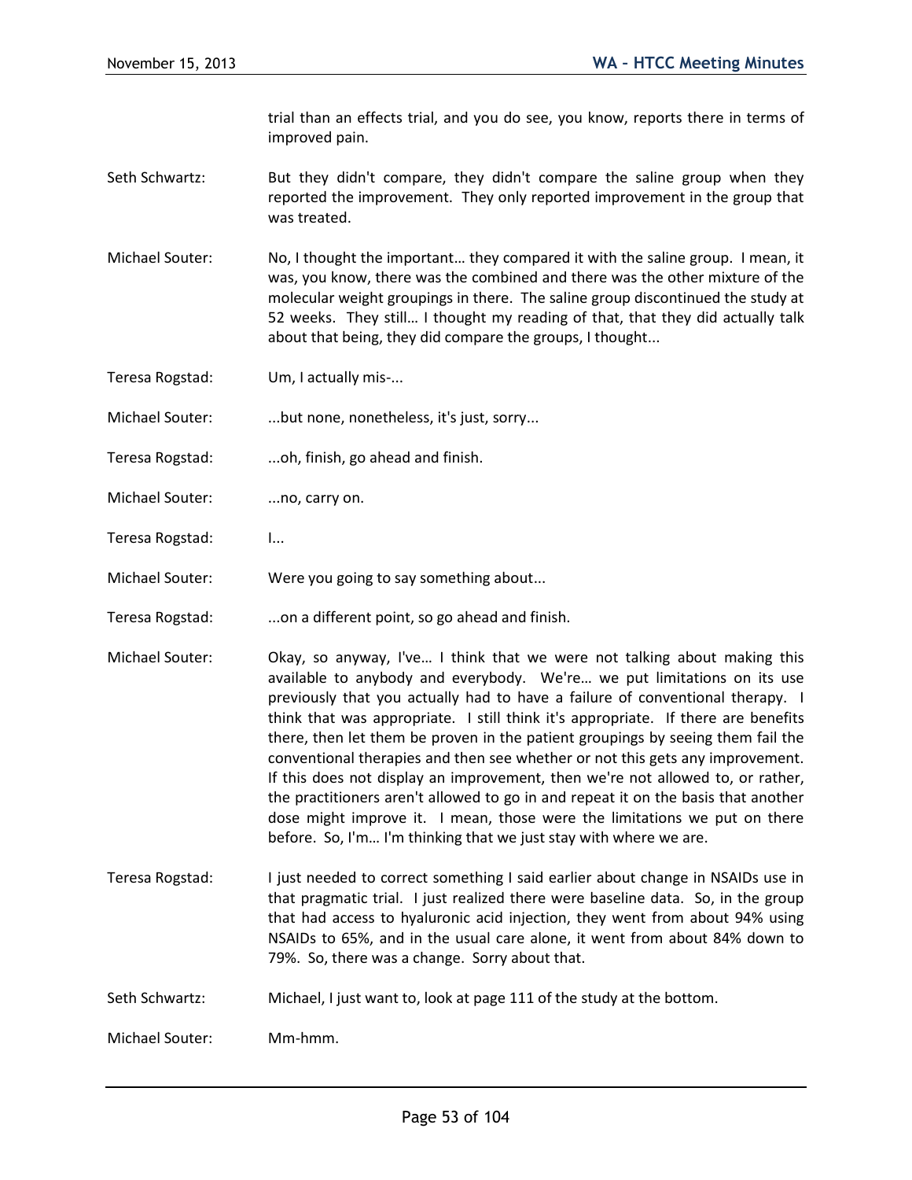trial than an effects trial, and you do see, you know, reports there in terms of improved pain.

Seth Schwartz: But they didn't compare, they didn't compare the saline group when they reported the improvement. They only reported improvement in the group that was treated.

Michael Souter: No, I thought the important… they compared it with the saline group. I mean, it was, you know, there was the combined and there was the other mixture of the molecular weight groupings in there. The saline group discontinued the study at 52 weeks. They still… I thought my reading of that, that they did actually talk about that being, they did compare the groups, I thought...

Teresa Rogstad: Um, I actually mis-...

Michael Souter: ...but none, nonetheless, it's just, sorry...

Teresa Rogstad: ...oh, finish, go ahead and finish.

Michael Souter: ...no, carry on.

Teresa Rogstad: I...

Michael Souter: Were you going to say something about...

Teresa Rogstad: ...on a different point, so go ahead and finish.

Michael Souter: Okay, so anyway, I've… I think that we were not talking about making this available to anybody and everybody. We're… we put limitations on its use previously that you actually had to have a failure of conventional therapy. I think that was appropriate. I still think it's appropriate. If there are benefits there, then let them be proven in the patient groupings by seeing them fail the conventional therapies and then see whether or not this gets any improvement. If this does not display an improvement, then we're not allowed to, or rather, the practitioners aren't allowed to go in and repeat it on the basis that another dose might improve it. I mean, those were the limitations we put on there before. So, I'm… I'm thinking that we just stay with where we are.

Teresa Rogstad: I just needed to correct something I said earlier about change in NSAIDs use in that pragmatic trial. I just realized there were baseline data. So, in the group that had access to hyaluronic acid injection, they went from about 94% using NSAIDs to 65%, and in the usual care alone, it went from about 84% down to 79%. So, there was a change. Sorry about that.

Seth Schwartz: Michael, I just want to, look at page 111 of the study at the bottom.

Michael Souter: Mm-hmm.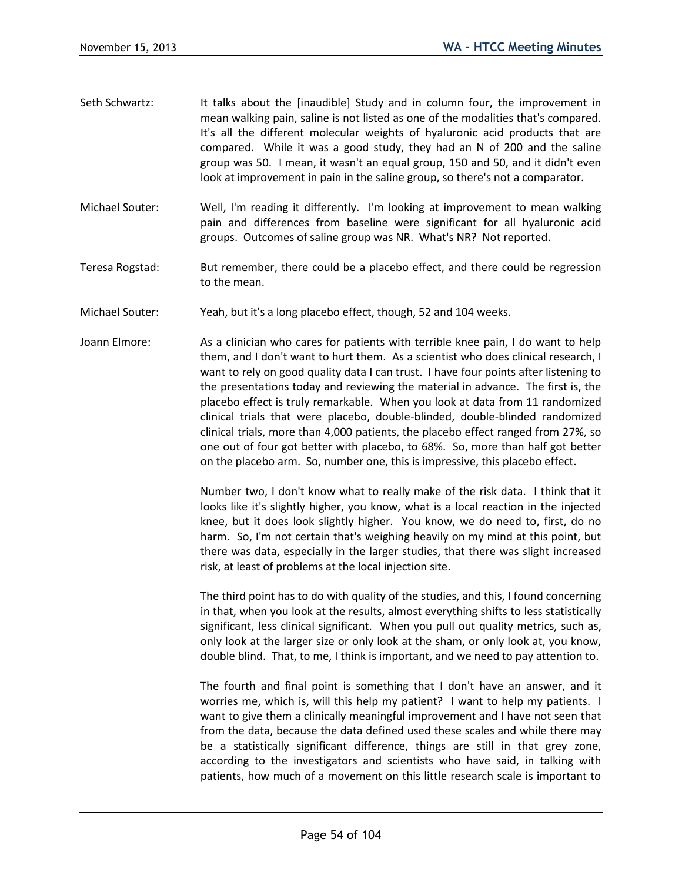Seth Schwartz: It talks about the [inaudible] Study and in column four, the improvement in mean walking pain, saline is not listed as one of the modalities that's compared. It's all the different molecular weights of hyaluronic acid products that are compared. While it was a good study, they had an N of 200 and the saline group was 50. I mean, it wasn't an equal group, 150 and 50, and it didn't even look at improvement in pain in the saline group, so there's not a comparator.

Michael Souter: Well, I'm reading it differently. I'm looking at improvement to mean walking pain and differences from baseline were significant for all hyaluronic acid groups. Outcomes of saline group was NR. What's NR? Not reported.

Teresa Rogstad: But remember, there could be a placebo effect, and there could be regression to the mean.

Michael Souter: Yeah, but it's a long placebo effect, though, 52 and 104 weeks.

Joann Elmore: As a clinician who cares for patients with terrible knee pain, I do want to help them, and I don't want to hurt them. As a scientist who does clinical research, I want to rely on good quality data I can trust. I have four points after listening to the presentations today and reviewing the material in advance. The first is, the placebo effect is truly remarkable. When you look at data from 11 randomized clinical trials that were placebo, double-blinded, double-blinded randomized clinical trials, more than 4,000 patients, the placebo effect ranged from 27%, so one out of four got better with placebo, to 68%. So, more than half got better on the placebo arm. So, number one, this is impressive, this placebo effect.

Number two, I don't know what to really make of the risk data. I think that it looks like it's slightly higher, you know, what is a local reaction in the injected knee, but it does look slightly higher. You know, we do need to, first, do no harm. So, I'm not certain that's weighing heavily on my mind at this point, but there was data, especially in the larger studies, that there was slight increased risk, at least of problems at the local injection site.

The third point has to do with quality of the studies, and this, I found concerning in that, when you look at the results, almost everything shifts to less statistically significant, less clinical significant. When you pull out quality metrics, such as, only look at the larger size or only look at the sham, or only look at, you know, double blind. That, to me, I think is important, and we need to pay attention to.

The fourth and final point is something that I don't have an answer, and it worries me, which is, will this help my patient? I want to help my patients. I want to give them a clinically meaningful improvement and I have not seen that from the data, because the data defined used these scales and while there may be a statistically significant difference, things are still in that grey zone, according to the investigators and scientists who have said, in talking with patients, how much of a movement on this little research scale is important to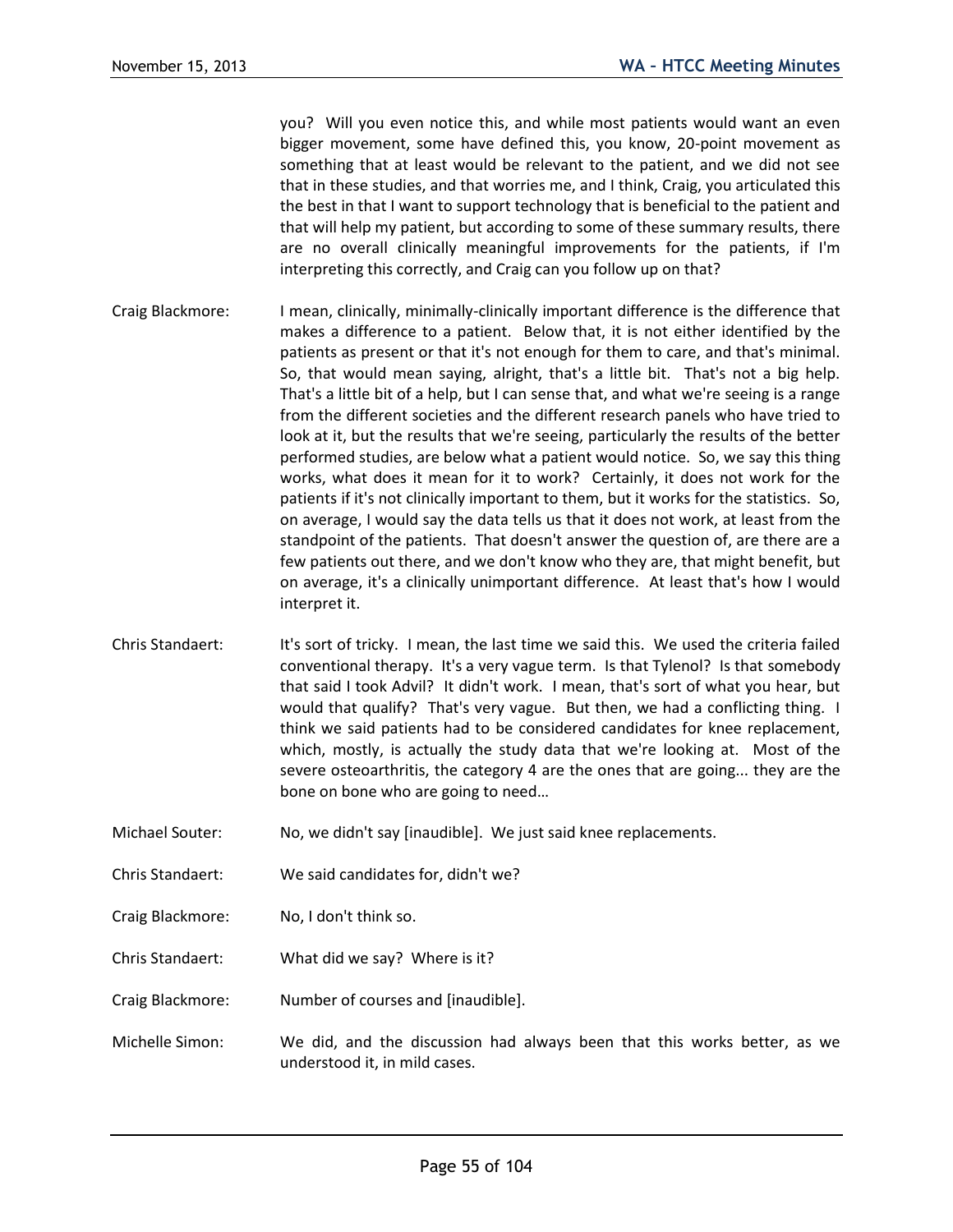you? Will you even notice this, and while most patients would want an even bigger movement, some have defined this, you know, 20-point movement as something that at least would be relevant to the patient, and we did not see that in these studies, and that worries me, and I think, Craig, you articulated this the best in that I want to support technology that is beneficial to the patient and that will help my patient, but according to some of these summary results, there are no overall clinically meaningful improvements for the patients, if I'm interpreting this correctly, and Craig can you follow up on that?

Craig Blackmore: I mean, clinically, minimally-clinically important difference is the difference that makes a difference to a patient. Below that, it is not either identified by the patients as present or that it's not enough for them to care, and that's minimal. So, that would mean saying, alright, that's a little bit. That's not a big help. That's a little bit of a help, but I can sense that, and what we're seeing is a range from the different societies and the different research panels who have tried to look at it, but the results that we're seeing, particularly the results of the better performed studies, are below what a patient would notice. So, we say this thing works, what does it mean for it to work? Certainly, it does not work for the patients if it's not clinically important to them, but it works for the statistics. So, on average, I would say the data tells us that it does not work, at least from the standpoint of the patients. That doesn't answer the question of, are there are a few patients out there, and we don't know who they are, that might benefit, but on average, it's a clinically unimportant difference. At least that's how I would interpret it.

Chris Standaert: It's sort of tricky. I mean, the last time we said this. We used the criteria failed conventional therapy. It's a very vague term. Is that Tylenol? Is that somebody that said I took Advil? It didn't work. I mean, that's sort of what you hear, but would that qualify? That's very vague. But then, we had a conflicting thing. I think we said patients had to be considered candidates for knee replacement, which, mostly, is actually the study data that we're looking at. Most of the severe osteoarthritis, the category 4 are the ones that are going... they are the bone on bone who are going to need…

Michael Souter: No, we didn't say [inaudible]. We just said knee replacements.

Chris Standaert: We said candidates for, didn't we?

Craig Blackmore: No, I don't think so.

Chris Standaert: What did we say? Where is it?

Craig Blackmore: Number of courses and [inaudible].

Michelle Simon: We did, and the discussion had always been that this works better, as we understood it, in mild cases.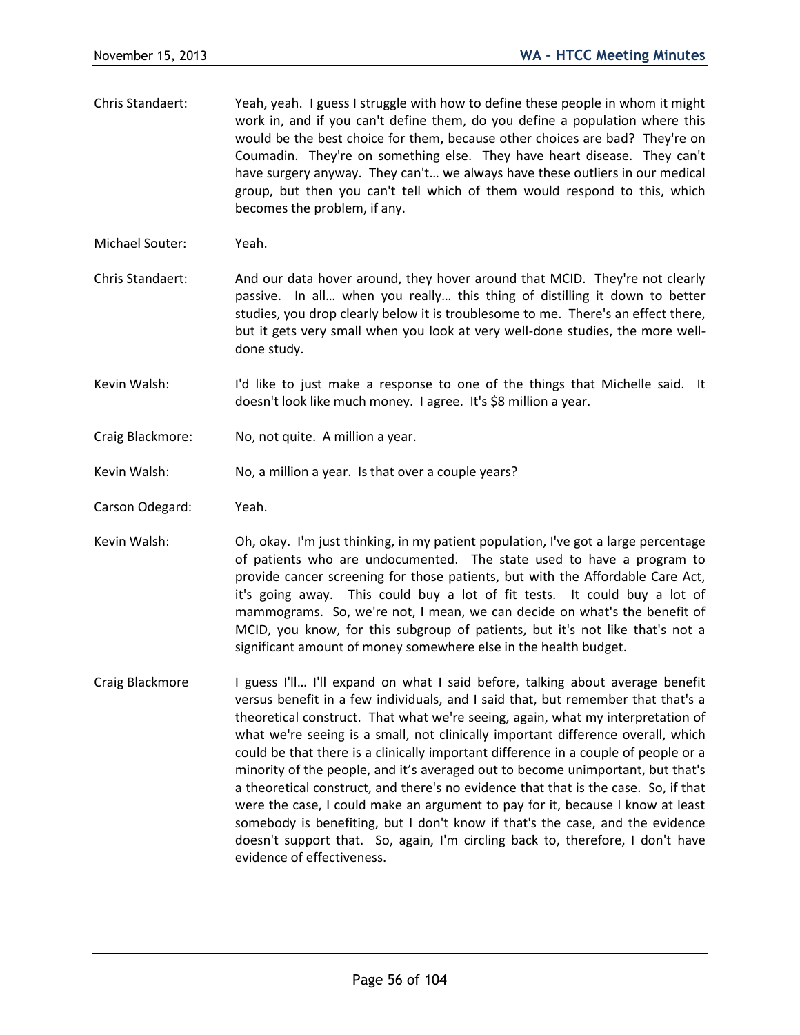Chris Standaert: Yeah, yeah. I guess I struggle with how to define these people in whom it might work in, and if you can't define them, do you define a population where this would be the best choice for them, because other choices are bad? They're on Coumadin. They're on something else. They have heart disease. They can't have surgery anyway. They can't… we always have these outliers in our medical group, but then you can't tell which of them would respond to this, which becomes the problem, if any.

Michael Souter: Yeah.

Chris Standaert: And our data hover around, they hover around that MCID. They're not clearly passive. In all… when you really… this thing of distilling it down to better studies, you drop clearly below it is troublesome to me. There's an effect there, but it gets very small when you look at very well-done studies, the more well-done study.

Kevin Walsh: I'd like to just make a response to one of the things that Michelle said. It doesn't look like much money. I agree. It's $8 million a year.

Craig Blackmore: No, not quite. A million a year.

Kevin Walsh: No, a million a year. Is that over a couple years?

Carson Odegard: Yeah.

Kevin Walsh: Oh, okay. I'm just thinking, in my patient population, I've got a large percentage of patients who are undocumented. The state used to have a program to provide cancer screening for those patients, but with the Affordable Care Act, it's going away. This could buy a lot of fit tests. It could buy a lot of mammograms. So, we're not, I mean, we can decide on what's the benefit of MCID, you know, for this subgroup of patients, but it's not like that's not a significant amount of money somewhere else in the health budget.

Craig Blackmore I guess I'll… I'll expand on what I said before, talking about average benefit versus benefit in a few individuals, and I said that, but remember that that's a theoretical construct. That what we're seeing, again, what my interpretation of what we're seeing is a small, not clinically important difference overall, which could be that there is a clinically important difference in a couple of people or a minority of the people, and it's averaged out to become unimportant, but that's a theoretical construct, and there's no evidence that that is the case. So, if that were the case, I could make an argument to pay for it, because I know at least somebody is benefiting, but I don't know if that's the case, and the evidence doesn't support that. So, again, I'm circling back to, therefore, I don't have evidence of effectiveness.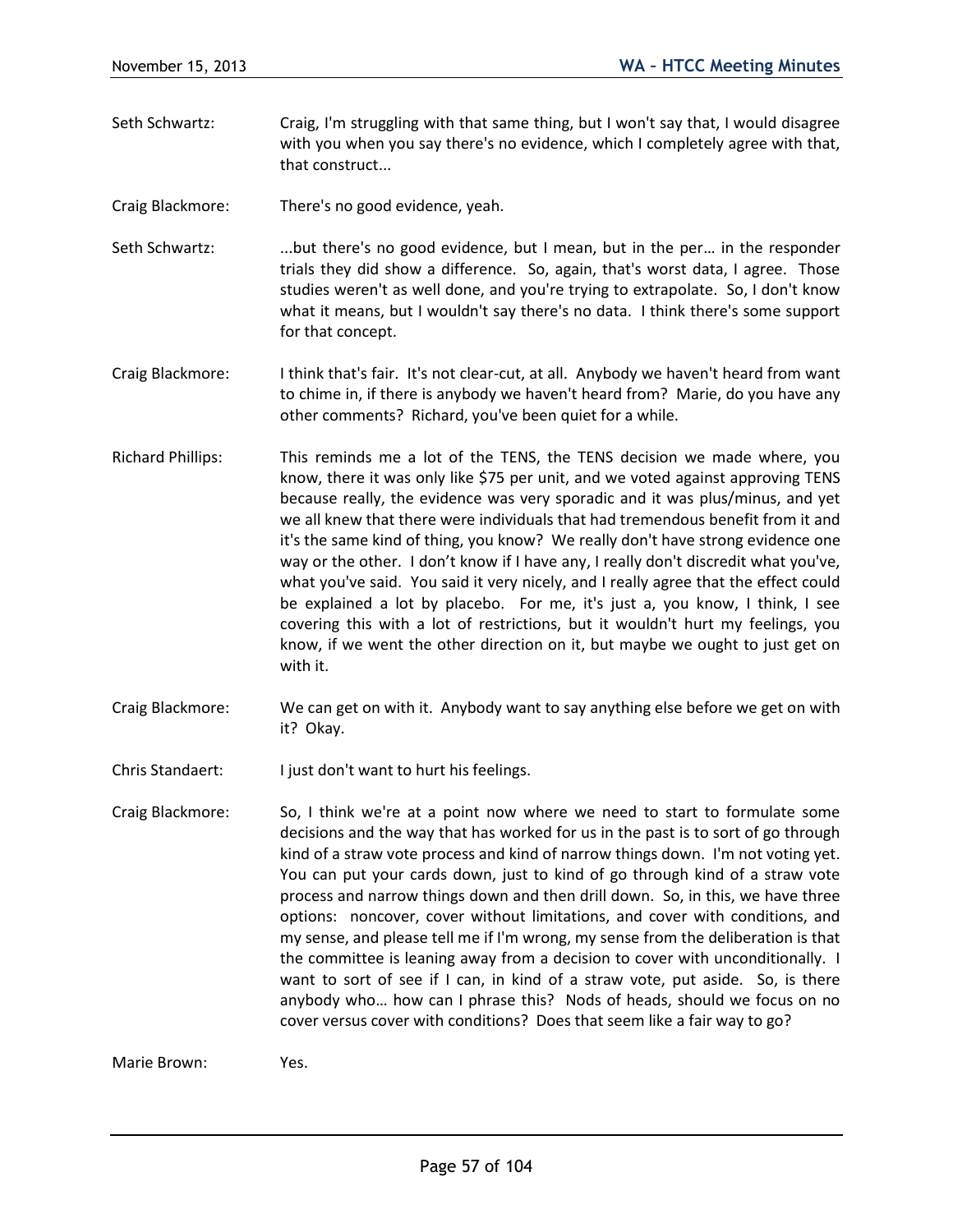Seth Schwartz: Craig, I'm struggling with that same thing, but I won't say that, I would disagree with you when you say there's no evidence, which I completely agree with that, that construct...

Craig Blackmore: There's no good evidence, yeah.

Seth Schwartz: ...but there's no good evidence, but I mean, but in the per… in the responder trials they did show a difference. So, again, that's worst data, I agree. Those studies weren't as well done, and you're trying to extrapolate. So, I don't know what it means, but I wouldn't say there's no data. I think there's some support for that concept.

Craig Blackmore: I think that's fair. It's not clear-cut, at all. Anybody we haven't heard from want to chime in, if there is anybody we haven't heard from? Marie, do you have any other comments? Richard, you've been quiet for a while.

Richard Phillips: This reminds me a lot of the TENS, the TENS decision we made where, you know, there it was only like $75 per unit, and we voted against approving TENS because really, the evidence was very sporadic and it was plus/minus, and yet we all knew that there were individuals that had tremendous benefit from it and it's the same kind of thing, you know? We really don't have strong evidence one way or the other. I don't know if I have any, I really don't discredit what you've, what you've said. You said it very nicely, and I really agree that the effect could be explained a lot by placebo. For me, it's just a, you know, I think, I see covering this with a lot of restrictions, but it wouldn't hurt my feelings, you know, if we went the other direction on it, but maybe we ought to just get on with it.

Craig Blackmore: We can get on with it. Anybody want to say anything else before we get on with it? Okay.

Chris Standaert: I just don't want to hurt his feelings.

Craig Blackmore: So, I think we're at a point now where we need to start to formulate some decisions and the way that has worked for us in the past is to sort of go through kind of a straw vote process and kind of narrow things down. I'm not voting yet. You can put your cards down, just to kind of go through kind of a straw vote process and narrow things down and then drill down. So, in this, we have three options: noncover, cover without limitations, and cover with conditions, and my sense, and please tell me if I'm wrong, my sense from the deliberation is that the committee is leaning away from a decision to cover with unconditionally. I want to sort of see if I can, in kind of a straw vote, put aside. So, is there anybody who… how can I phrase this? Nods of heads, should we focus on no cover versus cover with conditions? Does that seem like a fair way to go?

Marie Brown: Yes.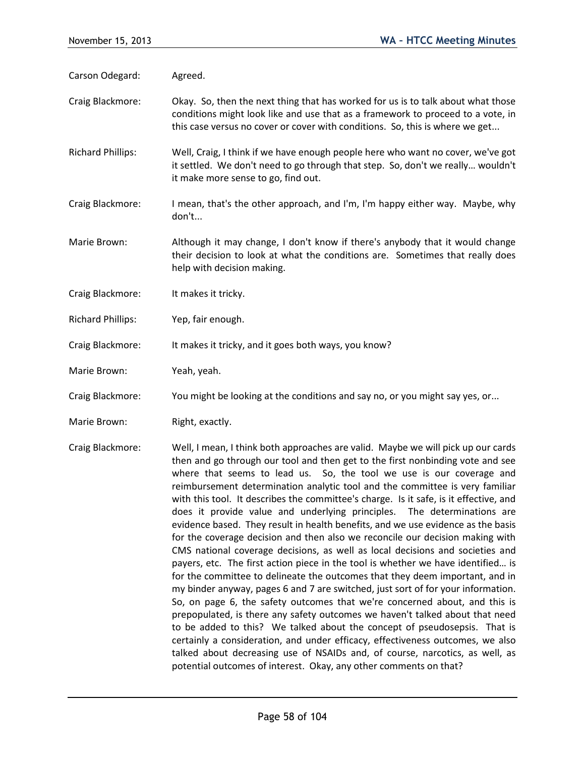Carson Odegard: Agreed.

Craig Blackmore: Okay. So, then the next thing that has worked for us is to talk about what those conditions might look like and use that as a framework to proceed to a vote, in this case versus no cover or cover with conditions. So, this is where we get...

Richard Phillips: Well, Craig, I think if we have enough people here who want no cover, we've got it settled. We don't need to go through that step. So, don't we really… wouldn't it make more sense to go, find out.

Craig Blackmore: I mean, that's the other approach, and I'm, I'm happy either way. Maybe, why don't...

Marie Brown: Although it may change, I don't know if there's anybody that it would change their decision to look at what the conditions are. Sometimes that really does help with decision making.

Craig Blackmore: It makes it tricky.

Richard Phillips: Yep, fair enough.

Craig Blackmore: It makes it tricky, and it goes both ways, you know?

Marie Brown: Yeah, yeah.

Craig Blackmore: You might be looking at the conditions and say no, or you might say yes, or...

Marie Brown: Right, exactly.

Craig Blackmore: Well, I mean, I think both approaches are valid. Maybe we will pick up our cards then and go through our tool and then get to the first nonbinding vote and see where that seems to lead us. So, the tool we use is our coverage and reimbursement determination analytic tool and the committee is very familiar with this tool. It describes the committee's charge. Is it safe, is it effective, and does it provide value and underlying principles. The determinations are evidence based. They result in health benefits, and we use evidence as the basis for the coverage decision and then also we reconcile our decision making with CMS national coverage decisions, as well as local decisions and societies and payers, etc. The first action piece in the tool is whether we have identified… is for the committee to delineate the outcomes that they deem important, and in my binder anyway, pages 6 and 7 are switched, just sort of for your information. So, on page 6, the safety outcomes that we're concerned about, and this is prepopulated, is there any safety outcomes we haven't talked about that need to be added to this? We talked about the concept of pseudosepsis. That is certainly a consideration, and under efficacy, effectiveness outcomes, we also talked about decreasing use of NSAIDs and, of course, narcotics, as well, as potential outcomes of interest. Okay, any other comments on that?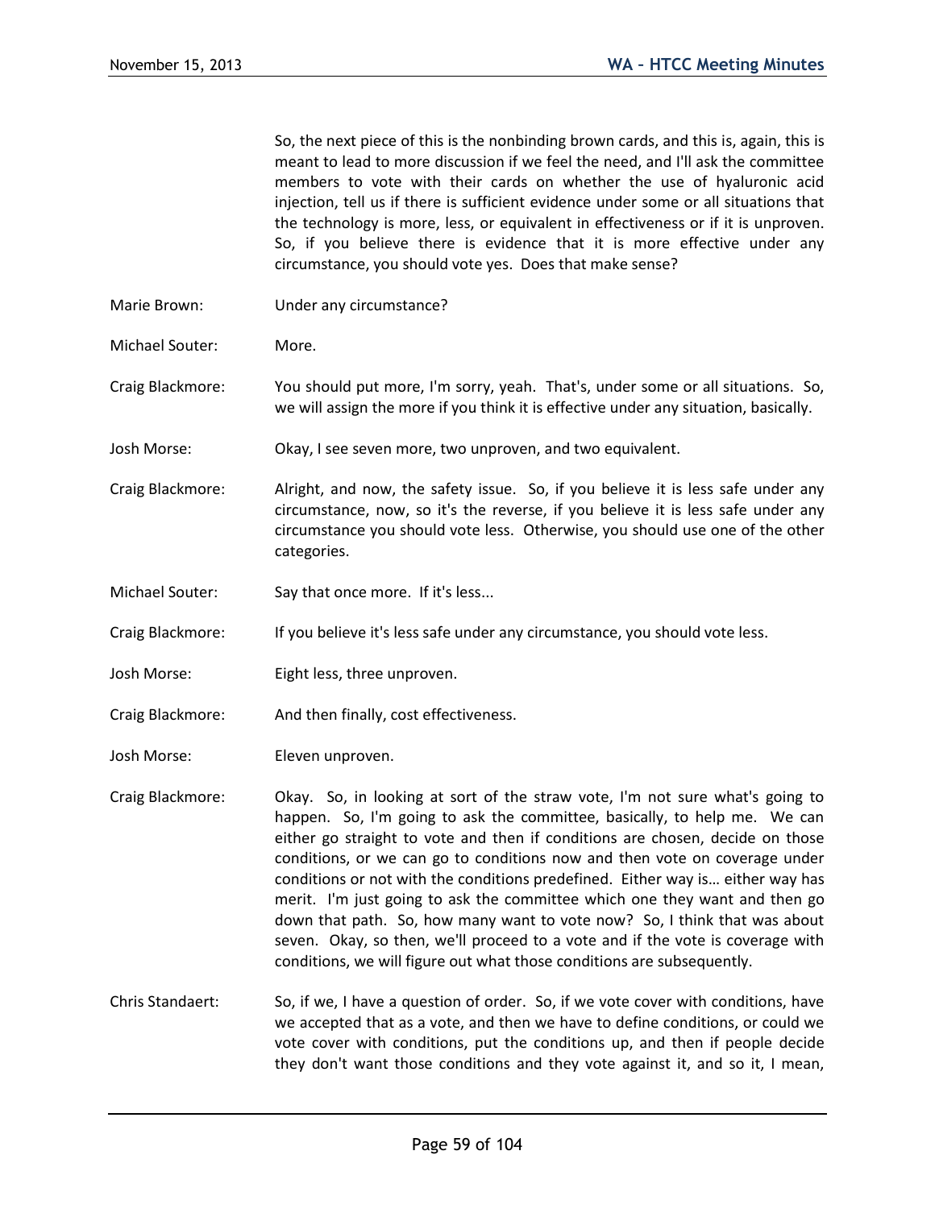So, the next piece of this is the nonbinding brown cards, and this is, again, this is meant to lead to more discussion if we feel the need, and I'll ask the committee members to vote with their cards on whether the use of hyaluronic acid injection, tell us if there is sufficient evidence under some or all situations that the technology is more, less, or equivalent in effectiveness or if it is unproven. So, if you believe there is evidence that it is more effective under any circumstance, you should vote yes. Does that make sense?

Marie Brown: Under any circumstance?

Michael Souter: More.

Craig Blackmore: You should put more, I'm sorry, yeah. That's, under some or all situations. So, we will assign the more if you think it is effective under any situation, basically.

Josh Morse: Okay, I see seven more, two unproven, and two equivalent.

Craig Blackmore: Alright, and now, the safety issue. So, if you believe it is less safe under any circumstance, now, so it's the reverse, if you believe it is less safe under any circumstance you should vote less. Otherwise, you should use one of the other categories.

Michael Souter: Say that once more. If it's less...

Craig Blackmore: If you believe it's less safe under any circumstance, you should vote less.

Josh Morse: Eight less, three unproven.

Craig Blackmore: And then finally, cost effectiveness.

Josh Morse: Eleven unproven.

Craig Blackmore: Okay. So, in looking at sort of the straw vote, I'm not sure what's going to happen. So, I'm going to ask the committee, basically, to help me. We can either go straight to vote and then if conditions are chosen, decide on those conditions, or we can go to conditions now and then vote on coverage under conditions or not with the conditions predefined. Either way is… either way has merit. I'm just going to ask the committee which one they want and then go down that path. So, how many want to vote now? So, I think that was about seven. Okay, so then, we'll proceed to a vote and if the vote is coverage with conditions, we will figure out what those conditions are subsequently.

Chris Standaert: So, if we, I have a question of order. So, if we vote cover with conditions, have we accepted that as a vote, and then we have to define conditions, or could we vote cover with conditions, put the conditions up, and then if people decide they don't want those conditions and they vote against it, and so it, I mean,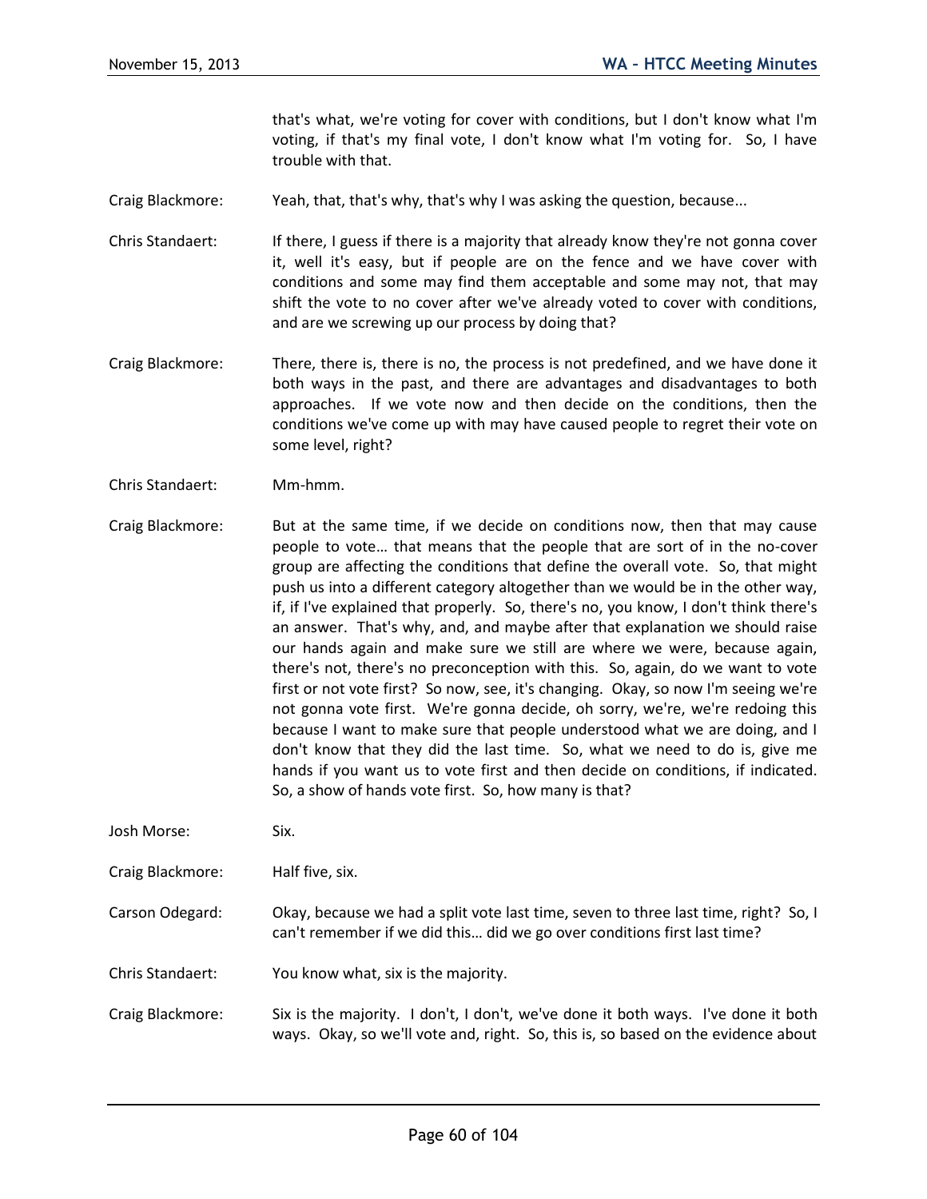that's what, we're voting for cover with conditions, but I don't know what I'm voting, if that's my final vote, I don't know what I'm voting for. So, I have trouble with that.

Craig Blackmore: Yeah, that, that's why, that's why I was asking the question, because...

Chris Standaert: If there, I guess if there is a majority that already know they're not gonna cover it, well it's easy, but if people are on the fence and we have cover with conditions and some may find them acceptable and some may not, that may shift the vote to no cover after we've already voted to cover with conditions, and are we screwing up our process by doing that?

Craig Blackmore: There, there is, there is no, the process is not predefined, and we have done it both ways in the past, and there are advantages and disadvantages to both approaches. If we vote now and then decide on the conditions, then the conditions we've come up with may have caused people to regret their vote on some level, right?

Chris Standaert: Mm-hmm.

Craig Blackmore: But at the same time, if we decide on conditions now, then that may cause people to vote… that means that the people that are sort of in the no-cover group are affecting the conditions that define the overall vote. So, that might push us into a different category altogether than we would be in the other way, if, if I've explained that properly. So, there's no, you know, I don't think there's an answer. That's why, and, and maybe after that explanation we should raise our hands again and make sure we still are where we were, because again, there's not, there's no preconception with this. So, again, do we want to vote first or not vote first? So now, see, it's changing. Okay, so now I'm seeing we're not gonna vote first. We're gonna decide, oh sorry, we're, we're redoing this because I want to make sure that people understood what we are doing, and I don't know that they did the last time. So, what we need to do is, give me hands if you want us to vote first and then decide on conditions, if indicated. So, a show of hands vote first. So, how many is that?

Josh Morse: Six.

Craig Blackmore: Half five, six.

Carson Odegard: Okay, because we had a split vote last time, seven to three last time, right? So, I can't remember if we did this… did we go over conditions first last time?

Chris Standaert: You know what, six is the majority.

Craig Blackmore: Six is the majority. I don't, I don't, we've done it both ways. I've done it both ways. Okay, so we'll vote and, right. So, this is, so based on the evidence about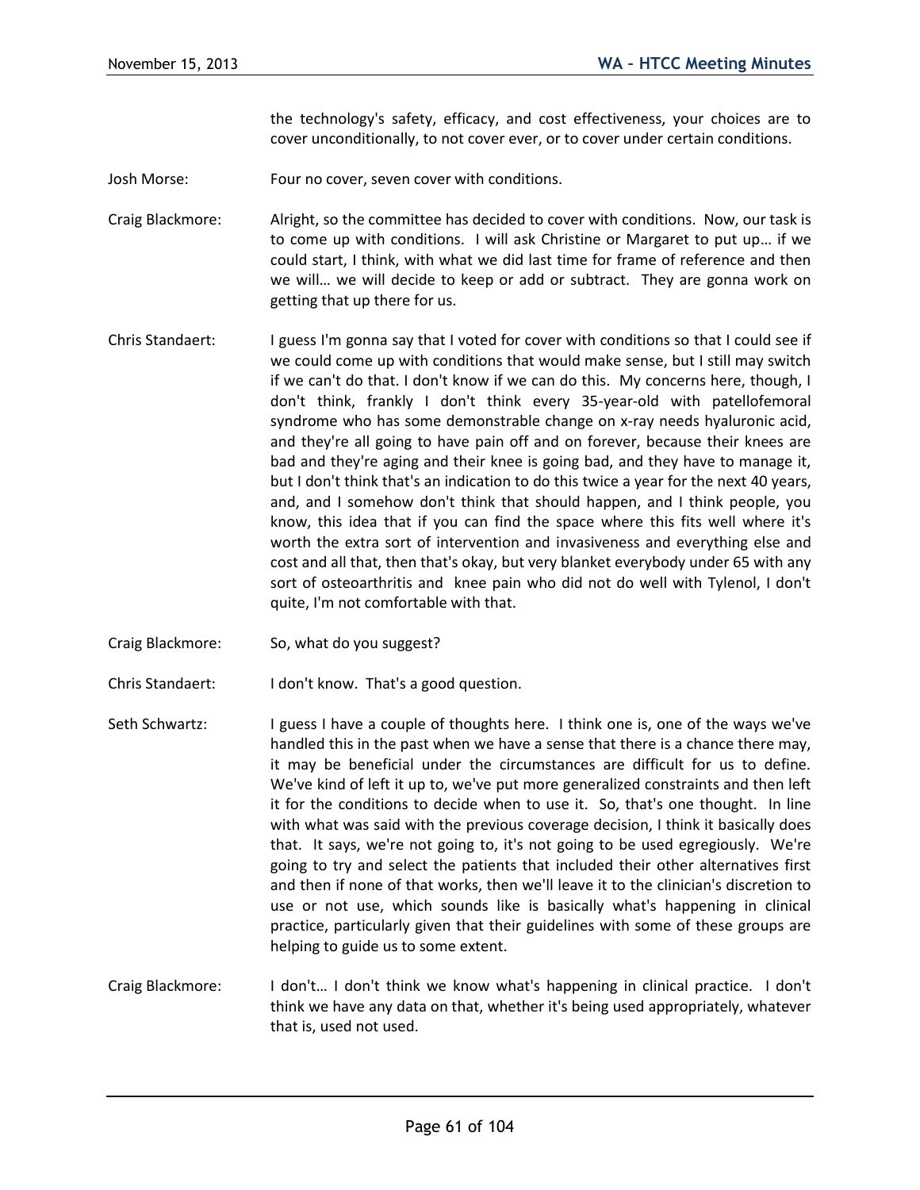the technology's safety, efficacy, and cost effectiveness, your choices are to cover unconditionally, to not cover ever, or to cover under certain conditions.

Josh Morse: Four no cover, seven cover with conditions.

Craig Blackmore: Alright, so the committee has decided to cover with conditions. Now, our task is to come up with conditions. I will ask Christine or Margaret to put up… if we could start, I think, with what we did last time for frame of reference and then we will… we will decide to keep or add or subtract. They are gonna work on getting that up there for us.

Chris Standaert: I guess I'm gonna say that I voted for cover with conditions so that I could see if we could come up with conditions that would make sense, but I still may switch if we can't do that. I don't know if we can do this. My concerns here, though, I don't think, frankly I don't think every 35-year-old with patellofemoral syndrome who has some demonstrable change on x-ray needs hyaluronic acid, and they're all going to have pain off and on forever, because their knees are bad and they're aging and their knee is going bad, and they have to manage it, but I don't think that's an indication to do this twice a year for the next 40 years, and, and I somehow don't think that should happen, and I think people, you know, this idea that if you can find the space where this fits well where it's worth the extra sort of intervention and invasiveness and everything else and cost and all that, then that's okay, but very blanket everybody under 65 with any sort of osteoarthritis and knee pain who did not do well with Tylenol, I don't quite, I'm not comfortable with that.

Craig Blackmore: So, what do you suggest?

Chris Standaert: I don't know. That's a good question.

Seth Schwartz: I guess I have a couple of thoughts here. I think one is, one of the ways we've handled this in the past when we have a sense that there is a chance there may, it may be beneficial under the circumstances are difficult for us to define. We've kind of left it up to, we've put more generalized constraints and then left it for the conditions to decide when to use it. So, that's one thought. In line with what was said with the previous coverage decision, I think it basically does that. It says, we're not going to, it's not going to be used egregiously. We're going to try and select the patients that included their other alternatives first and then if none of that works, then we'll leave it to the clinician's discretion to use or not use, which sounds like is basically what's happening in clinical practice, particularly given that their guidelines with some of these groups are helping to guide us to some extent.

Craig Blackmore: I don't… I don't think we know what's happening in clinical practice. I don't think we have any data on that, whether it's being used appropriately, whatever that is, used not used.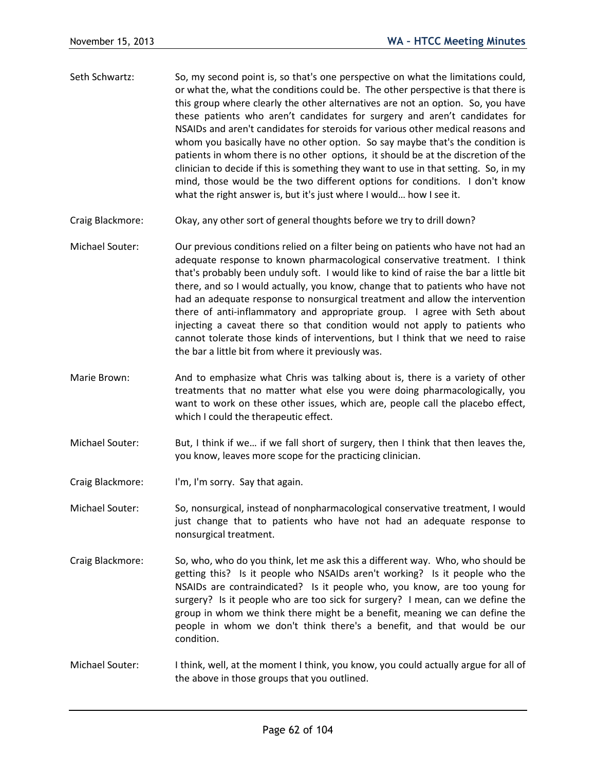Seth Schwartz: So, my second point is, so that's one perspective on what the limitations could, or what the, what the conditions could be. The other perspective is that there is this group where clearly the other alternatives are not an option. So, you have these patients who aren't candidates for surgery and aren't candidates for NSAIDs and aren't candidates for steroids for various other medical reasons and whom you basically have no other option. So say maybe that's the condition is patients in whom there is no other options, it should be at the discretion of the clinician to decide if this is something they want to use in that setting. So, in my mind, those would be the two different options for conditions. I don't know what the right answer is, but it's just where I would… how I see it.

Craig Blackmore: Okay, any other sort of general thoughts before we try to drill down?

Michael Souter: Our previous conditions relied on a filter being on patients who have not had an adequate response to known pharmacological conservative treatment. I think that's probably been unduly soft. I would like to kind of raise the bar a little bit there, and so I would actually, you know, change that to patients who have not had an adequate response to nonsurgical treatment and allow the intervention there of anti-inflammatory and appropriate group. I agree with Seth about injecting a caveat there so that condition would not apply to patients who cannot tolerate those kinds of interventions, but I think that we need to raise the bar a little bit from where it previously was.

Marie Brown: And to emphasize what Chris was talking about is, there is a variety of other treatments that no matter what else you were doing pharmacologically, you want to work on these other issues, which are, people call the placebo effect, which I could the therapeutic effect.

Michael Souter: But, I think if we… if we fall short of surgery, then I think that then leaves the, you know, leaves more scope for the practicing clinician.

Craig Blackmore: I'm, I'm sorry. Say that again.

Michael Souter: So, nonsurgical, instead of nonpharmacological conservative treatment, I would just change that to patients who have not had an adequate response to nonsurgical treatment.

Craig Blackmore: So, who, who do you think, let me ask this a different way. Who, who should be getting this? Is it people who NSAIDs aren't working? Is it people who the NSAIDs are contraindicated? Is it people who, you know, are too young for surgery? Is it people who are too sick for surgery? I mean, can we define the group in whom we think there might be a benefit, meaning we can define the people in whom we don't think there's a benefit, and that would be our condition.

Michael Souter: I think, well, at the moment I think, you know, you could actually argue for all of the above in those groups that you outlined.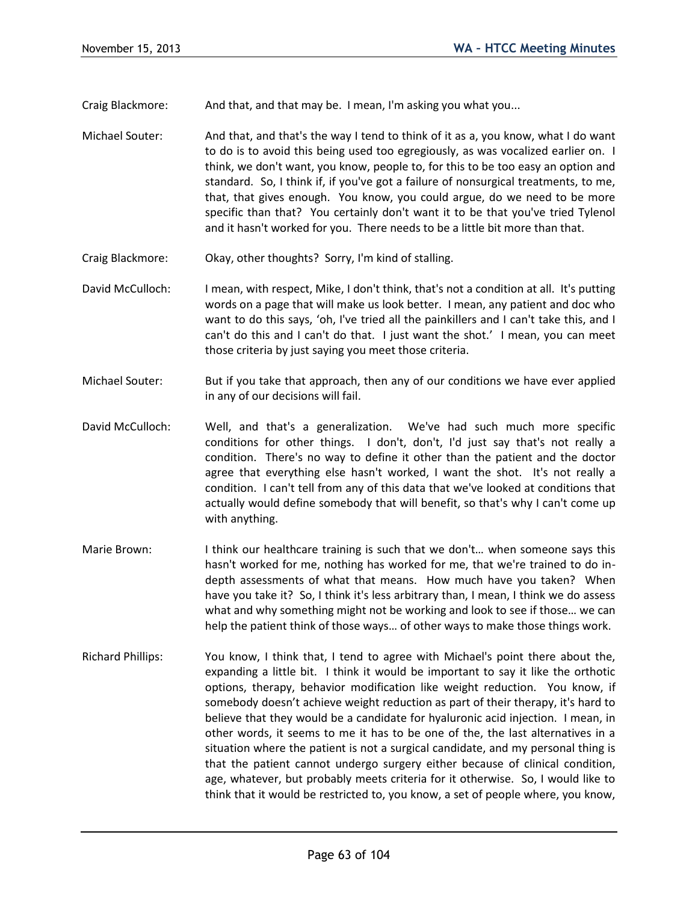Craig Blackmore: And that, and that may be. I mean, I'm asking you what you...

Michael Souter: And that, and that's the way I tend to think of it as a, you know, what I do want to do is to avoid this being used too egregiously, as was vocalized earlier on. I think, we don't want, you know, people to, for this to be too easy an option and standard. So, I think if, if you've got a failure of nonsurgical treatments, to me, that, that gives enough. You know, you could argue, do we need to be more specific than that? You certainly don't want it to be that you've tried Tylenol and it hasn't worked for you. There needs to be a little bit more than that.

Craig Blackmore: Okay, other thoughts? Sorry, I'm kind of stalling.

David McCulloch: I mean, with respect, Mike, I don't think, that's not a condition at all. It's putting words on a page that will make us look better. I mean, any patient and doc who want to do this says, 'oh, I've tried all the painkillers and I can't take this, and I can't do this and I can't do that. I just want the shot.' I mean, you can meet those criteria by just saying you meet those criteria.

Michael Souter: But if you take that approach, then any of our conditions we have ever applied in any of our decisions will fail.

David McCulloch: Well, and that's a generalization. We've had such much more specific conditions for other things. I don't, don't, I'd just say that's not really a condition. There's no way to define it other than the patient and the doctor agree that everything else hasn't worked, I want the shot. It's not really a condition. I can't tell from any of this data that we've looked at conditions that actually would define somebody that will benefit, so that's why I can't come up with anything.

Marie Brown: I think our healthcare training is such that we don't… when someone says this hasn't worked for me, nothing has worked for me, that we're trained to do in-depth assessments of what that means. How much have you taken? When have you take it? So, I think it's less arbitrary than, I mean, I think we do assess what and why something might not be working and look to see if those… we can help the patient think of those ways… of other ways to make those things work.

Richard Phillips: You know, I think that, I tend to agree with Michael's point there about the, expanding a little bit. I think it would be important to say it like the orthotic options, therapy, behavior modification like weight reduction. You know, if somebody doesn't achieve weight reduction as part of their therapy, it's hard to believe that they would be a candidate for hyaluronic acid injection. I mean, in other words, it seems to me it has to be one of the, the last alternatives in a situation where the patient is not a surgical candidate, and my personal thing is that the patient cannot undergo surgery either because of clinical condition, age, whatever, but probably meets criteria for it otherwise. So, I would like to think that it would be restricted to, you know, a set of people where, you know,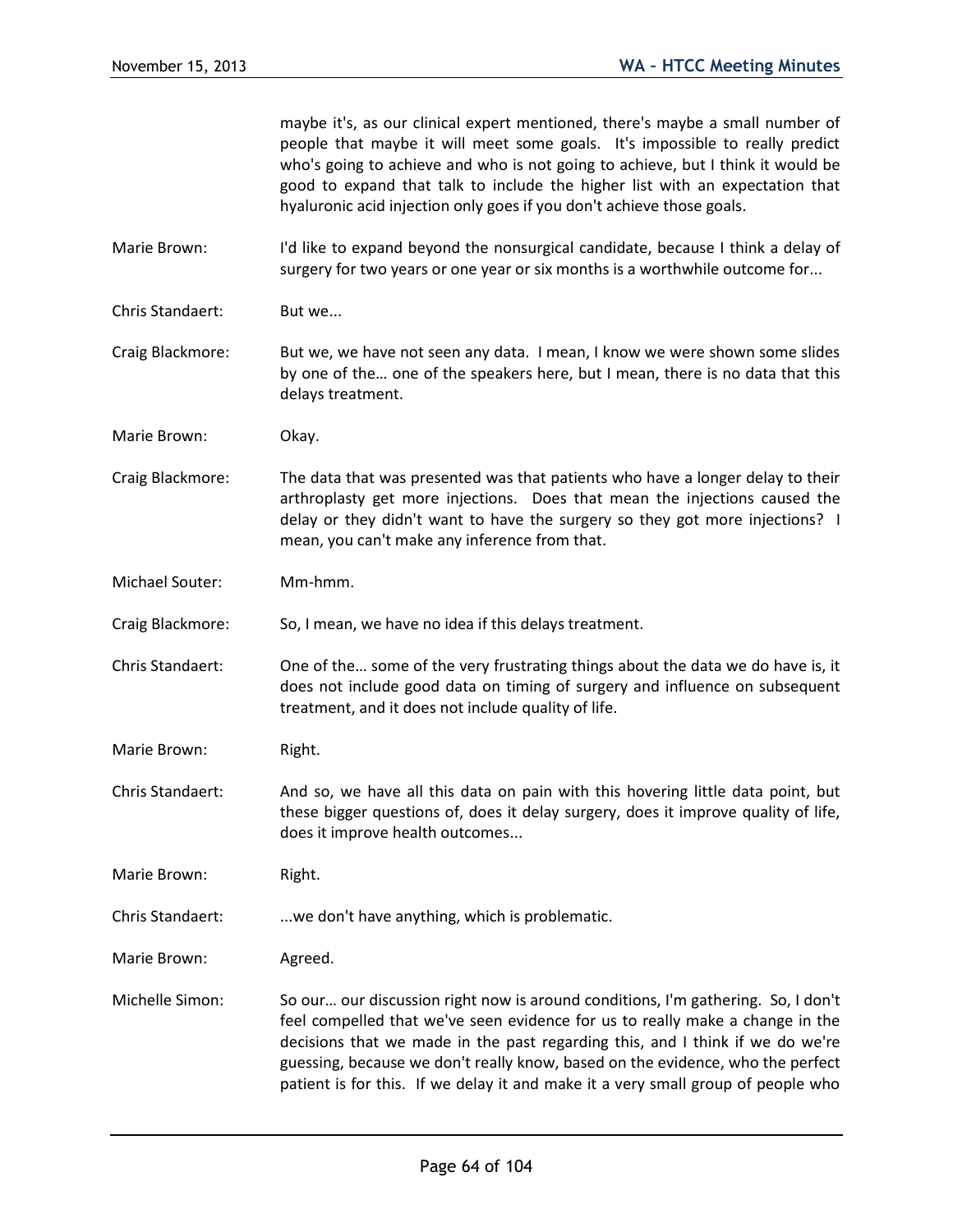maybe it's, as our clinical expert mentioned, there's maybe a small number of people that maybe it will meet some goals. It's impossible to really predict who's going to achieve and who is not going to achieve, but I think it would be good to expand that talk to include the higher list with an expectation that hyaluronic acid injection only goes if you don't achieve those goals.

Marie Brown: I'd like to expand beyond the nonsurgical candidate, because I think a delay of surgery for two years or one year or six months is a worthwhile outcome for...

Chris Standaert: But we...

Craig Blackmore: But we, we have not seen any data. I mean, I know we were shown some slides by one of the… one of the speakers here, but I mean, there is no data that this delays treatment.

Marie Brown: Okay.

Craig Blackmore: The data that was presented was that patients who have a longer delay to their arthroplasty get more injections. Does that mean the injections caused the delay or they didn't want to have the surgery so they got more injections? I mean, you can't make any inference from that.

Michael Souter: Mm-hmm.

Craig Blackmore: So, I mean, we have no idea if this delays treatment.

Chris Standaert: One of the… some of the very frustrating things about the data we do have is, it does not include good data on timing of surgery and influence on subsequent treatment, and it does not include quality of life.

Marie Brown: Right.

Chris Standaert: And so, we have all this data on pain with this hovering little data point, but these bigger questions of, does it delay surgery, does it improve quality of life, does it improve health outcomes...

Marie Brown: Right.

Chris Standaert: ...we don't have anything, which is problematic.

Marie Brown: Agreed.

Michelle Simon: So our… our discussion right now is around conditions, I'm gathering. So, I don't feel compelled that we've seen evidence for us to really make a change in the decisions that we made in the past regarding this, and I think if we do we're guessing, because we don't really know, based on the evidence, who the perfect patient is for this. If we delay it and make it a very small group of people who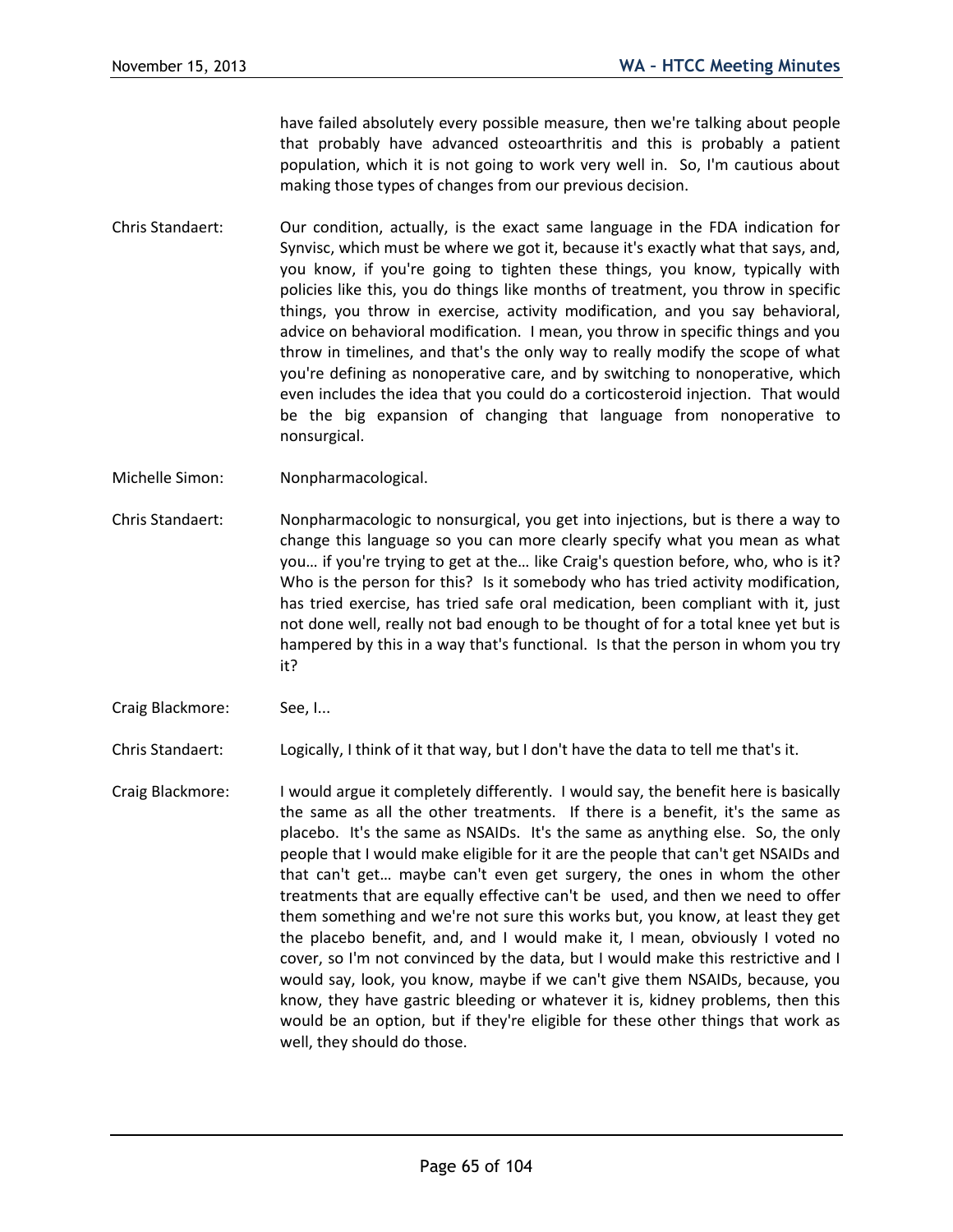have failed absolutely every possible measure, then we're talking about people that probably have advanced osteoarthritis and this is probably a patient population, which it is not going to work very well in. So, I'm cautious about making those types of changes from our previous decision.

Chris Standaert: Our condition, actually, is the exact same language in the FDA indication for Synvisc, which must be where we got it, because it's exactly what that says, and, you know, if you're going to tighten these things, you know, typically with policies like this, you do things like months of treatment, you throw in specific things, you throw in exercise, activity modification, and you say behavioral, advice on behavioral modification. I mean, you throw in specific things and you throw in timelines, and that's the only way to really modify the scope of what you're defining as nonoperative care, and by switching to nonoperative, which even includes the idea that you could do a corticosteroid injection. That would be the big expansion of changing that language from nonoperative to nonsurgical.

Michelle Simon: Nonpharmacological.

Chris Standaert: Nonpharmacologic to nonsurgical, you get into injections, but is there a way to change this language so you can more clearly specify what you mean as what you… if you're trying to get at the… like Craig's question before, who, who is it? Who is the person for this? Is it somebody who has tried activity modification, has tried exercise, has tried safe oral medication, been compliant with it, just not done well, really not bad enough to be thought of for a total knee yet but is hampered by this in a way that's functional. Is that the person in whom you try it?

Craig Blackmore: See, I...

Chris Standaert: Logically, I think of it that way, but I don't have the data to tell me that's it.

Craig Blackmore: I would argue it completely differently. I would say, the benefit here is basically the same as all the other treatments. If there is a benefit, it's the same as placebo. It's the same as NSAIDs. It's the same as anything else. So, the only people that I would make eligible for it are the people that can't get NSAIDs and that can't get… maybe can't even get surgery, the ones in whom the other treatments that are equally effective can't be used, and then we need to offer them something and we're not sure this works but, you know, at least they get the placebo benefit, and, and I would make it, I mean, obviously I voted no cover, so I'm not convinced by the data, but I would make this restrictive and I would say, look, you know, maybe if we can't give them NSAIDs, because, you know, they have gastric bleeding or whatever it is, kidney problems, then this would be an option, but if they're eligible for these other things that work as well, they should do those.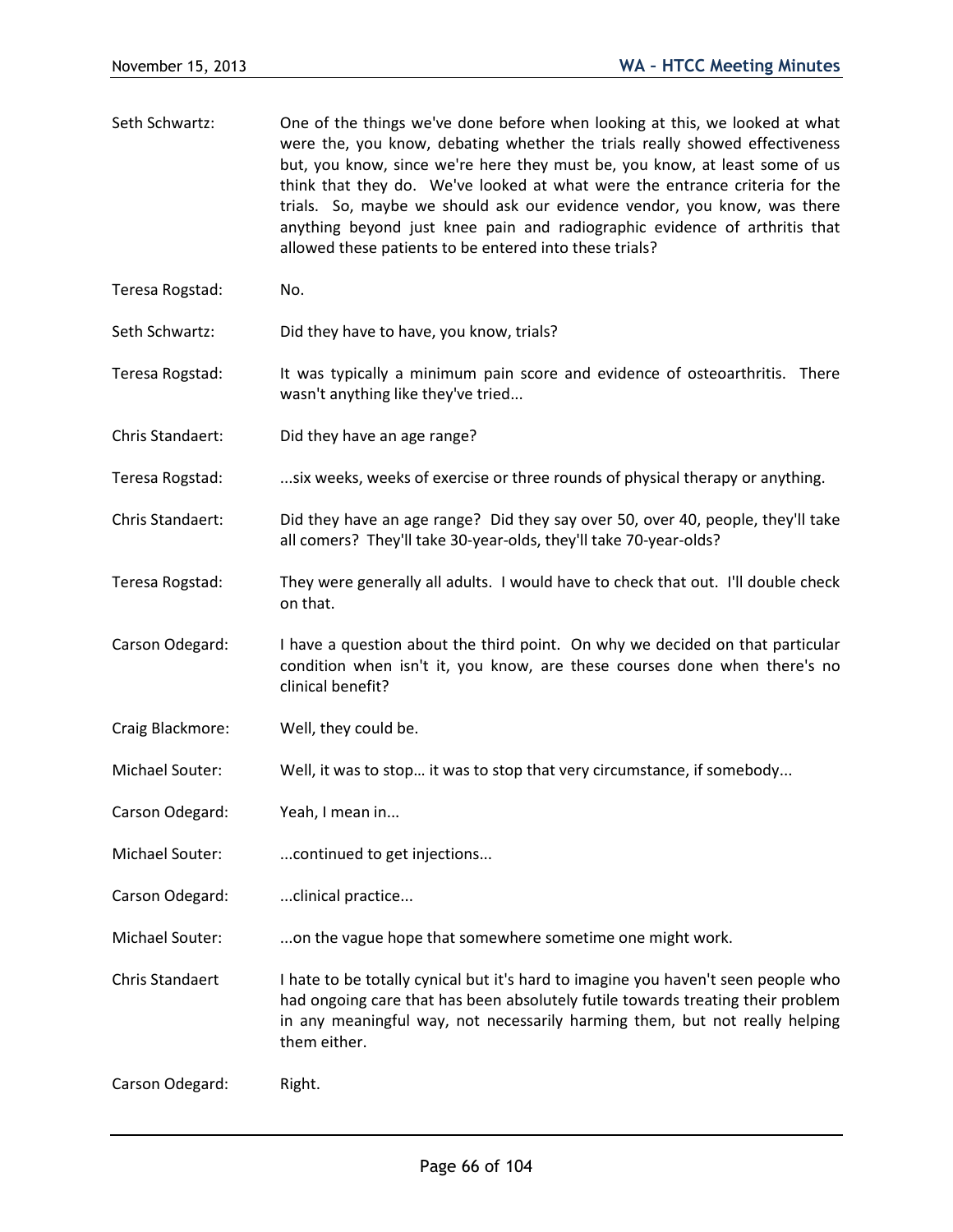Seth Schwartz: One of the things we've done before when looking at this, we looked at what were the, you know, debating whether the trials really showed effectiveness but, you know, since we're here they must be, you know, at least some of us think that they do. We've looked at what were the entrance criteria for the trials. So, maybe we should ask our evidence vendor, you know, was there anything beyond just knee pain and radiographic evidence of arthritis that allowed these patients to be entered into these trials?

Teresa Rogstad: No.

Seth Schwartz: Did they have to have, you know, trials?

Teresa Rogstad: It was typically a minimum pain score and evidence of osteoarthritis. There wasn't anything like they've tried...

Chris Standaert: Did they have an age range?

Teresa Rogstad: ...six weeks, weeks of exercise or three rounds of physical therapy or anything.

Chris Standaert: Did they have an age range? Did they say over 50, over 40, people, they'll take all comers? They'll take 30-year-olds, they'll take 70-year-olds?

Teresa Rogstad: They were generally all adults. I would have to check that out. I'll double check on that.

Carson Odegard: I have a question about the third point. On why we decided on that particular condition when isn't it, you know, are these courses done when there's no clinical benefit?

Craig Blackmore: Well, they could be.

Michael Souter: Well, it was to stop… it was to stop that very circumstance, if somebody...

Carson Odegard: Yeah, I mean in...

Michael Souter: ...continued to get injections...

Carson Odegard: ...clinical practice...

Michael Souter: ...on the vague hope that somewhere sometime one might work.

Chris Standaert I hate to be totally cynical but it's hard to imagine you haven't seen people who had ongoing care that has been absolutely futile towards treating their problem in any meaningful way, not necessarily harming them, but not really helping them either.

Carson Odegard: Right.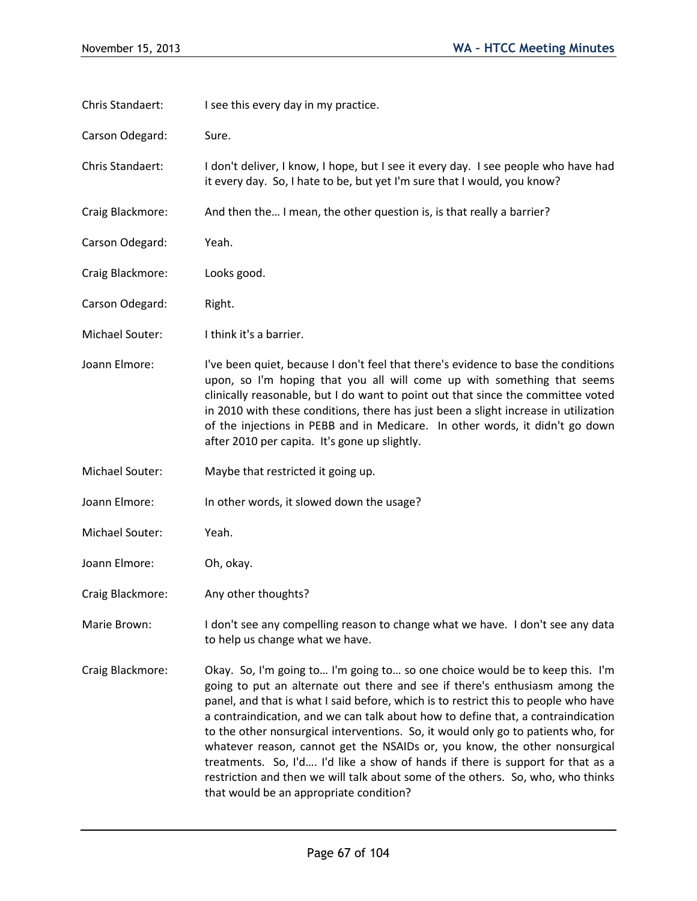Chris Standaert: I see this every day in my practice.

Carson Odegard: Sure.

Chris Standaert: I don't deliver, I know, I hope, but I see it every day. I see people who have had it every day. So, I hate to be, but yet I'm sure that I would, you know?

Craig Blackmore: And then the… I mean, the other question is, is that really a barrier?

Carson Odegard: Yeah.

Craig Blackmore: Looks good.

Carson Odegard: Right.

Michael Souter: I think it's a barrier.

Joann Elmore: I've been quiet, because I don't feel that there's evidence to base the conditions upon, so I'm hoping that you all will come up with something that seems clinically reasonable, but I do want to point out that since the committee voted in 2010 with these conditions, there has just been a slight increase in utilization of the injections in PEBB and in Medicare. In other words, it didn't go down after 2010 per capita. It's gone up slightly.

Michael Souter: Maybe that restricted it going up.

Joann Elmore: In other words, it slowed down the usage?

Michael Souter: Yeah.

Joann Elmore: Oh, okay.

Craig Blackmore: Any other thoughts?

Marie Brown: I don't see any compelling reason to change what we have. I don't see any data to help us change what we have.

Craig Blackmore: Okay. So, I'm going to… I'm going to… so one choice would be to keep this. I'm going to put an alternate out there and see if there's enthusiasm among the panel, and that is what I said before, which is to restrict this to people who have a contraindication, and we can talk about how to define that, a contraindication to the other nonsurgical interventions. So, it would only go to patients who, for whatever reason, cannot get the NSAIDs or, you know, the other nonsurgical treatments. So, I'd…. I'd like a show of hands if there is support for that as a restriction and then we will talk about some of the others. So, who, who thinks that would be an appropriate condition?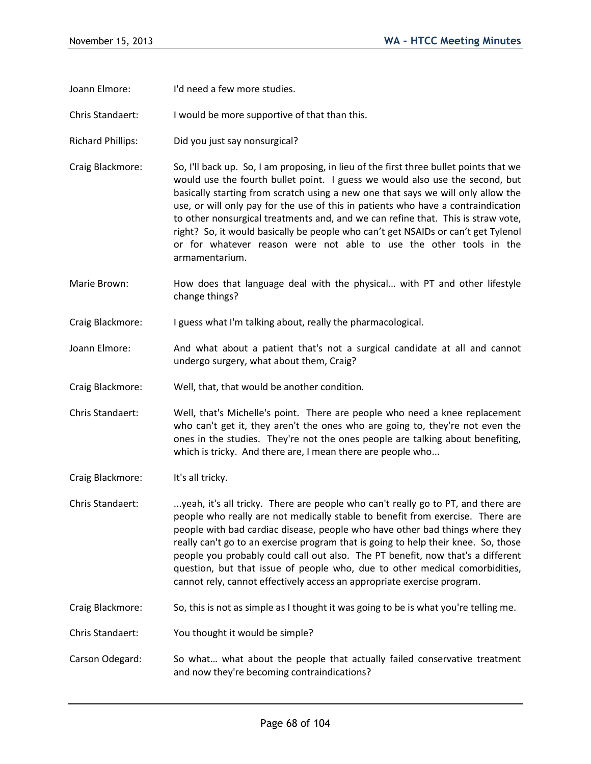Joann Elmore: I'd need a few more studies.

Chris Standaert: I would be more supportive of that than this.

Richard Phillips: Did you just say nonsurgical?

Craig Blackmore: So, I'll back up. So, I am proposing, in lieu of the first three bullet points that we would use the fourth bullet point. I guess we would also use the second, but basically starting from scratch using a new one that says we will only allow the use, or will only pay for the use of this in patients who have a contraindication to other nonsurgical treatments and, and we can refine that. This is straw vote, right? So, it would basically be people who can't get NSAIDs or can't get Tylenol or for whatever reason were not able to use the other tools in the armamentarium.

Marie Brown: How does that language deal with the physical… with PT and other lifestyle change things?

Craig Blackmore: I guess what I'm talking about, really the pharmacological.

Joann Elmore: And what about a patient that's not a surgical candidate at all and cannot undergo surgery, what about them, Craig?

Craig Blackmore: Well, that, that would be another condition.

Chris Standaert: Well, that's Michelle's point. There are people who need a knee replacement who can't get it, they aren't the ones who are going to, they're not even the ones in the studies. They're not the ones people are talking about benefiting, which is tricky. And there are, I mean there are people who...

Craig Blackmore: It's all tricky.

Chris Standaert: ...yeah, it's all tricky. There are people who can't really go to PT, and there are people who really are not medically stable to benefit from exercise. There are people with bad cardiac disease, people who have other bad things where they really can't go to an exercise program that is going to help their knee. So, those people you probably could call out also. The PT benefit, now that's a different question, but that issue of people who, due to other medical comorbidities, cannot rely, cannot effectively access an appropriate exercise program.

Craig Blackmore: So, this is not as simple as I thought it was going to be is what you're telling me.

Chris Standaert: You thought it would be simple?

Carson Odegard: So what… what about the people that actually failed conservative treatment and now they're becoming contraindications?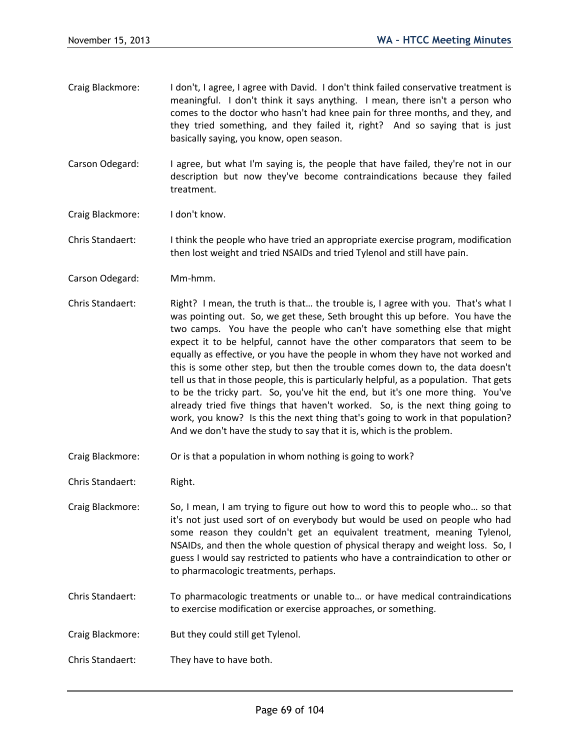Craig Blackmore: I don't, I agree, I agree with David. I don't think failed conservative treatment is meaningful. I don't think it says anything. I mean, there isn't a person who comes to the doctor who hasn't had knee pain for three months, and they, and they tried something, and they failed it, right? And so saying that is just basically saying, you know, open season.

Carson Odegard: I agree, but what I'm saying is, the people that have failed, they're not in our description but now they've become contraindications because they failed treatment.

Craig Blackmore: I don't know.

Chris Standaert: I think the people who have tried an appropriate exercise program, modification then lost weight and tried NSAIDs and tried Tylenol and still have pain.

Carson Odegard: Mm-hmm.

Chris Standaert: Right? I mean, the truth is that… the trouble is, I agree with you. That's what I was pointing out. So, we get these, Seth brought this up before. You have the two camps. You have the people who can't have something else that might expect it to be helpful, cannot have the other comparators that seem to be equally as effective, or you have the people in whom they have not worked and this is some other step, but then the trouble comes down to, the data doesn't tell us that in those people, this is particularly helpful, as a population. That gets to be the tricky part. So, you've hit the end, but it's one more thing. You've already tried five things that haven't worked. So, is the next thing going to work, you know? Is this the next thing that's going to work in that population? And we don't have the study to say that it is, which is the problem.

Craig Blackmore: Or is that a population in whom nothing is going to work?

Chris Standaert: Right.

Craig Blackmore: So, I mean, I am trying to figure out how to word this to people who… so that it's not just used sort of on everybody but would be used on people who had some reason they couldn't get an equivalent treatment, meaning Tylenol, NSAIDs, and then the whole question of physical therapy and weight loss. So, I guess I would say restricted to patients who have a contraindication to other or to pharmacologic treatments, perhaps.

Chris Standaert: To pharmacologic treatments or unable to… or have medical contraindications to exercise modification or exercise approaches, or something.

Craig Blackmore: But they could still get Tylenol.

Chris Standaert: They have to have both.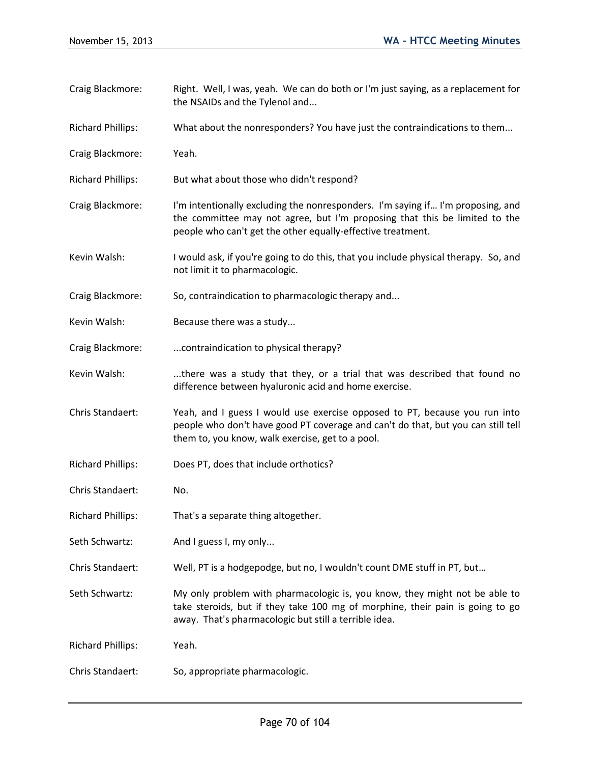Craig Blackmore: Right. Well, I was, yeah. We can do both or I'm just saying, as a replacement for the NSAIDs and the Tylenol and...

Richard Phillips: What about the nonresponders? You have just the contraindications to them...

Craig Blackmore: Yeah.

Richard Phillips: But what about those who didn't respond?

Craig Blackmore: I'm intentionally excluding the nonresponders. I'm saying if… I'm proposing, and the committee may not agree, but I'm proposing that this be limited to the people who can't get the other equally-effective treatment.

Kevin Walsh: I would ask, if you're going to do this, that you include physical therapy. So, and not limit it to pharmacologic.

Craig Blackmore: So, contraindication to pharmacologic therapy and...

Kevin Walsh: Because there was a study...

Craig Blackmore: ...contraindication to physical therapy?

Kevin Walsh: ...there was a study that they, or a trial that was described that found no difference between hyaluronic acid and home exercise.

Chris Standaert: Yeah, and I guess I would use exercise opposed to PT, because you run into people who don't have good PT coverage and can't do that, but you can still tell them to, you know, walk exercise, get to a pool.

Richard Phillips: Does PT, does that include orthotics?

Chris Standaert: No.

Richard Phillips: That's a separate thing altogether.

Seth Schwartz: And I guess I, my only...

Chris Standaert: Well, PT is a hodgepodge, but no, I wouldn't count DME stuff in PT, but…

Seth Schwartz: My only problem with pharmacologic is, you know, they might not be able to take steroids, but if they take 100 mg of morphine, their pain is going to go away. That's pharmacologic but still a terrible idea.

Richard Phillips: Yeah.

Chris Standaert: So, appropriate pharmacologic.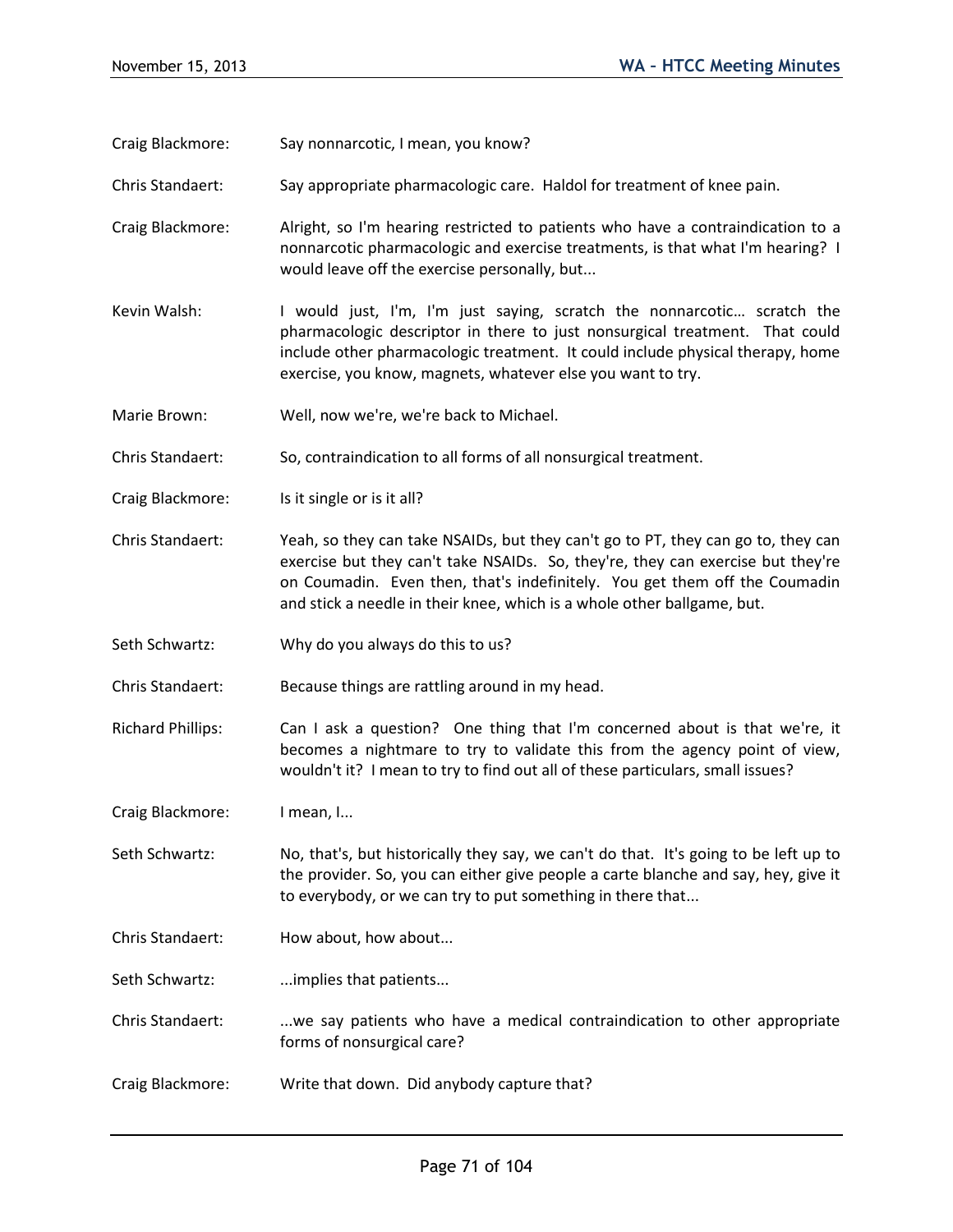Craig Blackmore: Say nonnarcotic, I mean, you know?

Chris Standaert: Say appropriate pharmacologic care. Haldol for treatment of knee pain.

Craig Blackmore: Alright, so I'm hearing restricted to patients who have a contraindication to a nonnarcotic pharmacologic and exercise treatments, is that what I'm hearing? I would leave off the exercise personally, but...

Kevin Walsh: I would just, I'm, I'm just saying, scratch the nonnarcotic… scratch the pharmacologic descriptor in there to just nonsurgical treatment. That could include other pharmacologic treatment. It could include physical therapy, home exercise, you know, magnets, whatever else you want to try.

Marie Brown: Well, now we're, we're back to Michael.

Chris Standaert: So, contraindication to all forms of all nonsurgical treatment.

Craig Blackmore: Is it single or is it all?

Chris Standaert: Yeah, so they can take NSAIDs, but they can't go to PT, they can go to, they can exercise but they can't take NSAIDs. So, they're, they can exercise but they're on Coumadin. Even then, that's indefinitely. You get them off the Coumadin and stick a needle in their knee, which is a whole other ballgame, but.

Seth Schwartz: Why do you always do this to us?

Chris Standaert: Because things are rattling around in my head.

Richard Phillips: Can I ask a question? One thing that I'm concerned about is that we're, it becomes a nightmare to try to validate this from the agency point of view, wouldn't it? I mean to try to find out all of these particulars, small issues?

Craig Blackmore: I mean, I...

Seth Schwartz: No, that's, but historically they say, we can't do that. It's going to be left up to the provider. So, you can either give people a carte blanche and say, hey, give it to everybody, or we can try to put something in there that...

Chris Standaert: How about, how about...

Seth Schwartz: ...implies that patients...

Chris Standaert: ...we say patients who have a medical contraindication to other appropriate forms of nonsurgical care?

Craig Blackmore: Write that down. Did anybody capture that?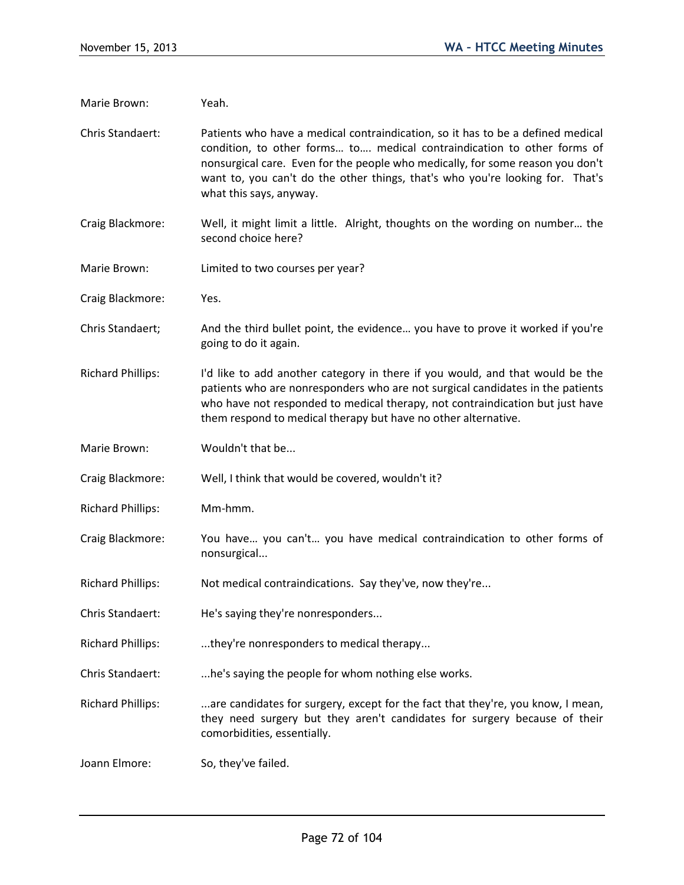Marie Brown: Yeah.

Chris Standaert: Patients who have a medical contraindication, so it has to be a defined medical condition, to other forms… to…. medical contraindication to other forms of nonsurgical care. Even for the people who medically, for some reason you don't want to, you can't do the other things, that's who you're looking for. That's what this says, anyway.

Craig Blackmore: Well, it might limit a little. Alright, thoughts on the wording on number… the second choice here?

Marie Brown: Limited to two courses per year?

Craig Blackmore: Yes.

Chris Standaert; And the third bullet point, the evidence… you have to prove it worked if you're going to do it again.

Richard Phillips: I'd like to add another category in there if you would, and that would be the patients who are nonresponders who are not surgical candidates in the patients who have not responded to medical therapy, not contraindication but just have them respond to medical therapy but have no other alternative.

Marie Brown: Wouldn't that be...

Craig Blackmore: Well, I think that would be covered, wouldn't it?

Richard Phillips: Mm-hmm.

Craig Blackmore: You have… you can't… you have medical contraindication to other forms of nonsurgical...

Richard Phillips: Not medical contraindications. Say they've, now they're...

Chris Standaert: He's saying they're nonresponders...

Richard Phillips: ...they're nonresponders to medical therapy...

Chris Standaert: ...he's saying the people for whom nothing else works.

Richard Phillips: ...are candidates for surgery, except for the fact that they're, you know, I mean, they need surgery but they aren't candidates for surgery because of their comorbidities, essentially.

Joann Elmore: So, they've failed.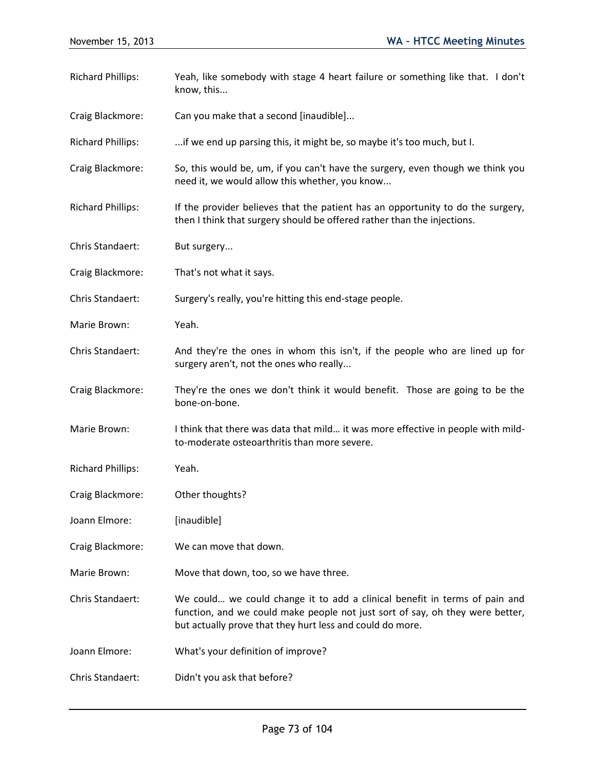Richard Phillips: Yeah, like somebody with stage 4 heart failure or something like that. I don't know, this...

Craig Blackmore: Can you make that a second [inaudible]...

Richard Phillips: ...if we end up parsing this, it might be, so maybe it's too much, but I.

Craig Blackmore: So, this would be, um, if you can't have the surgery, even though we think you need it, we would allow this whether, you know...

Richard Phillips: If the provider believes that the patient has an opportunity to do the surgery, then I think that surgery should be offered rather than the injections.

Chris Standaert: But surgery...

Craig Blackmore: That's not what it says.

Chris Standaert: Surgery's really, you're hitting this end-stage people.

Marie Brown: Yeah.

Chris Standaert: And they're the ones in whom this isn't, if the people who are lined up for surgery aren't, not the ones who really...

Craig Blackmore: They're the ones we don't think it would benefit. Those are going to be the bone-on-bone.

Marie Brown: I think that there was data that mild… it was more effective in people with mild-to-moderate osteoarthritis than more severe.

Richard Phillips: Yeah.

Craig Blackmore: Other thoughts?

Joann Elmore: [inaudible]

Craig Blackmore: We can move that down.

Marie Brown: Move that down, too, so we have three.

Chris Standaert: We could… we could change it to add a clinical benefit in terms of pain and function, and we could make people not just sort of say, oh they were better, but actually prove that they hurt less and could do more.

Joann Elmore: What's your definition of improve?

Chris Standaert: Didn't you ask that before?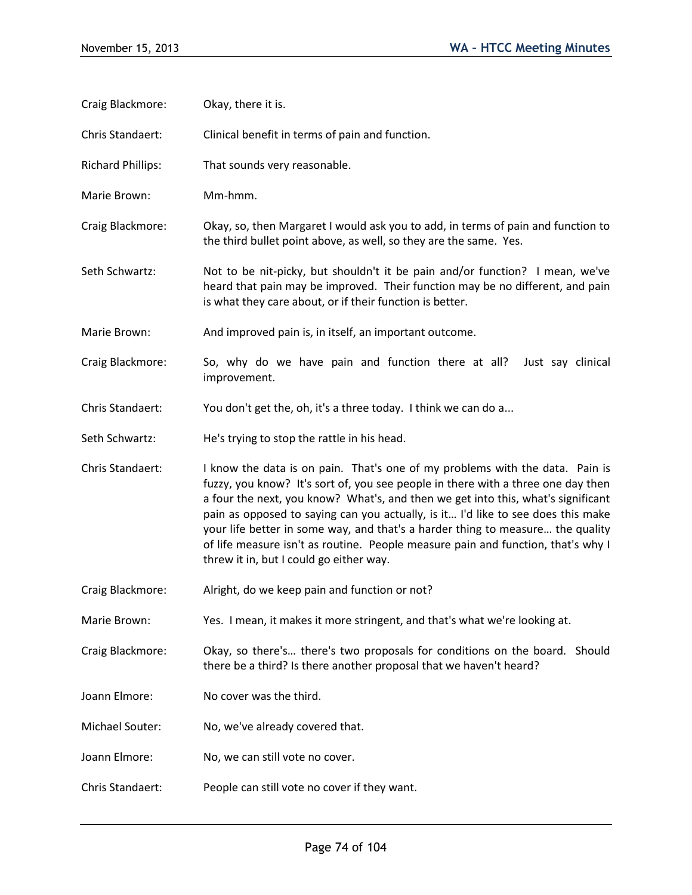Craig Blackmore: Okay, there it is.

Chris Standaert: Clinical benefit in terms of pain and function.

Richard Phillips: That sounds very reasonable.

Marie Brown: Mm-hmm.

Craig Blackmore: Okay, so, then Margaret I would ask you to add, in terms of pain and function to the third bullet point above, as well, so they are the same. Yes.

Seth Schwartz: Not to be nit-picky, but shouldn't it be pain and/or function? I mean, we've heard that pain may be improved. Their function may be no different, and pain is what they care about, or if their function is better.

Marie Brown: And improved pain is, in itself, an important outcome.

Craig Blackmore: So, why do we have pain and function there at all? Just say clinical improvement.

Chris Standaert: You don't get the, oh, it's a three today. I think we can do a...

Seth Schwartz: He's trying to stop the rattle in his head.

Chris Standaert: I know the data is on pain. That's one of my problems with the data. Pain is fuzzy, you know? It's sort of, you see people in there with a three one day then a four the next, you know? What's, and then we get into this, what's significant pain as opposed to saying can you actually, is it… I'd like to see does this make your life better in some way, and that's a harder thing to measure… the quality of life measure isn't as routine. People measure pain and function, that's why I threw it in, but I could go either way.

Craig Blackmore: Alright, do we keep pain and function or not?

Marie Brown: Yes. I mean, it makes it more stringent, and that's what we're looking at.

Craig Blackmore: Okay, so there's… there's two proposals for conditions on the board. Should there be a third? Is there another proposal that we haven't heard?

Joann Elmore: No cover was the third.

Michael Souter: No, we've already covered that.

Joann Elmore: No, we can still vote no cover.

Chris Standaert: People can still vote no cover if they want.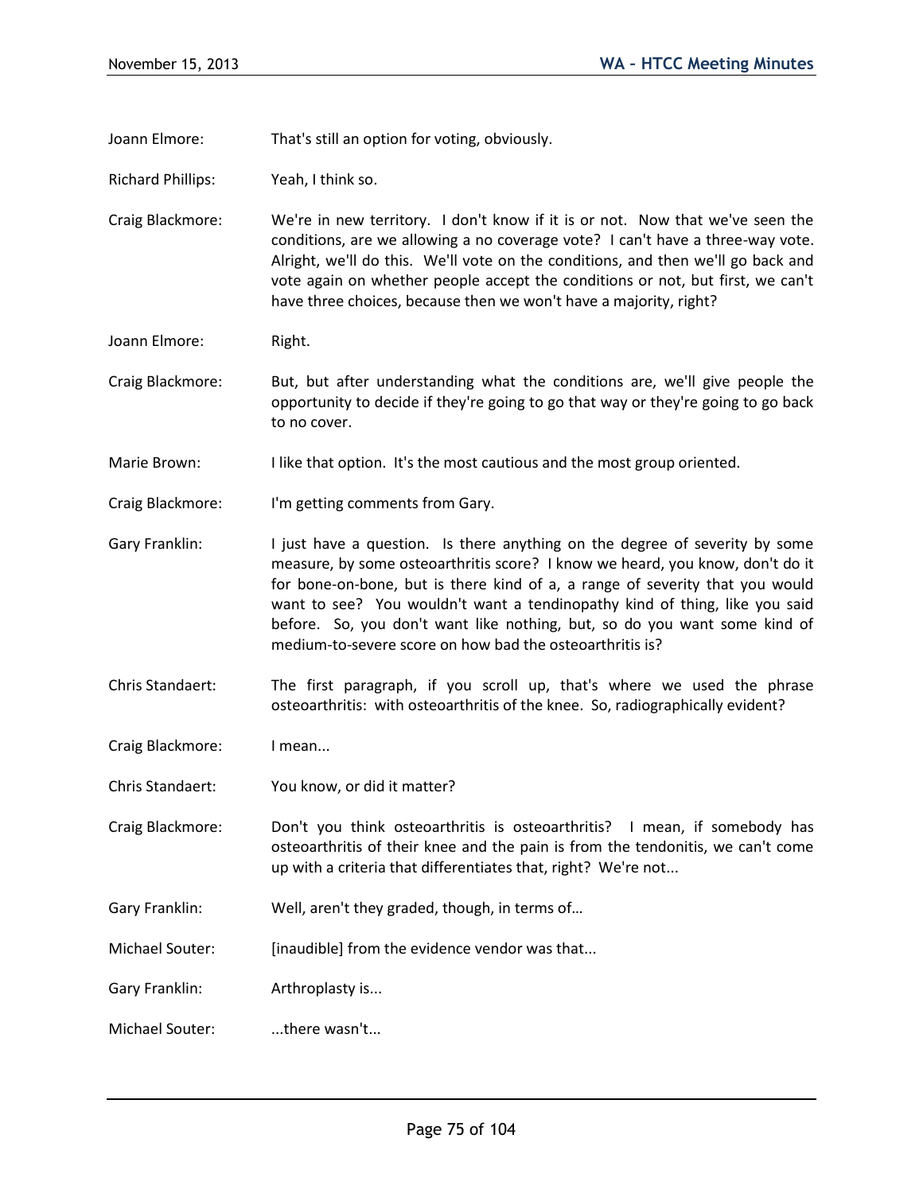Joann Elmore: That's still an option for voting, obviously.

Richard Phillips: Yeah, I think so.

Craig Blackmore: We're in new territory. I don't know if it is or not. Now that we've seen the conditions, are we allowing a no coverage vote? I can't have a three-way vote. Alright, we'll do this. We'll vote on the conditions, and then we'll go back and vote again on whether people accept the conditions or not, but first, we can't have three choices, because then we won't have a majority, right?

Joann Elmore: Right.

Craig Blackmore: But, but after understanding what the conditions are, we'll give people the opportunity to decide if they're going to go that way or they're going to go back to no cover.

Marie Brown: I like that option. It's the most cautious and the most group oriented.

Craig Blackmore: I'm getting comments from Gary.

Gary Franklin: I just have a question. Is there anything on the degree of severity by some measure, by some osteoarthritis score? I know we heard, you know, don't do it for bone-on-bone, but is there kind of a, a range of severity that you would want to see? You wouldn't want a tendinopathy kind of thing, like you said before. So, you don't want like nothing, but, so do you want some kind of medium-to-severe score on how bad the osteoarthritis is?

Chris Standaert: The first paragraph, if you scroll up, that's where we used the phrase osteoarthritis: with osteoarthritis of the knee. So, radiographically evident?

Craig Blackmore: I mean...

Chris Standaert: You know, or did it matter?

Craig Blackmore: Don't you think osteoarthritis is osteoarthritis? I mean, if somebody has osteoarthritis of their knee and the pain is from the tendonitis, we can't come up with a criteria that differentiates that, right? We're not...

Gary Franklin: Well, aren't they graded, though, in terms of…

Michael Souter: [inaudible] from the evidence vendor was that...

Gary Franklin: Arthroplasty is...

Michael Souter: ...there wasn't...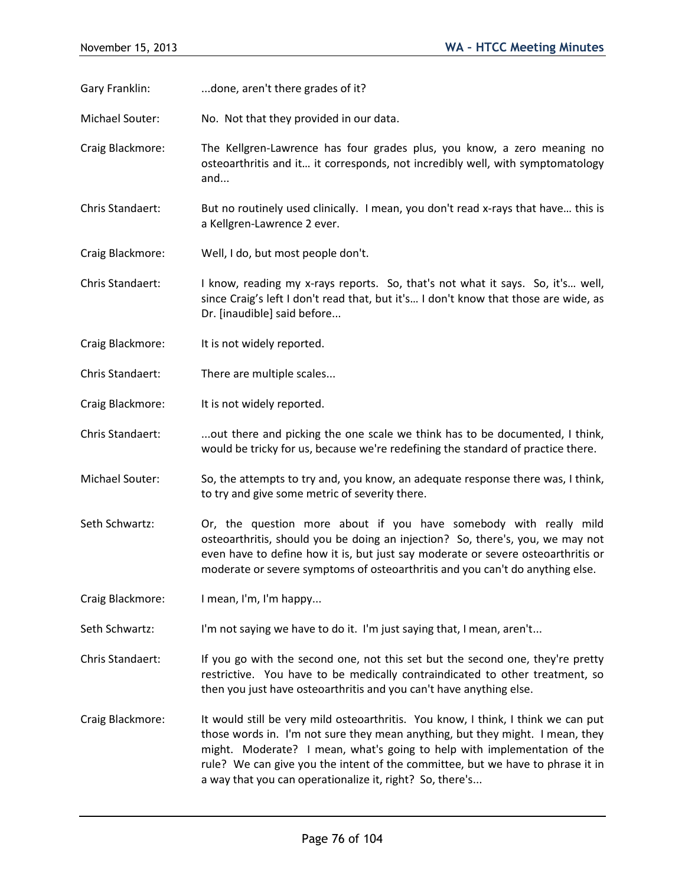Gary Franklin: ...done, aren't there grades of it?

Michael Souter: No. Not that they provided in our data.

Craig Blackmore: The Kellgren-Lawrence has four grades plus, you know, a zero meaning no osteoarthritis and it… it corresponds, not incredibly well, with symptomatology and...

Chris Standaert: But no routinely used clinically. I mean, you don't read x-rays that have… this is a Kellgren-Lawrence 2 ever.

Craig Blackmore: Well, I do, but most people don't.

Chris Standaert: I know, reading my x-rays reports. So, that's not what it says. So, it's… well, since Craig's left I don't read that, but it's… I don't know that those are wide, as Dr. [inaudible] said before...

Craig Blackmore: It is not widely reported.

Chris Standaert: There are multiple scales...

Craig Blackmore: It is not widely reported.

Chris Standaert: ...out there and picking the one scale we think has to be documented, I think, would be tricky for us, because we're redefining the standard of practice there.

Michael Souter: So, the attempts to try and, you know, an adequate response there was, I think, to try and give some metric of severity there.

Seth Schwartz: Or, the question more about if you have somebody with really mild osteoarthritis, should you be doing an injection? So, there's, you, we may not even have to define how it is, but just say moderate or severe osteoarthritis or moderate or severe symptoms of osteoarthritis and you can't do anything else.

Craig Blackmore: I mean, I'm, I'm happy...

Seth Schwartz: I'm not saying we have to do it. I'm just saying that, I mean, aren't...

Chris Standaert: If you go with the second one, not this set but the second one, they're pretty restrictive. You have to be medically contraindicated to other treatment, so then you just have osteoarthritis and you can't have anything else.

Craig Blackmore: It would still be very mild osteoarthritis. You know, I think, I think we can put those words in. I'm not sure they mean anything, but they might. I mean, they might. Moderate? I mean, what's going to help with implementation of the rule? We can give you the intent of the committee, but we have to phrase it in a way that you can operationalize it, right? So, there's...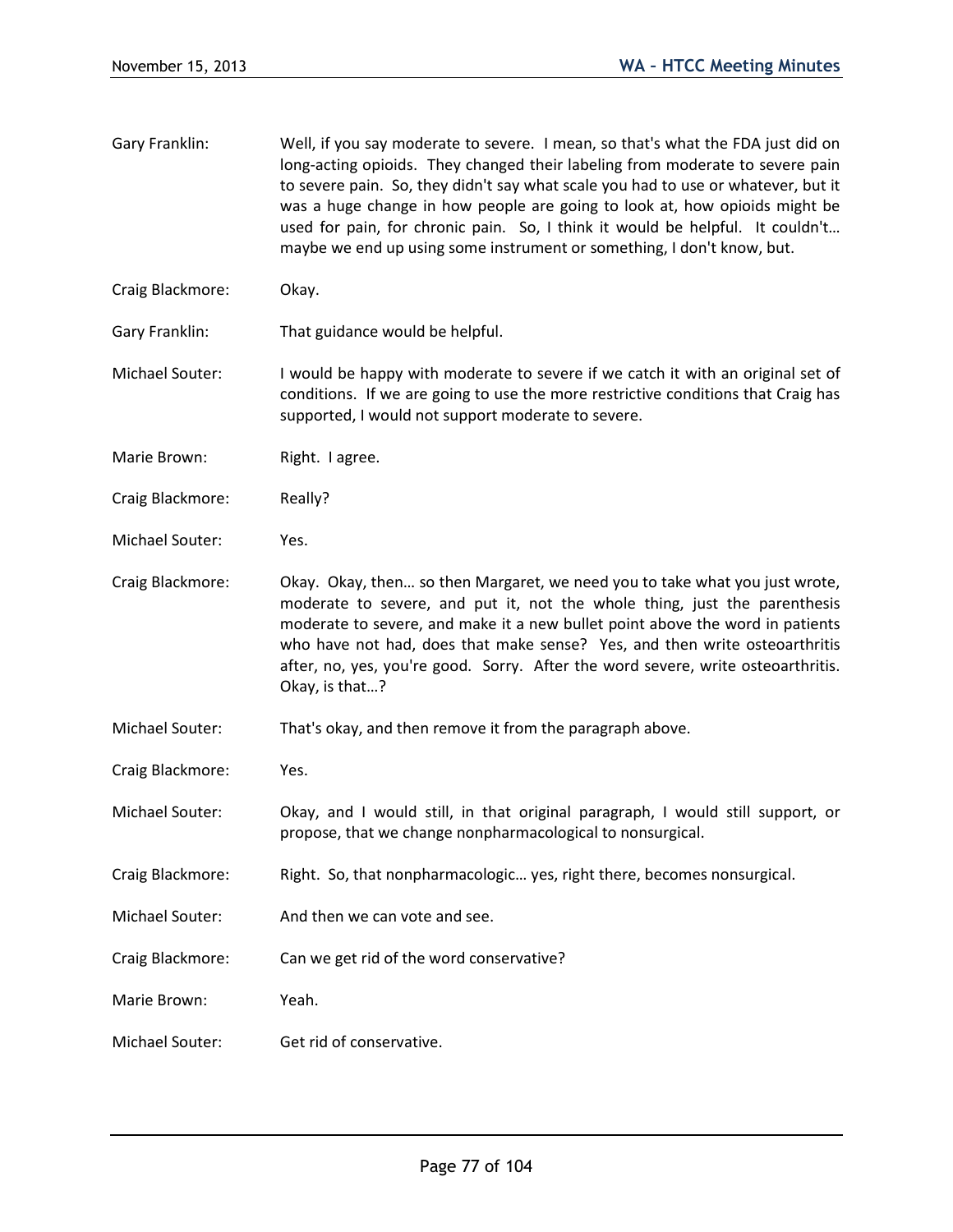Gary Franklin: Well, if you say moderate to severe. I mean, so that's what the FDA just did on long-acting opioids. They changed their labeling from moderate to severe pain to severe pain. So, they didn't say what scale you had to use or whatever, but it was a huge change in how people are going to look at, how opioids might be used for pain, for chronic pain. So, I think it would be helpful. It couldn't… maybe we end up using some instrument or something, I don't know, but.

Craig Blackmore: Okay.

Gary Franklin: That guidance would be helpful.

Michael Souter: I would be happy with moderate to severe if we catch it with an original set of conditions. If we are going to use the more restrictive conditions that Craig has supported, I would not support moderate to severe.

Marie Brown: Right. I agree.

Craig Blackmore: Really?

Michael Souter: Yes.

Craig Blackmore: Okay. Okay, then… so then Margaret, we need you to take what you just wrote, moderate to severe, and put it, not the whole thing, just the parenthesis moderate to severe, and make it a new bullet point above the word in patients who have not had, does that make sense? Yes, and then write osteoarthritis after, no, yes, you're good. Sorry. After the word severe, write osteoarthritis. Okay, is that…?

Michael Souter: That's okay, and then remove it from the paragraph above.

Craig Blackmore: Yes.

Michael Souter: Okay, and I would still, in that original paragraph, I would still support, or propose, that we change nonpharmacological to nonsurgical.

Craig Blackmore: Right. So, that nonpharmacologic… yes, right there, becomes nonsurgical.

Michael Souter: And then we can vote and see.

Craig Blackmore: Can we get rid of the word conservative?

Marie Brown: Yeah.

Michael Souter: Get rid of conservative.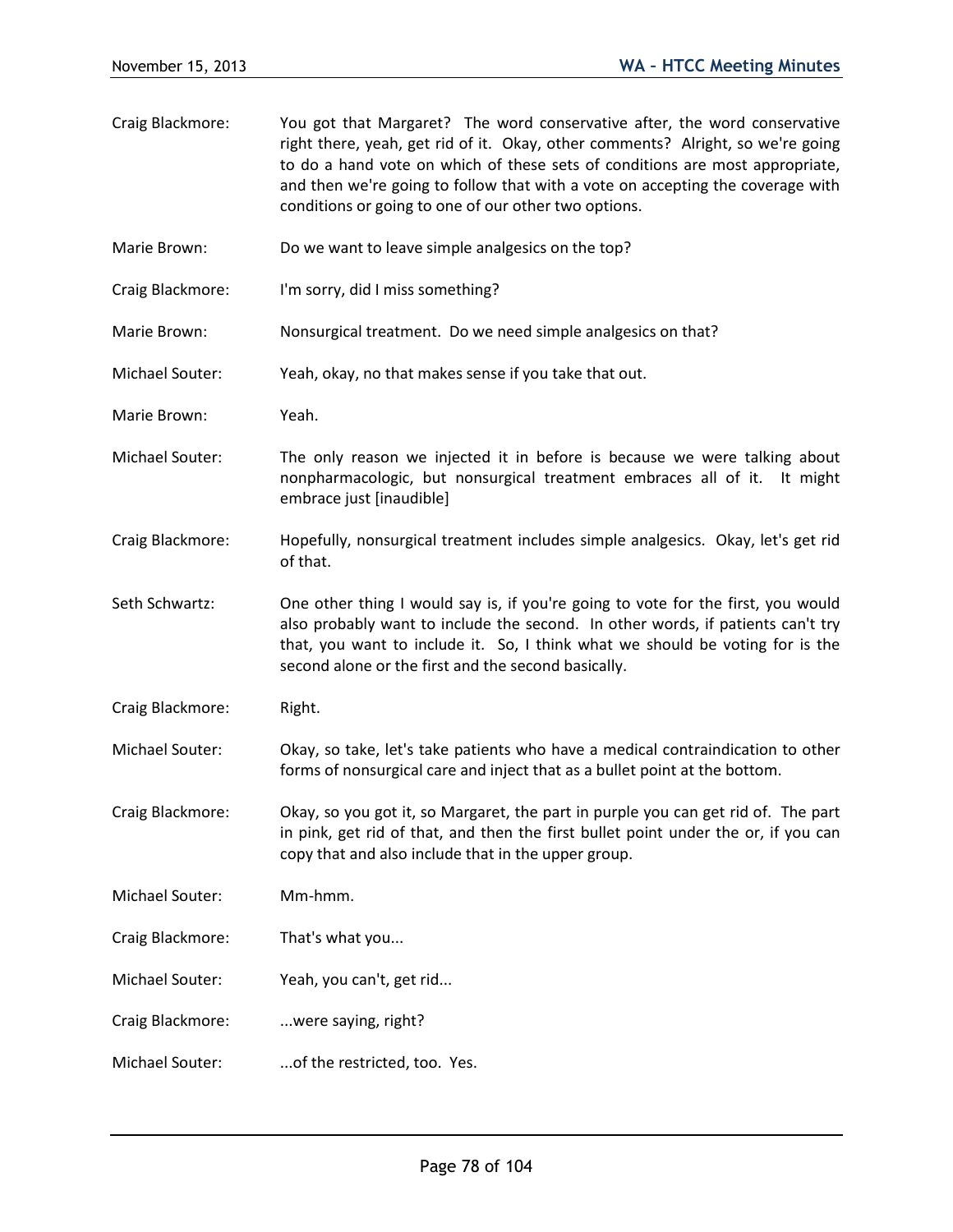Craig Blackmore: You got that Margaret? The word conservative after, the word conservative right there, yeah, get rid of it. Okay, other comments? Alright, so we're going to do a hand vote on which of these sets of conditions are most appropriate, and then we're going to follow that with a vote on accepting the coverage with conditions or going to one of our other two options.

Marie Brown: Do we want to leave simple analgesics on the top?

Craig Blackmore: I'm sorry, did I miss something?

Marie Brown: Nonsurgical treatment. Do we need simple analgesics on that?

Michael Souter: Yeah, okay, no that makes sense if you take that out.

Marie Brown: Yeah.

Michael Souter: The only reason we injected it in before is because we were talking about nonpharmacologic, but nonsurgical treatment embraces all of it. It might embrace just [inaudible]

Craig Blackmore: Hopefully, nonsurgical treatment includes simple analgesics. Okay, let's get rid of that.

Seth Schwartz: One other thing I would say is, if you're going to vote for the first, you would also probably want to include the second. In other words, if patients can't try that, you want to include it. So, I think what we should be voting for is the second alone or the first and the second basically.

Craig Blackmore: Right.

Michael Souter: Okay, so take, let's take patients who have a medical contraindication to other forms of nonsurgical care and inject that as a bullet point at the bottom.

Craig Blackmore: Okay, so you got it, so Margaret, the part in purple you can get rid of. The part in pink, get rid of that, and then the first bullet point under the or, if you can copy that and also include that in the upper group.

Michael Souter: Mm-hmm.

Craig Blackmore: That's what you...

Michael Souter: Yeah, you can't, get rid...

Craig Blackmore: ...were saying, right?

Michael Souter: ...of the restricted, too. Yes.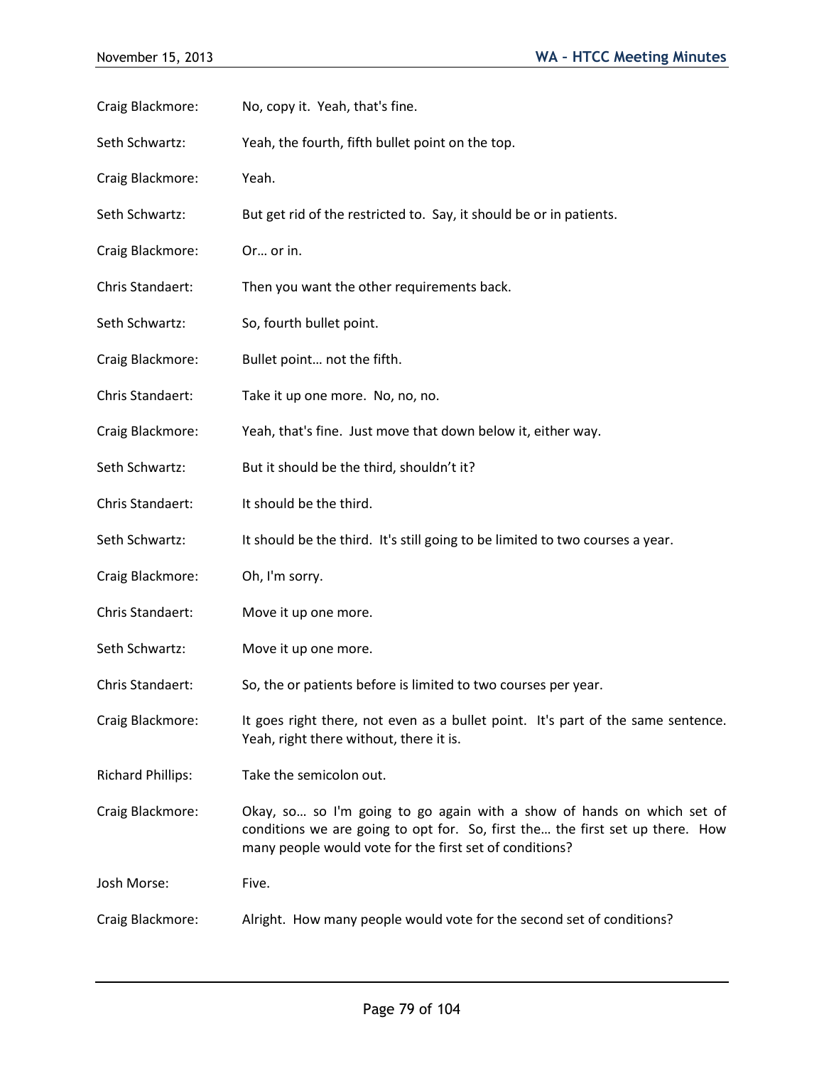Craig Blackmore: No, copy it. Yeah, that's fine.

Seth Schwartz: Yeah, the fourth, fifth bullet point on the top.

Craig Blackmore: Yeah.

Seth Schwartz: But get rid of the restricted to. Say, it should be or in patients.

Craig Blackmore: Or… or in.

Chris Standaert: Then you want the other requirements back.

Seth Schwartz: So, fourth bullet point.

Craig Blackmore: Bullet point… not the fifth.

Chris Standaert: Take it up one more. No, no, no.

Craig Blackmore: Yeah, that's fine. Just move that down below it, either way.

Seth Schwartz: But it should be the third, shouldn't it?

Chris Standaert: It should be the third.

Seth Schwartz: It should be the third. It's still going to be limited to two courses a year.

Craig Blackmore: Oh, I'm sorry.

Chris Standaert: Move it up one more.

Seth Schwartz: Move it up one more.

Chris Standaert: So, the or patients before is limited to two courses per year.

Craig Blackmore: It goes right there, not even as a bullet point. It's part of the same sentence. Yeah, right there without, there it is.

Richard Phillips: Take the semicolon out.

Craig Blackmore: Okay, so… so I'm going to go again with a show of hands on which set of conditions we are going to opt for. So, first the… the first set up there. How many people would vote for the first set of conditions?

Josh Morse: Five.

Craig Blackmore: Alright. How many people would vote for the second set of conditions?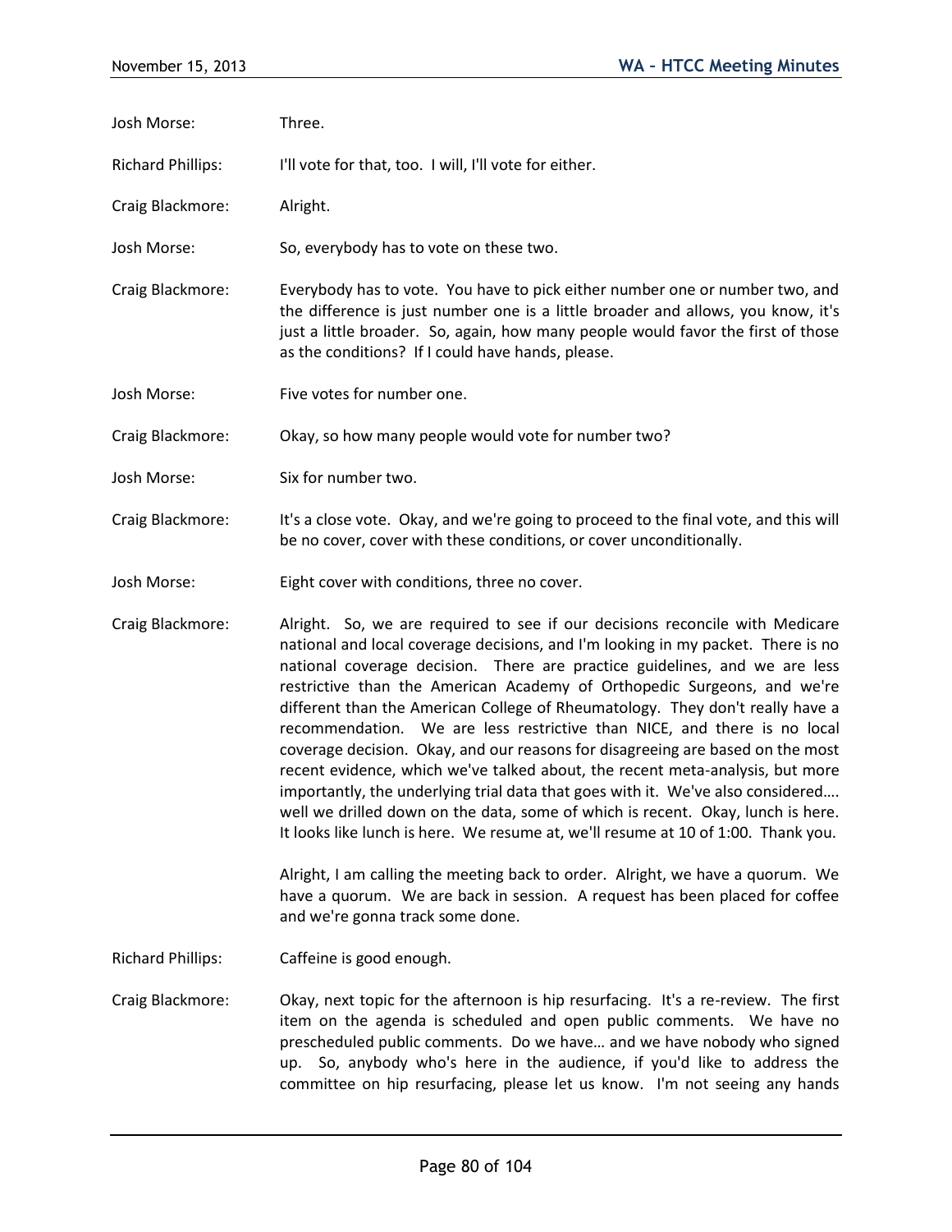Josh Morse: Three.

Richard Phillips: I'll vote for that, too. I will, I'll vote for either.

Craig Blackmore: Alright.

Josh Morse: So, everybody has to vote on these two.

Craig Blackmore: Everybody has to vote. You have to pick either number one or number two, and the difference is just number one is a little broader and allows, you know, it's just a little broader. So, again, how many people would favor the first of those as the conditions? If I could have hands, please.

Josh Morse: Five votes for number one.

Craig Blackmore: Okay, so how many people would vote for number two?

Josh Morse: Six for number two.

Craig Blackmore: It's a close vote. Okay, and we're going to proceed to the final vote, and this will be no cover, cover with these conditions, or cover unconditionally.

Josh Morse: Eight cover with conditions, three no cover.

Craig Blackmore: Alright. So, we are required to see if our decisions reconcile with Medicare national and local coverage decisions, and I'm looking in my packet. There is no national coverage decision. There are practice guidelines, and we are less restrictive than the American Academy of Orthopedic Surgeons, and we're different than the American College of Rheumatology. They don't really have a recommendation. We are less restrictive than NICE, and there is no local coverage decision. Okay, and our reasons for disagreeing are based on the most recent evidence, which we've talked about, the recent meta-analysis, but more importantly, the underlying trial data that goes with it. We've also considered…. well we drilled down on the data, some of which is recent. Okay, lunch is here. It looks like lunch is here. We resume at, we'll resume at 10 of 1:00. Thank you.

Alright, I am calling the meeting back to order. Alright, we have a quorum. We have a quorum. We are back in session. A request has been placed for coffee and we're gonna track some done.

Richard Phillips: Caffeine is good enough.

Craig Blackmore: Okay, next topic for the afternoon is hip resurfacing. It's a re-review. The first item on the agenda is scheduled and open public comments. We have no prescheduled public comments. Do we have… and we have nobody who signed up. So, anybody who's here in the audience, if you'd like to address the committee on hip resurfacing, please let us know. I'm not seeing any hands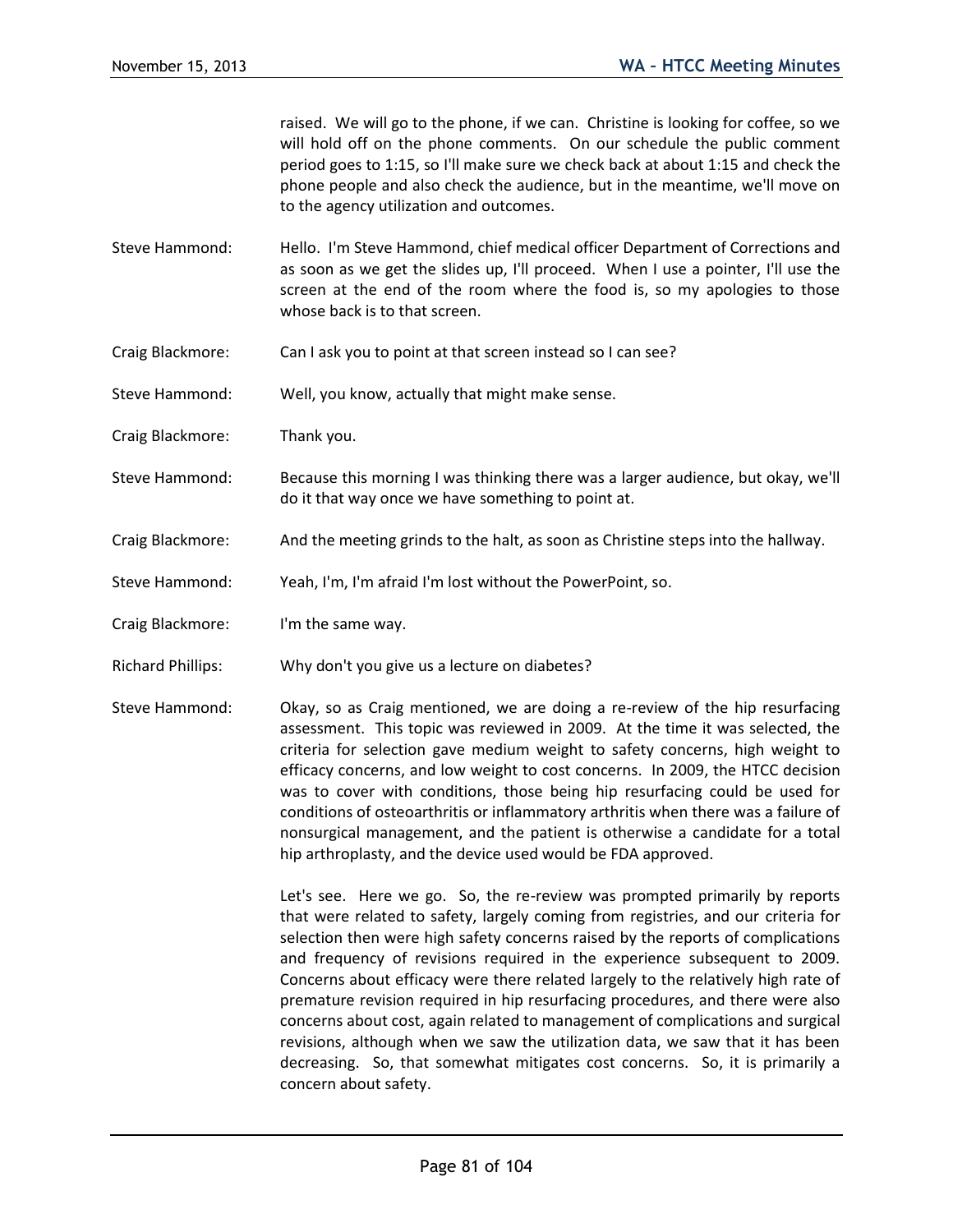raised. We will go to the phone, if we can. Christine is looking for coffee, so we will hold off on the phone comments. On our schedule the public comment period goes to 1:15, so I'll make sure we check back at about 1:15 and check the phone people and also check the audience, but in the meantime, we'll move on to the agency utilization and outcomes.

Steve Hammond: Hello. I'm Steve Hammond, chief medical officer Department of Corrections and as soon as we get the slides up, I'll proceed. When I use a pointer, I'll use the screen at the end of the room where the food is, so my apologies to those whose back is to that screen.

Craig Blackmore: Can I ask you to point at that screen instead so I can see?

Steve Hammond: Well, you know, actually that might make sense.

Craig Blackmore: Thank you.

Steve Hammond: Because this morning I was thinking there was a larger audience, but okay, we'll do it that way once we have something to point at.

Craig Blackmore: And the meeting grinds to the halt, as soon as Christine steps into the hallway.

Steve Hammond: Yeah, I'm, I'm afraid I'm lost without the PowerPoint, so.

Craig Blackmore: I'm the same way.

Richard Phillips: Why don't you give us a lecture on diabetes?

Steve Hammond: Okay, so as Craig mentioned, we are doing a re-review of the hip resurfacing assessment. This topic was reviewed in 2009. At the time it was selected, the criteria for selection gave medium weight to safety concerns, high weight to efficacy concerns, and low weight to cost concerns. In 2009, the HTCC decision was to cover with conditions, those being hip resurfacing could be used for conditions of osteoarthritis or inflammatory arthritis when there was a failure of nonsurgical management, and the patient is otherwise a candidate for a total hip arthroplasty, and the device used would be FDA approved.

Let's see. Here we go. So, the re-review was prompted primarily by reports that were related to safety, largely coming from registries, and our criteria for selection then were high safety concerns raised by the reports of complications and frequency of revisions required in the experience subsequent to 2009. Concerns about efficacy were there related largely to the relatively high rate of premature revision required in hip resurfacing procedures, and there were also concerns about cost, again related to management of complications and surgical revisions, although when we saw the utilization data, we saw that it has been decreasing. So, that somewhat mitigates cost concerns. So, it is primarily a concern about safety.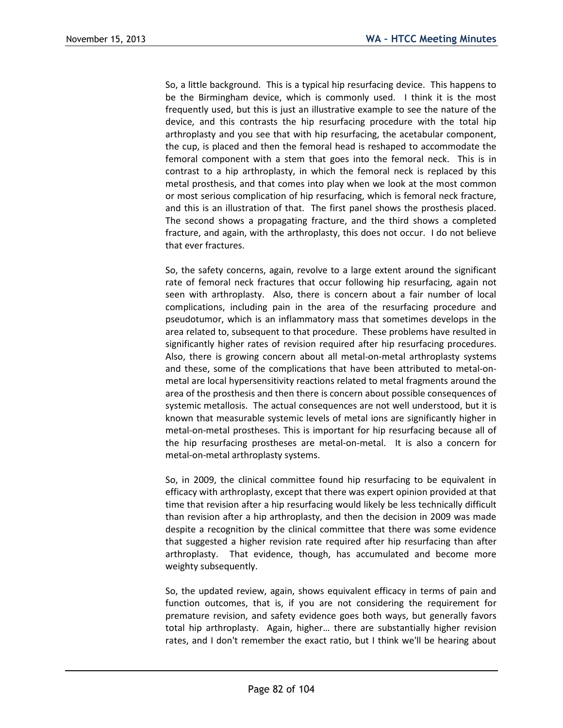So, a little background. This is a typical hip resurfacing device. This happens to be the Birmingham device, which is commonly used. I think it is the most frequently used, but this is just an illustrative example to see the nature of the device, and this contrasts the hip resurfacing procedure with the total hip arthroplasty and you see that with hip resurfacing, the acetabular component, the cup, is placed and then the femoral head is reshaped to accommodate the femoral component with a stem that goes into the femoral neck. This is in contrast to a hip arthroplasty, in which the femoral neck is replaced by this metal prosthesis, and that comes into play when we look at the most common or most serious complication of hip resurfacing, which is femoral neck fracture, and this is an illustration of that. The first panel shows the prosthesis placed. The second shows a propagating fracture, and the third shows a completed fracture, and again, with the arthroplasty, this does not occur. I do not believe that ever fractures.

So, the safety concerns, again, revolve to a large extent around the significant rate of femoral neck fractures that occur following hip resurfacing, again not seen with arthroplasty. Also, there is concern about a fair number of local complications, including pain in the area of the resurfacing procedure and pseudotumor, which is an inflammatory mass that sometimes develops in the area related to, subsequent to that procedure. These problems have resulted in significantly higher rates of revision required after hip resurfacing procedures. Also, there is growing concern about all metal-on-metal arthroplasty systems and these, some of the complications that have been attributed to metal-on-metal are local hypersensitivity reactions related to metal fragments around the area of the prosthesis and then there is concern about possible consequences of systemic metallosis. The actual consequences are not well understood, but it is known that measurable systemic levels of metal ions are significantly higher in metal-on-metal prostheses. This is important for hip resurfacing because all of the hip resurfacing prostheses are metal-on-metal. It is also a concern for metal-on-metal arthroplasty systems.

So, in 2009, the clinical committee found hip resurfacing to be equivalent in efficacy with arthroplasty, except that there was expert opinion provided at that time that revision after a hip resurfacing would likely be less technically difficult than revision after a hip arthroplasty, and then the decision in 2009 was made despite a recognition by the clinical committee that there was some evidence that suggested a higher revision rate required after hip resurfacing than after arthroplasty. That evidence, though, has accumulated and become more weighty subsequently.

So, the updated review, again, shows equivalent efficacy in terms of pain and function outcomes, that is, if you are not considering the requirement for premature revision, and safety evidence goes both ways, but generally favors total hip arthroplasty. Again, higher… there are substantially higher revision rates, and I don't remember the exact ratio, but I think we'll be hearing about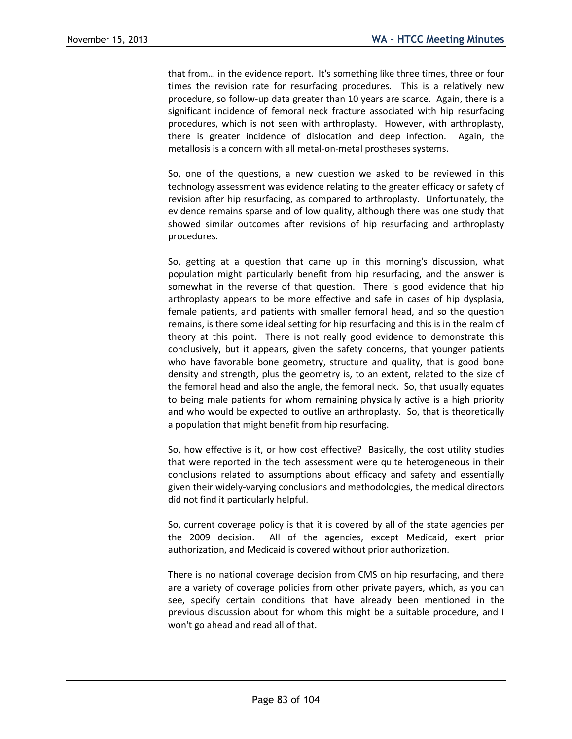that from… in the evidence report. It's something like three times, three or four times the revision rate for resurfacing procedures. This is a relatively new procedure, so follow-up data greater than 10 years are scarce. Again, there is a significant incidence of femoral neck fracture associated with hip resurfacing procedures, which is not seen with arthroplasty. However, with arthroplasty, there is greater incidence of dislocation and deep infection. Again, the metallosis is a concern with all metal-on-metal prostheses systems.

So, one of the questions, a new question we asked to be reviewed in this technology assessment was evidence relating to the greater efficacy or safety of revision after hip resurfacing, as compared to arthroplasty. Unfortunately, the evidence remains sparse and of low quality, although there was one study that showed similar outcomes after revisions of hip resurfacing and arthroplasty procedures.

So, getting at a question that came up in this morning's discussion, what population might particularly benefit from hip resurfacing, and the answer is somewhat in the reverse of that question. There is good evidence that hip arthroplasty appears to be more effective and safe in cases of hip dysplasia, female patients, and patients with smaller femoral head, and so the question remains, is there some ideal setting for hip resurfacing and this is in the realm of theory at this point. There is not really good evidence to demonstrate this conclusively, but it appears, given the safety concerns, that younger patients who have favorable bone geometry, structure and quality, that is good bone density and strength, plus the geometry is, to an extent, related to the size of the femoral head and also the angle, the femoral neck. So, that usually equates to being male patients for whom remaining physically active is a high priority and who would be expected to outlive an arthroplasty. So, that is theoretically a population that might benefit from hip resurfacing.

So, how effective is it, or how cost effective? Basically, the cost utility studies that were reported in the tech assessment were quite heterogeneous in their conclusions related to assumptions about efficacy and safety and essentially given their widely-varying conclusions and methodologies, the medical directors did not find it particularly helpful.

So, current coverage policy is that it is covered by all of the state agencies per the 2009 decision. All of the agencies, except Medicaid, exert prior authorization, and Medicaid is covered without prior authorization.

There is no national coverage decision from CMS on hip resurfacing, and there are a variety of coverage policies from other private payers, which, as you can see, specify certain conditions that have already been mentioned in the previous discussion about for whom this might be a suitable procedure, and I won't go ahead and read all of that.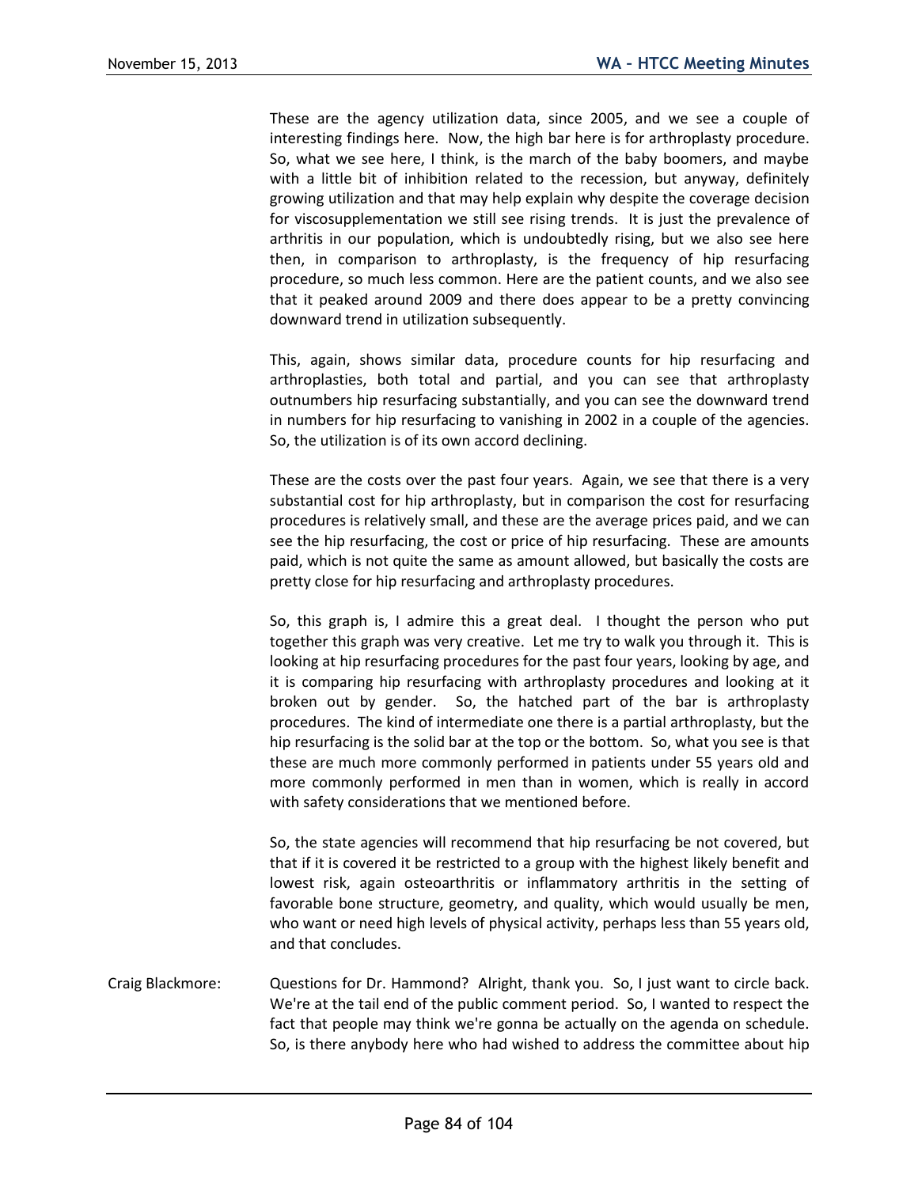These are the agency utilization data, since 2005, and we see a couple of interesting findings here. Now, the high bar here is for arthroplasty procedure. So, what we see here, I think, is the march of the baby boomers, and maybe with a little bit of inhibition related to the recession, but anyway, definitely growing utilization and that may help explain why despite the coverage decision for viscosupplementation we still see rising trends. It is just the prevalence of arthritis in our population, which is undoubtedly rising, but we also see here then, in comparison to arthroplasty, is the frequency of hip resurfacing procedure, so much less common. Here are the patient counts, and we also see that it peaked around 2009 and there does appear to be a pretty convincing downward trend in utilization subsequently.

This, again, shows similar data, procedure counts for hip resurfacing and arthroplasties, both total and partial, and you can see that arthroplasty outnumbers hip resurfacing substantially, and you can see the downward trend in numbers for hip resurfacing to vanishing in 2002 in a couple of the agencies. So, the utilization is of its own accord declining.

These are the costs over the past four years. Again, we see that there is a very substantial cost for hip arthroplasty, but in comparison the cost for resurfacing procedures is relatively small, and these are the average prices paid, and we can see the hip resurfacing, the cost or price of hip resurfacing. These are amounts paid, which is not quite the same as amount allowed, but basically the costs are pretty close for hip resurfacing and arthroplasty procedures.

So, this graph is, I admire this a great deal. I thought the person who put together this graph was very creative. Let me try to walk you through it. This is looking at hip resurfacing procedures for the past four years, looking by age, and it is comparing hip resurfacing with arthroplasty procedures and looking at it broken out by gender. So, the hatched part of the bar is arthroplasty procedures. The kind of intermediate one there is a partial arthroplasty, but the hip resurfacing is the solid bar at the top or the bottom. So, what you see is that these are much more commonly performed in patients under 55 years old and more commonly performed in men than in women, which is really in accord with safety considerations that we mentioned before.

So, the state agencies will recommend that hip resurfacing be not covered, but that if it is covered it be restricted to a group with the highest likely benefit and lowest risk, again osteoarthritis or inflammatory arthritis in the setting of favorable bone structure, geometry, and quality, which would usually be men, who want or need high levels of physical activity, perhaps less than 55 years old, and that concludes.

Craig Blackmore: Questions for Dr. Hammond? Alright, thank you. So, I just want to circle back. We're at the tail end of the public comment period. So, I wanted to respect the fact that people may think we're gonna be actually on the agenda on schedule. So, is there anybody here who had wished to address the committee about hip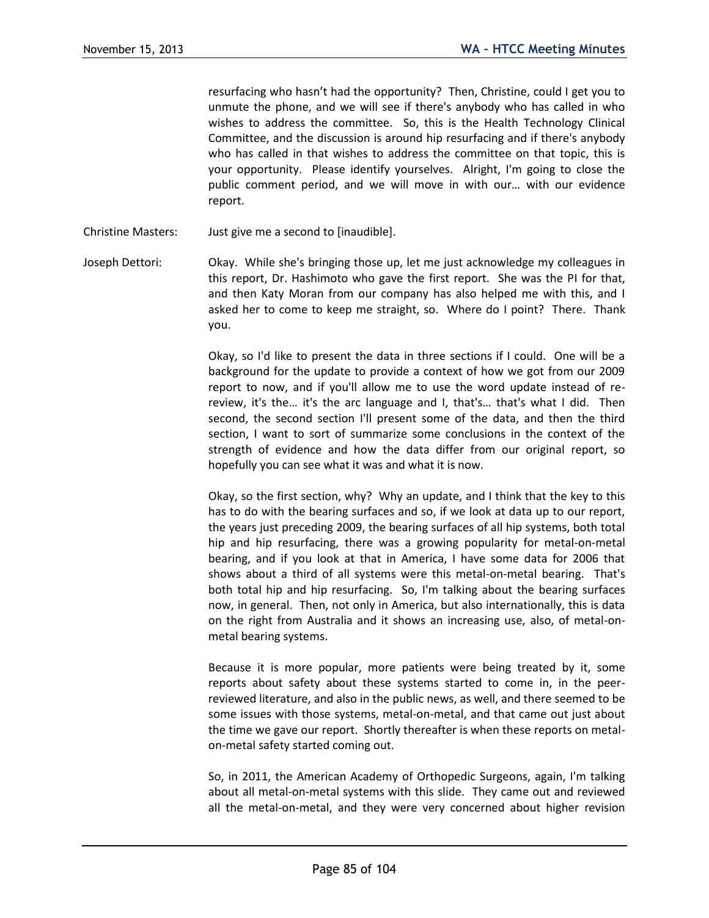resurfacing who hasn't had the opportunity? Then, Christine, could I get you to unmute the phone, and we will see if there's anybody who has called in who wishes to address the committee. So, this is the Health Technology Clinical Committee, and the discussion is around hip resurfacing and if there's anybody who has called in that wishes to address the committee on that topic, this is your opportunity. Please identify yourselves. Alright, I'm going to close the public comment period, and we will move in with our… with our evidence report.

Christine Masters: Just give me a second to [inaudible].

Joseph Dettori: Okay. While she's bringing those up, let me just acknowledge my colleagues in this report, Dr. Hashimoto who gave the first report. She was the PI for that, and then Katy Moran from our company has also helped me with this, and I asked her to come to keep me straight, so. Where do I point? There. Thank you.

Okay, so I'd like to present the data in three sections if I could. One will be a background for the update to provide a context of how we got from our 2009 report to now, and if you'll allow me to use the word update instead of re-review, it's the… it's the arc language and I, that's… that's what I did. Then second, the second section I'll present some of the data, and then the third section, I want to sort of summarize some conclusions in the context of the strength of evidence and how the data differ from our original report, so hopefully you can see what it was and what it is now.

Okay, so the first section, why? Why an update, and I think that the key to this has to do with the bearing surfaces and so, if we look at data up to our report, the years just preceding 2009, the bearing surfaces of all hip systems, both total hip and hip resurfacing, there was a growing popularity for metal-on-metal bearing, and if you look at that in America, I have some data for 2006 that shows about a third of all systems were this metal-on-metal bearing. That's both total hip and hip resurfacing. So, I'm talking about the bearing surfaces now, in general. Then, not only in America, but also internationally, this is data on the right from Australia and it shows an increasing use, also, of metal-on-metal bearing systems.

Because it is more popular, more patients were being treated by it, some reports about safety about these systems started to come in, in the peer-reviewed literature, and also in the public news, as well, and there seemed to be some issues with those systems, metal-on-metal, and that came out just about the time we gave our report. Shortly thereafter is when these reports on metal-on-metal safety started coming out.

So, in 2011, the American Academy of Orthopedic Surgeons, again, I'm talking about all metal-on-metal systems with this slide. They came out and reviewed all the metal-on-metal, and they were very concerned about higher revision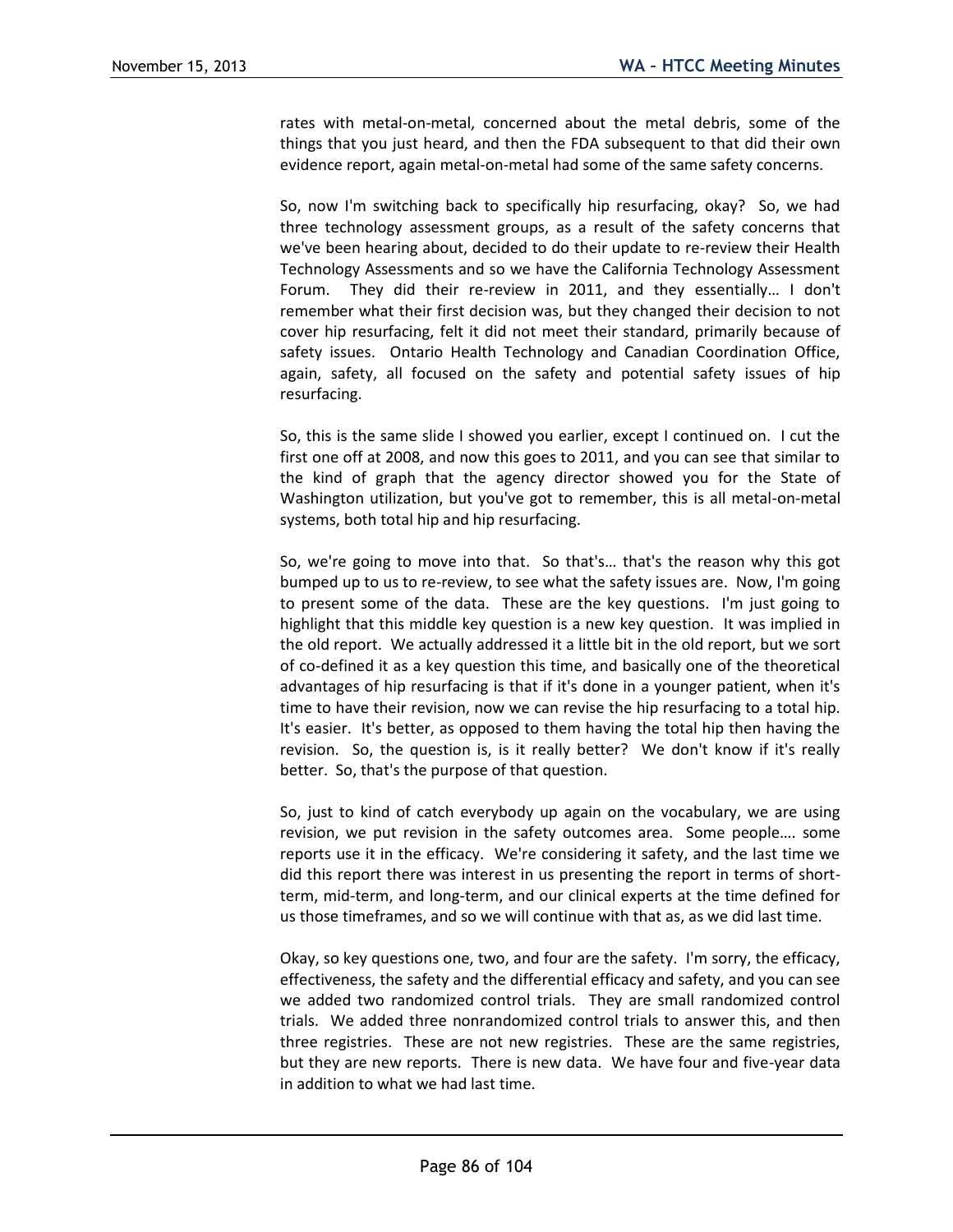rates with metal-on-metal, concerned about the metal debris, some of the things that you just heard, and then the FDA subsequent to that did their own evidence report, again metal-on-metal had some of the same safety concerns.

So, now I'm switching back to specifically hip resurfacing, okay? So, we had three technology assessment groups, as a result of the safety concerns that we've been hearing about, decided to do their update to re-review their Health Technology Assessments and so we have the California Technology Assessment Forum. They did their re-review in 2011, and they essentially… I don't remember what their first decision was, but they changed their decision to not cover hip resurfacing, felt it did not meet their standard, primarily because of safety issues. Ontario Health Technology and Canadian Coordination Office, again, safety, all focused on the safety and potential safety issues of hip resurfacing.

So, this is the same slide I showed you earlier, except I continued on. I cut the first one off at 2008, and now this goes to 2011, and you can see that similar to the kind of graph that the agency director showed you for the State of Washington utilization, but you've got to remember, this is all metal-on-metal systems, both total hip and hip resurfacing.

So, we're going to move into that. So that's… that's the reason why this got bumped up to us to re-review, to see what the safety issues are. Now, I'm going to present some of the data. These are the key questions. I'm just going to highlight that this middle key question is a new key question. It was implied in the old report. We actually addressed it a little bit in the old report, but we sort of co-defined it as a key question this time, and basically one of the theoretical advantages of hip resurfacing is that if it's done in a younger patient, when it's time to have their revision, now we can revise the hip resurfacing to a total hip. It's easier. It's better, as opposed to them having the total hip then having the revision. So, the question is, is it really better? We don't know if it's really better. So, that's the purpose of that question.

So, just to kind of catch everybody up again on the vocabulary, we are using revision, we put revision in the safety outcomes area. Some people…. some reports use it in the efficacy. We're considering it safety, and the last time we did this report there was interest in us presenting the report in terms of short-term, mid-term, and long-term, and our clinical experts at the time defined for us those timeframes, and so we will continue with that as, as we did last time.

Okay, so key questions one, two, and four are the safety. I'm sorry, the efficacy, effectiveness, the safety and the differential efficacy and safety, and you can see we added two randomized control trials. They are small randomized control trials. We added three nonrandomized control trials to answer this, and then three registries. These are not new registries. These are the same registries, but they are new reports. There is new data. We have four and five-year data in addition to what we had last time.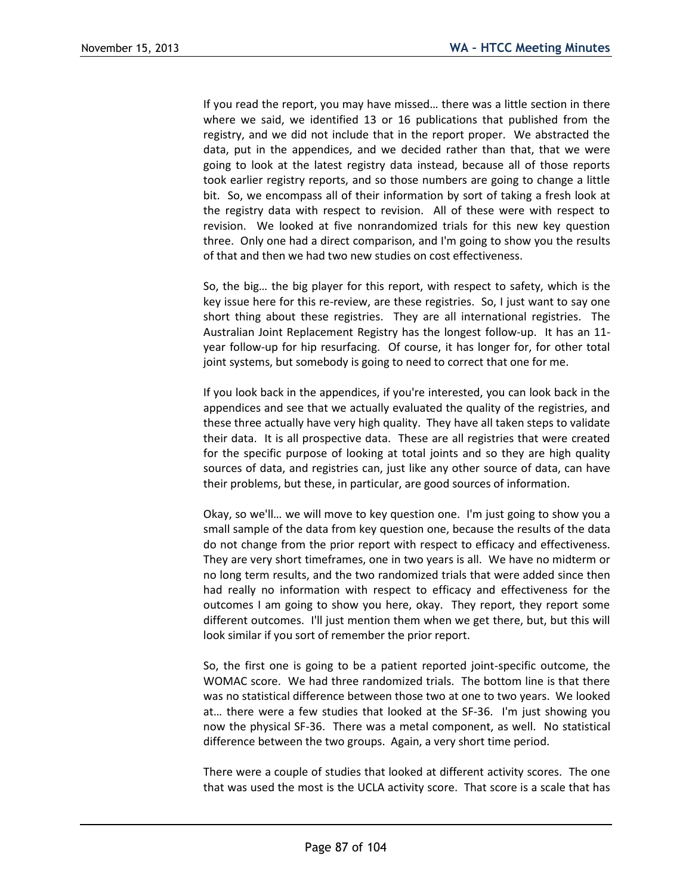If you read the report, you may have missed… there was a little section in there where we said, we identified 13 or 16 publications that published from the registry, and we did not include that in the report proper. We abstracted the data, put in the appendices, and we decided rather than that, that we were going to look at the latest registry data instead, because all of those reports took earlier registry reports, and so those numbers are going to change a little bit. So, we encompass all of their information by sort of taking a fresh look at the registry data with respect to revision. All of these were with respect to revision. We looked at five nonrandomized trials for this new key question three. Only one had a direct comparison, and I'm going to show you the results of that and then we had two new studies on cost effectiveness.

So, the big… the big player for this report, with respect to safety, which is the key issue here for this re-review, are these registries. So, I just want to say one short thing about these registries. They are all international registries. The Australian Joint Replacement Registry has the longest follow-up. It has an 11-year follow-up for hip resurfacing. Of course, it has longer for, for other total joint systems, but somebody is going to need to correct that one for me.

If you look back in the appendices, if you're interested, you can look back in the appendices and see that we actually evaluated the quality of the registries, and these three actually have very high quality. They have all taken steps to validate their data. It is all prospective data. These are all registries that were created for the specific purpose of looking at total joints and so they are high quality sources of data, and registries can, just like any other source of data, can have their problems, but these, in particular, are good sources of information.

Okay, so we'll… we will move to key question one. I'm just going to show you a small sample of the data from key question one, because the results of the data do not change from the prior report with respect to efficacy and effectiveness. They are very short timeframes, one in two years is all. We have no midterm or no long term results, and the two randomized trials that were added since then had really no information with respect to efficacy and effectiveness for the outcomes I am going to show you here, okay. They report, they report some different outcomes. I'll just mention them when we get there, but, but this will look similar if you sort of remember the prior report.

So, the first one is going to be a patient reported joint-specific outcome, the WOMAC score. We had three randomized trials. The bottom line is that there was no statistical difference between those two at one to two years. We looked at… there were a few studies that looked at the SF-36. I'm just showing you now the physical SF-36. There was a metal component, as well. No statistical difference between the two groups. Again, a very short time period.

There were a couple of studies that looked at different activity scores. The one that was used the most is the UCLA activity score. That score is a scale that has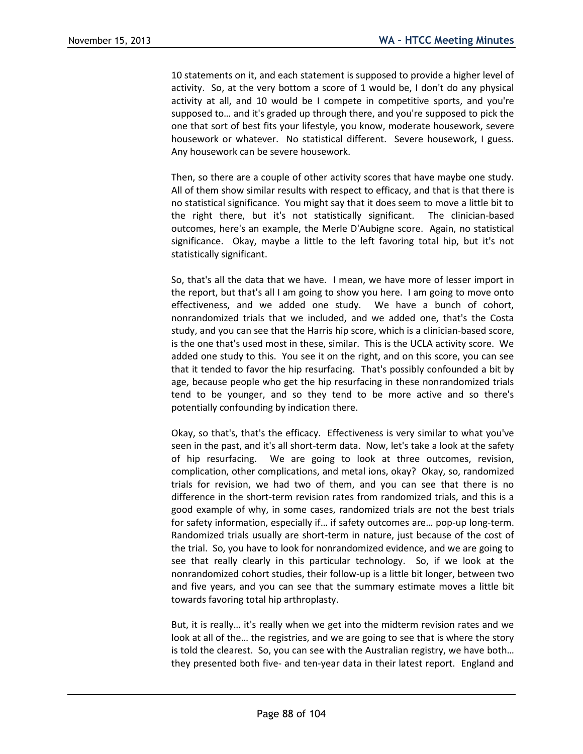10 statements on it, and each statement is supposed to provide a higher level of activity. So, at the very bottom a score of 1 would be, I don't do any physical activity at all, and 10 would be I compete in competitive sports, and you're supposed to… and it's graded up through there, and you're supposed to pick the one that sort of best fits your lifestyle, you know, moderate housework, severe housework or whatever. No statistical different. Severe housework, I guess. Any housework can be severe housework.

Then, so there are a couple of other activity scores that have maybe one study. All of them show similar results with respect to efficacy, and that is that there is no statistical significance. You might say that it does seem to move a little bit to the right there, but it's not statistically significant. The clinician-based outcomes, here's an example, the Merle D'Aubigne score. Again, no statistical significance. Okay, maybe a little to the left favoring total hip, but it's not statistically significant.

So, that's all the data that we have. I mean, we have more of lesser import in the report, but that's all I am going to show you here. I am going to move onto effectiveness, and we added one study. We have a bunch of cohort, nonrandomized trials that we included, and we added one, that's the Costa study, and you can see that the Harris hip score, which is a clinician-based score, is the one that's used most in these, similar. This is the UCLA activity score. We added one study to this. You see it on the right, and on this score, you can see that it tended to favor the hip resurfacing. That's possibly confounded a bit by age, because people who get the hip resurfacing in these nonrandomized trials tend to be younger, and so they tend to be more active and so there's potentially confounding by indication there.

Okay, so that's, that's the efficacy. Effectiveness is very similar to what you've seen in the past, and it's all short-term data. Now, let's take a look at the safety of hip resurfacing. We are going to look at three outcomes, revision, complication, other complications, and metal ions, okay? Okay, so, randomized trials for revision, we had two of them, and you can see that there is no difference in the short-term revision rates from randomized trials, and this is a good example of why, in some cases, randomized trials are not the best trials for safety information, especially if… if safety outcomes are… pop-up long-term. Randomized trials usually are short-term in nature, just because of the cost of the trial. So, you have to look for nonrandomized evidence, and we are going to see that really clearly in this particular technology. So, if we look at the nonrandomized cohort studies, their follow-up is a little bit longer, between two and five years, and you can see that the summary estimate moves a little bit towards favoring total hip arthroplasty.

But, it is really… it's really when we get into the midterm revision rates and we look at all of the… the registries, and we are going to see that is where the story is told the clearest. So, you can see with the Australian registry, we have both… they presented both five- and ten-year data in their latest report. England and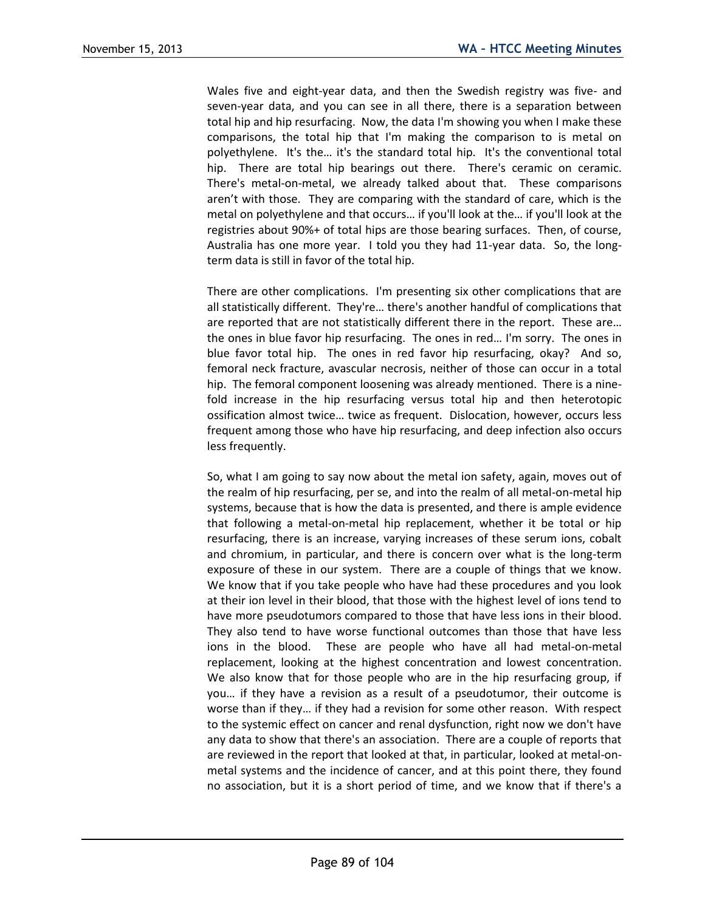Wales five and eight-year data, and then the Swedish registry was five- and seven-year data, and you can see in all there, there is a separation between total hip and hip resurfacing. Now, the data I'm showing you when I make these comparisons, the total hip that I'm making the comparison to is metal on polyethylene. It's the… it's the standard total hip. It's the conventional total hip. There are total hip bearings out there. There's ceramic on ceramic. There's metal-on-metal, we already talked about that. These comparisons aren't with those. They are comparing with the standard of care, which is the metal on polyethylene and that occurs… if you'll look at the… if you'll look at the registries about 90%+ of total hips are those bearing surfaces. Then, of course, Australia has one more year. I told you they had 11-year data. So, the long-term data is still in favor of the total hip.

There are other complications. I'm presenting six other complications that are all statistically different. They're… there's another handful of complications that are reported that are not statistically different there in the report. These are… the ones in blue favor hip resurfacing. The ones in red… I'm sorry. The ones in blue favor total hip. The ones in red favor hip resurfacing, okay? And so, femoral neck fracture, avascular necrosis, neither of those can occur in a total hip. The femoral component loosening was already mentioned. There is a nine-fold increase in the hip resurfacing versus total hip and then heterotopic ossification almost twice… twice as frequent. Dislocation, however, occurs less frequent among those who have hip resurfacing, and deep infection also occurs less frequently.

So, what I am going to say now about the metal ion safety, again, moves out of the realm of hip resurfacing, per se, and into the realm of all metal-on-metal hip systems, because that is how the data is presented, and there is ample evidence that following a metal-on-metal hip replacement, whether it be total or hip resurfacing, there is an increase, varying increases of these serum ions, cobalt and chromium, in particular, and there is concern over what is the long-term exposure of these in our system. There are a couple of things that we know. We know that if you take people who have had these procedures and you look at their ion level in their blood, that those with the highest level of ions tend to have more pseudotumors compared to those that have less ions in their blood. They also tend to have worse functional outcomes than those that have less ions in the blood. These are people who have all had metal-on-metal replacement, looking at the highest concentration and lowest concentration. We also know that for those people who are in the hip resurfacing group, if you… if they have a revision as a result of a pseudotumor, their outcome is worse than if they… if they had a revision for some other reason. With respect to the systemic effect on cancer and renal dysfunction, right now we don't have any data to show that there's an association. There are a couple of reports that are reviewed in the report that looked at that, in particular, looked at metal-on-metal systems and the incidence of cancer, and at this point there, they found no association, but it is a short period of time, and we know that if there's a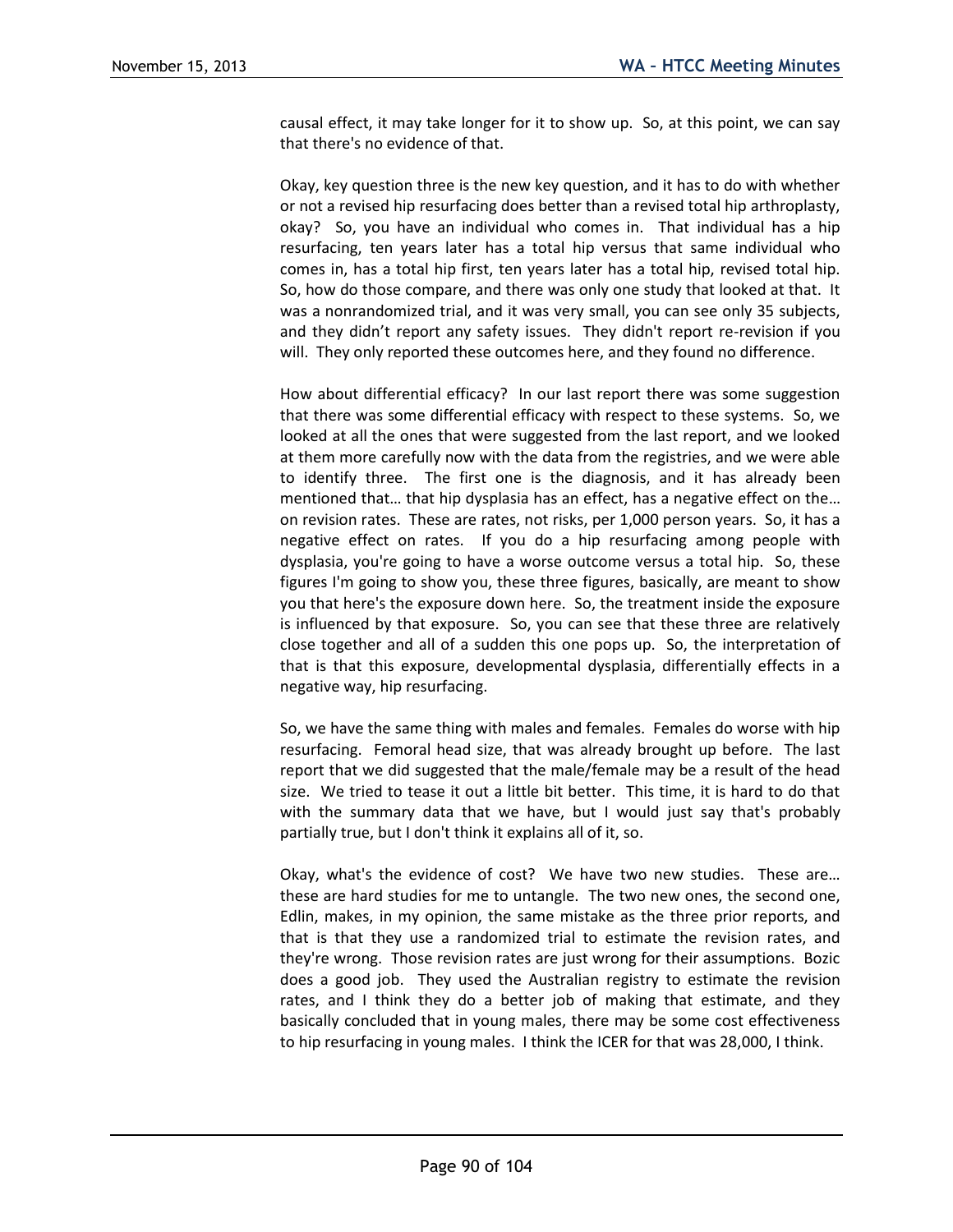causal effect, it may take longer for it to show up. So, at this point, we can say that there's no evidence of that.

Okay, key question three is the new key question, and it has to do with whether or not a revised hip resurfacing does better than a revised total hip arthroplasty, okay? So, you have an individual who comes in. That individual has a hip resurfacing, ten years later has a total hip versus that same individual who comes in, has a total hip first, ten years later has a total hip, revised total hip. So, how do those compare, and there was only one study that looked at that. It was a nonrandomized trial, and it was very small, you can see only 35 subjects, and they didn't report any safety issues. They didn't report re-revision if you will. They only reported these outcomes here, and they found no difference.

How about differential efficacy? In our last report there was some suggestion that there was some differential efficacy with respect to these systems. So, we looked at all the ones that were suggested from the last report, and we looked at them more carefully now with the data from the registries, and we were able to identify three. The first one is the diagnosis, and it has already been mentioned that… that hip dysplasia has an effect, has a negative effect on the… on revision rates. These are rates, not risks, per 1,000 person years. So, it has a negative effect on rates. If you do a hip resurfacing among people with dysplasia, you're going to have a worse outcome versus a total hip. So, these figures I'm going to show you, these three figures, basically, are meant to show you that here's the exposure down here. So, the treatment inside the exposure is influenced by that exposure. So, you can see that these three are relatively close together and all of a sudden this one pops up. So, the interpretation of that is that this exposure, developmental dysplasia, differentially effects in a negative way, hip resurfacing.

So, we have the same thing with males and females. Females do worse with hip resurfacing. Femoral head size, that was already brought up before. The last report that we did suggested that the male/female may be a result of the head size. We tried to tease it out a little bit better. This time, it is hard to do that with the summary data that we have, but I would just say that's probably partially true, but I don't think it explains all of it, so.

Okay, what's the evidence of cost? We have two new studies. These are… these are hard studies for me to untangle. The two new ones, the second one, Edlin, makes, in my opinion, the same mistake as the three prior reports, and that is that they use a randomized trial to estimate the revision rates, and they're wrong. Those revision rates are just wrong for their assumptions. Bozic does a good job. They used the Australian registry to estimate the revision rates, and I think they do a better job of making that estimate, and they basically concluded that in young males, there may be some cost effectiveness to hip resurfacing in young males. I think the ICER for that was 28,000, I think.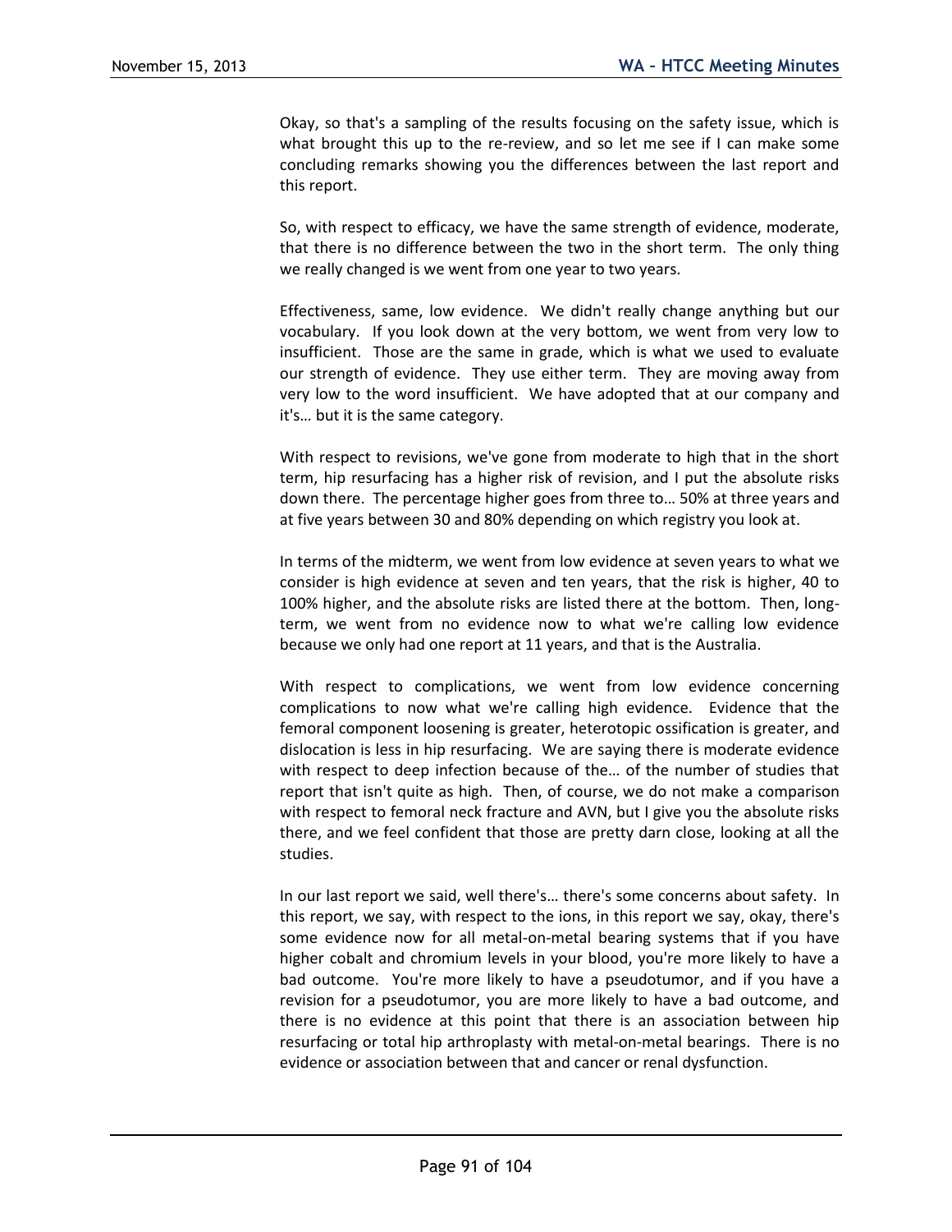Okay, so that's a sampling of the results focusing on the safety issue, which is what brought this up to the re-review, and so let me see if I can make some concluding remarks showing you the differences between the last report and this report.

So, with respect to efficacy, we have the same strength of evidence, moderate, that there is no difference between the two in the short term. The only thing we really changed is we went from one year to two years.

Effectiveness, same, low evidence. We didn't really change anything but our vocabulary. If you look down at the very bottom, we went from very low to insufficient. Those are the same in grade, which is what we used to evaluate our strength of evidence. They use either term. They are moving away from very low to the word insufficient. We have adopted that at our company and it's… but it is the same category.

With respect to revisions, we've gone from moderate to high that in the short term, hip resurfacing has a higher risk of revision, and I put the absolute risks down there. The percentage higher goes from three to… 50% at three years and at five years between 30 and 80% depending on which registry you look at.

In terms of the midterm, we went from low evidence at seven years to what we consider is high evidence at seven and ten years, that the risk is higher, 40 to 100% higher, and the absolute risks are listed there at the bottom. Then, long-term, we went from no evidence now to what we're calling low evidence because we only had one report at 11 years, and that is the Australia.

With respect to complications, we went from low evidence concerning complications to now what we're calling high evidence. Evidence that the femoral component loosening is greater, heterotopic ossification is greater, and dislocation is less in hip resurfacing. We are saying there is moderate evidence with respect to deep infection because of the… of the number of studies that report that isn't quite as high. Then, of course, we do not make a comparison with respect to femoral neck fracture and AVN, but I give you the absolute risks there, and we feel confident that those are pretty darn close, looking at all the studies.

In our last report we said, well there's… there's some concerns about safety. In this report, we say, with respect to the ions, in this report we say, okay, there's some evidence now for all metal-on-metal bearing systems that if you have higher cobalt and chromium levels in your blood, you're more likely to have a bad outcome. You're more likely to have a pseudotumor, and if you have a revision for a pseudotumor, you are more likely to have a bad outcome, and there is no evidence at this point that there is an association between hip resurfacing or total hip arthroplasty with metal-on-metal bearings. There is no evidence or association between that and cancer or renal dysfunction.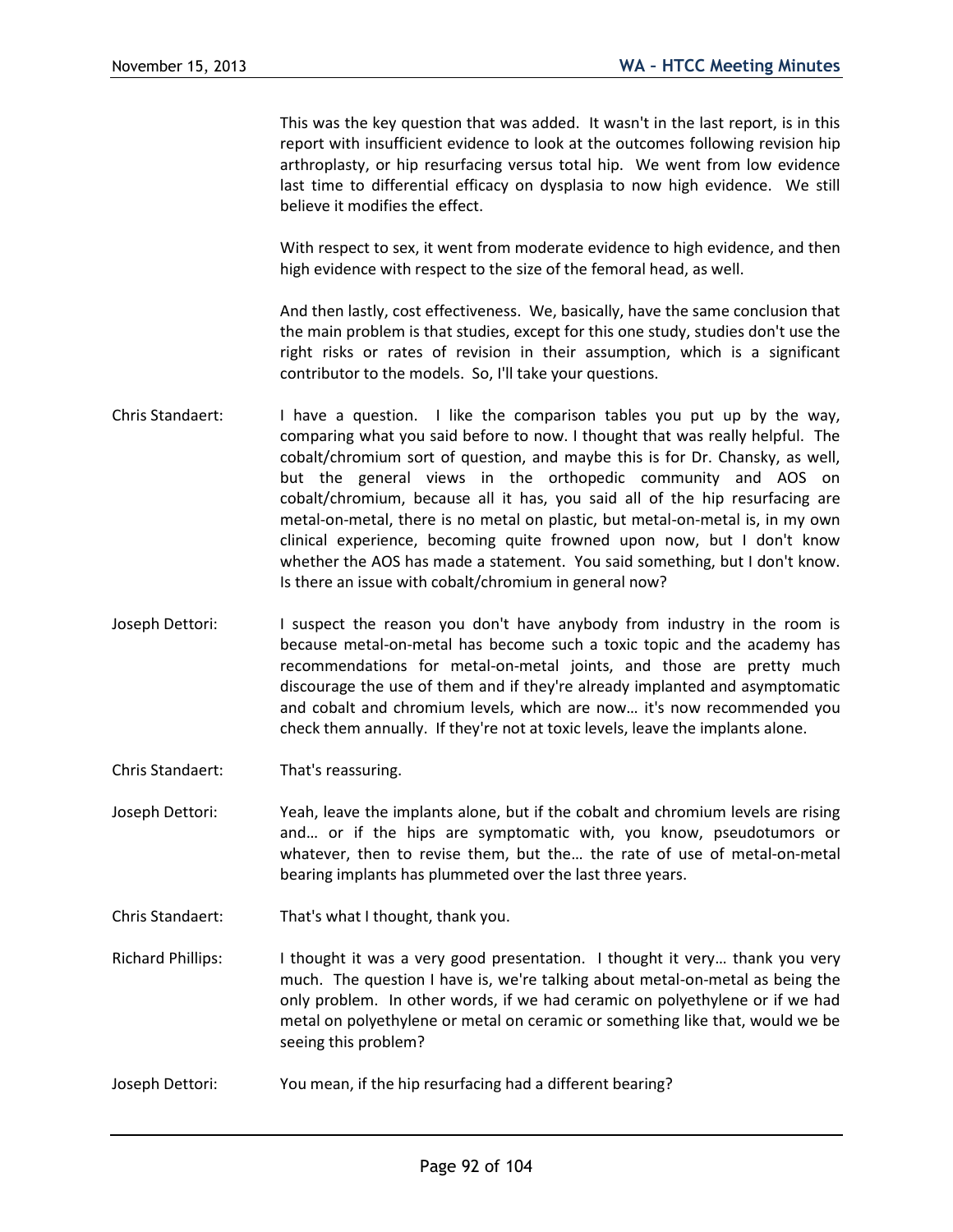This was the key question that was added. It wasn't in the last report, is in this report with insufficient evidence to look at the outcomes following revision hip arthroplasty, or hip resurfacing versus total hip. We went from low evidence last time to differential efficacy on dysplasia to now high evidence. We still believe it modifies the effect.

With respect to sex, it went from moderate evidence to high evidence, and then high evidence with respect to the size of the femoral head, as well.

And then lastly, cost effectiveness. We, basically, have the same conclusion that the main problem is that studies, except for this one study, studies don't use the right risks or rates of revision in their assumption, which is a significant contributor to the models. So, I'll take your questions.

Chris Standaert: I have a question. I like the comparison tables you put up by the way, comparing what you said before to now. I thought that was really helpful. The cobalt/chromium sort of question, and maybe this is for Dr. Chansky, as well, but the general views in the orthopedic community and AOS on cobalt/chromium, because all it has, you said all of the hip resurfacing are metal-on-metal, there is no metal on plastic, but metal-on-metal is, in my own clinical experience, becoming quite frowned upon now, but I don't know whether the AOS has made a statement. You said something, but I don't know. Is there an issue with cobalt/chromium in general now?

Joseph Dettori: I suspect the reason you don't have anybody from industry in the room is because metal-on-metal has become such a toxic topic and the academy has recommendations for metal-on-metal joints, and those are pretty much discourage the use of them and if they're already implanted and asymptomatic and cobalt and chromium levels, which are now… it's now recommended you check them annually. If they're not at toxic levels, leave the implants alone.

Chris Standaert: That's reassuring.

Joseph Dettori: Yeah, leave the implants alone, but if the cobalt and chromium levels are rising and… or if the hips are symptomatic with, you know, pseudotumors or whatever, then to revise them, but the… the rate of use of metal-on-metal bearing implants has plummeted over the last three years.

Chris Standaert: That's what I thought, thank you.

Richard Phillips: I thought it was a very good presentation. I thought it very… thank you very much. The question I have is, we're talking about metal-on-metal as being the only problem. In other words, if we had ceramic on polyethylene or if we had metal on polyethylene or metal on ceramic or something like that, would we be seeing this problem?

Joseph Dettori: You mean, if the hip resurfacing had a different bearing?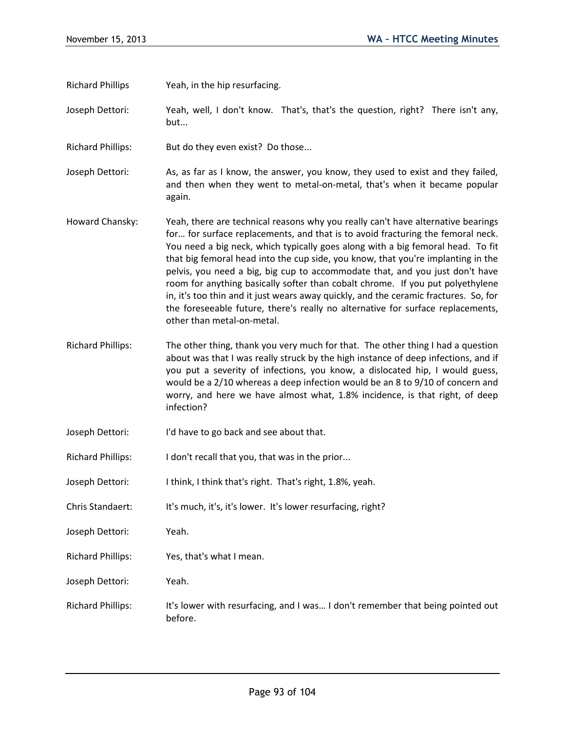Richard Phillips Yeah, in the hip resurfacing.

Joseph Dettori: Yeah, well, I don't know. That's, that's the question, right? There isn't any, but...

Richard Phillips: But do they even exist? Do those...

Joseph Dettori: As, as far as I know, the answer, you know, they used to exist and they failed, and then when they went to metal-on-metal, that's when it became popular again.

Howard Chansky: Yeah, there are technical reasons why you really can't have alternative bearings for… for surface replacements, and that is to avoid fracturing the femoral neck. You need a big neck, which typically goes along with a big femoral head. To fit that big femoral head into the cup side, you know, that you're implanting in the pelvis, you need a big, big cup to accommodate that, and you just don't have room for anything basically softer than cobalt chrome. If you put polyethylene in, it's too thin and it just wears away quickly, and the ceramic fractures. So, for the foreseeable future, there's really no alternative for surface replacements, other than metal-on-metal.

Richard Phillips: The other thing, thank you very much for that. The other thing I had a question about was that I was really struck by the high instance of deep infections, and if you put a severity of infections, you know, a dislocated hip, I would guess, would be a 2/10 whereas a deep infection would be an 8 to 9/10 of concern and worry, and here we have almost what, 1.8% incidence, is that right, of deep infection?

Joseph Dettori: I'd have to go back and see about that.

Richard Phillips: I don't recall that you, that was in the prior...

Joseph Dettori: I think, I think that's right. That's right, 1.8%, yeah.

Chris Standaert: It's much, it's, it's lower. It's lower resurfacing, right?

Joseph Dettori: Yeah.

Richard Phillips: Yes, that's what I mean.

Joseph Dettori: Yeah.

Richard Phillips: It's lower with resurfacing, and I was… I don't remember that being pointed out before.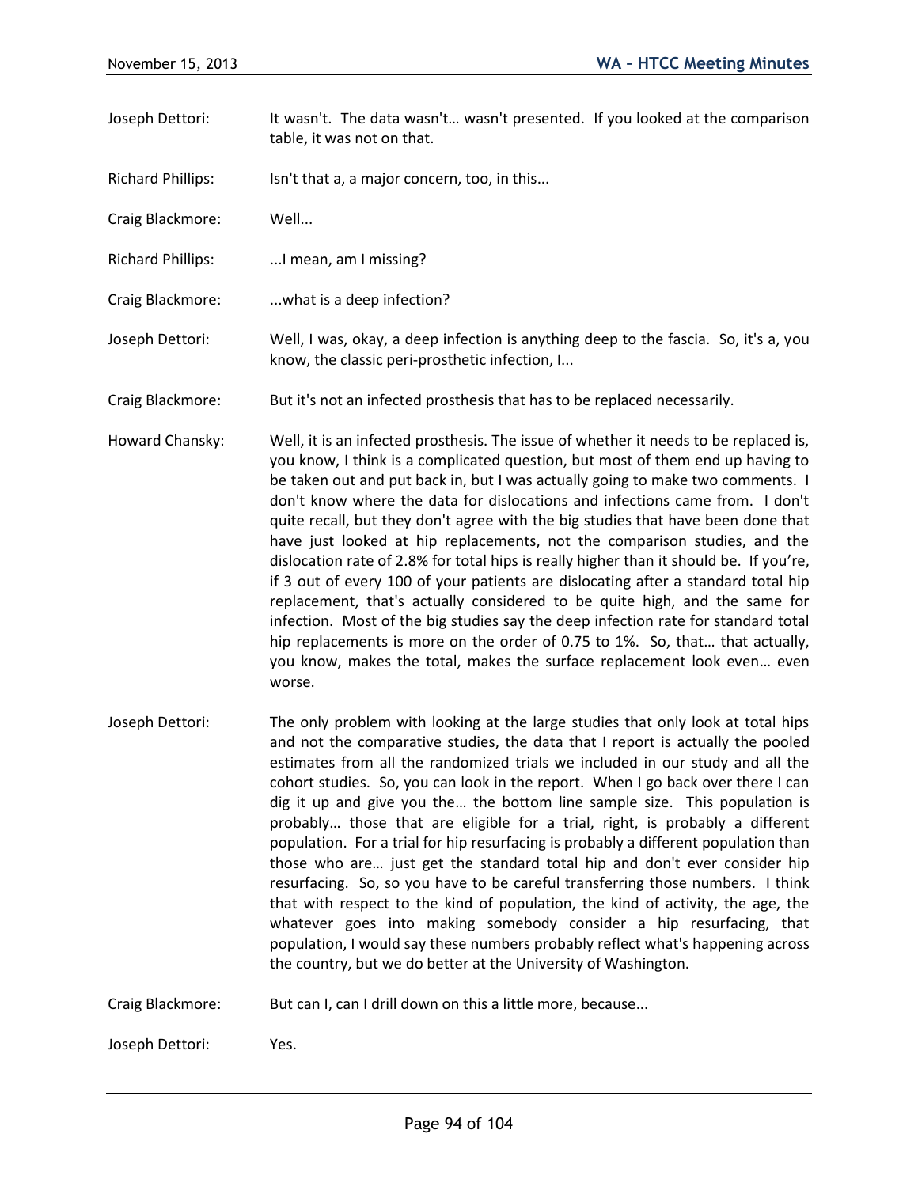Joseph Dettori: It wasn't. The data wasn't… wasn't presented. If you looked at the comparison table, it was not on that.

Richard Phillips: Isn't that a, a major concern, too, in this...

Craig Blackmore: Well...

Richard Phillips: ...I mean, am I missing?

Craig Blackmore: ...what is a deep infection?

Joseph Dettori: Well, I was, okay, a deep infection is anything deep to the fascia. So, it's a, you know, the classic peri-prosthetic infection, I...

Craig Blackmore: But it's not an infected prosthesis that has to be replaced necessarily.

Howard Chansky: Well, it is an infected prosthesis. The issue of whether it needs to be replaced is, you know, I think is a complicated question, but most of them end up having to be taken out and put back in, but I was actually going to make two comments. I don't know where the data for dislocations and infections came from. I don't quite recall, but they don't agree with the big studies that have been done that have just looked at hip replacements, not the comparison studies, and the dislocation rate of 2.8% for total hips is really higher than it should be. If you're, if 3 out of every 100 of your patients are dislocating after a standard total hip replacement, that's actually considered to be quite high, and the same for infection. Most of the big studies say the deep infection rate for standard total hip replacements is more on the order of 0.75 to 1%. So, that… that actually, you know, makes the total, makes the surface replacement look even… even worse.

Joseph Dettori: The only problem with looking at the large studies that only look at total hips and not the comparative studies, the data that I report is actually the pooled estimates from all the randomized trials we included in our study and all the cohort studies. So, you can look in the report. When I go back over there I can dig it up and give you the… the bottom line sample size. This population is probably… those that are eligible for a trial, right, is probably a different population. For a trial for hip resurfacing is probably a different population than those who are… just get the standard total hip and don't ever consider hip resurfacing. So, so you have to be careful transferring those numbers. I think that with respect to the kind of population, the kind of activity, the age, the whatever goes into making somebody consider a hip resurfacing, that population, I would say these numbers probably reflect what's happening across the country, but we do better at the University of Washington.

Craig Blackmore: But can I, can I drill down on this a little more, because...

Joseph Dettori: Yes.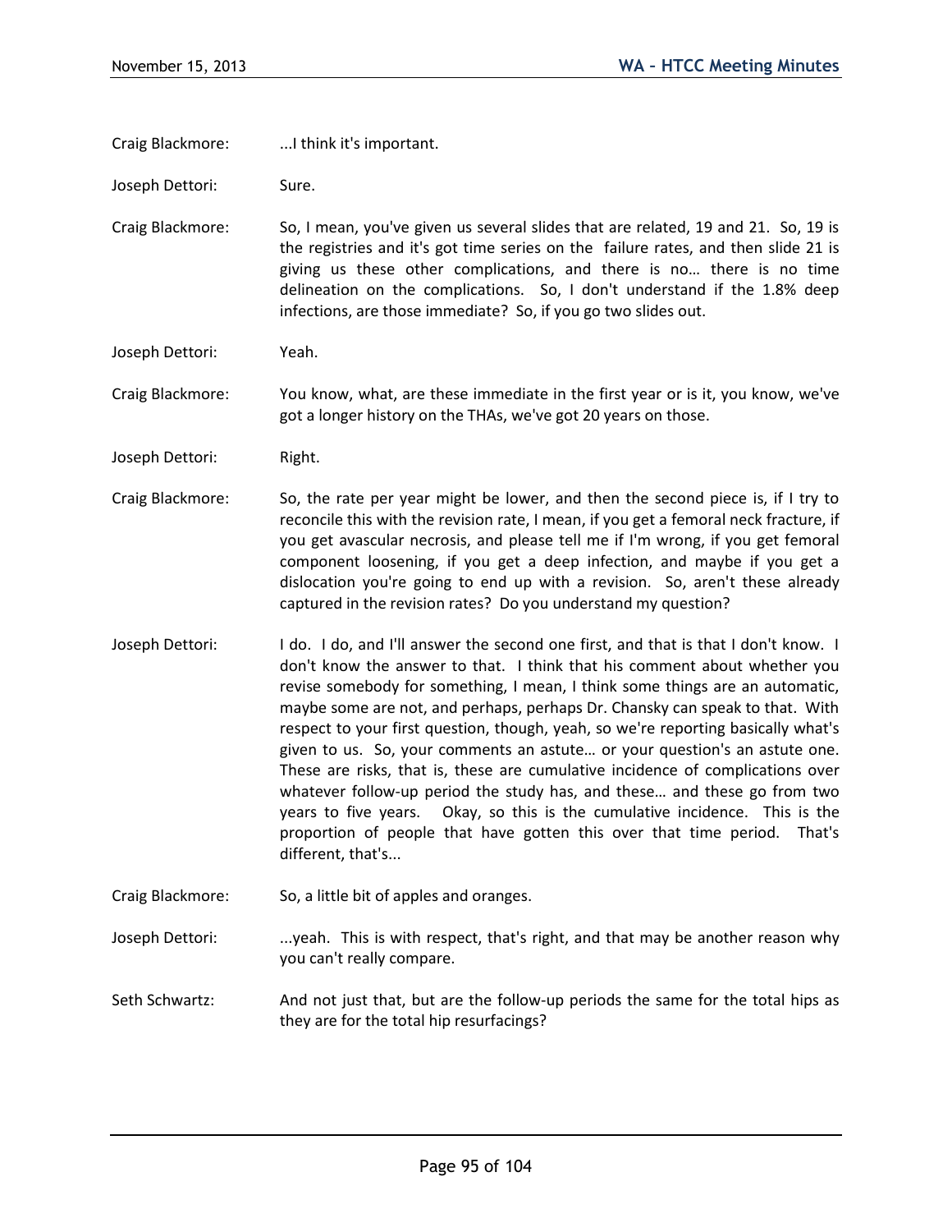Craig Blackmore: ...I think it's important.

Joseph Dettori: Sure.

Craig Blackmore: So, I mean, you've given us several slides that are related, 19 and 21. So, 19 is the registries and it's got time series on the failure rates, and then slide 21 is giving us these other complications, and there is no… there is no time delineation on the complications. So, I don't understand if the 1.8% deep infections, are those immediate? So, if you go two slides out.

Joseph Dettori: Yeah.

Craig Blackmore: You know, what, are these immediate in the first year or is it, you know, we've got a longer history on the THAs, we've got 20 years on those.

Joseph Dettori: Right.

Craig Blackmore: So, the rate per year might be lower, and then the second piece is, if I try to reconcile this with the revision rate, I mean, if you get a femoral neck fracture, if you get avascular necrosis, and please tell me if I'm wrong, if you get femoral component loosening, if you get a deep infection, and maybe if you get a dislocation you're going to end up with a revision. So, aren't these already captured in the revision rates? Do you understand my question?

Joseph Dettori: I do. I do, and I'll answer the second one first, and that is that I don't know. I don't know the answer to that. I think that his comment about whether you revise somebody for something, I mean, I think some things are an automatic, maybe some are not, and perhaps, perhaps Dr. Chansky can speak to that. With respect to your first question, though, yeah, so we're reporting basically what's given to us. So, your comments an astute… or your question's an astute one. These are risks, that is, these are cumulative incidence of complications over whatever follow-up period the study has, and these… and these go from two years to five years. Okay, so this is the cumulative incidence. This is the proportion of people that have gotten this over that time period. That's different, that's...

Craig Blackmore: So, a little bit of apples and oranges.

Joseph Dettori: ...yeah. This is with respect, that's right, and that may be another reason why you can't really compare.

Seth Schwartz: And not just that, but are the follow-up periods the same for the total hips as they are for the total hip resurfacings?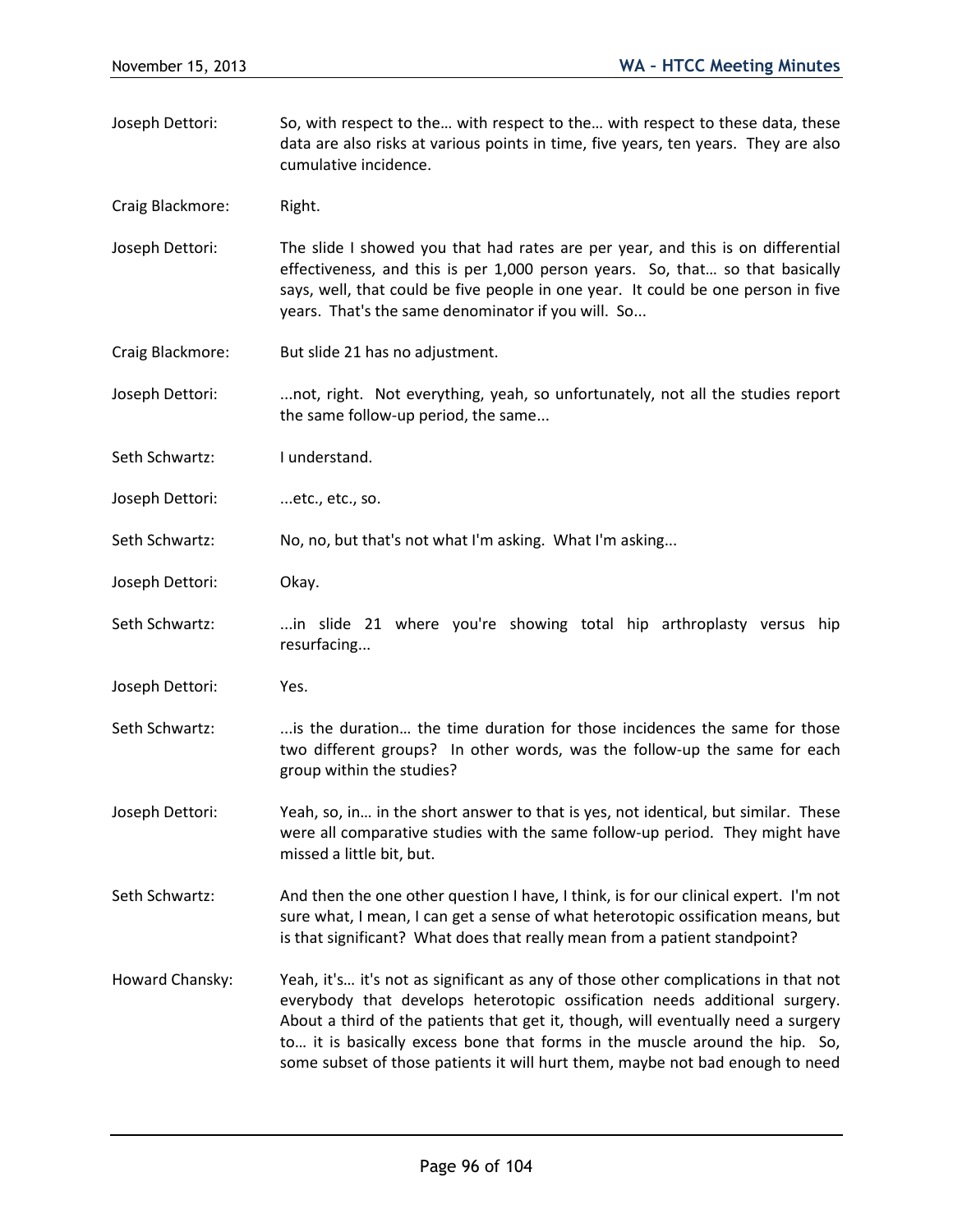Joseph Dettori: So, with respect to the… with respect to the… with respect to these data, these data are also risks at various points in time, five years, ten years. They are also cumulative incidence.

Craig Blackmore: Right.

Joseph Dettori: The slide I showed you that had rates are per year, and this is on differential effectiveness, and this is per 1,000 person years. So, that… so that basically says, well, that could be five people in one year. It could be one person in five years. That's the same denominator if you will. So...

Craig Blackmore: But slide 21 has no adjustment.

Joseph Dettori: ...not, right. Not everything, yeah, so unfortunately, not all the studies report the same follow-up period, the same...

Seth Schwartz: I understand.

Joseph Dettori: ...etc., etc., so.

Seth Schwartz: No, no, but that's not what I'm asking. What I'm asking...

Joseph Dettori: Okay.

Seth Schwartz: ...in slide 21 where you're showing total hip arthroplasty versus hip resurfacing...

Joseph Dettori: Yes.

Seth Schwartz: ...is the duration… the time duration for those incidences the same for those two different groups? In other words, was the follow-up the same for each group within the studies?

Joseph Dettori: Yeah, so, in… in the short answer to that is yes, not identical, but similar. These were all comparative studies with the same follow-up period. They might have missed a little bit, but.

Seth Schwartz: And then the one other question I have, I think, is for our clinical expert. I'm not sure what, I mean, I can get a sense of what heterotopic ossification means, but is that significant? What does that really mean from a patient standpoint?

Howard Chansky: Yeah, it's… it's not as significant as any of those other complications in that not everybody that develops heterotopic ossification needs additional surgery. About a third of the patients that get it, though, will eventually need a surgery to… it is basically excess bone that forms in the muscle around the hip. So, some subset of those patients it will hurt them, maybe not bad enough to need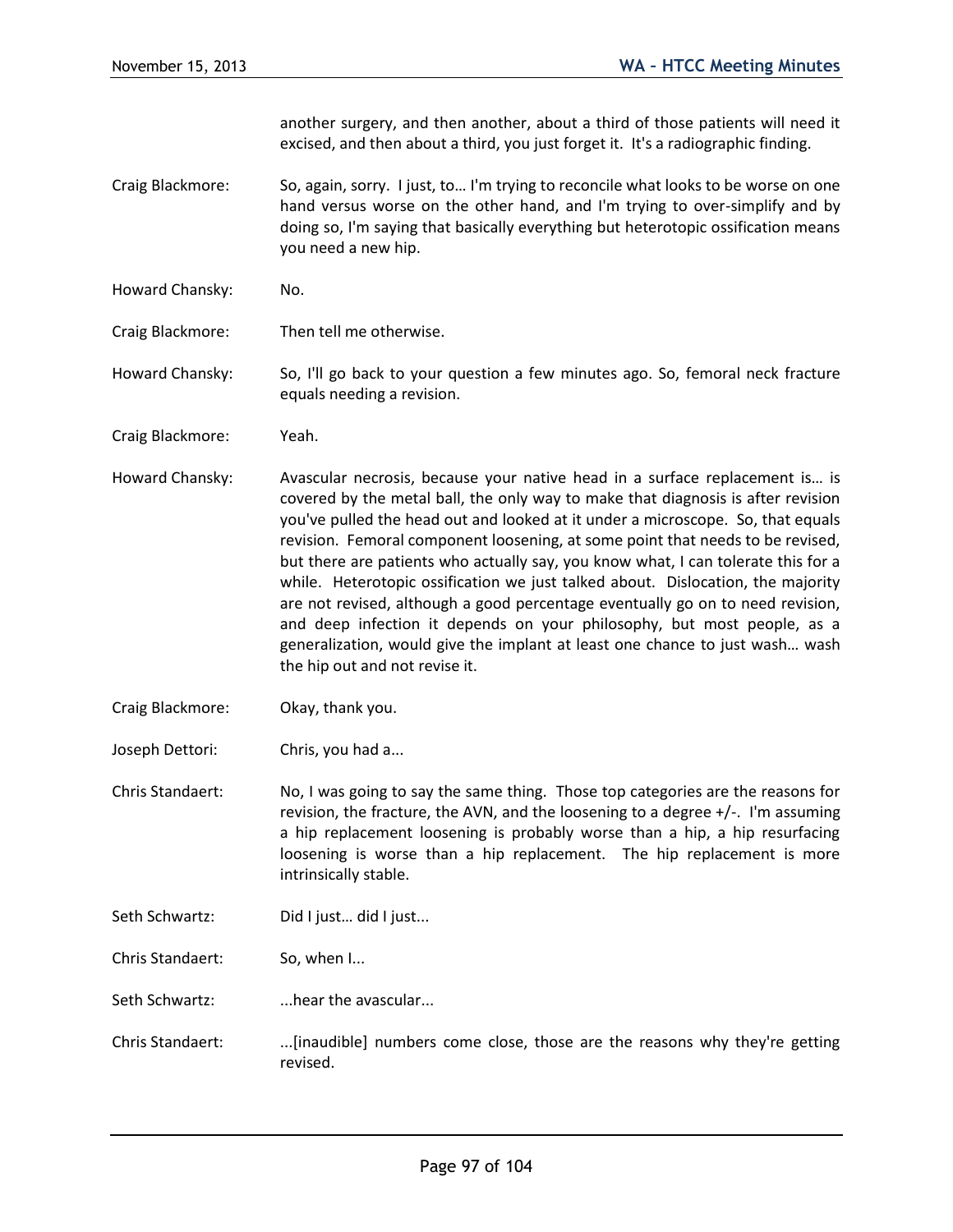another surgery, and then another, about a third of those patients will need it excised, and then about a third, you just forget it. It's a radiographic finding.

Craig Blackmore: So, again, sorry. I just, to… I'm trying to reconcile what looks to be worse on one hand versus worse on the other hand, and I'm trying to over-simplify and by doing so, I'm saying that basically everything but heterotopic ossification means you need a new hip.

Howard Chansky: No.

Craig Blackmore: Then tell me otherwise.

Howard Chansky: So, I'll go back to your question a few minutes ago. So, femoral neck fracture equals needing a revision.

Craig Blackmore: Yeah.

Howard Chansky: Avascular necrosis, because your native head in a surface replacement is… is covered by the metal ball, the only way to make that diagnosis is after revision you've pulled the head out and looked at it under a microscope. So, that equals revision. Femoral component loosening, at some point that needs to be revised, but there are patients who actually say, you know what, I can tolerate this for a while. Heterotopic ossification we just talked about. Dislocation, the majority are not revised, although a good percentage eventually go on to need revision, and deep infection it depends on your philosophy, but most people, as a generalization, would give the implant at least one chance to just wash… wash the hip out and not revise it.

Craig Blackmore: Okay, thank you.

Joseph Dettori: Chris, you had a...

Chris Standaert: No, I was going to say the same thing. Those top categories are the reasons for revision, the fracture, the AVN, and the loosening to a degree +/-. I'm assuming a hip replacement loosening is probably worse than a hip, a hip resurfacing loosening is worse than a hip replacement. The hip replacement is more intrinsically stable.

Seth Schwartz: Did I just… did I just...

Chris Standaert: So, when I...

Seth Schwartz: ...hear the avascular...

Chris Standaert: ...[inaudible] numbers come close, those are the reasons why they're getting revised.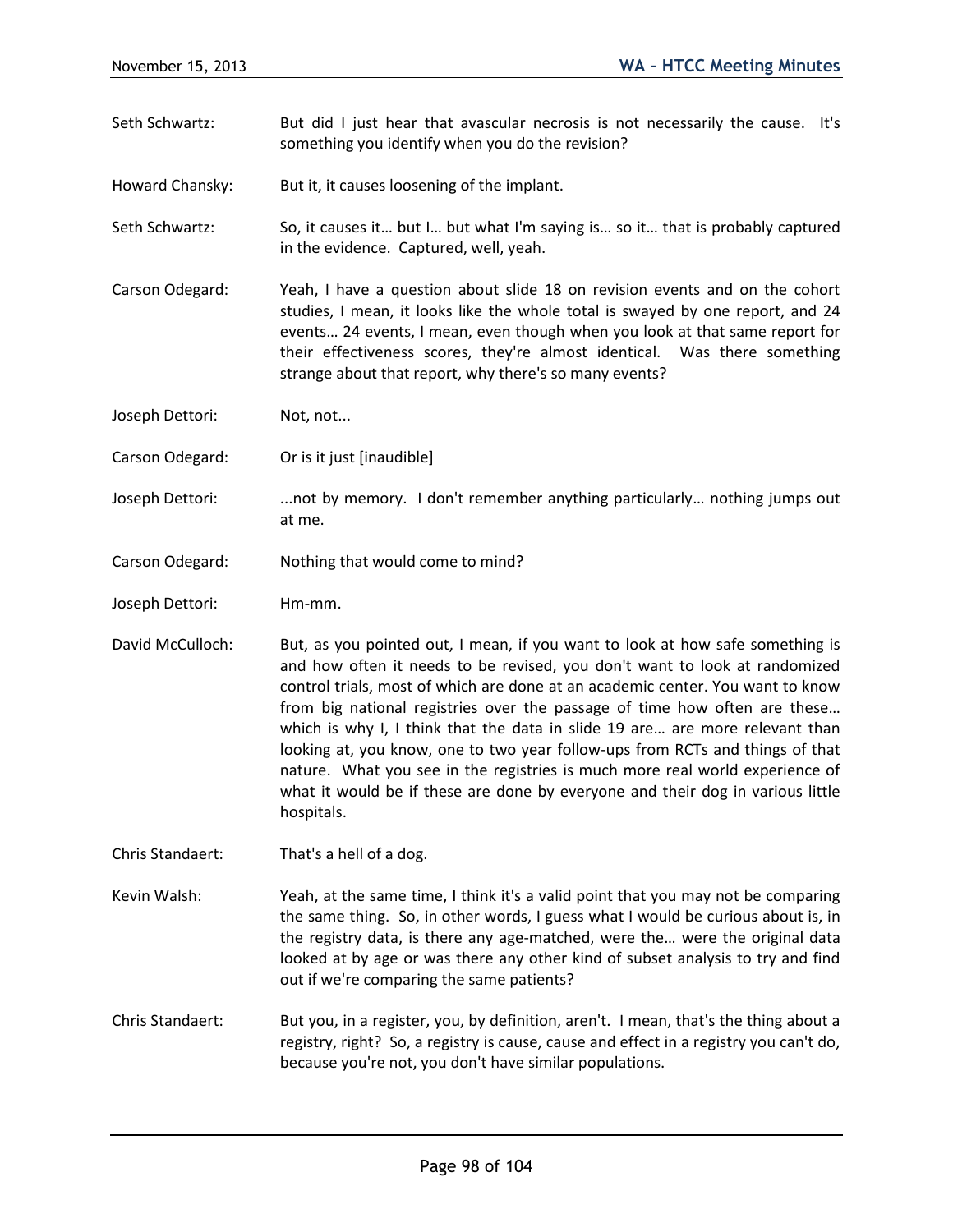Seth Schwartz: But did I just hear that avascular necrosis is not necessarily the cause. It's something you identify when you do the revision?

Howard Chansky: But it, it causes loosening of the implant.

Seth Schwartz: So, it causes it… but I… but what I'm saying is… so it… that is probably captured in the evidence. Captured, well, yeah.

Carson Odegard: Yeah, I have a question about slide 18 on revision events and on the cohort studies, I mean, it looks like the whole total is swayed by one report, and 24 events… 24 events, I mean, even though when you look at that same report for their effectiveness scores, they're almost identical. Was there something strange about that report, why there's so many events?

Joseph Dettori: Not, not...

Carson Odegard: Or is it just [inaudible]

Joseph Dettori: ...not by memory. I don't remember anything particularly… nothing jumps out at me.

Carson Odegard: Nothing that would come to mind?

Joseph Dettori: Hm-mm.

David McCulloch: But, as you pointed out, I mean, if you want to look at how safe something is and how often it needs to be revised, you don't want to look at randomized control trials, most of which are done at an academic center. You want to know from big national registries over the passage of time how often are these… which is why I, I think that the data in slide 19 are… are more relevant than looking at, you know, one to two year follow-ups from RCTs and things of that nature. What you see in the registries is much more real world experience of what it would be if these are done by everyone and their dog in various little hospitals.

Chris Standaert: That's a hell of a dog.

Kevin Walsh: Yeah, at the same time, I think it's a valid point that you may not be comparing the same thing. So, in other words, I guess what I would be curious about is, in the registry data, is there any age-matched, were the… were the original data looked at by age or was there any other kind of subset analysis to try and find out if we're comparing the same patients?

Chris Standaert: But you, in a register, you, by definition, aren't. I mean, that's the thing about a registry, right? So, a registry is cause, cause and effect in a registry you can't do, because you're not, you don't have similar populations.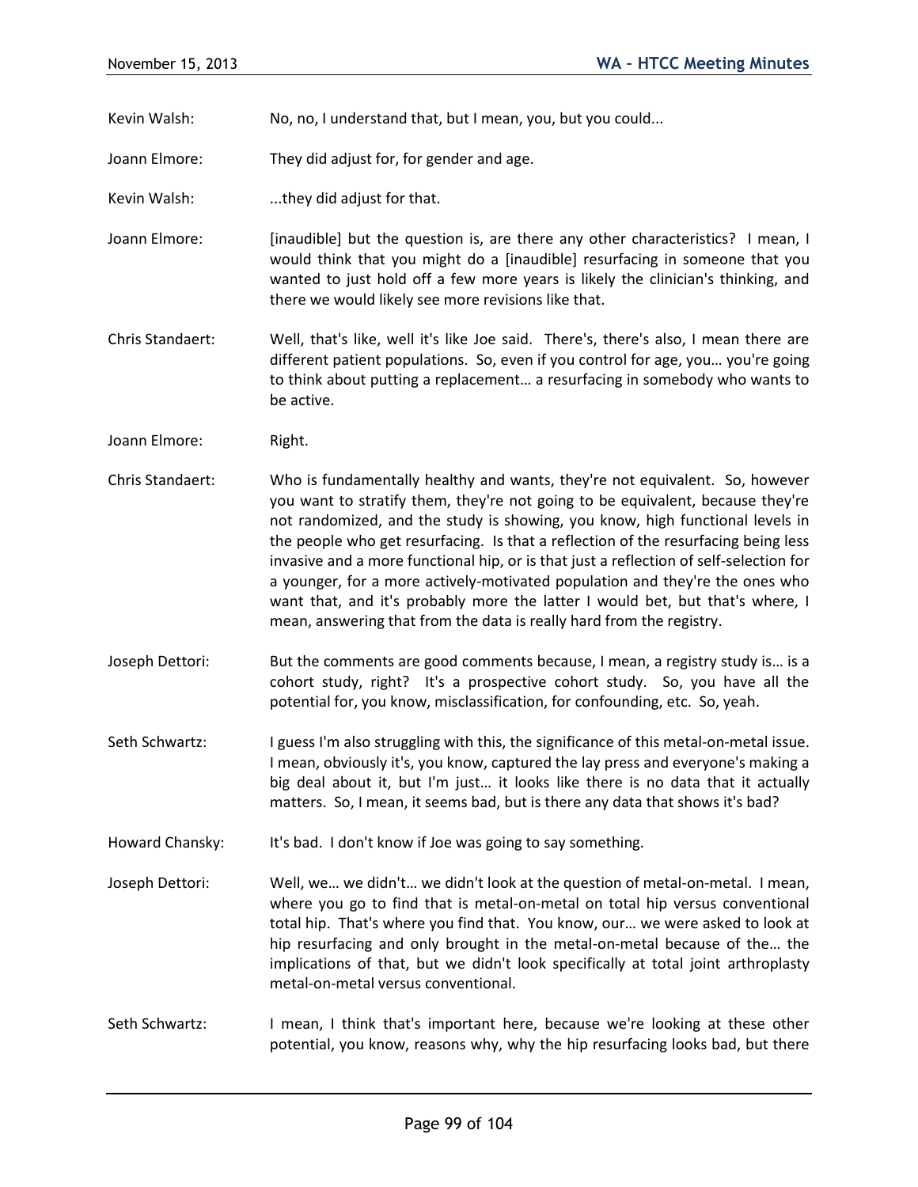Kevin Walsh: No, no, I understand that, but I mean, you, but you could...

Joann Elmore: They did adjust for, for gender and age.

Kevin Walsh: ...they did adjust for that.

Joann Elmore: [inaudible] but the question is, are there any other characteristics? I mean, I would think that you might do a [inaudible] resurfacing in someone that you wanted to just hold off a few more years is likely the clinician's thinking, and there we would likely see more revisions like that.

Chris Standaert: Well, that's like, well it's like Joe said. There's, there's also, I mean there are different patient populations. So, even if you control for age, you… you're going to think about putting a replacement… a resurfacing in somebody who wants to be active.

Joann Elmore: Right.

Chris Standaert: Who is fundamentally healthy and wants, they're not equivalent. So, however you want to stratify them, they're not going to be equivalent, because they're not randomized, and the study is showing, you know, high functional levels in the people who get resurfacing. Is that a reflection of the resurfacing being less invasive and a more functional hip, or is that just a reflection of self-selection for a younger, for a more actively-motivated population and they're the ones who want that, and it's probably more the latter I would bet, but that's where, I mean, answering that from the data is really hard from the registry.

Joseph Dettori: But the comments are good comments because, I mean, a registry study is… is a cohort study, right? It's a prospective cohort study. So, you have all the potential for, you know, misclassification, for confounding, etc. So, yeah.

Seth Schwartz: I guess I'm also struggling with this, the significance of this metal-on-metal issue. I mean, obviously it's, you know, captured the lay press and everyone's making a big deal about it, but I'm just… it looks like there is no data that it actually matters. So, I mean, it seems bad, but is there any data that shows it's bad?

Howard Chansky: It's bad. I don't know if Joe was going to say something.

Joseph Dettori: Well, we… we didn't… we didn't look at the question of metal-on-metal. I mean, where you go to find that is metal-on-metal on total hip versus conventional total hip. That's where you find that. You know, our… we were asked to look at hip resurfacing and only brought in the metal-on-metal because of the… the implications of that, but we didn't look specifically at total joint arthroplasty metal-on-metal versus conventional.

Seth Schwartz: I mean, I think that's important here, because we're looking at these other potential, you know, reasons why, why the hip resurfacing looks bad, but there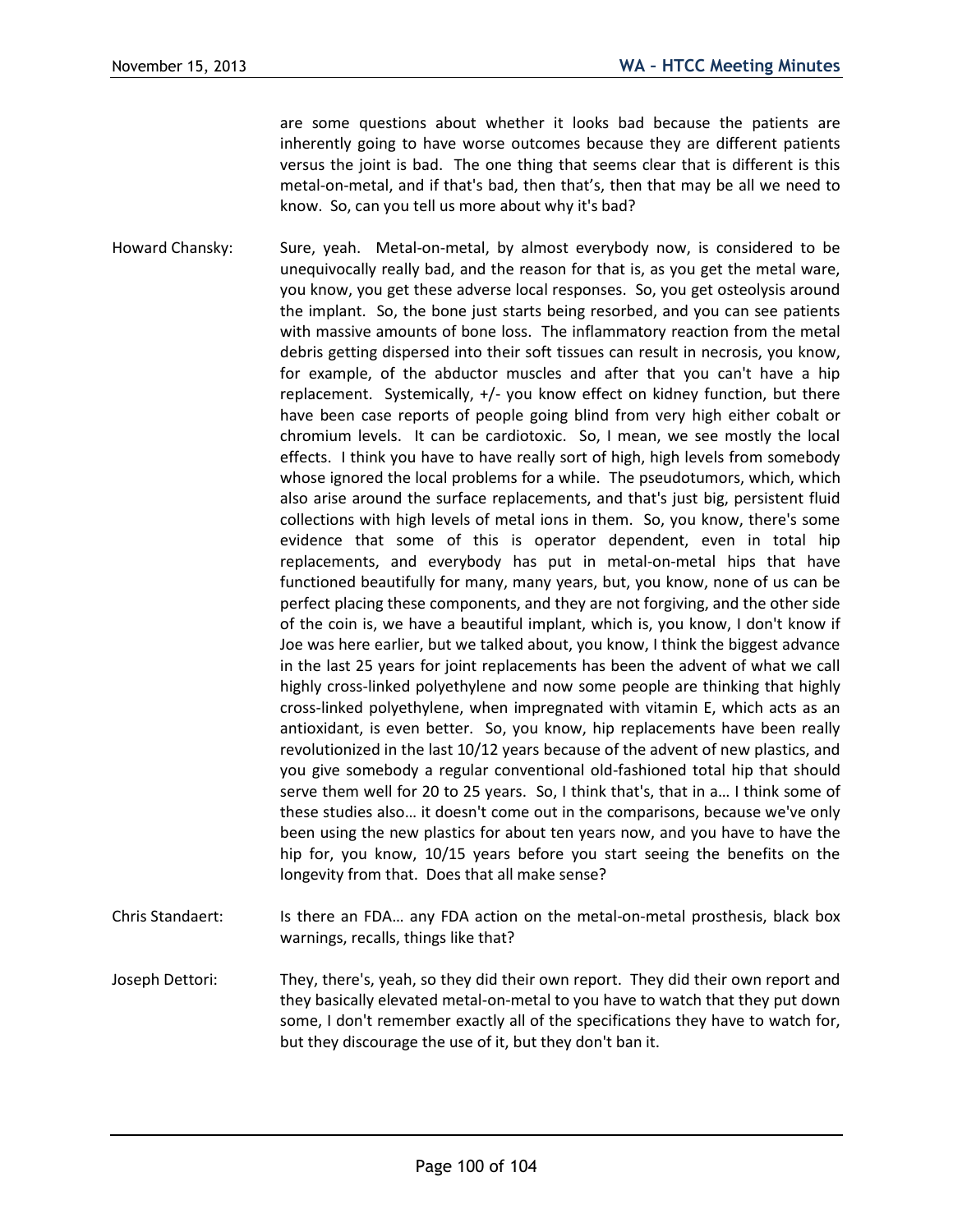are some questions about whether it looks bad because the patients are inherently going to have worse outcomes because they are different patients versus the joint is bad. The one thing that seems clear that is different is this metal-on-metal, and if that's bad, then that's, then that may be all we need to know. So, can you tell us more about why it's bad?

Howard Chansky: Sure, yeah. Metal-on-metal, by almost everybody now, is considered to be unequivocally really bad, and the reason for that is, as you get the metal ware, you know, you get these adverse local responses. So, you get osteolysis around the implant. So, the bone just starts being resorbed, and you can see patients with massive amounts of bone loss. The inflammatory reaction from the metal debris getting dispersed into their soft tissues can result in necrosis, you know, for example, of the abductor muscles and after that you can't have a hip replacement. Systemically, +/- you know effect on kidney function, but there have been case reports of people going blind from very high either cobalt or chromium levels. It can be cardiotoxic. So, I mean, we see mostly the local effects. I think you have to have really sort of high, high levels from somebody whose ignored the local problems for a while. The pseudotumors, which, which also arise around the surface replacements, and that's just big, persistent fluid collections with high levels of metal ions in them. So, you know, there's some evidence that some of this is operator dependent, even in total hip replacements, and everybody has put in metal-on-metal hips that have functioned beautifully for many, many years, but, you know, none of us can be perfect placing these components, and they are not forgiving, and the other side of the coin is, we have a beautiful implant, which is, you know, I don't know if Joe was here earlier, but we talked about, you know, I think the biggest advance in the last 25 years for joint replacements has been the advent of what we call highly cross-linked polyethylene and now some people are thinking that highly cross-linked polyethylene, when impregnated with vitamin E, which acts as an antioxidant, is even better. So, you know, hip replacements have been really revolutionized in the last 10/12 years because of the advent of new plastics, and you give somebody a regular conventional old-fashioned total hip that should serve them well for 20 to 25 years. So, I think that's, that in a… I think some of these studies also… it doesn't come out in the comparisons, because we've only been using the new plastics for about ten years now, and you have to have the hip for, you know, 10/15 years before you start seeing the benefits on the longevity from that. Does that all make sense?

Chris Standaert: Is there an FDA… any FDA action on the metal-on-metal prosthesis, black box warnings, recalls, things like that?

Joseph Dettori: They, there's, yeah, so they did their own report. They did their own report and they basically elevated metal-on-metal to you have to watch that they put down some, I don't remember exactly all of the specifications they have to watch for, but they discourage the use of it, but they don't ban it.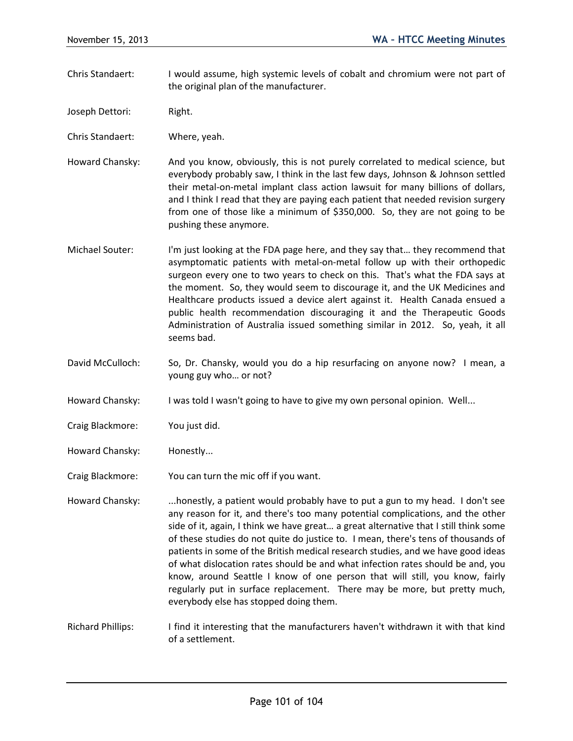Chris Standaert: I would assume, high systemic levels of cobalt and chromium were not part of the original plan of the manufacturer.

Joseph Dettori: Right.

Chris Standaert: Where, yeah.

Howard Chansky: And you know, obviously, this is not purely correlated to medical science, but everybody probably saw, I think in the last few days, Johnson & Johnson settled their metal-on-metal implant class action lawsuit for many billions of dollars, and I think I read that they are paying each patient that needed revision surgery from one of those like a minimum of $350,000. So, they are not going to be pushing these anymore.

Michael Souter: I'm just looking at the FDA page here, and they say that… they recommend that asymptomatic patients with metal-on-metal follow up with their orthopedic surgeon every one to two years to check on this. That's what the FDA says at the moment. So, they would seem to discourage it, and the UK Medicines and Healthcare products issued a device alert against it. Health Canada ensued a public health recommendation discouraging it and the Therapeutic Goods Administration of Australia issued something similar in 2012. So, yeah, it all seems bad.

David McCulloch: So, Dr. Chansky, would you do a hip resurfacing on anyone now? I mean, a young guy who… or not?

Howard Chansky: I was told I wasn't going to have to give my own personal opinion. Well...

Craig Blackmore: You just did.

Howard Chansky: Honestly...

Craig Blackmore: You can turn the mic off if you want.

Howard Chansky: ...honestly, a patient would probably have to put a gun to my head. I don't see any reason for it, and there's too many potential complications, and the other side of it, again, I think we have great… a great alternative that I still think some of these studies do not quite do justice to. I mean, there's tens of thousands of patients in some of the British medical research studies, and we have good ideas of what dislocation rates should be and what infection rates should be and, you know, around Seattle I know of one person that will still, you know, fairly regularly put in surface replacement. There may be more, but pretty much, everybody else has stopped doing them.

Richard Phillips: I find it interesting that the manufacturers haven't withdrawn it with that kind of a settlement.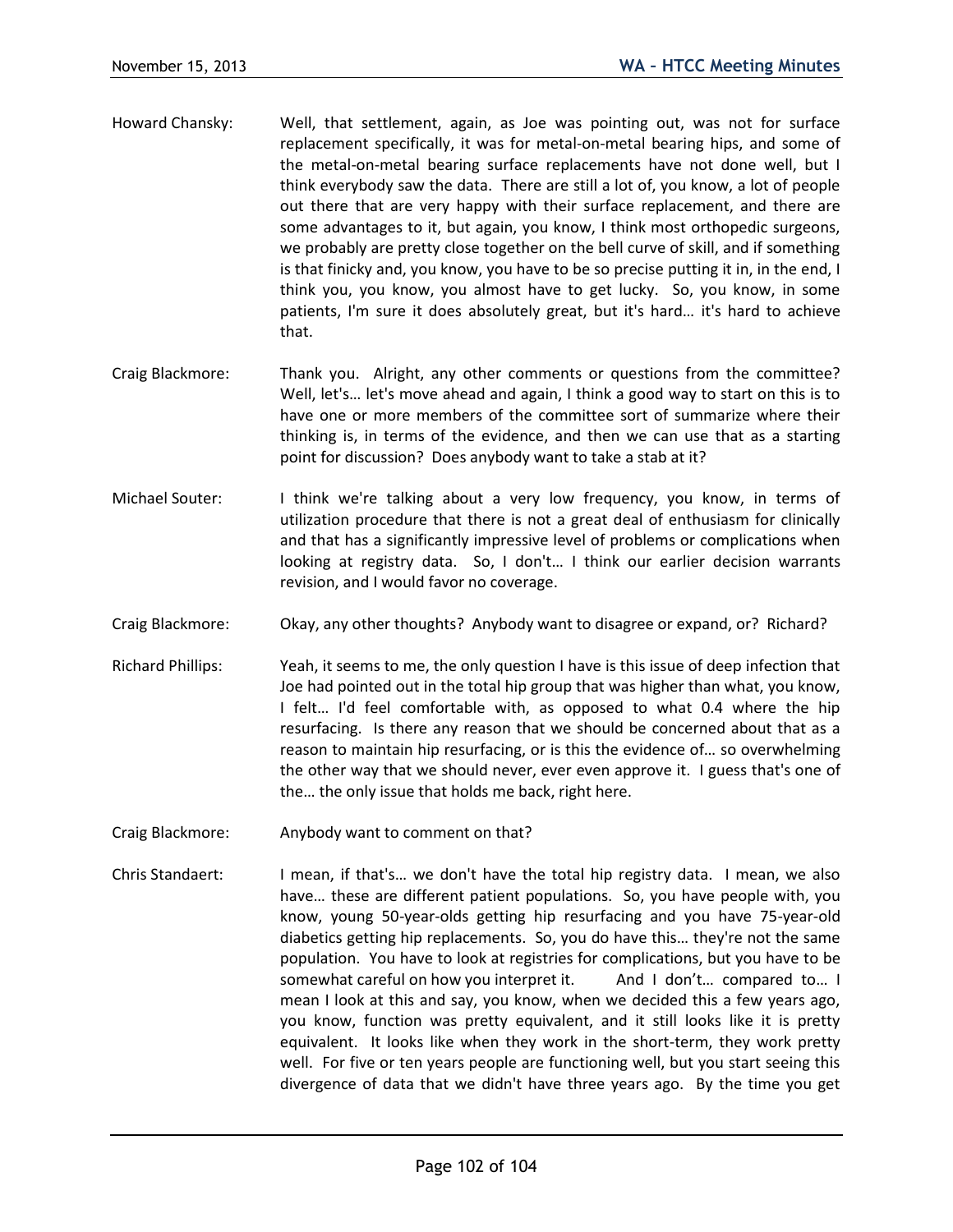Howard Chansky: Well, that settlement, again, as Joe was pointing out, was not for surface replacement specifically, it was for metal-on-metal bearing hips, and some of the metal-on-metal bearing surface replacements have not done well, but I think everybody saw the data. There are still a lot of, you know, a lot of people out there that are very happy with their surface replacement, and there are some advantages to it, but again, you know, I think most orthopedic surgeons, we probably are pretty close together on the bell curve of skill, and if something is that finicky and, you know, you have to be so precise putting it in, in the end, I think you, you know, you almost have to get lucky. So, you know, in some patients, I'm sure it does absolutely great, but it's hard… it's hard to achieve that.

Craig Blackmore: Thank you. Alright, any other comments or questions from the committee? Well, let's… let's move ahead and again, I think a good way to start on this is to have one or more members of the committee sort of summarize where their thinking is, in terms of the evidence, and then we can use that as a starting point for discussion? Does anybody want to take a stab at it?

Michael Souter: I think we're talking about a very low frequency, you know, in terms of utilization procedure that there is not a great deal of enthusiasm for clinically and that has a significantly impressive level of problems or complications when looking at registry data. So, I don't… I think our earlier decision warrants revision, and I would favor no coverage.

Craig Blackmore: Okay, any other thoughts? Anybody want to disagree or expand, or? Richard?

Richard Phillips: Yeah, it seems to me, the only question I have is this issue of deep infection that Joe had pointed out in the total hip group that was higher than what, you know, I felt… I'd feel comfortable with, as opposed to what 0.4 where the hip resurfacing. Is there any reason that we should be concerned about that as a reason to maintain hip resurfacing, or is this the evidence of… so overwhelming the other way that we should never, ever even approve it. I guess that's one of the… the only issue that holds me back, right here.

Craig Blackmore: Anybody want to comment on that?

Chris Standaert: I mean, if that's… we don't have the total hip registry data. I mean, we also have… these are different patient populations. So, you have people with, you know, young 50-year-olds getting hip resurfacing and you have 75-year-old diabetics getting hip replacements. So, you do have this… they're not the same population. You have to look at registries for complications, but you have to be somewhat careful on how you interpret it. And I don't… compared to… I mean I look at this and say, you know, when we decided this a few years ago, you know, function was pretty equivalent, and it still looks like it is pretty equivalent. It looks like when they work in the short-term, they work pretty well. For five or ten years people are functioning well, but you start seeing this divergence of data that we didn't have three years ago. By the time you get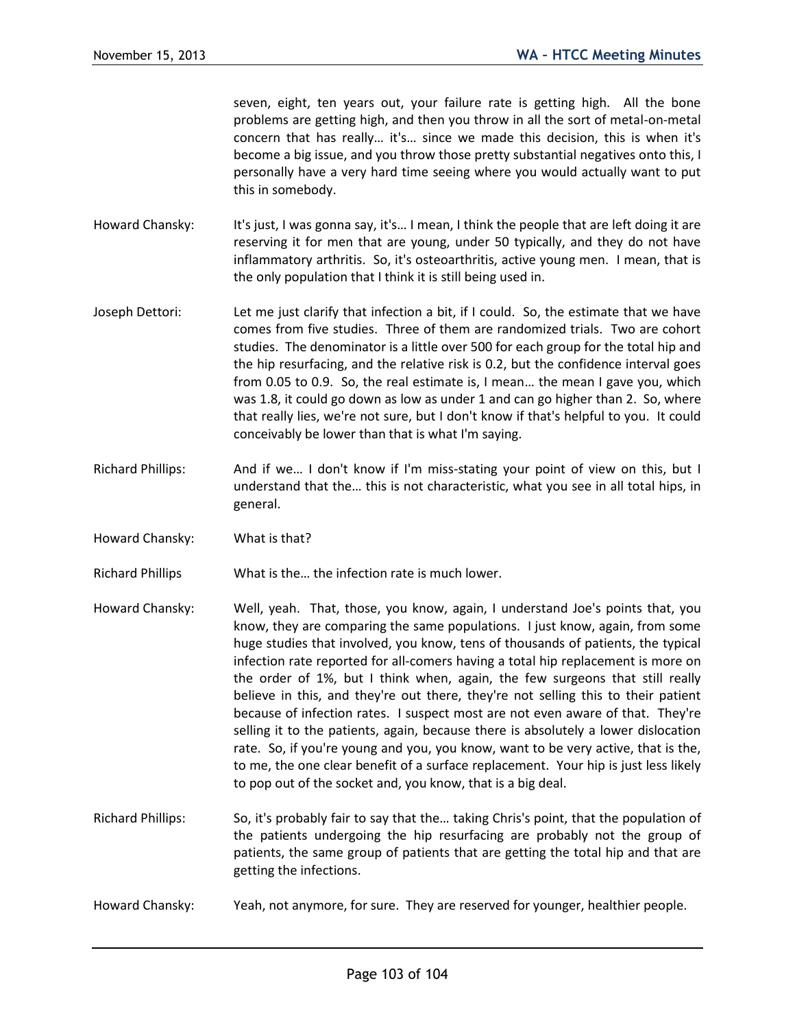seven, eight, ten years out, your failure rate is getting high. All the bone problems are getting high, and then you throw in all the sort of metal-on-metal concern that has really… it's… since we made this decision, this is when it's become a big issue, and you throw those pretty substantial negatives onto this, I personally have a very hard time seeing where you would actually want to put this in somebody.

Howard Chansky: It's just, I was gonna say, it's… I mean, I think the people that are left doing it are reserving it for men that are young, under 50 typically, and they do not have inflammatory arthritis. So, it's osteoarthritis, active young men. I mean, that is the only population that I think it is still being used in.

Joseph Dettori: Let me just clarify that infection a bit, if I could. So, the estimate that we have comes from five studies. Three of them are randomized trials. Two are cohort studies. The denominator is a little over 500 for each group for the total hip and the hip resurfacing, and the relative risk is 0.2, but the confidence interval goes from 0.05 to 0.9. So, the real estimate is, I mean… the mean I gave you, which was 1.8, it could go down as low as under 1 and can go higher than 2. So, where that really lies, we're not sure, but I don't know if that's helpful to you. It could conceivably be lower than that is what I'm saying.

Richard Phillips: And if we… I don't know if I'm miss-stating your point of view on this, but I understand that the… this is not characteristic, what you see in all total hips, in general.

Howard Chansky: What is that?

Richard Phillips What is the… the infection rate is much lower.

Howard Chansky: Well, yeah. That, those, you know, again, I understand Joe's points that, you know, they are comparing the same populations. I just know, again, from some huge studies that involved, you know, tens of thousands of patients, the typical infection rate reported for all-comers having a total hip replacement is more on the order of 1%, but I think when, again, the few surgeons that still really believe in this, and they're out there, they're not selling this to their patient because of infection rates. I suspect most are not even aware of that. They're selling it to the patients, again, because there is absolutely a lower dislocation rate. So, if you're young and you, you know, want to be very active, that is the, to me, the one clear benefit of a surface replacement. Your hip is just less likely to pop out of the socket and, you know, that is a big deal.

Richard Phillips: So, it's probably fair to say that the… taking Chris's point, that the population of the patients undergoing the hip resurfacing are probably not the group of patients, the same group of patients that are getting the total hip and that are getting the infections.

Howard Chansky: Yeah, not anymore, for sure. They are reserved for younger, healthier people.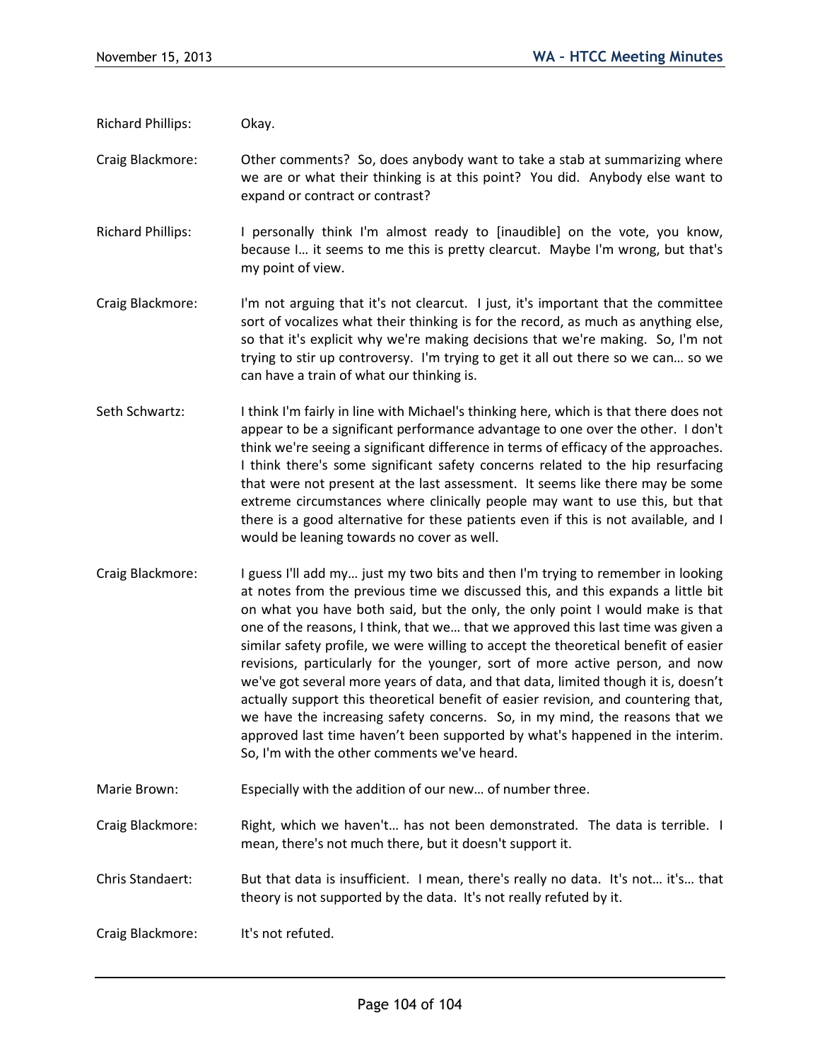Richard Phillips: Okay.

Craig Blackmore: Other comments? So, does anybody want to take a stab at summarizing where we are or what their thinking is at this point? You did. Anybody else want to expand or contract or contrast?

Richard Phillips: I personally think I'm almost ready to [inaudible] on the vote, you know, because I… it seems to me this is pretty clearcut. Maybe I'm wrong, but that's my point of view.

Craig Blackmore: I'm not arguing that it's not clearcut. I just, it's important that the committee sort of vocalizes what their thinking is for the record, as much as anything else, so that it's explicit why we're making decisions that we're making. So, I'm not trying to stir up controversy. I'm trying to get it all out there so we can… so we can have a train of what our thinking is.

Seth Schwartz: I think I'm fairly in line with Michael's thinking here, which is that there does not appear to be a significant performance advantage to one over the other. I don't think we're seeing a significant difference in terms of efficacy of the approaches. I think there's some significant safety concerns related to the hip resurfacing that were not present at the last assessment. It seems like there may be some extreme circumstances where clinically people may want to use this, but that there is a good alternative for these patients even if this is not available, and I would be leaning towards no cover as well.

Craig Blackmore: I guess I'll add my… just my two bits and then I'm trying to remember in looking at notes from the previous time we discussed this, and this expands a little bit on what you have both said, but the only, the only point I would make is that one of the reasons, I think, that we… that we approved this last time was given a similar safety profile, we were willing to accept the theoretical benefit of easier revisions, particularly for the younger, sort of more active person, and now we've got several more years of data, and that data, limited though it is, doesn't actually support this theoretical benefit of easier revision, and countering that, we have the increasing safety concerns. So, in my mind, the reasons that we approved last time haven't been supported by what's happened in the interim. So, I'm with the other comments we've heard.

Marie Brown: Especially with the addition of our new… of number three.

Craig Blackmore: Right, which we haven't… has not been demonstrated. The data is terrible. I mean, there's not much there, but it doesn't support it.

Chris Standaert: But that data is insufficient. I mean, there's really no data. It's not… it's… that theory is not supported by the data. It's not really refuted by it.

Craig Blackmore: It's not refuted.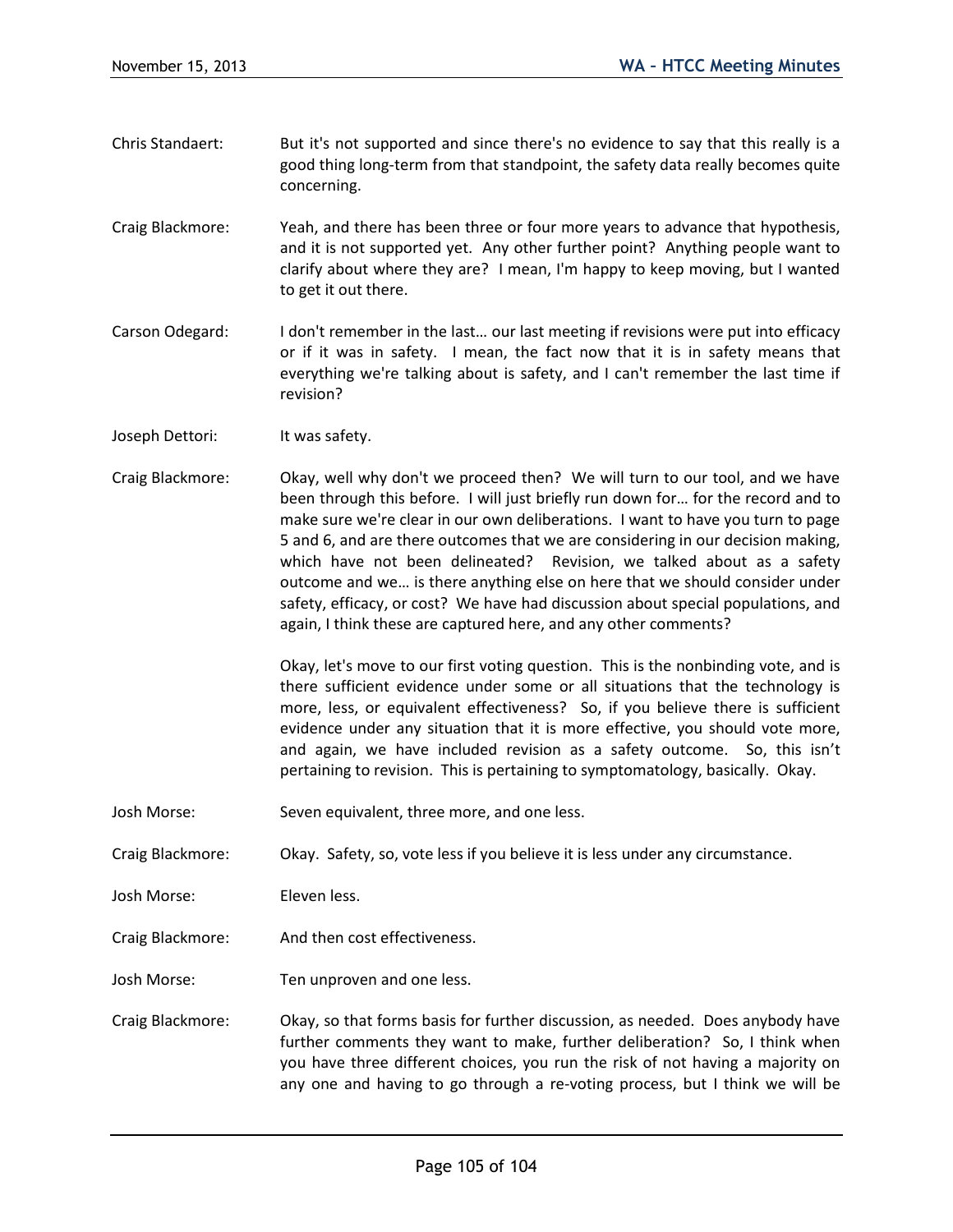Chris Standaert: But it's not supported and since there's no evidence to say that this really is a good thing long-term from that standpoint, the safety data really becomes quite concerning.

Craig Blackmore: Yeah, and there has been three or four more years to advance that hypothesis, and it is not supported yet. Any other further point? Anything people want to clarify about where they are? I mean, I'm happy to keep moving, but I wanted to get it out there.

Carson Odegard: I don't remember in the last… our last meeting if revisions were put into efficacy or if it was in safety. I mean, the fact now that it is in safety means that everything we're talking about is safety, and I can't remember the last time if revision?

Joseph Dettori: It was safety.

Craig Blackmore: Okay, well why don't we proceed then? We will turn to our tool, and we have been through this before. I will just briefly run down for… for the record and to make sure we're clear in our own deliberations. I want to have you turn to page 5 and 6, and are there outcomes that we are considering in our decision making, which have not been delineated? Revision, we talked about as a safety outcome and we… is there anything else on here that we should consider under safety, efficacy, or cost? We have had discussion about special populations, and again, I think these are captured here, and any other comments?

Okay, let's move to our first voting question. This is the nonbinding vote, and is there sufficient evidence under some or all situations that the technology is more, less, or equivalent effectiveness? So, if you believe there is sufficient evidence under any situation that it is more effective, you should vote more, and again, we have included revision as a safety outcome. So, this isn't pertaining to revision. This is pertaining to symptomatology, basically. Okay.

Josh Morse: Seven equivalent, three more, and one less.

Craig Blackmore: Okay. Safety, so, vote less if you believe it is less under any circumstance.

Josh Morse: Eleven less.

Craig Blackmore: And then cost effectiveness.

Josh Morse: Ten unproven and one less.

Craig Blackmore: Okay, so that forms basis for further discussion, as needed. Does anybody have further comments they want to make, further deliberation? So, I think when you have three different choices, you run the risk of not having a majority on any one and having to go through a re-voting process, but I think we will be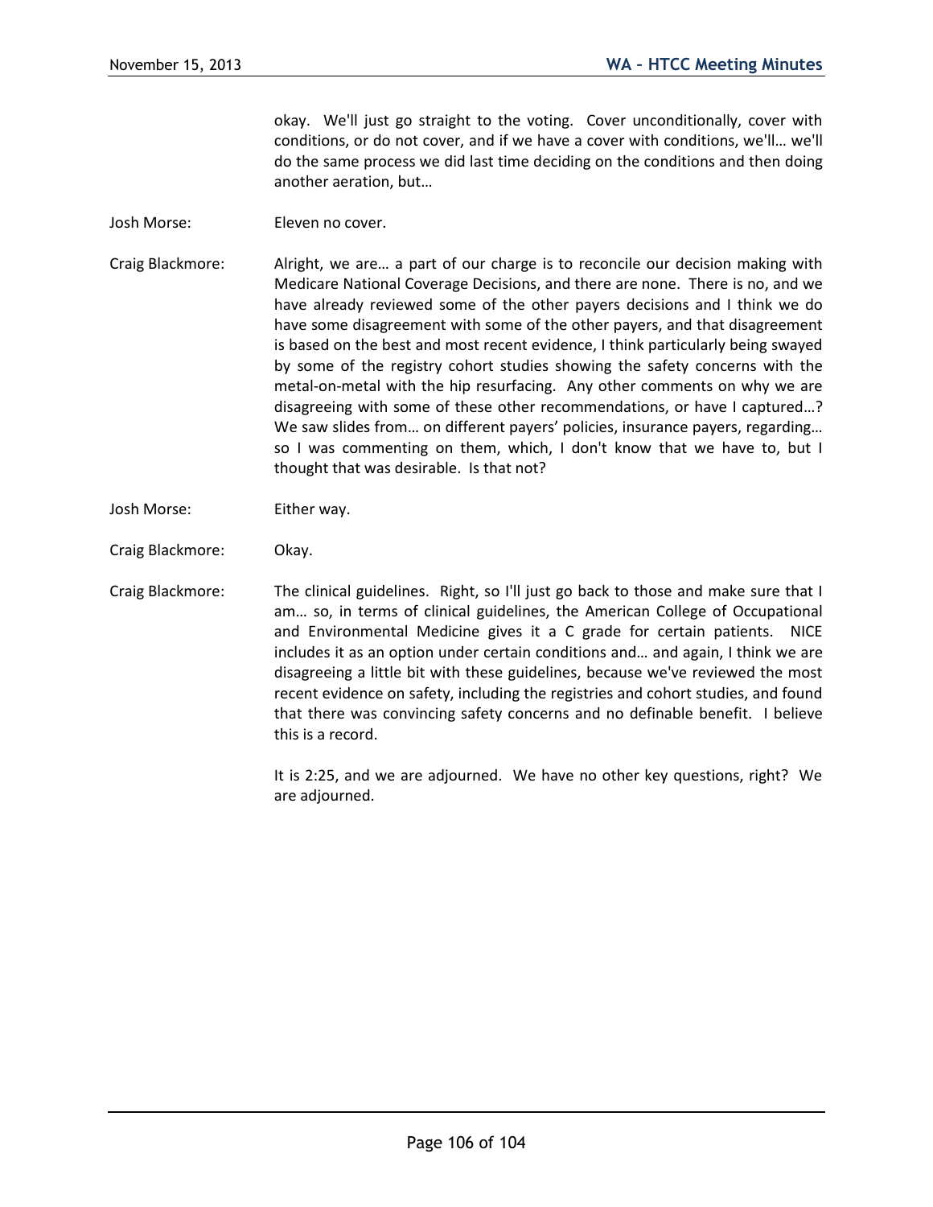okay. We'll just go straight to the voting. Cover unconditionally, cover with conditions, or do not cover, and if we have a cover with conditions, we'll… we'll do the same process we did last time deciding on the conditions and then doing another aeration, but…

Josh Morse: Eleven no cover.

Craig Blackmore: Alright, we are… a part of our charge is to reconcile our decision making with Medicare National Coverage Decisions, and there are none. There is no, and we have already reviewed some of the other payers decisions and I think we do have some disagreement with some of the other payers, and that disagreement is based on the best and most recent evidence, I think particularly being swayed by some of the registry cohort studies showing the safety concerns with the metal-on-metal with the hip resurfacing. Any other comments on why we are disagreeing with some of these other recommendations, or have I captured…? We saw slides from… on different payers' policies, insurance payers, regarding… so I was commenting on them, which, I don't know that we have to, but I thought that was desirable. Is that not?

Josh Morse: Either way.

Craig Blackmore: Okay.

Craig Blackmore: The clinical guidelines. Right, so I'll just go back to those and make sure that I am… so, in terms of clinical guidelines, the American College of Occupational and Environmental Medicine gives it a C grade for certain patients. NICE includes it as an option under certain conditions and… and again, I think we are disagreeing a little bit with these guidelines, because we've reviewed the most recent evidence on safety, including the registries and cohort studies, and found that there was convincing safety concerns and no definable benefit. I believe this is a record.

It is 2:25, and we are adjourned. We have no other key questions, right? We are adjourned.